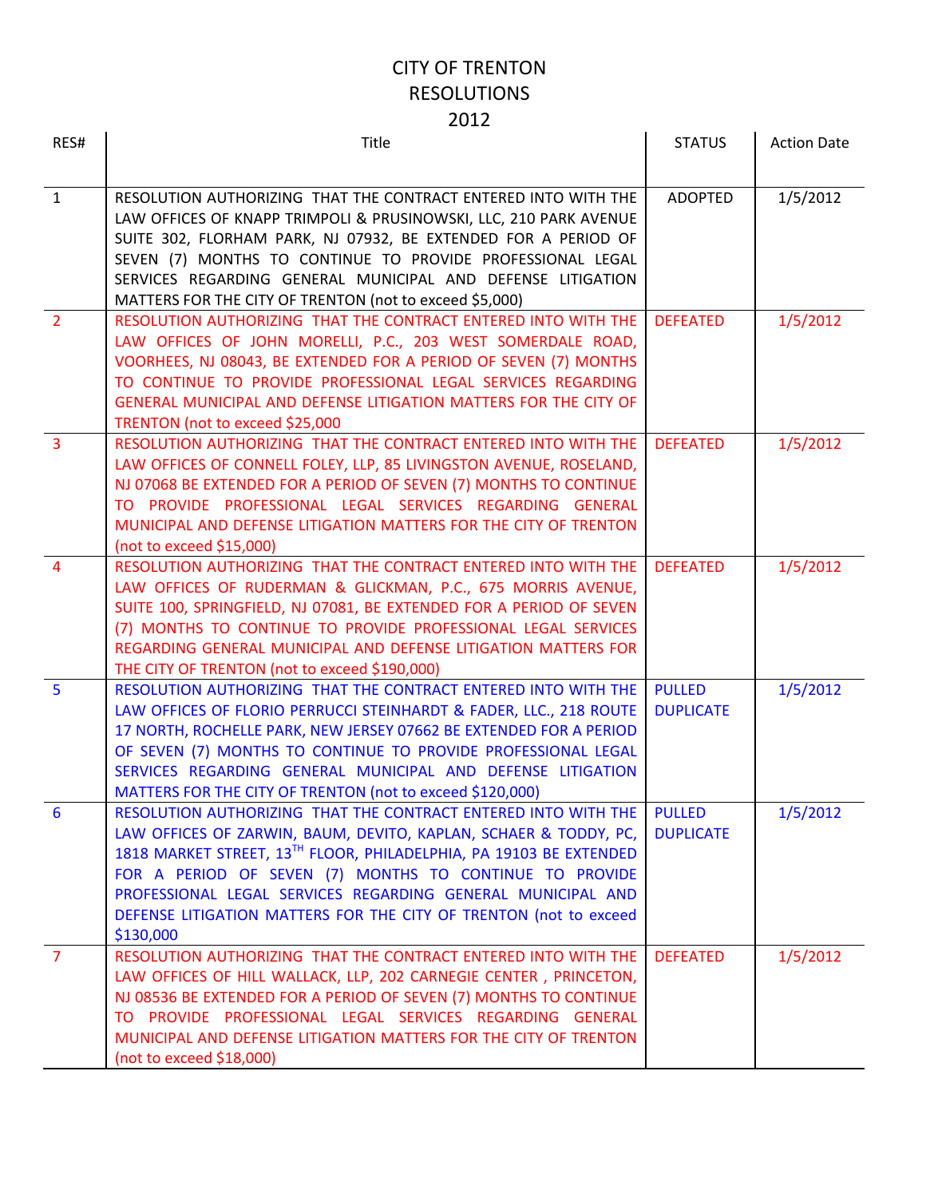# CITY OF TRENTON
# RESOLUTIONS
# 2012

| RES# | Title | STATUS | Action Date |
|---|---|---|---|
| 1 | RESOLUTION AUTHORIZING THAT THE CONTRACT ENTERED INTO WITH THE LAW OFFICES OF KNAPP TRIMPOLI & PRUSINOWSKI, LLC, 210 PARK AVENUE SUITE 302, FLORHAM PARK, NJ 07932, BE EXTENDED FOR A PERIOD OF SEVEN (7) MONTHS TO CONTINUE TO PROVIDE PROFESSIONAL LEGAL SERVICES REGARDING GENERAL MUNICIPAL AND DEFENSE LITIGATION MATTERS FOR THE CITY OF TRENTON (not to exceed $5,000) | ADOPTED | 1/5/2012 |
| 2 | RESOLUTION AUTHORIZING THAT THE CONTRACT ENTERED INTO WITH THE LAW OFFICES OF JOHN MORELLI, P.C., 203 WEST SOMERDALE ROAD, VOORHEES, NJ 08043, BE EXTENDED FOR A PERIOD OF SEVEN (7) MONTHS TO CONTINUE TO PROVIDE PROFESSIONAL LEGAL SERVICES REGARDING GENERAL MUNICIPAL AND DEFENSE LITIGATION MATTERS FOR THE CITY OF TRENTON (not to exceed $25,000 | DEFEATED | 1/5/2012 |
| 3 | RESOLUTION AUTHORIZING THAT THE CONTRACT ENTERED INTO WITH THE LAW OFFICES OF CONNELL FOLEY, LLP, 85 LIVINGSTON AVENUE, ROSELAND, NJ 07068 BE EXTENDED FOR A PERIOD OF SEVEN (7) MONTHS TO CONTINUE TO PROVIDE PROFESSIONAL LEGAL SERVICES REGARDING GENERAL MUNICIPAL AND DEFENSE LITIGATION MATTERS FOR THE CITY OF TRENTON (not to exceed $15,000) | DEFEATED | 1/5/2012 |
| 4 | RESOLUTION AUTHORIZING THAT THE CONTRACT ENTERED INTO WITH THE LAW OFFICES OF RUDERMAN & GLICKMAN, P.C., 675 MORRIS AVENUE, SUITE 100, SPRINGFIELD, NJ 07081, BE EXTENDED FOR A PERIOD OF SEVEN (7) MONTHS TO CONTINUE TO PROVIDE PROFESSIONAL LEGAL SERVICES REGARDING GENERAL MUNICIPAL AND DEFENSE LITIGATION MATTERS FOR THE CITY OF TRENTON (not to exceed $190,000) | DEFEATED | 1/5/2012 |
| 5 | RESOLUTION AUTHORIZING THAT THE CONTRACT ENTERED INTO WITH THE LAW OFFICES OF FLORIO PERRUCCI STEINHARDT & FADER, LLC., 218 ROUTE 17 NORTH, ROCHELLE PARK, NEW JERSEY 07662 BE EXTENDED FOR A PERIOD OF SEVEN (7) MONTHS TO CONTINUE TO PROVIDE PROFESSIONAL LEGAL SERVICES REGARDING GENERAL MUNICIPAL AND DEFENSE LITIGATION MATTERS FOR THE CITY OF TRENTON (not to exceed $120,000) | PULLED DUPLICATE | 1/5/2012 |
| 6 | RESOLUTION AUTHORIZING THAT THE CONTRACT ENTERED INTO WITH THE LAW OFFICES OF ZARWIN, BAUM, DEVITO, KAPLAN, SCHAER & TODDY, PC, 1818 MARKET STREET, 13TH FLOOR, PHILADELPHIA, PA 19103 BE EXTENDED FOR A PERIOD OF SEVEN (7) MONTHS TO CONTINUE TO PROVIDE PROFESSIONAL LEGAL SERVICES REGARDING GENERAL MUNICIPAL AND DEFENSE LITIGATION MATTERS FOR THE CITY OF TRENTON (not to exceed $130,000 | PULLED DUPLICATE | 1/5/2012 |
| 7 | RESOLUTION AUTHORIZING THAT THE CONTRACT ENTERED INTO WITH THE LAW OFFICES OF HILL WALLACK, LLP, 202 CARNEGIE CENTER , PRINCETON, NJ 08536 BE EXTENDED FOR A PERIOD OF SEVEN (7) MONTHS TO CONTINUE TO PROVIDE PROFESSIONAL LEGAL SERVICES REGARDING GENERAL MUNICIPAL AND DEFENSE LITIGATION MATTERS FOR THE CITY OF TRENTON (not to exceed $18,000) | DEFEATED | 1/5/2012 |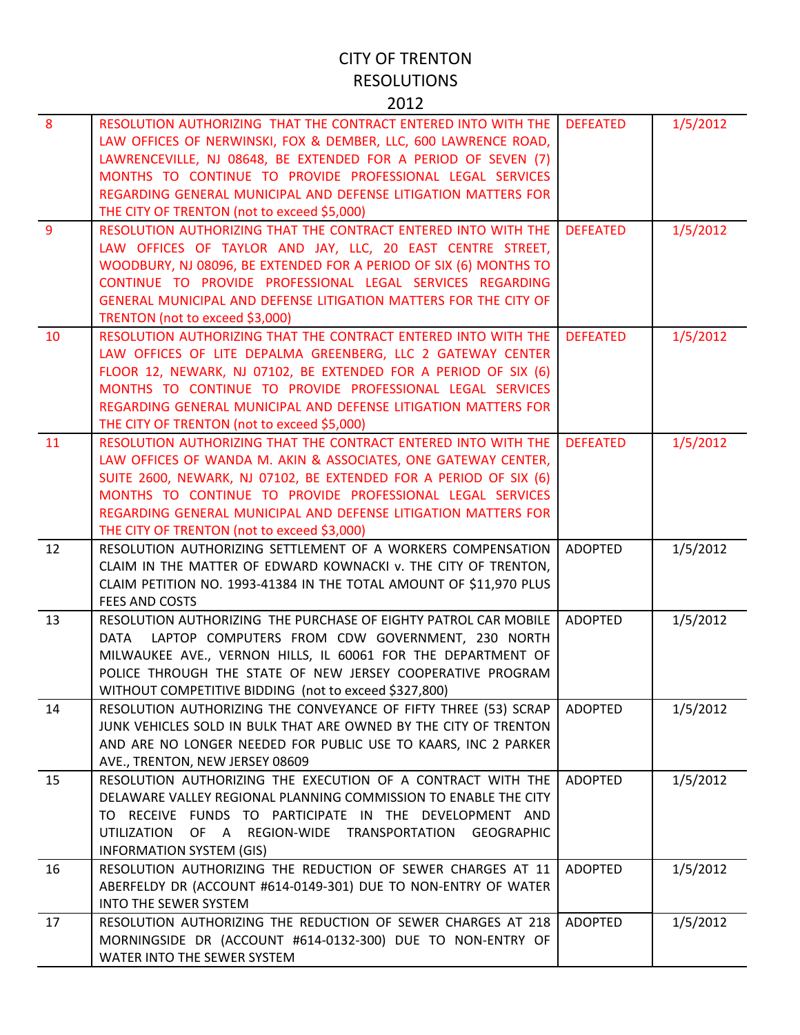# CITY OF TRENTON
## RESOLUTIONS
## 2012

| | | | |
|---|---|---|---|
| 8 | RESOLUTION AUTHORIZING THAT THE CONTRACT ENTERED INTO WITH THE LAW OFFICES OF NERWINSKI, FOX & DEMBER, LLC, 600 LAWRENCE ROAD, LAWRENCEVILLE, NJ 08648, BE EXTENDED FOR A PERIOD OF SEVEN (7) MONTHS TO CONTINUE TO PROVIDE PROFESSIONAL LEGAL SERVICES REGARDING GENERAL MUNICIPAL AND DEFENSE LITIGATION MATTERS FOR THE CITY OF TRENTON (not to exceed $5,000) | DEFEATED | 1/5/2012 |
| 9 | RESOLUTION AUTHORIZING THAT THE CONTRACT ENTERED INTO WITH THE LAW OFFICES OF TAYLOR AND JAY, LLC, 20 EAST CENTRE STREET, WOODBURY, NJ 08096, BE EXTENDED FOR A PERIOD OF SIX (6) MONTHS TO CONTINUE TO PROVIDE PROFESSIONAL LEGAL SERVICES REGARDING GENERAL MUNICIPAL AND DEFENSE LITIGATION MATTERS FOR THE CITY OF TRENTON (not to exceed $3,000) | DEFEATED | 1/5/2012 |
| 10 | RESOLUTION AUTHORIZING THAT THE CONTRACT ENTERED INTO WITH THE LAW OFFICES OF LITE DEPALMA GREENBERG, LLC 2 GATEWAY CENTER FLOOR 12, NEWARK, NJ 07102, BE EXTENDED FOR A PERIOD OF SIX (6) MONTHS TO CONTINUE TO PROVIDE PROFESSIONAL LEGAL SERVICES REGARDING GENERAL MUNICIPAL AND DEFENSE LITIGATION MATTERS FOR THE CITY OF TRENTON (not to exceed $5,000) | DEFEATED | 1/5/2012 |
| 11 | RESOLUTION AUTHORIZING THAT THE CONTRACT ENTERED INTO WITH THE LAW OFFICES OF WANDA M. AKIN & ASSOCIATES, ONE GATEWAY CENTER, SUITE 2600, NEWARK, NJ 07102, BE EXTENDED FOR A PERIOD OF SIX (6) MONTHS TO CONTINUE TO PROVIDE PROFESSIONAL LEGAL SERVICES REGARDING GENERAL MUNICIPAL AND DEFENSE LITIGATION MATTERS FOR THE CITY OF TRENTON (not to exceed $3,000) | DEFEATED | 1/5/2012 |
| 12 | RESOLUTION AUTHORIZING SETTLEMENT OF A WORKERS COMPENSATION CLAIM IN THE MATTER OF EDWARD KOWNACKI v. THE CITY OF TRENTON, CLAIM PETITION NO. 1993-41384 IN THE TOTAL AMOUNT OF $11,970 PLUS FEES AND COSTS | ADOPTED | 1/5/2012 |
| 13 | RESOLUTION AUTHORIZING THE PURCHASE OF EIGHTY PATROL CAR MOBILE DATA LAPTOP COMPUTERS FROM CDW GOVERNMENT, 230 NORTH MILWAUKEE AVE., VERNON HILLS, IL 60061 FOR THE DEPARTMENT OF POLICE THROUGH THE STATE OF NEW JERSEY COOPERATIVE PROGRAM WITHOUT COMPETITIVE BIDDING (not to exceed $327,800) | ADOPTED | 1/5/2012 |
| 14 | RESOLUTION AUTHORIZING THE CONVEYANCE OF FIFTY THREE (53) SCRAP JUNK VEHICLES SOLD IN BULK THAT ARE OWNED BY THE CITY OF TRENTON AND ARE NO LONGER NEEDED FOR PUBLIC USE TO KAARS, INC 2 PARKER AVE., TRENTON, NEW JERSEY 08609 | ADOPTED | 1/5/2012 |
| 15 | RESOLUTION AUTHORIZING THE EXECUTION OF A CONTRACT WITH THE DELAWARE VALLEY REGIONAL PLANNING COMMISSION TO ENABLE THE CITY TO RECEIVE FUNDS TO PARTICIPATE IN THE DEVELOPMENT AND UTILIZATION OF A REGION-WIDE TRANSPORTATION GEOGRAPHIC INFORMATION SYSTEM (GIS) | ADOPTED | 1/5/2012 |
| 16 | RESOLUTION AUTHORIZING THE REDUCTION OF SEWER CHARGES AT 11 ABERFELDY DR (ACCOUNT #614-0149-301) DUE TO NON-ENTRY OF WATER INTO THE SEWER SYSTEM | ADOPTED | 1/5/2012 |
| 17 | RESOLUTION AUTHORIZING THE REDUCTION OF SEWER CHARGES AT 218 MORNINGSIDE DR (ACCOUNT #614-0132-300) DUE TO NON-ENTRY OF WATER INTO THE SEWER SYSTEM | ADOPTED | 1/5/2012 |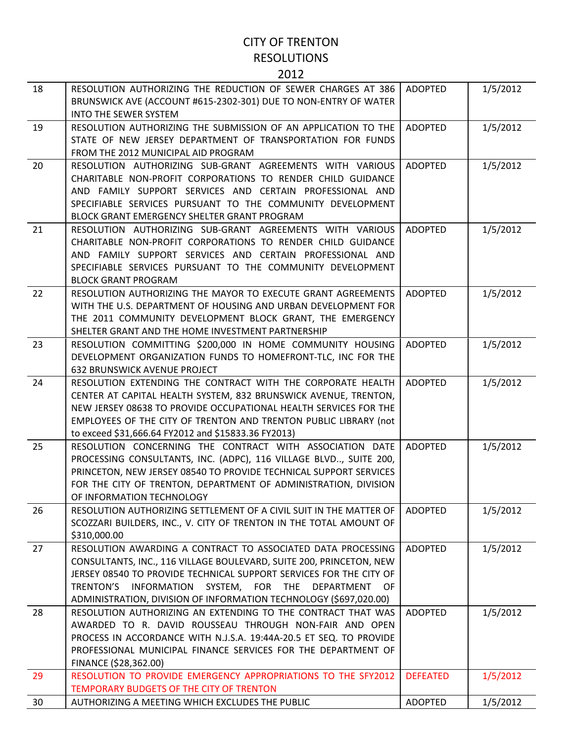# CITY OF TRENTON
## RESOLUTIONS
## 2012

| | | | |
|---|---|---|---|
| 18 | RESOLUTION AUTHORIZING THE REDUCTION OF SEWER CHARGES AT 386 BRUNSWICK AVE (ACCOUNT #615-2302-301) DUE TO NON-ENTRY OF WATER INTO THE SEWER SYSTEM | ADOPTED | 1/5/2012 |
| 19 | RESOLUTION AUTHORIZING THE SUBMISSION OF AN APPLICATION TO THE STATE OF NEW JERSEY DEPARTMENT OF TRANSPORTATION FOR FUNDS FROM THE 2012 MUNICIPAL AID PROGRAM | ADOPTED | 1/5/2012 |
| 20 | RESOLUTION AUTHORIZING SUB-GRANT AGREEMENTS WITH VARIOUS CHARITABLE NON-PROFIT CORPORATIONS TO RENDER CHILD GUIDANCE AND FAMILY SUPPORT SERVICES AND CERTAIN PROFESSIONAL AND SPECIFIABLE SERVICES PURSUANT TO THE COMMUNITY DEVELOPMENT BLOCK GRANT EMERGENCY SHELTER GRANT PROGRAM | ADOPTED | 1/5/2012 |
| 21 | RESOLUTION AUTHORIZING SUB-GRANT AGREEMENTS WITH VARIOUS CHARITABLE NON-PROFIT CORPORATIONS TO RENDER CHILD GUIDANCE AND FAMILY SUPPORT SERVICES AND CERTAIN PROFESSIONAL AND SPECIFIABLE SERVICES PURSUANT TO THE COMMUNITY DEVELOPMENT BLOCK GRANT PROGRAM | ADOPTED | 1/5/2012 |
| 22 | RESOLUTION AUTHORIZING THE MAYOR TO EXECUTE GRANT AGREEMENTS WITH THE U.S. DEPARTMENT OF HOUSING AND URBAN DEVELOPMENT FOR THE 2011 COMMUNITY DEVELOPMENT BLOCK GRANT, THE EMERGENCY SHELTER GRANT AND THE HOME INVESTMENT PARTNERSHIP | ADOPTED | 1/5/2012 |
| 23 | RESOLUTION COMMITTING $200,000 IN HOME COMMUNITY HOUSING DEVELOPMENT ORGANIZATION FUNDS TO HOMEFRONT-TLC, INC FOR THE 632 BRUNSWICK AVENUE PROJECT | ADOPTED | 1/5/2012 |
| 24 | RESOLUTION EXTENDING THE CONTRACT WITH THE CORPORATE HEALTH CENTER AT CAPITAL HEALTH SYSTEM, 832 BRUNSWICK AVENUE, TRENTON, NEW JERSEY 08638 TO PROVIDE OCCUPATIONAL HEALTH SERVICES FOR THE EMPLOYEES OF THE CITY OF TRENTON AND TRENTON PUBLIC LIBRARY (not to exceed $31,666.64 FY2012 and $15833.36 FY2013) | ADOPTED | 1/5/2012 |
| 25 | RESOLUTION CONCERNING THE CONTRACT WITH ASSOCIATION DATE PROCESSING CONSULTANTS, INC. (ADPC), 116 VILLAGE BLVD.., SUITE 200, PRINCETON, NEW JERSEY 08540 TO PROVIDE TECHNICAL SUPPORT SERVICES FOR THE CITY OF TRENTON, DEPARTMENT OF ADMINISTRATION, DIVISION OF INFORMATION TECHNOLOGY | ADOPTED | 1/5/2012 |
| 26 | RESOLUTION AUTHORIZING SETTLEMENT OF A CIVIL SUIT IN THE MATTER OF SCOZZARI BUILDERS, INC., V. CITY OF TRENTON IN THE TOTAL AMOUNT OF $310,000.00 | ADOPTED | 1/5/2012 |
| 27 | RESOLUTION AWARDING A CONTRACT TO ASSOCIATED DATA PROCESSING CONSULTANTS, INC., 116 VILLAGE BOULEVARD, SUITE 200, PRINCETON, NEW JERSEY 08540 TO PROVIDE TECHNICAL SUPPORT SERVICES FOR THE CITY OF TRENTON'S INFORMATION SYSTEM, FOR THE DEPARTMENT OF ADMINISTRATION, DIVISION OF INFORMATION TECHNOLOGY ($697,020.00) | ADOPTED | 1/5/2012 |
| 28 | RESOLUTION AUTHORIZING AN EXTENDING TO THE CONTRACT THAT WAS AWARDED TO R. DAVID ROUSSEAU THROUGH NON-FAIR AND OPEN PROCESS IN ACCORDANCE WITH N.J.S.A. 19:44A-20.5 ET SEQ. TO PROVIDE PROFESSIONAL MUNICIPAL FINANCE SERVICES FOR THE DEPARTMENT OF FINANCE ($28,362.00) | ADOPTED | 1/5/2012 |
| 29 | RESOLUTION TO PROVIDE EMERGENCY APPROPRIATIONS TO THE SFY2012 TEMPORARY BUDGETS OF THE CITY OF TRENTON | DEFEATED | 1/5/2012 |
| 30 | AUTHORIZING A MEETING WHICH EXCLUDES THE PUBLIC | ADOPTED | 1/5/2012 |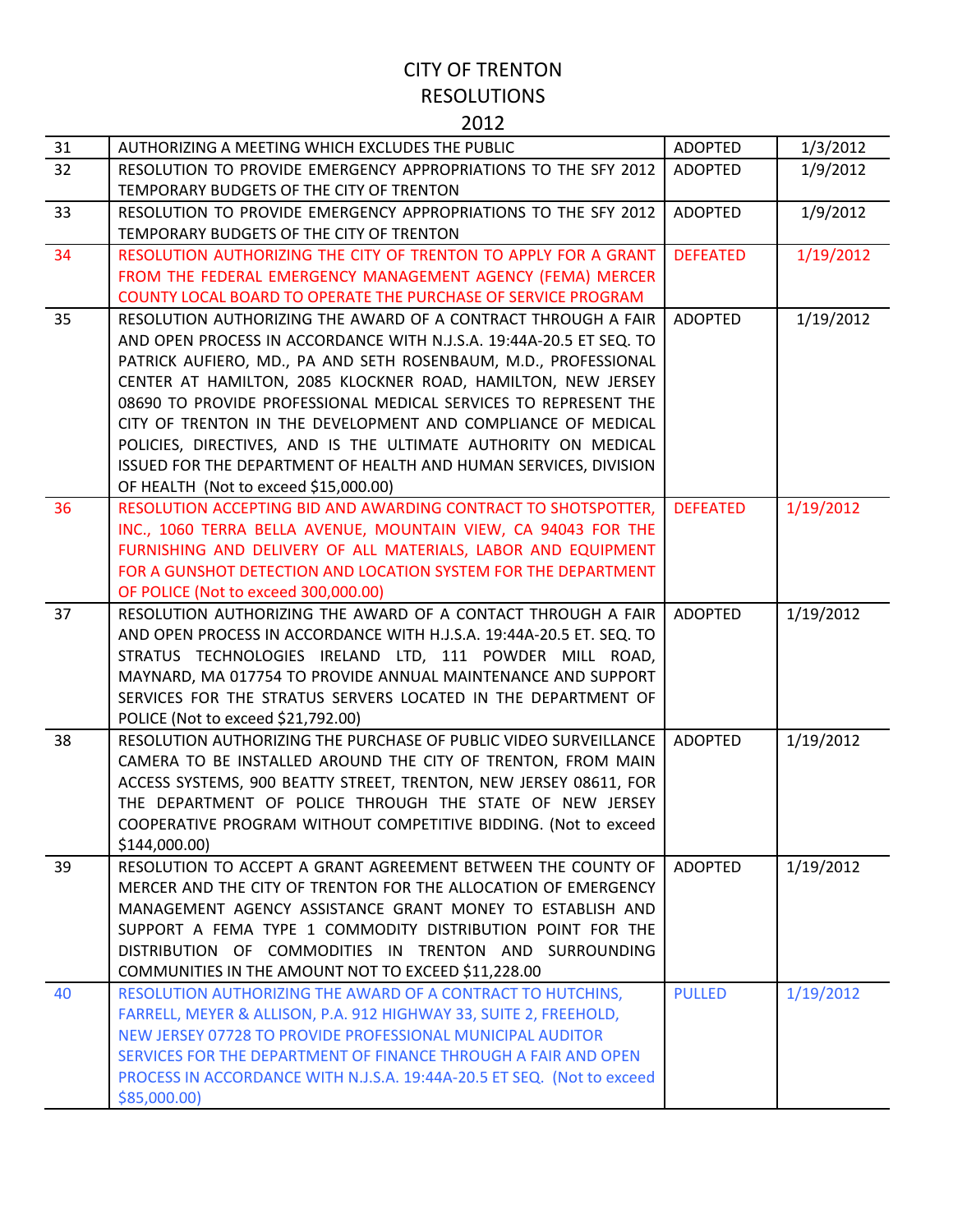# CITY OF TRENTON
## RESOLUTIONS
### 2012

| | | | |
|---|---|---|---|
| 31 | AUTHORIZING A MEETING WHICH EXCLUDES THE PUBLIC | ADOPTED | 1/3/2012 |
| 32 | RESOLUTION TO PROVIDE EMERGENCY APPROPRIATIONS TO THE SFY 2012 TEMPORARY BUDGETS OF THE CITY OF TRENTON | ADOPTED | 1/9/2012 |
| 33 | RESOLUTION TO PROVIDE EMERGENCY APPROPRIATIONS TO THE SFY 2012 TEMPORARY BUDGETS OF THE CITY OF TRENTON | ADOPTED | 1/9/2012 |
| 34 | RESOLUTION AUTHORIZING THE CITY OF TRENTON TO APPLY FOR A GRANT FROM THE FEDERAL EMERGENCY MANAGEMENT AGENCY (FEMA) MERCER COUNTY LOCAL BOARD TO OPERATE THE PURCHASE OF SERVICE PROGRAM | DEFEATED | 1/19/2012 |
| 35 | RESOLUTION AUTHORIZING THE AWARD OF A CONTRACT THROUGH A FAIR AND OPEN PROCESS IN ACCORDANCE WITH N.J.S.A. 19:44A-20.5 ET SEQ. TO PATRICK AUFIERO, MD., PA AND SETH ROSENBAUM, M.D., PROFESSIONAL CENTER AT HAMILTON, 2085 KLOCKNER ROAD, HAMILTON, NEW JERSEY 08690 TO PROVIDE PROFESSIONAL MEDICAL SERVICES TO REPRESENT THE CITY OF TRENTON IN THE DEVELOPMENT AND COMPLIANCE OF MEDICAL POLICIES, DIRECTIVES, AND IS THE ULTIMATE AUTHORITY ON MEDICAL ISSUED FOR THE DEPARTMENT OF HEALTH AND HUMAN SERVICES, DIVISION OF HEALTH (Not to exceed $15,000.00) | ADOPTED | 1/19/2012 |
| 36 | RESOLUTION ACCEPTING BID AND AWARDING CONTRACT TO SHOTSPOTTER, INC., 1060 TERRA BELLA AVENUE, MOUNTAIN VIEW, CA 94043 FOR THE FURNISHING AND DELIVERY OF ALL MATERIALS, LABOR AND EQUIPMENT FOR A GUNSHOT DETECTION AND LOCATION SYSTEM FOR THE DEPARTMENT OF POLICE (Not to exceed 300,000.00) | DEFEATED | 1/19/2012 |
| 37 | RESOLUTION AUTHORIZING THE AWARD OF A CONTACT THROUGH A FAIR AND OPEN PROCESS IN ACCORDANCE WITH H.J.S.A. 19:44A-20.5 ET. SEQ. TO STRATUS TECHNOLOGIES IRELAND LTD, 111 POWDER MILL ROAD, MAYNARD, MA 017754 TO PROVIDE ANNUAL MAINTENANCE AND SUPPORT SERVICES FOR THE STRATUS SERVERS LOCATED IN THE DEPARTMENT OF POLICE (Not to exceed $21,792.00) | ADOPTED | 1/19/2012 |
| 38 | RESOLUTION AUTHORIZING THE PURCHASE OF PUBLIC VIDEO SURVEILLANCE CAMERA TO BE INSTALLED AROUND THE CITY OF TRENTON, FROM MAIN ACCESS SYSTEMS, 900 BEATTY STREET, TRENTON, NEW JERSEY 08611, FOR THE DEPARTMENT OF POLICE THROUGH THE STATE OF NEW JERSEY COOPERATIVE PROGRAM WITHOUT COMPETITIVE BIDDING. (Not to exceed $144,000.00) | ADOPTED | 1/19/2012 |
| 39 | RESOLUTION TO ACCEPT A GRANT AGREEMENT BETWEEN THE COUNTY OF MERCER AND THE CITY OF TRENTON FOR THE ALLOCATION OF EMERGENCY MANAGEMENT AGENCY ASSISTANCE GRANT MONEY TO ESTABLISH AND SUPPORT A FEMA TYPE 1 COMMODITY DISTRIBUTION POINT FOR THE DISTRIBUTION OF COMMODITIES IN TRENTON AND SURROUNDING COMMUNITIES IN THE AMOUNT NOT TO EXCEED $11,228.00 | ADOPTED | 1/19/2012 |
| 40 | RESOLUTION AUTHORIZING THE AWARD OF A CONTRACT TO HUTCHINS, FARRELL, MEYER & ALLISON, P.A. 912 HIGHWAY 33, SUITE 2, FREEHOLD, NEW JERSEY 07728 TO PROVIDE PROFESSIONAL MUNICIPAL AUDITOR SERVICES FOR THE DEPARTMENT OF FINANCE THROUGH A FAIR AND OPEN PROCESS IN ACCORDANCE WITH N.J.S.A. 19:44A-20.5 ET SEQ. (Not to exceed $85,000.00) | PULLED | 1/19/2012 |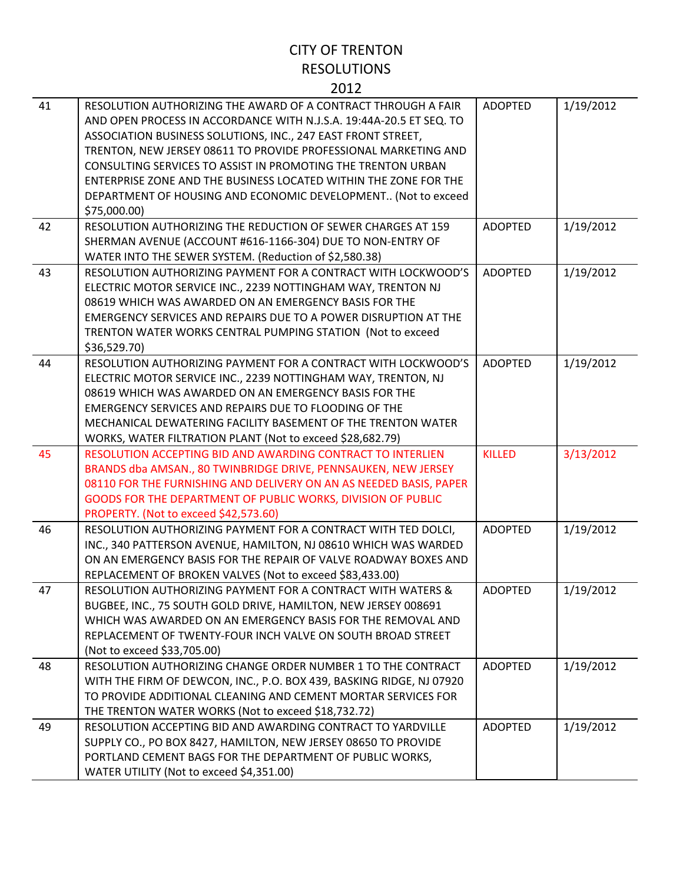# CITY OF TRENTON
# RESOLUTIONS
# 2012

| | | | |
|---|---|---|---|
| 41 | RESOLUTION AUTHORIZING THE AWARD OF A CONTRACT THROUGH A FAIR AND OPEN PROCESS IN ACCORDANCE WITH N.J.S.A. 19:44A-20.5 ET SEQ. TO ASSOCIATION BUSINESS SOLUTIONS, INC., 247 EAST FRONT STREET, TRENTON, NEW JERSEY 08611 TO PROVIDE PROFESSIONAL MARKETING AND CONSULTING SERVICES TO ASSIST IN PROMOTING THE TRENTON URBAN ENTERPRISE ZONE AND THE BUSINESS LOCATED WITHIN THE ZONE FOR THE DEPARTMENT OF HOUSING AND ECONOMIC DEVELOPMENT.. (Not to exceed $75,000.00) | ADOPTED | 1/19/2012 |
| 42 | RESOLUTION AUTHORIZING THE REDUCTION OF SEWER CHARGES AT 159 SHERMAN AVENUE (ACCOUNT #616-1166-304) DUE TO NON-ENTRY OF WATER INTO THE SEWER SYSTEM. (Reduction of $2,580.38) | ADOPTED | 1/19/2012 |
| 43 | RESOLUTION AUTHORIZING PAYMENT FOR A CONTRACT WITH LOCKWOOD'S ELECTRIC MOTOR SERVICE INC., 2239 NOTTINGHAM WAY, TRENTON NJ 08619 WHICH WAS AWARDED ON AN EMERGENCY BASIS FOR THE EMERGENCY SERVICES AND REPAIRS DUE TO A POWER DISRUPTION AT THE TRENTON WATER WORKS CENTRAL PUMPING STATION (Not to exceed $36,529.70) | ADOPTED | 1/19/2012 |
| 44 | RESOLUTION AUTHORIZING PAYMENT FOR A CONTRACT WITH LOCKWOOD'S ELECTRIC MOTOR SERVICE INC., 2239 NOTTINGHAM WAY, TRENTON, NJ 08619 WHICH WAS AWARDED ON AN EMERGENCY BASIS FOR THE EMERGENCY SERVICES AND REPAIRS DUE TO FLOODING OF THE MECHANICAL DEWATERING FACILITY BASEMENT OF THE TRENTON WATER WORKS, WATER FILTRATION PLANT (Not to exceed $28,682.79) | ADOPTED | 1/19/2012 |
| 45 | RESOLUTION ACCEPTING BID AND AWARDING CONTRACT TO INTERLIEN BRANDS dba AMSAN., 80 TWINBRIDGE DRIVE, PENNSAUKEN, NEW JERSEY 08110 FOR THE FURNISHING AND DELIVERY ON AN AS NEEDED BASIS, PAPER GOODS FOR THE DEPARTMENT OF PUBLIC WORKS, DIVISION OF PUBLIC PROPERTY. (Not to exceed $42,573.60) | KILLED | 3/13/2012 |
| 46 | RESOLUTION AUTHORIZING PAYMENT FOR A CONTRACT WITH TED DOLCI, INC., 340 PATTERSON AVENUE, HAMILTON, NJ 08610 WHICH WAS WARDED ON AN EMERGENCY BASIS FOR THE REPAIR OF VALVE ROADWAY BOXES AND REPLACEMENT OF BROKEN VALVES (Not to exceed $83,433.00) | ADOPTED | 1/19/2012 |
| 47 | RESOLUTION AUTHORIZING PAYMENT FOR A CONTRACT WITH WATERS & BUGBEE, INC., 75 SOUTH GOLD DRIVE, HAMILTON, NEW JERSEY 008691 WHICH WAS AWARDED ON AN EMERGENCY BASIS FOR THE REMOVAL AND REPLACEMENT OF TWENTY-FOUR INCH VALVE ON SOUTH BROAD STREET (Not to exceed $33,705.00) | ADOPTED | 1/19/2012 |
| 48 | RESOLUTION AUTHORIZING CHANGE ORDER NUMBER 1 TO THE CONTRACT WITH THE FIRM OF DEWCON, INC., P.O. BOX 439, BASKING RIDGE, NJ 07920 TO PROVIDE ADDITIONAL CLEANING AND CEMENT MORTAR SERVICES FOR THE TRENTON WATER WORKS (Not to exceed $18,732.72) | ADOPTED | 1/19/2012 |
| 49 | RESOLUTION ACCEPTING BID AND AWARDING CONTRACT TO YARDVILLE SUPPLY CO., PO BOX 8427, HAMILTON, NEW JERSEY 08650 TO PROVIDE PORTLAND CEMENT BAGS FOR THE DEPARTMENT OF PUBLIC WORKS, WATER UTILITY (Not to exceed $4,351.00) | ADOPTED | 1/19/2012 |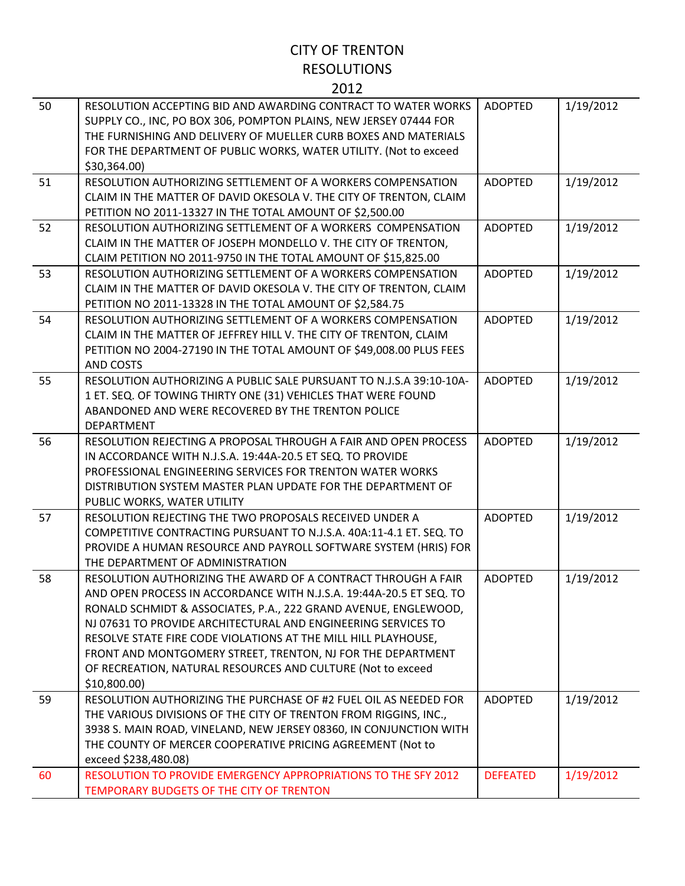# CITY OF TRENTON
# RESOLUTIONS
# 2012

| | | | |
|---|---|---|---|
| 50 | RESOLUTION ACCEPTING BID AND AWARDING CONTRACT TO WATER WORKS SUPPLY CO., INC, PO BOX 306, POMPTON PLAINS, NEW JERSEY 07444 FOR THE FURNISHING AND DELIVERY OF MUELLER CURB BOXES AND MATERIALS FOR THE DEPARTMENT OF PUBLIC WORKS, WATER UTILITY. (Not to exceed $30,364.00) | ADOPTED | 1/19/2012 |
| 51 | RESOLUTION AUTHORIZING SETTLEMENT OF A WORKERS COMPENSATION CLAIM IN THE MATTER OF DAVID OKESOLA V. THE CITY OF TRENTON, CLAIM PETITION NO 2011-13327 IN THE TOTAL AMOUNT OF $2,500.00 | ADOPTED | 1/19/2012 |
| 52 | RESOLUTION AUTHORIZING SETTLEMENT OF A WORKERS COMPENSATION CLAIM IN THE MATTER OF JOSEPH MONDELLO V. THE CITY OF TRENTON, CLAIM PETITION NO 2011-9750 IN THE TOTAL AMOUNT OF $15,825.00 | ADOPTED | 1/19/2012 |
| 53 | RESOLUTION AUTHORIZING SETTLEMENT OF A WORKERS COMPENSATION CLAIM IN THE MATTER OF DAVID OKESOLA V. THE CITY OF TRENTON, CLAIM PETITION NO 2011-13328 IN THE TOTAL AMOUNT OF $2,584.75 | ADOPTED | 1/19/2012 |
| 54 | RESOLUTION AUTHORIZING SETTLEMENT OF A WORKERS COMPENSATION CLAIM IN THE MATTER OF JEFFREY HILL V. THE CITY OF TRENTON, CLAIM PETITION NO 2004-27190 IN THE TOTAL AMOUNT OF $49,008.00 PLUS FEES AND COSTS | ADOPTED | 1/19/2012 |
| 55 | RESOLUTION AUTHORIZING A PUBLIC SALE PURSUANT TO N.J.S.A 39:10-10A-1 ET. SEQ. OF TOWING THIRTY ONE (31) VEHICLES THAT WERE FOUND ABANDONED AND WERE RECOVERED BY THE TRENTON POLICE DEPARTMENT | ADOPTED | 1/19/2012 |
| 56 | RESOLUTION REJECTING A PROPOSAL THROUGH A FAIR AND OPEN PROCESS IN ACCORDANCE WITH N.J.S.A. 19:44A-20.5 ET SEQ. TO PROVIDE PROFESSIONAL ENGINEERING SERVICES FOR TRENTON WATER WORKS DISTRIBUTION SYSTEM MASTER PLAN UPDATE FOR THE DEPARTMENT OF PUBLIC WORKS, WATER UTILITY | ADOPTED | 1/19/2012 |
| 57 | RESOLUTION REJECTING THE TWO PROPOSALS RECEIVED UNDER A COMPETITIVE CONTRACTING PURSUANT TO N.J.S.A. 40A:11-4.1 ET. SEQ. TO PROVIDE A HUMAN RESOURCE AND PAYROLL SOFTWARE SYSTEM (HRIS) FOR THE DEPARTMENT OF ADMINISTRATION | ADOPTED | 1/19/2012 |
| 58 | RESOLUTION AUTHORIZING THE AWARD OF A CONTRACT THROUGH A FAIR AND OPEN PROCESS IN ACCORDANCE WITH N.J.S.A. 19:44A-20.5 ET SEQ. TO RONALD SCHMIDT & ASSOCIATES, P.A., 222 GRAND AVENUE, ENGLEWOOD, NJ 07631 TO PROVIDE ARCHITECTURAL AND ENGINEERING SERVICES TO RESOLVE STATE FIRE CODE VIOLATIONS AT THE MILL HILL PLAYHOUSE, FRONT AND MONTGOMERY STREET, TRENTON, NJ FOR THE DEPARTMENT OF RECREATION, NATURAL RESOURCES AND CULTURE (Not to exceed $10,800.00) | ADOPTED | 1/19/2012 |
| 59 | RESOLUTION AUTHORIZING THE PURCHASE OF #2 FUEL OIL AS NEEDED FOR THE VARIOUS DIVISIONS OF THE CITY OF TRENTON FROM RIGGINS, INC., 3938 S. MAIN ROAD, VINELAND, NEW JERSEY 08360, IN CONJUNCTION WITH THE COUNTY OF MERCER COOPERATIVE PRICING AGREEMENT (Not to exceed $238,480.08) | ADOPTED | 1/19/2012 |
| 60 | RESOLUTION TO PROVIDE EMERGENCY APPROPRIATIONS TO THE SFY 2012 TEMPORARY BUDGETS OF THE CITY OF TRENTON | DEFEATED | 1/19/2012 |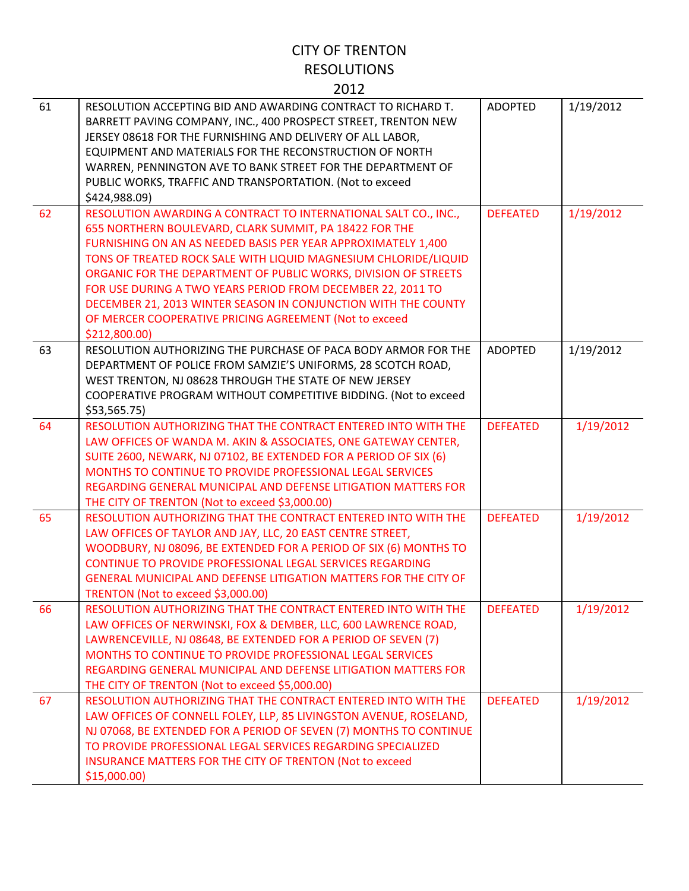# CITY OF TRENTON
## RESOLUTIONS
## 2012

| | | | |
|---|---|---|---|
| 61 | RESOLUTION ACCEPTING BID AND AWARDING CONTRACT TO RICHARD T. BARRETT PAVING COMPANY, INC., 400 PROSPECT STREET, TRENTON NEW JERSEY 08618 FOR THE FURNISHING AND DELIVERY OF ALL LABOR, EQUIPMENT AND MATERIALS FOR THE RECONSTRUCTION OF NORTH WARREN, PENNINGTON AVE TO BANK STREET FOR THE DEPARTMENT OF PUBLIC WORKS, TRAFFIC AND TRANSPORTATION. (Not to exceed $424,988.09) | ADOPTED | 1/19/2012 |
| 62 | RESOLUTION AWARDING A CONTRACT TO INTERNATIONAL SALT CO., INC., 655 NORTHERN BOULEVARD, CLARK SUMMIT, PA 18422 FOR THE FURNISHING ON AN AS NEEDED BASIS PER YEAR APPROXIMATELY 1,400 TONS OF TREATED ROCK SALE WITH LIQUID MAGNESIUM CHLORIDE/LIQUID ORGANIC FOR THE DEPARTMENT OF PUBLIC WORKS, DIVISION OF STREETS FOR USE DURING A TWO YEARS PERIOD FROM DECEMBER 22, 2011 TO DECEMBER 21, 2013 WINTER SEASON IN CONJUNCTION WITH THE COUNTY OF MERCER COOPERATIVE PRICING AGREEMENT (Not to exceed $212,800.00) | DEFEATED | 1/19/2012 |
| 63 | RESOLUTION AUTHORIZING THE PURCHASE OF PACA BODY ARMOR FOR THE DEPARTMENT OF POLICE FROM SAMZIE'S UNIFORMS, 28 SCOTCH ROAD, WEST TRENTON, NJ 08628 THROUGH THE STATE OF NEW JERSEY COOPERATIVE PROGRAM WITHOUT COMPETITIVE BIDDING. (Not to exceed $53,565.75) | ADOPTED | 1/19/2012 |
| 64 | RESOLUTION AUTHORIZING THAT THE CONTRACT ENTERED INTO WITH THE LAW OFFICES OF WANDA M. AKIN & ASSOCIATES, ONE GATEWAY CENTER, SUITE 2600, NEWARK, NJ 07102, BE EXTENDED FOR A PERIOD OF SIX (6) MONTHS TO CONTINUE TO PROVIDE PROFESSIONAL LEGAL SERVICES REGARDING GENERAL MUNICIPAL AND DEFENSE LITIGATION MATTERS FOR THE CITY OF TRENTON (Not to exceed $3,000.00) | DEFEATED | 1/19/2012 |
| 65 | RESOLUTION AUTHORIZING THAT THE CONTRACT ENTERED INTO WITH THE LAW OFFICES OF TAYLOR AND JAY, LLC, 20 EAST CENTRE STREET, WOODBURY, NJ 08096, BE EXTENDED FOR A PERIOD OF SIX (6) MONTHS TO CONTINUE TO PROVIDE PROFESSIONAL LEGAL SERVICES REGARDING GENERAL MUNICIPAL AND DEFENSE LITIGATION MATTERS FOR THE CITY OF TRENTON (Not to exceed $3,000.00) | DEFEATED | 1/19/2012 |
| 66 | RESOLUTION AUTHORIZING THAT THE CONTRACT ENTERED INTO WITH THE LAW OFFICES OF NERWINSKI, FOX & DEMBER, LLC, 600 LAWRENCE ROAD, LAWRENCEVILLE, NJ 08648, BE EXTENDED FOR A PERIOD OF SEVEN (7) MONTHS TO CONTINUE TO PROVIDE PROFESSIONAL LEGAL SERVICES REGARDING GENERAL MUNICIPAL AND DEFENSE LITIGATION MATTERS FOR THE CITY OF TRENTON (Not to exceed $5,000.00) | DEFEATED | 1/19/2012 |
| 67 | RESOLUTION AUTHORIZING THAT THE CONTRACT ENTERED INTO WITH THE LAW OFFICES OF CONNELL FOLEY, LLP, 85 LIVINGSTON AVENUE, ROSELAND, NJ 07068, BE EXTENDED FOR A PERIOD OF SEVEN (7) MONTHS TO CONTINUE TO PROVIDE PROFESSIONAL LEGAL SERVICES REGARDING SPECIALIZED INSURANCE MATTERS FOR THE CITY OF TRENTON (Not to exceed $15,000.00) | DEFEATED | 1/19/2012 |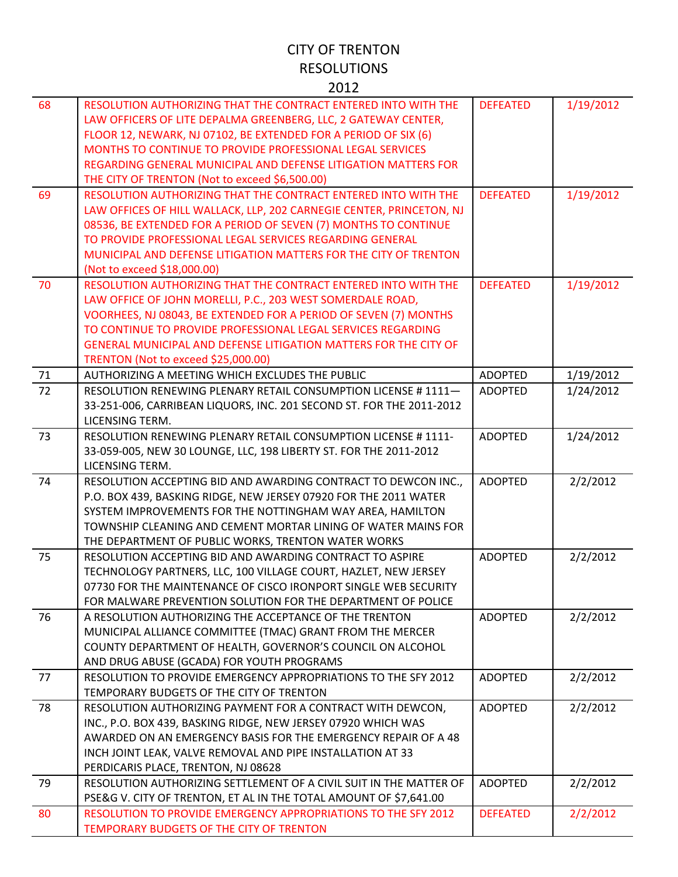# CITY OF TRENTON
## RESOLUTIONS
## 2012

| | | | |
|---|---|---|---|
| 68 | RESOLUTION AUTHORIZING THAT THE CONTRACT ENTERED INTO WITH THE LAW OFFICERS OF LITE DEPALMA GREENBERG, LLC, 2 GATEWAY CENTER, FLOOR 12, NEWARK, NJ 07102, BE EXTENDED FOR A PERIOD OF SIX (6) MONTHS TO CONTINUE TO PROVIDE PROFESSIONAL LEGAL SERVICES REGARDING GENERAL MUNICIPAL AND DEFENSE LITIGATION MATTERS FOR THE CITY OF TRENTON (Not to exceed $6,500.00) | DEFEATED | 1/19/2012 |
| 69 | RESOLUTION AUTHORIZING THAT THE CONTRACT ENTERED INTO WITH THE LAW OFFICES OF HILL WALLACK, LLP, 202 CARNEGIE CENTER, PRINCETON, NJ 08536, BE EXTENDED FOR A PERIOD OF SEVEN (7) MONTHS TO CONTINUE TO PROVIDE PROFESSIONAL LEGAL SERVICES REGARDING GENERAL MUNICIPAL AND DEFENSE LITIGATION MATTERS FOR THE CITY OF TRENTON (Not to exceed $18,000.00) | DEFEATED | 1/19/2012 |
| 70 | RESOLUTION AUTHORIZING THAT THE CONTRACT ENTERED INTO WITH THE LAW OFFICE OF JOHN MORELLI, P.C., 203 WEST SOMERDALE ROAD, VOORHEES, NJ 08043, BE EXTENDED FOR A PERIOD OF SEVEN (7) MONTHS TO CONTINUE TO PROVIDE PROFESSIONAL LEGAL SERVICES REGARDING GENERAL MUNICIPAL AND DEFENSE LITIGATION MATTERS FOR THE CITY OF TRENTON (Not to exceed $25,000.00) | DEFEATED | 1/19/2012 |
| 71 | AUTHORIZING A MEETING WHICH EXCLUDES THE PUBLIC | ADOPTED | 1/19/2012 |
| 72 | RESOLUTION RENEWING PLENARY RETAIL CONSUMPTION LICENSE # 1111—33-251-006, CARRIBEAN LIQUORS, INC. 201 SECOND ST. FOR THE 2011-2012 LICENSING TERM. | ADOPTED | 1/24/2012 |
| 73 | RESOLUTION RENEWING PLENARY RETAIL CONSUMPTION LICENSE # 1111-33-059-005, NEW 30 LOUNGE, LLC, 198 LIBERTY ST. FOR THE 2011-2012 LICENSING TERM. | ADOPTED | 1/24/2012 |
| 74 | RESOLUTION ACCEPTING BID AND AWARDING CONTRACT TO DEWCON INC., P.O. BOX 439, BASKING RIDGE, NEW JERSEY 07920 FOR THE 2011 WATER SYSTEM IMPROVEMENTS FOR THE NOTTINGHAM WAY AREA, HAMILTON TOWNSHIP CLEANING AND CEMENT MORTAR LINING OF WATER MAINS FOR THE DEPARTMENT OF PUBLIC WORKS, TRENTON WATER WORKS | ADOPTED | 2/2/2012 |
| 75 | RESOLUTION ACCEPTING BID AND AWARDING CONTRACT TO ASPIRE TECHNOLOGY PARTNERS, LLC, 100 VILLAGE COURT, HAZLET, NEW JERSEY 07730 FOR THE MAINTENANCE OF CISCO IRONPORT SINGLE WEB SECURITY FOR MALWARE PREVENTION SOLUTION FOR THE DEPARTMENT OF POLICE | ADOPTED | 2/2/2012 |
| 76 | A RESOLUTION AUTHORIZING THE ACCEPTANCE OF THE TRENTON MUNICIPAL ALLIANCE COMMITTEE (TMAC) GRANT FROM THE MERCER COUNTY DEPARTMENT OF HEALTH, GOVERNOR'S COUNCIL ON ALCOHOL AND DRUG ABUSE (GCADA) FOR YOUTH PROGRAMS | ADOPTED | 2/2/2012 |
| 77 | RESOLUTION TO PROVIDE EMERGENCY APPROPRIATIONS TO THE SFY 2012 TEMPORARY BUDGETS OF THE CITY OF TRENTON | ADOPTED | 2/2/2012 |
| 78 | RESOLUTION AUTHORIZING PAYMENT FOR A CONTRACT WITH DEWCON, INC., P.O. BOX 439, BASKING RIDGE, NEW JERSEY 07920 WHICH WAS AWARDED ON AN EMERGENCY BASIS FOR THE EMERGENCY REPAIR OF A 48 INCH JOINT LEAK, VALVE REMOVAL AND PIPE INSTALLATION AT 33 PERDICARIS PLACE, TRENTON, NJ 08628 | ADOPTED | 2/2/2012 |
| 79 | RESOLUTION AUTHORIZING SETTLEMENT OF A CIVIL SUIT IN THE MATTER OF PSE&G V. CITY OF TRENTON, ET AL IN THE TOTAL AMOUNT OF $7,641.00 | ADOPTED | 2/2/2012 |
| 80 | RESOLUTION TO PROVIDE EMERGENCY APPROPRIATIONS TO THE SFY 2012 TEMPORARY BUDGETS OF THE CITY OF TRENTON | DEFEATED | 2/2/2012 |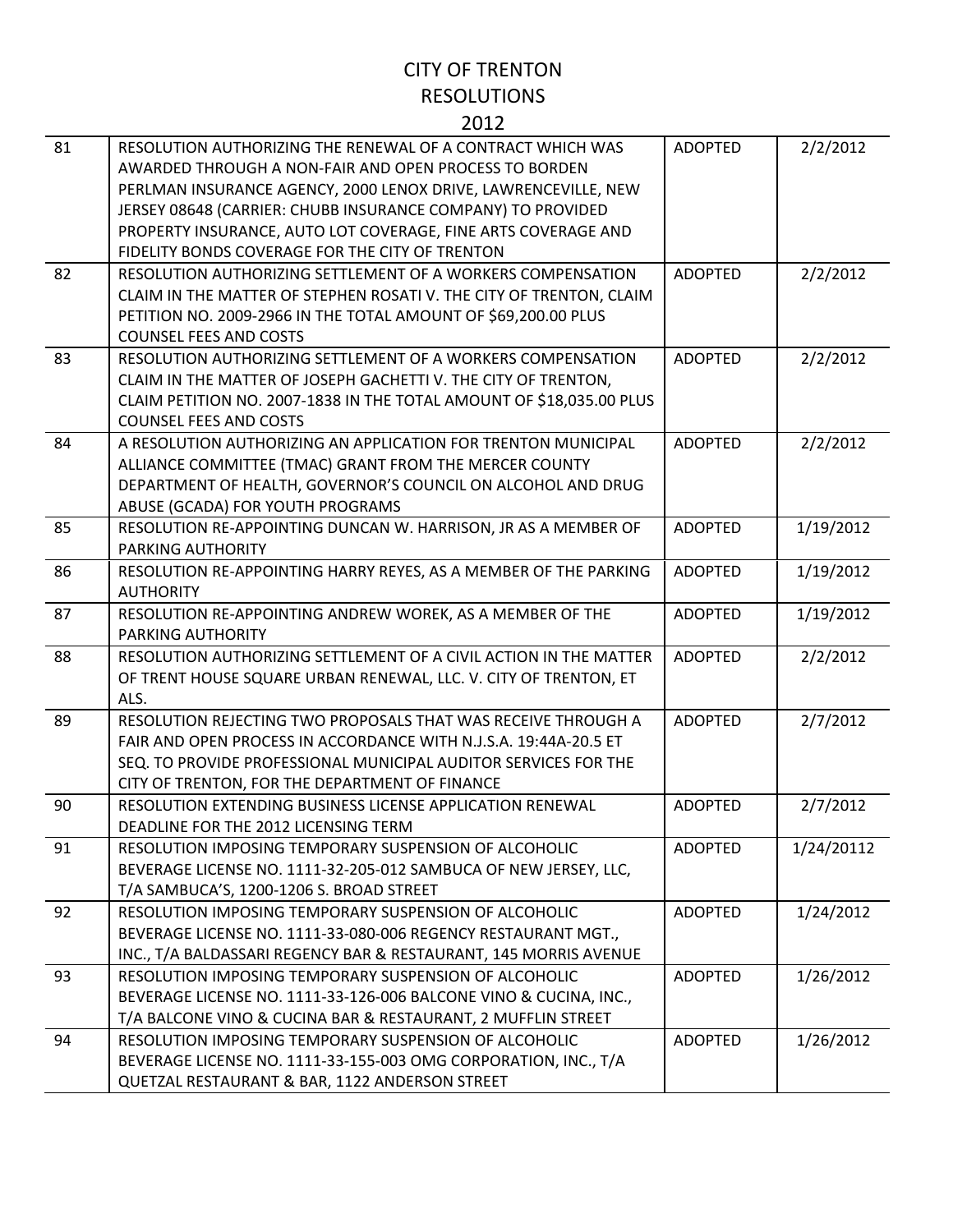# CITY OF TRENTON
## RESOLUTIONS
## 2012

| | | | |
|---|---|---|---|
| 81 | RESOLUTION AUTHORIZING THE RENEWAL OF A CONTRACT WHICH WAS AWARDED THROUGH A NON-FAIR AND OPEN PROCESS TO BORDEN PERLMAN INSURANCE AGENCY, 2000 LENOX DRIVE, LAWRENCEVILLE, NEW JERSEY 08648 (CARRIER: CHUBB INSURANCE COMPANY) TO PROVIDED PROPERTY INSURANCE, AUTO LOT COVERAGE, FINE ARTS COVERAGE AND FIDELITY BONDS COVERAGE FOR THE CITY OF TRENTON | ADOPTED | 2/2/2012 |
| 82 | RESOLUTION AUTHORIZING SETTLEMENT OF A WORKERS COMPENSATION CLAIM IN THE MATTER OF STEPHEN ROSATI V. THE CITY OF TRENTON, CLAIM PETITION NO. 2009-2966 IN THE TOTAL AMOUNT OF $69,200.00 PLUS COUNSEL FEES AND COSTS | ADOPTED | 2/2/2012 |
| 83 | RESOLUTION AUTHORIZING SETTLEMENT OF A WORKERS COMPENSATION CLAIM IN THE MATTER OF JOSEPH GACHETTI V. THE CITY OF TRENTON, CLAIM PETITION NO. 2007-1838 IN THE TOTAL AMOUNT OF $18,035.00 PLUS COUNSEL FEES AND COSTS | ADOPTED | 2/2/2012 |
| 84 | A RESOLUTION AUTHORIZING AN APPLICATION FOR TRENTON MUNICIPAL ALLIANCE COMMITTEE (TMAC) GRANT FROM THE MERCER COUNTY DEPARTMENT OF HEALTH, GOVERNOR'S COUNCIL ON ALCOHOL AND DRUG ABUSE (GCADA) FOR YOUTH PROGRAMS | ADOPTED | 2/2/2012 |
| 85 | RESOLUTION RE-APPOINTING DUNCAN W. HARRISON, JR AS A MEMBER OF PARKING AUTHORITY | ADOPTED | 1/19/2012 |
| 86 | RESOLUTION RE-APPOINTING HARRY REYES, AS A MEMBER OF THE PARKING AUTHORITY | ADOPTED | 1/19/2012 |
| 87 | RESOLUTION RE-APPOINTING ANDREW WOREK, AS A MEMBER OF THE PARKING AUTHORITY | ADOPTED | 1/19/2012 |
| 88 | RESOLUTION AUTHORIZING SETTLEMENT OF A CIVIL ACTION IN THE MATTER OF TRENT HOUSE SQUARE URBAN RENEWAL, LLC. V. CITY OF TRENTON, ET ALS. | ADOPTED | 2/2/2012 |
| 89 | RESOLUTION REJECTING TWO PROPOSALS THAT WAS RECEIVE THROUGH A FAIR AND OPEN PROCESS IN ACCORDANCE WITH N.J.S.A. 19:44A-20.5 ET SEQ. TO PROVIDE PROFESSIONAL MUNICIPAL AUDITOR SERVICES FOR THE CITY OF TRENTON, FOR THE DEPARTMENT OF FINANCE | ADOPTED | 2/7/2012 |
| 90 | RESOLUTION EXTENDING BUSINESS LICENSE APPLICATION RENEWAL DEADLINE FOR THE 2012 LICENSING TERM | ADOPTED | 2/7/2012 |
| 91 | RESOLUTION IMPOSING TEMPORARY SUSPENSION OF ALCOHOLIC BEVERAGE LICENSE NO. 1111-32-205-012 SAMBUCA OF NEW JERSEY, LLC, T/A SAMBUCA'S, 1200-1206 S. BROAD STREET | ADOPTED | 1/24/20112 |
| 92 | RESOLUTION IMPOSING TEMPORARY SUSPENSION OF ALCOHOLIC BEVERAGE LICENSE NO. 1111-33-080-006 REGENCY RESTAURANT MGT., INC., T/A BALDASSARI REGENCY BAR & RESTAURANT, 145 MORRIS AVENUE | ADOPTED | 1/24/2012 |
| 93 | RESOLUTION IMPOSING TEMPORARY SUSPENSION OF ALCOHOLIC BEVERAGE LICENSE NO. 1111-33-126-006 BALCONE VINO & CUCINA, INC., T/A BALCONE VINO & CUCINA BAR & RESTAURANT, 2 MUFFLIN STREET | ADOPTED | 1/26/2012 |
| 94 | RESOLUTION IMPOSING TEMPORARY SUSPENSION OF ALCOHOLIC BEVERAGE LICENSE NO. 1111-33-155-003 OMG CORPORATION, INC., T/A QUETZAL RESTAURANT & BAR, 1122 ANDERSON STREET | ADOPTED | 1/26/2012 |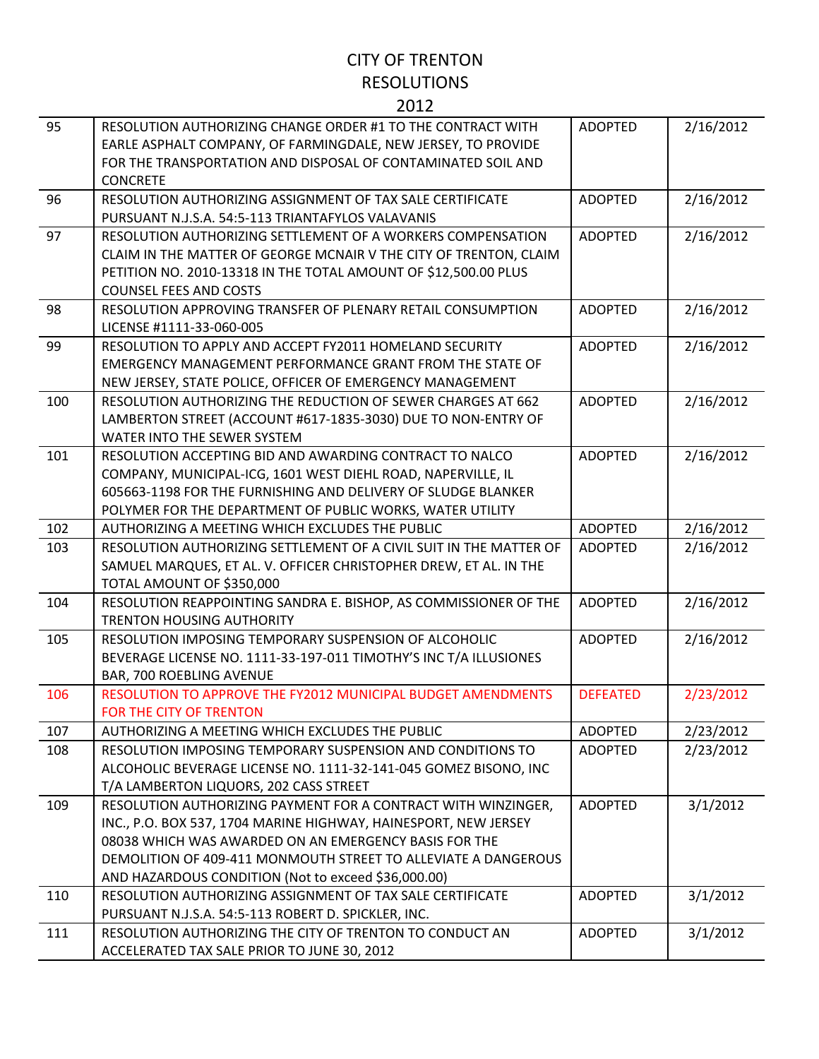# CITY OF TRENTON
## RESOLUTIONS
## 2012

| | | | |
|---|---|---|---|
| 95 | RESOLUTION AUTHORIZING CHANGE ORDER #1 TO THE CONTRACT WITH EARLE ASPHALT COMPANY, OF FARMINGDALE, NEW JERSEY, TO PROVIDE FOR THE TRANSPORTATION AND DISPOSAL OF CONTAMINATED SOIL AND CONCRETE | ADOPTED | 2/16/2012 |
| 96 | RESOLUTION AUTHORIZING ASSIGNMENT OF TAX SALE CERTIFICATE PURSUANT N.J.S.A. 54:5-113 TRIANTAFYLOS VALAVANIS | ADOPTED | 2/16/2012 |
| 97 | RESOLUTION AUTHORIZING SETTLEMENT OF A WORKERS COMPENSATION CLAIM IN THE MATTER OF GEORGE MCNAIR V THE CITY OF TRENTON, CLAIM PETITION NO. 2010-13318 IN THE TOTAL AMOUNT OF $12,500.00 PLUS COUNSEL FEES AND COSTS | ADOPTED | 2/16/2012 |
| 98 | RESOLUTION APPROVING TRANSFER OF PLENARY RETAIL CONSUMPTION LICENSE #1111-33-060-005 | ADOPTED | 2/16/2012 |
| 99 | RESOLUTION TO APPLY AND ACCEPT FY2011 HOMELAND SECURITY EMERGENCY MANAGEMENT PERFORMANCE GRANT FROM THE STATE OF NEW JERSEY, STATE POLICE, OFFICER OF EMERGENCY MANAGEMENT | ADOPTED | 2/16/2012 |
| 100 | RESOLUTION AUTHORIZING THE REDUCTION OF SEWER CHARGES AT 662 LAMBERTON STREET (ACCOUNT #617-1835-3030) DUE TO NON-ENTRY OF WATER INTO THE SEWER SYSTEM | ADOPTED | 2/16/2012 |
| 101 | RESOLUTION ACCEPTING BID AND AWARDING CONTRACT TO NALCO COMPANY, MUNICIPAL-ICG, 1601 WEST DIEHL ROAD, NAPERVILLE, IL 605663-1198 FOR THE FURNISHING AND DELIVERY OF SLUDGE BLANKER POLYMER FOR THE DEPARTMENT OF PUBLIC WORKS, WATER UTILITY | ADOPTED | 2/16/2012 |
| 102 | AUTHORIZING A MEETING WHICH EXCLUDES THE PUBLIC | ADOPTED | 2/16/2012 |
| 103 | RESOLUTION AUTHORIZING SETTLEMENT OF A CIVIL SUIT IN THE MATTER OF SAMUEL MARQUES, ET AL. V. OFFICER CHRISTOPHER DREW, ET AL. IN THE TOTAL AMOUNT OF $350,000 | ADOPTED | 2/16/2012 |
| 104 | RESOLUTION REAPPOINTING SANDRA E. BISHOP, AS COMMISSIONER OF THE TRENTON HOUSING AUTHORITY | ADOPTED | 2/16/2012 |
| 105 | RESOLUTION IMPOSING TEMPORARY SUSPENSION OF ALCOHOLIC BEVERAGE LICENSE NO. 1111-33-197-011 TIMOTHY'S INC T/A ILLUSIONES BAR, 700 ROEBLING AVENUE | ADOPTED | 2/16/2012 |
| 106 | RESOLUTION TO APPROVE THE FY2012 MUNICIPAL BUDGET AMENDMENTS FOR THE CITY OF TRENTON | DEFEATED | 2/23/2012 |
| 107 | AUTHORIZING A MEETING WHICH EXCLUDES THE PUBLIC | ADOPTED | 2/23/2012 |
| 108 | RESOLUTION IMPOSING TEMPORARY SUSPENSION AND CONDITIONS TO ALCOHOLIC BEVERAGE LICENSE NO. 1111-32-141-045 GOMEZ BISONO, INC T/A LAMBERTON LIQUORS, 202 CASS STREET | ADOPTED | 2/23/2012 |
| 109 | RESOLUTION AUTHORIZING PAYMENT FOR A CONTRACT WITH WINZINGER, INC., P.O. BOX 537, 1704 MARINE HIGHWAY, HAINESPORT, NEW JERSEY 08038 WHICH WAS AWARDED ON AN EMERGENCY BASIS FOR THE DEMOLITION OF 409-411 MONMOUTH STREET TO ALLEVIATE A DANGEROUS AND HAZARDOUS CONDITION (Not to exceed $36,000.00) | ADOPTED | 3/1/2012 |
| 110 | RESOLUTION AUTHORIZING ASSIGNMENT OF TAX SALE CERTIFICATE PURSUANT N.J.S.A. 54:5-113 ROBERT D. SPICKLER, INC. | ADOPTED | 3/1/2012 |
| 111 | RESOLUTION AUTHORIZING THE CITY OF TRENTON TO CONDUCT AN ACCELERATED TAX SALE PRIOR TO JUNE 30, 2012 | ADOPTED | 3/1/2012 |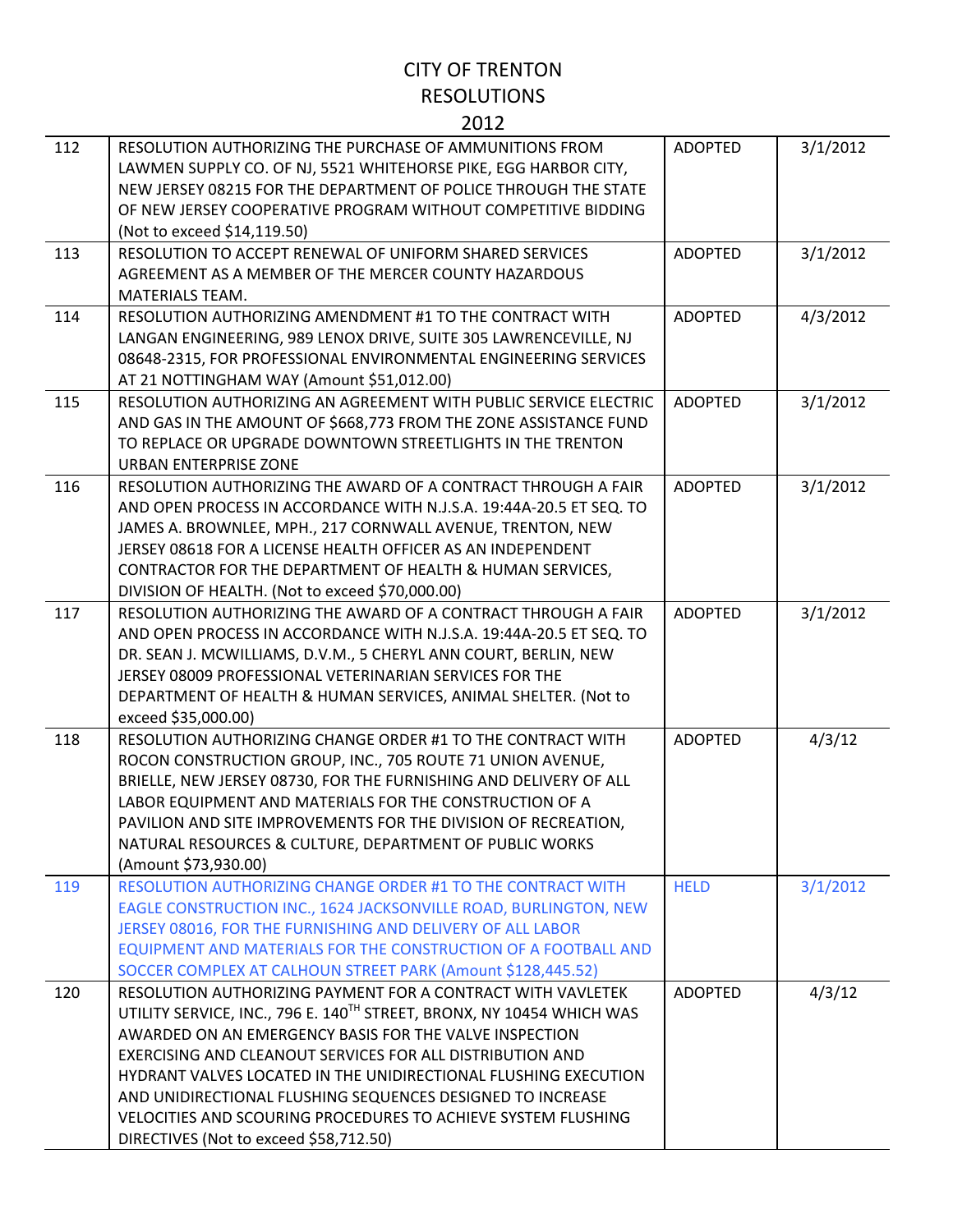# CITY OF TRENTON
## RESOLUTIONS
## 2012

| | | | |
|---|---|---|---|
| 112 | RESOLUTION AUTHORIZING THE PURCHASE OF AMMUNITIONS FROM LAWMEN SUPPLY CO. OF NJ, 5521 WHITEHORSE PIKE, EGG HARBOR CITY, NEW JERSEY 08215 FOR THE DEPARTMENT OF POLICE THROUGH THE STATE OF NEW JERSEY COOPERATIVE PROGRAM WITHOUT COMPETITIVE BIDDING (Not to exceed $14,119.50) | ADOPTED | 3/1/2012 |
| 113 | RESOLUTION TO ACCEPT RENEWAL OF UNIFORM SHARED SERVICES AGREEMENT AS A MEMBER OF THE MERCER COUNTY HAZARDOUS MATERIALS TEAM. | ADOPTED | 3/1/2012 |
| 114 | RESOLUTION AUTHORIZING AMENDMENT #1 TO THE CONTRACT WITH LANGAN ENGINEERING, 989 LENOX DRIVE, SUITE 305 LAWRENCEVILLE, NJ 08648-2315, FOR PROFESSIONAL ENVIRONMENTAL ENGINEERING SERVICES AT 21 NOTTINGHAM WAY (Amount $51,012.00) | ADOPTED | 4/3/2012 |
| 115 | RESOLUTION AUTHORIZING AN AGREEMENT WITH PUBLIC SERVICE ELECTRIC AND GAS IN THE AMOUNT OF $668,773 FROM THE ZONE ASSISTANCE FUND TO REPLACE OR UPGRADE DOWNTOWN STREETLIGHTS IN THE TRENTON URBAN ENTERPRISE ZONE | ADOPTED | 3/1/2012 |
| 116 | RESOLUTION AUTHORIZING THE AWARD OF A CONTRACT THROUGH A FAIR AND OPEN PROCESS IN ACCORDANCE WITH N.J.S.A. 19:44A-20.5 ET SEQ. TO JAMES A. BROWNLEE, MPH., 217 CORNWALL AVENUE, TRENTON, NEW JERSEY 08618 FOR A LICENSE HEALTH OFFICER AS AN INDEPENDENT CONTRACTOR FOR THE DEPARTMENT OF HEALTH & HUMAN SERVICES, DIVISION OF HEALTH. (Not to exceed $70,000.00) | ADOPTED | 3/1/2012 |
| 117 | RESOLUTION AUTHORIZING THE AWARD OF A CONTRACT THROUGH A FAIR AND OPEN PROCESS IN ACCORDANCE WITH N.J.S.A. 19:44A-20.5 ET SEQ. TO DR. SEAN J. MCWILLIAMS, D.V.M., 5 CHERYL ANN COURT, BERLIN, NEW JERSEY 08009 PROFESSIONAL VETERINARIAN SERVICES FOR THE DEPARTMENT OF HEALTH & HUMAN SERVICES, ANIMAL SHELTER. (Not to exceed $35,000.00) | ADOPTED | 3/1/2012 |
| 118 | RESOLUTION AUTHORIZING CHANGE ORDER #1 TO THE CONTRACT WITH ROCON CONSTRUCTION GROUP, INC., 705 ROUTE 71 UNION AVENUE, BRIELLE, NEW JERSEY 08730, FOR THE FURNISHING AND DELIVERY OF ALL LABOR EQUIPMENT AND MATERIALS FOR THE CONSTRUCTION OF A PAVILION AND SITE IMPROVEMENTS FOR THE DIVISION OF RECREATION, NATURAL RESOURCES & CULTURE, DEPARTMENT OF PUBLIC WORKS (Amount $73,930.00) | ADOPTED | 4/3/12 |
| 119 | RESOLUTION AUTHORIZING CHANGE ORDER #1 TO THE CONTRACT WITH EAGLE CONSTRUCTION INC., 1624 JACKSONVILLE ROAD, BURLINGTON, NEW JERSEY 08016, FOR THE FURNISHING AND DELIVERY OF ALL LABOR EQUIPMENT AND MATERIALS FOR THE CONSTRUCTION OF A FOOTBALL AND SOCCER COMPLEX AT CALHOUN STREET PARK (Amount $128,445.52) | HELD | 3/1/2012 |
| 120 | RESOLUTION AUTHORIZING PAYMENT FOR A CONTRACT WITH VAVLETEK UTILITY SERVICE, INC., 796 E. 140TH STREET, BRONX, NY 10454 WHICH WAS AWARDED ON AN EMERGENCY BASIS FOR THE VALVE INSPECTION EXERCISING AND CLEANOUT SERVICES FOR ALL DISTRIBUTION AND HYDRANT VALVES LOCATED IN THE UNIDIRECTIONAL FLUSHING EXECUTION AND UNIDIRECTIONAL FLUSHING SEQUENCES DESIGNED TO INCREASE VELOCITIES AND SCOURING PROCEDURES TO ACHIEVE SYSTEM FLUSHING DIRECTIVES (Not to exceed $58,712.50) | ADOPTED | 4/3/12 |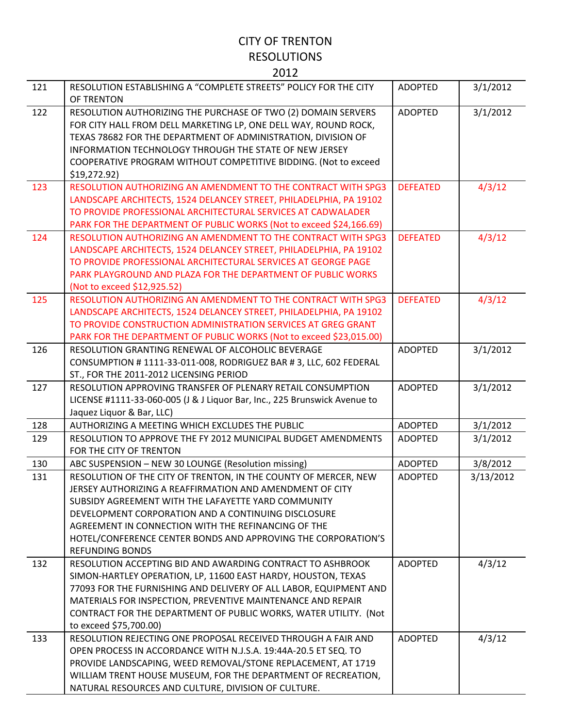# CITY OF TRENTON
## RESOLUTIONS
## 2012

| | | | |
|---|---|---|---|
| 121 | RESOLUTION ESTABLISHING A "COMPLETE STREETS" POLICY FOR THE CITY OF TRENTON | ADOPTED | 3/1/2012 |
| 122 | RESOLUTION AUTHORIZING THE PURCHASE OF TWO (2) DOMAIN SERVERS FOR CITY HALL FROM DELL MARKETING LP, ONE DELL WAY, ROUND ROCK, TEXAS 78682 FOR THE DEPARTMENT OF ADMINISTRATION, DIVISION OF INFORMATION TECHNOLOGY THROUGH THE STATE OF NEW JERSEY COOPERATIVE PROGRAM WITHOUT COMPETITIVE BIDDING. (Not to exceed $19,272.92) | ADOPTED | 3/1/2012 |
| 123 | RESOLUTION AUTHORIZING AN AMENDMENT TO THE CONTRACT WITH SPG3 LANDSCAPE ARCHITECTS, 1524 DELANCEY STREET, PHILADELPHIA, PA 19102 TO PROVIDE PROFESSIONAL ARCHITECTURAL SERVICES AT CADWALADER PARK FOR THE DEPARTMENT OF PUBLIC WORKS (Not to exceed $24,166.69) | DEFEATED | 4/3/12 |
| 124 | RESOLUTION AUTHORIZING AN AMENDMENT TO THE CONTRACT WITH SPG3 LANDSCAPE ARCHITECTS, 1524 DELANCEY STREET, PHILADELPHIA, PA 19102 TO PROVIDE PROFESSIONAL ARCHITECTURAL SERVICES AT GEORGE PAGE PARK PLAYGROUND AND PLAZA FOR THE DEPARTMENT OF PUBLIC WORKS (Not to exceed $12,925.52) | DEFEATED | 4/3/12 |
| 125 | RESOLUTION AUTHORIZING AN AMENDMENT TO THE CONTRACT WITH SPG3 LANDSCAPE ARCHITECTS, 1524 DELANCEY STREET, PHILADELPHIA, PA 19102 TO PROVIDE CONSTRUCTION ADMINISTRATION SERVICES AT GREG GRANT PARK FOR THE DEPARTMENT OF PUBLIC WORKS (Not to exceed $23,015.00) | DEFEATED | 4/3/12 |
| 126 | RESOLUTION GRANTING RENEWAL OF ALCOHOLIC BEVERAGE CONSUMPTION # 1111-33-011-008, RODRIGUEZ BAR # 3, LLC, 602 FEDERAL ST., FOR THE 2011-2012 LICENSING PERIOD | ADOPTED | 3/1/2012 |
| 127 | RESOLUTION APPROVING TRANSFER OF PLENARY RETAIL CONSUMPTION LICENSE #1111-33-060-005 (J & J Liquor Bar, Inc., 225 Brunswick Avenue to Jaquez Liquor & Bar, LLC) | ADOPTED | 3/1/2012 |
| 128 | AUTHORIZING A MEETING WHICH EXCLUDES THE PUBLIC | ADOPTED | 3/1/2012 |
| 129 | RESOLUTION TO APPROVE THE FY 2012 MUNICIPAL BUDGET AMENDMENTS FOR THE CITY OF TRENTON | ADOPTED | 3/1/2012 |
| 130 | ABC SUSPENSION – NEW 30 LOUNGE (Resolution missing) | ADOPTED | 3/8/2012 |
| 131 | RESOLUTION OF THE CITY OF TRENTON, IN THE COUNTY OF MERCER, NEW JERSEY AUTHORIZING A REAFFIRMATION AND AMENDMENT OF CITY SUBSIDY AGREEMENT WITH THE LAFAYETTE YARD COMMUNITY DEVELOPMENT CORPORATION AND A CONTINUING DISCLOSURE AGREEMENT IN CONNECTION WITH THE REFINANCING OF THE HOTEL/CONFERENCE CENTER BONDS AND APPROVING THE CORPORATION'S REFUNDING BONDS | ADOPTED | 3/13/2012 |
| 132 | RESOLUTION ACCEPTING BID AND AWARDING CONTRACT TO ASHBROOK SIMON-HARTLEY OPERATION, LP, 11600 EAST HARDY, HOUSTON, TEXAS 77093 FOR THE FURNISHING AND DELIVERY OF ALL LABOR, EQUIPMENT AND MATERIALS FOR INSPECTION, PREVENTIVE MAINTENANCE AND REPAIR CONTRACT FOR THE DEPARTMENT OF PUBLIC WORKS, WATER UTILITY. (Not to exceed $75,700.00) | ADOPTED | 4/3/12 |
| 133 | RESOLUTION REJECTING ONE PROPOSAL RECEIVED THROUGH A FAIR AND OPEN PROCESS IN ACCORDANCE WITH N.J.S.A. 19:44A-20.5 ET SEQ. TO PROVIDE LANDSCAPING, WEED REMOVAL/STONE REPLACEMENT, AT 1719 WILLIAM TRENT HOUSE MUSEUM, FOR THE DEPARTMENT OF RECREATION, NATURAL RESOURCES AND CULTURE, DIVISION OF CULTURE. | ADOPTED | 4/3/12 |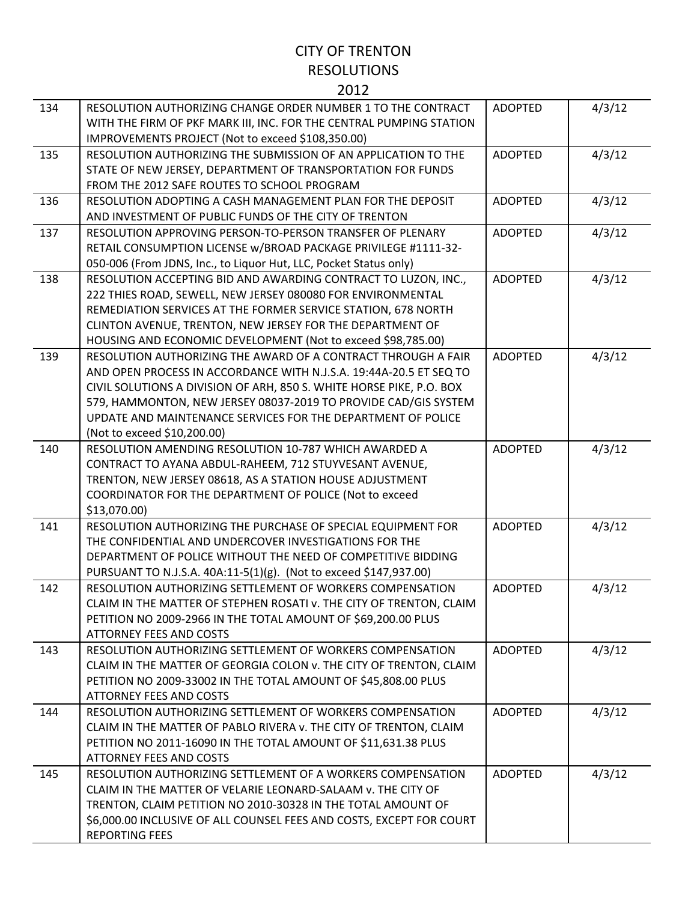# CITY OF TRENTON
# RESOLUTIONS
# 2012

| | | | |
|---|---|---|---|
| 134 | RESOLUTION AUTHORIZING CHANGE ORDER NUMBER 1 TO THE CONTRACT WITH THE FIRM OF PKF MARK III, INC. FOR THE CENTRAL PUMPING STATION IMPROVEMENTS PROJECT (Not to exceed $108,350.00) | ADOPTED | 4/3/12 |
| 135 | RESOLUTION AUTHORIZING THE SUBMISSION OF AN APPLICATION TO THE STATE OF NEW JERSEY, DEPARTMENT OF TRANSPORTATION FOR FUNDS FROM THE 2012 SAFE ROUTES TO SCHOOL PROGRAM | ADOPTED | 4/3/12 |
| 136 | RESOLUTION ADOPTING A CASH MANAGEMENT PLAN FOR THE DEPOSIT AND INVESTMENT OF PUBLIC FUNDS OF THE CITY OF TRENTON | ADOPTED | 4/3/12 |
| 137 | RESOLUTION APPROVING PERSON-TO-PERSON TRANSFER OF PLENARY RETAIL CONSUMPTION LICENSE w/BROAD PACKAGE PRIVILEGE #1111-32-050-006 (From JDNS, Inc., to Liquor Hut, LLC, Pocket Status only) | ADOPTED | 4/3/12 |
| 138 | RESOLUTION ACCEPTING BID AND AWARDING CONTRACT TO LUZON, INC., 222 THIES ROAD, SEWELL, NEW JERSEY 080080 FOR ENVIRONMENTAL REMEDIATION SERVICES AT THE FORMER SERVICE STATION, 678 NORTH CLINTON AVENUE, TRENTON, NEW JERSEY FOR THE DEPARTMENT OF HOUSING AND ECONOMIC DEVELOPMENT (Not to exceed $98,785.00) | ADOPTED | 4/3/12 |
| 139 | RESOLUTION AUTHORIZING THE AWARD OF A CONTRACT THROUGH A FAIR AND OPEN PROCESS IN ACCORDANCE WITH N.J.S.A. 19:44A-20.5 ET SEQ TO CIVIL SOLUTIONS A DIVISION OF ARH, 850 S. WHITE HORSE PIKE, P.O. BOX 579, HAMMONTON, NEW JERSEY 08037-2019 TO PROVIDE CAD/GIS SYSTEM UPDATE AND MAINTENANCE SERVICES FOR THE DEPARTMENT OF POLICE (Not to exceed $10,200.00) | ADOPTED | 4/3/12 |
| 140 | RESOLUTION AMENDING RESOLUTION 10-787 WHICH AWARDED A CONTRACT TO AYANA ABDUL-RAHEEM, 712 STUYVESANT AVENUE, TRENTON, NEW JERSEY 08618, AS A STATION HOUSE ADJUSTMENT COORDINATOR FOR THE DEPARTMENT OF POLICE (Not to exceed $13,070.00) | ADOPTED | 4/3/12 |
| 141 | RESOLUTION AUTHORIZING THE PURCHASE OF SPECIAL EQUIPMENT FOR THE CONFIDENTIAL AND UNDERCOVER INVESTIGATIONS FOR THE DEPARTMENT OF POLICE WITHOUT THE NEED OF COMPETITIVE BIDDING PURSUANT TO N.J.S.A. 40A:11-5(1)(g). (Not to exceed $147,937.00) | ADOPTED | 4/3/12 |
| 142 | RESOLUTION AUTHORIZING SETTLEMENT OF WORKERS COMPENSATION CLAIM IN THE MATTER OF STEPHEN ROSATI v. THE CITY OF TRENTON, CLAIM PETITION NO 2009-2966 IN THE TOTAL AMOUNT OF $69,200.00 PLUS ATTORNEY FEES AND COSTS | ADOPTED | 4/3/12 |
| 143 | RESOLUTION AUTHORIZING SETTLEMENT OF WORKERS COMPENSATION CLAIM IN THE MATTER OF GEORGIA COLON v. THE CITY OF TRENTON, CLAIM PETITION NO 2009-33002 IN THE TOTAL AMOUNT OF $45,808.00 PLUS ATTORNEY FEES AND COSTS | ADOPTED | 4/3/12 |
| 144 | RESOLUTION AUTHORIZING SETTLEMENT OF WORKERS COMPENSATION CLAIM IN THE MATTER OF PABLO RIVERA v. THE CITY OF TRENTON, CLAIM PETITION NO 2011-16090 IN THE TOTAL AMOUNT OF $11,631.38 PLUS ATTORNEY FEES AND COSTS | ADOPTED | 4/3/12 |
| 145 | RESOLUTION AUTHORIZING SETTLEMENT OF A WORKERS COMPENSATION CLAIM IN THE MATTER OF VELARIE LEONARD-SALAAM v. THE CITY OF TRENTON, CLAIM PETITION NO 2010-30328 IN THE TOTAL AMOUNT OF $6,000.00 INCLUSIVE OF ALL COUNSEL FEES AND COSTS, EXCEPT FOR COURT REPORTING FEES | ADOPTED | 4/3/12 |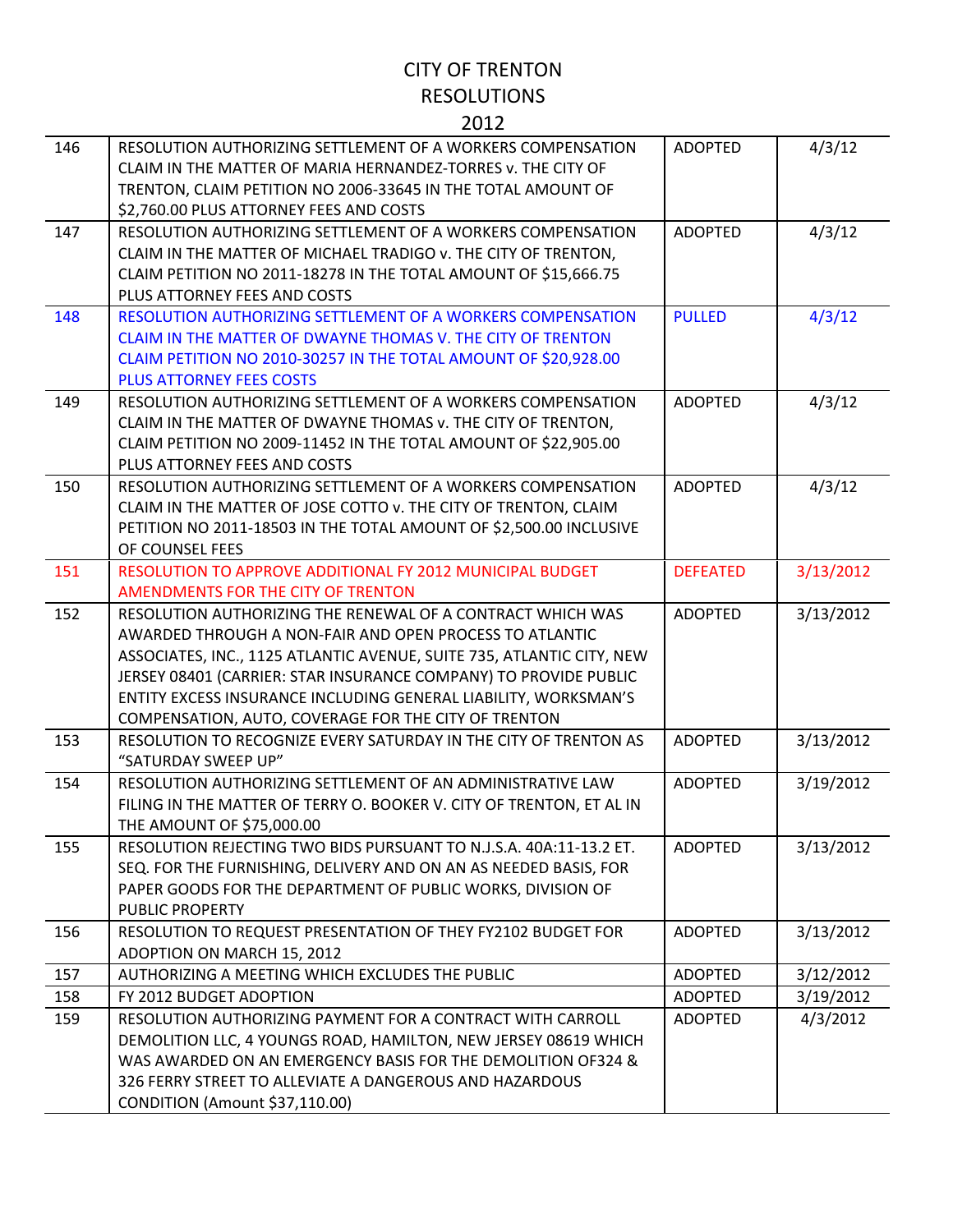# CITY OF TRENTON
## RESOLUTIONS
## 2012

| | | | |
|---|---|---|---|
| 146 | RESOLUTION AUTHORIZING SETTLEMENT OF A WORKERS COMPENSATION CLAIM IN THE MATTER OF MARIA HERNANDEZ-TORRES v. THE CITY OF TRENTON, CLAIM PETITION NO 2006-33645 IN THE TOTAL AMOUNT OF $2,760.00 PLUS ATTORNEY FEES AND COSTS | ADOPTED | 4/3/12 |
| 147 | RESOLUTION AUTHORIZING SETTLEMENT OF A WORKERS COMPENSATION CLAIM IN THE MATTER OF MICHAEL TRADIGO v. THE CITY OF TRENTON, CLAIM PETITION NO 2011-18278 IN THE TOTAL AMOUNT OF $15,666.75 PLUS ATTORNEY FEES AND COSTS | ADOPTED | 4/3/12 |
| 148 | RESOLUTION AUTHORIZING SETTLEMENT OF A WORKERS COMPENSATION CLAIM IN THE MATTER OF DWAYNE THOMAS V. THE CITY OF TRENTON CLAIM PETITION NO 2010-30257 IN THE TOTAL AMOUNT OF $20,928.00 PLUS ATTORNEY FEES COSTS | PULLED | 4/3/12 |
| 149 | RESOLUTION AUTHORIZING SETTLEMENT OF A WORKERS COMPENSATION CLAIM IN THE MATTER OF DWAYNE THOMAS v. THE CITY OF TRENTON, CLAIM PETITION NO 2009-11452 IN THE TOTAL AMOUNT OF $22,905.00 PLUS ATTORNEY FEES AND COSTS | ADOPTED | 4/3/12 |
| 150 | RESOLUTION AUTHORIZING SETTLEMENT OF A WORKERS COMPENSATION CLAIM IN THE MATTER OF JOSE COTTO v. THE CITY OF TRENTON, CLAIM PETITION NO 2011-18503 IN THE TOTAL AMOUNT OF $2,500.00 INCLUSIVE OF COUNSEL FEES | ADOPTED | 4/3/12 |
| 151 | RESOLUTION TO APPROVE ADDITIONAL FY 2012 MUNICIPAL BUDGET AMENDMENTS FOR THE CITY OF TRENTON | DEFEATED | 3/13/2012 |
| 152 | RESOLUTION AUTHORIZING THE RENEWAL OF A CONTRACT WHICH WAS AWARDED THROUGH A NON-FAIR AND OPEN PROCESS TO ATLANTIC ASSOCIATES, INC., 1125 ATLANTIC AVENUE, SUITE 735, ATLANTIC CITY, NEW JERSEY 08401 (CARRIER: STAR INSURANCE COMPANY) TO PROVIDE PUBLIC ENTITY EXCESS INSURANCE INCLUDING GENERAL LIABILITY, WORKSMAN'S COMPENSATION, AUTO, COVERAGE FOR THE CITY OF TRENTON | ADOPTED | 3/13/2012 |
| 153 | RESOLUTION TO RECOGNIZE EVERY SATURDAY IN THE CITY OF TRENTON AS "SATURDAY SWEEP UP" | ADOPTED | 3/13/2012 |
| 154 | RESOLUTION AUTHORIZING SETTLEMENT OF AN ADMINISTRATIVE LAW FILING IN THE MATTER OF TERRY O. BOOKER V. CITY OF TRENTON, ET AL IN THE AMOUNT OF $75,000.00 | ADOPTED | 3/19/2012 |
| 155 | RESOLUTION REJECTING TWO BIDS PURSUANT TO N.J.S.A. 40A:11-13.2 ET. SEQ. FOR THE FURNISHING, DELIVERY AND ON AN AS NEEDED BASIS, FOR PAPER GOODS FOR THE DEPARTMENT OF PUBLIC WORKS, DIVISION OF PUBLIC PROPERTY | ADOPTED | 3/13/2012 |
| 156 | RESOLUTION TO REQUEST PRESENTATION OF THEY FY2102 BUDGET FOR ADOPTION ON MARCH 15, 2012 | ADOPTED | 3/13/2012 |
| 157 | AUTHORIZING A MEETING WHICH EXCLUDES THE PUBLIC | ADOPTED | 3/12/2012 |
| 158 | FY 2012 BUDGET ADOPTION | ADOPTED | 3/19/2012 |
| 159 | RESOLUTION AUTHORIZING PAYMENT FOR A CONTRACT WITH CARROLL DEMOLITION LLC, 4 YOUNGS ROAD, HAMILTON, NEW JERSEY 08619 WHICH WAS AWARDED ON AN EMERGENCY BASIS FOR THE DEMOLITION OF324 & 326 FERRY STREET TO ALLEVIATE A DANGEROUS AND HAZARDOUS CONDITION (Amount $37,110.00) | ADOPTED | 4/3/2012 |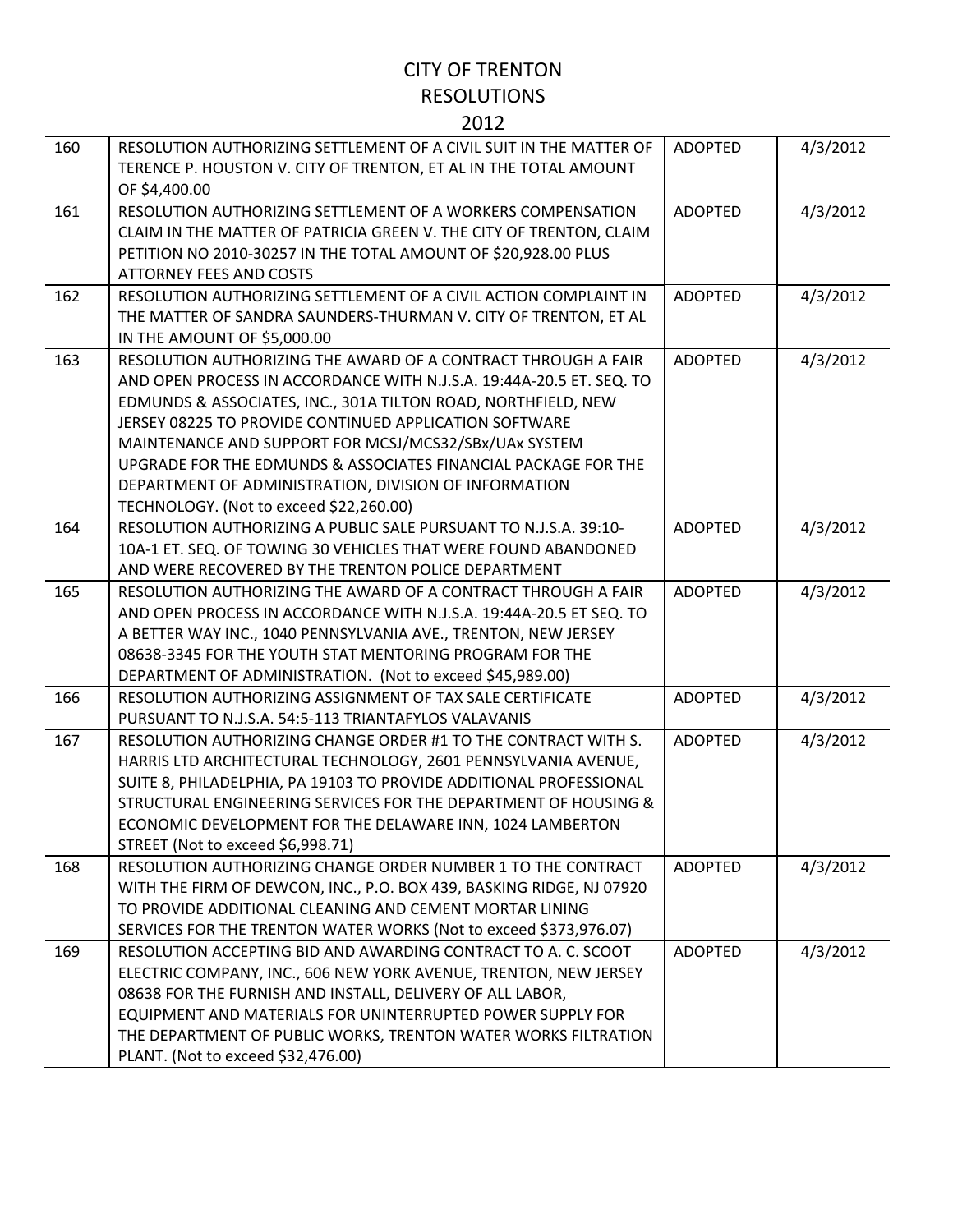# CITY OF TRENTON
## RESOLUTIONS
## 2012

| | | | |
|---|---|---|---|
| 160 | RESOLUTION AUTHORIZING SETTLEMENT OF A CIVIL SUIT IN THE MATTER OF TERENCE P. HOUSTON V. CITY OF TRENTON, ET AL IN THE TOTAL AMOUNT OF $4,400.00 | ADOPTED | 4/3/2012 |
| 161 | RESOLUTION AUTHORIZING SETTLEMENT OF A WORKERS COMPENSATION CLAIM IN THE MATTER OF PATRICIA GREEN V. THE CITY OF TRENTON, CLAIM PETITION NO 2010-30257 IN THE TOTAL AMOUNT OF $20,928.00 PLUS ATTORNEY FEES AND COSTS | ADOPTED | 4/3/2012 |
| 162 | RESOLUTION AUTHORIZING SETTLEMENT OF A CIVIL ACTION COMPLAINT IN THE MATTER OF SANDRA SAUNDERS-THURMAN V. CITY OF TRENTON, ET AL IN THE AMOUNT OF $5,000.00 | ADOPTED | 4/3/2012 |
| 163 | RESOLUTION AUTHORIZING THE AWARD OF A CONTRACT THROUGH A FAIR AND OPEN PROCESS IN ACCORDANCE WITH N.J.S.A. 19:44A-20.5 ET. SEQ. TO EDMUNDS & ASSOCIATES, INC., 301A TILTON ROAD, NORTHFIELD, NEW JERSEY 08225 TO PROVIDE CONTINUED APPLICATION SOFTWARE MAINTENANCE AND SUPPORT FOR MCSJ/MCS32/SBx/UAx SYSTEM UPGRADE FOR THE EDMUNDS & ASSOCIATES FINANCIAL PACKAGE FOR THE DEPARTMENT OF ADMINISTRATION, DIVISION OF INFORMATION TECHNOLOGY. (Not to exceed $22,260.00) | ADOPTED | 4/3/2012 |
| 164 | RESOLUTION AUTHORIZING A PUBLIC SALE PURSUANT TO N.J.S.A. 39:10-10A-1 ET. SEQ. OF TOWING 30 VEHICLES THAT WERE FOUND ABANDONED AND WERE RECOVERED BY THE TRENTON POLICE DEPARTMENT | ADOPTED | 4/3/2012 |
| 165 | RESOLUTION AUTHORIZING THE AWARD OF A CONTRACT THROUGH A FAIR AND OPEN PROCESS IN ACCORDANCE WITH N.J.S.A. 19:44A-20.5 ET SEQ. TO A BETTER WAY INC., 1040 PENNSYLVANIA AVE., TRENTON, NEW JERSEY 08638-3345 FOR THE YOUTH STAT MENTORING PROGRAM FOR THE DEPARTMENT OF ADMINISTRATION. (Not to exceed $45,989.00) | ADOPTED | 4/3/2012 |
| 166 | RESOLUTION AUTHORIZING ASSIGNMENT OF TAX SALE CERTIFICATE PURSUANT TO N.J.S.A. 54:5-113 TRIANTAFYLOS VALAVANIS | ADOPTED | 4/3/2012 |
| 167 | RESOLUTION AUTHORIZING CHANGE ORDER #1 TO THE CONTRACT WITH S. HARRIS LTD ARCHITECTURAL TECHNOLOGY, 2601 PENNSYLVANIA AVENUE, SUITE 8, PHILADELPHIA, PA 19103 TO PROVIDE ADDITIONAL PROFESSIONAL STRUCTURAL ENGINEERING SERVICES FOR THE DEPARTMENT OF HOUSING & ECONOMIC DEVELOPMENT FOR THE DELAWARE INN, 1024 LAMBERTON STREET (Not to exceed $6,998.71) | ADOPTED | 4/3/2012 |
| 168 | RESOLUTION AUTHORIZING CHANGE ORDER NUMBER 1 TO THE CONTRACT WITH THE FIRM OF DEWCON, INC., P.O. BOX 439, BASKING RIDGE, NJ 07920 TO PROVIDE ADDITIONAL CLEANING AND CEMENT MORTAR LINING SERVICES FOR THE TRENTON WATER WORKS (Not to exceed $373,976.07) | ADOPTED | 4/3/2012 |
| 169 | RESOLUTION ACCEPTING BID AND AWARDING CONTRACT TO A. C. SCOOT ELECTRIC COMPANY, INC., 606 NEW YORK AVENUE, TRENTON, NEW JERSEY 08638 FOR THE FURNISH AND INSTALL, DELIVERY OF ALL LABOR, EQUIPMENT AND MATERIALS FOR UNINTERRUPTED POWER SUPPLY FOR THE DEPARTMENT OF PUBLIC WORKS, TRENTON WATER WORKS FILTRATION PLANT. (Not to exceed $32,476.00) | ADOPTED | 4/3/2012 |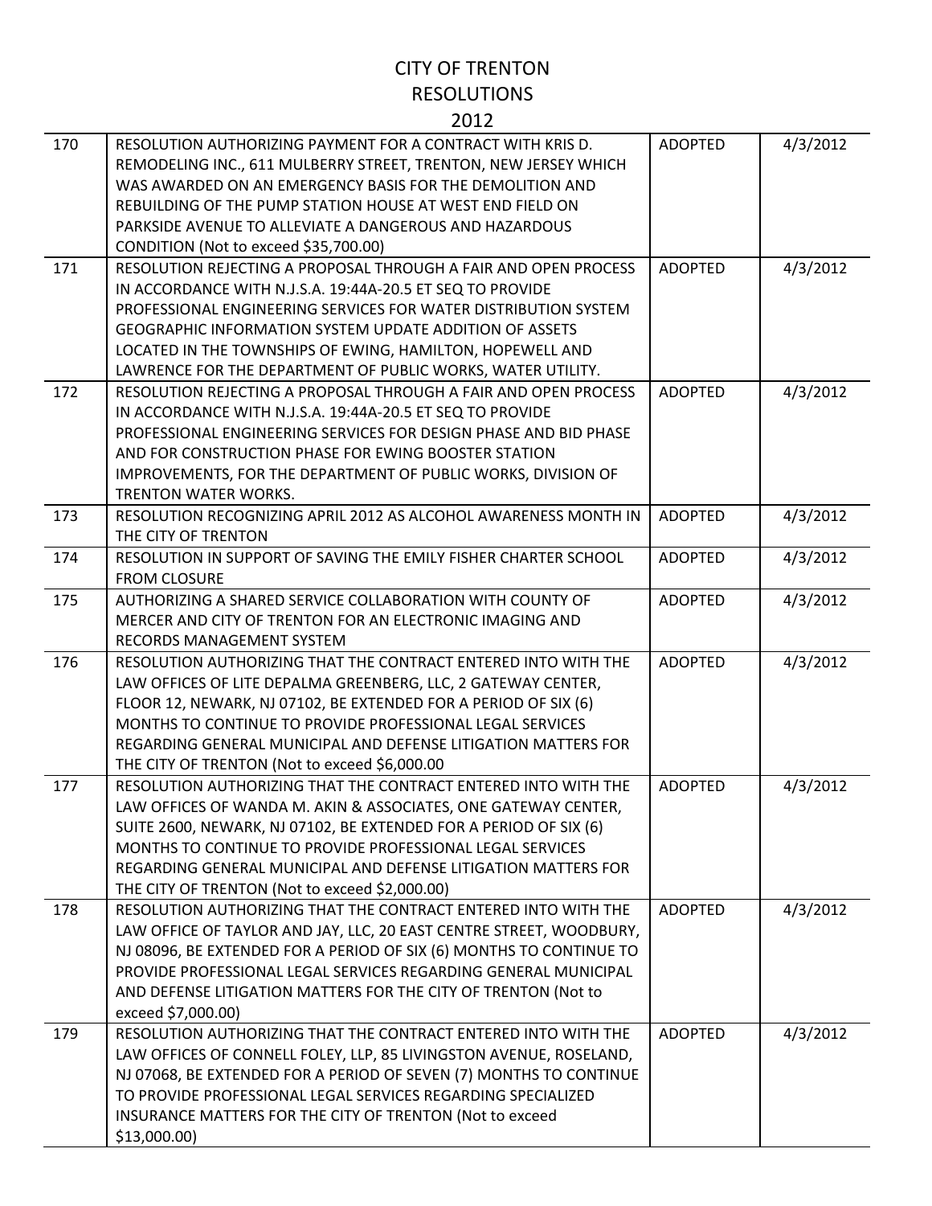# CITY OF TRENTON
## RESOLUTIONS
## 2012

| | | | |
|---|---|---|---|
| 170 | RESOLUTION AUTHORIZING PAYMENT FOR A CONTRACT WITH KRIS D. REMODELING INC., 611 MULBERRY STREET, TRENTON, NEW JERSEY WHICH WAS AWARDED ON AN EMERGENCY BASIS FOR THE DEMOLITION AND REBUILDING OF THE PUMP STATION HOUSE AT WEST END FIELD ON PARKSIDE AVENUE TO ALLEVIATE A DANGEROUS AND HAZARDOUS CONDITION (Not to exceed $35,700.00) | ADOPTED | 4/3/2012 |
| 171 | RESOLUTION REJECTING A PROPOSAL THROUGH A FAIR AND OPEN PROCESS IN ACCORDANCE WITH N.J.S.A. 19:44A-20.5 ET SEQ TO PROVIDE PROFESSIONAL ENGINEERING SERVICES FOR WATER DISTRIBUTION SYSTEM GEOGRAPHIC INFORMATION SYSTEM UPDATE ADDITION OF ASSETS LOCATED IN THE TOWNSHIPS OF EWING, HAMILTON, HOPEWELL AND LAWRENCE FOR THE DEPARTMENT OF PUBLIC WORKS, WATER UTILITY. | ADOPTED | 4/3/2012 |
| 172 | RESOLUTION REJECTING A PROPOSAL THROUGH A FAIR AND OPEN PROCESS IN ACCORDANCE WITH N.J.S.A. 19:44A-20.5 ET SEQ TO PROVIDE PROFESSIONAL ENGINEERING SERVICES FOR DESIGN PHASE AND BID PHASE AND FOR CONSTRUCTION PHASE FOR EWING BOOSTER STATION IMPROVEMENTS, FOR THE DEPARTMENT OF PUBLIC WORKS, DIVISION OF TRENTON WATER WORKS. | ADOPTED | 4/3/2012 |
| 173 | RESOLUTION RECOGNIZING APRIL 2012 AS ALCOHOL AWARENESS MONTH IN THE CITY OF TRENTON | ADOPTED | 4/3/2012 |
| 174 | RESOLUTION IN SUPPORT OF SAVING THE EMILY FISHER CHARTER SCHOOL FROM CLOSURE | ADOPTED | 4/3/2012 |
| 175 | AUTHORIZING A SHARED SERVICE COLLABORATION WITH COUNTY OF MERCER AND CITY OF TRENTON FOR AN ELECTRONIC IMAGING AND RECORDS MANAGEMENT SYSTEM | ADOPTED | 4/3/2012 |
| 176 | RESOLUTION AUTHORIZING THAT THE CONTRACT ENTERED INTO WITH THE LAW OFFICES OF LITE DEPALMA GREENBERG, LLC, 2 GATEWAY CENTER, FLOOR 12, NEWARK, NJ 07102, BE EXTENDED FOR A PERIOD OF SIX (6) MONTHS TO CONTINUE TO PROVIDE PROFESSIONAL LEGAL SERVICES REGARDING GENERAL MUNICIPAL AND DEFENSE LITIGATION MATTERS FOR THE CITY OF TRENTON (Not to exceed $6,000.00 | ADOPTED | 4/3/2012 |
| 177 | RESOLUTION AUTHORIZING THAT THE CONTRACT ENTERED INTO WITH THE LAW OFFICES OF WANDA M. AKIN & ASSOCIATES, ONE GATEWAY CENTER, SUITE 2600, NEWARK, NJ 07102, BE EXTENDED FOR A PERIOD OF SIX (6) MONTHS TO CONTINUE TO PROVIDE PROFESSIONAL LEGAL SERVICES REGARDING GENERAL MUNICIPAL AND DEFENSE LITIGATION MATTERS FOR THE CITY OF TRENTON (Not to exceed $2,000.00) | ADOPTED | 4/3/2012 |
| 178 | RESOLUTION AUTHORIZING THAT THE CONTRACT ENTERED INTO WITH THE LAW OFFICE OF TAYLOR AND JAY, LLC, 20 EAST CENTRE STREET, WOODBURY, NJ 08096, BE EXTENDED FOR A PERIOD OF SIX (6) MONTHS TO CONTINUE TO PROVIDE PROFESSIONAL LEGAL SERVICES REGARDING GENERAL MUNICIPAL AND DEFENSE LITIGATION MATTERS FOR THE CITY OF TRENTON (Not to exceed $7,000.00) | ADOPTED | 4/3/2012 |
| 179 | RESOLUTION AUTHORIZING THAT THE CONTRACT ENTERED INTO WITH THE LAW OFFICES OF CONNELL FOLEY, LLP, 85 LIVINGSTON AVENUE, ROSELAND, NJ 07068, BE EXTENDED FOR A PERIOD OF SEVEN (7) MONTHS TO CONTINUE TO PROVIDE PROFESSIONAL LEGAL SERVICES REGARDING SPECIALIZED INSURANCE MATTERS FOR THE CITY OF TRENTON (Not to exceed $13,000.00) | ADOPTED | 4/3/2012 |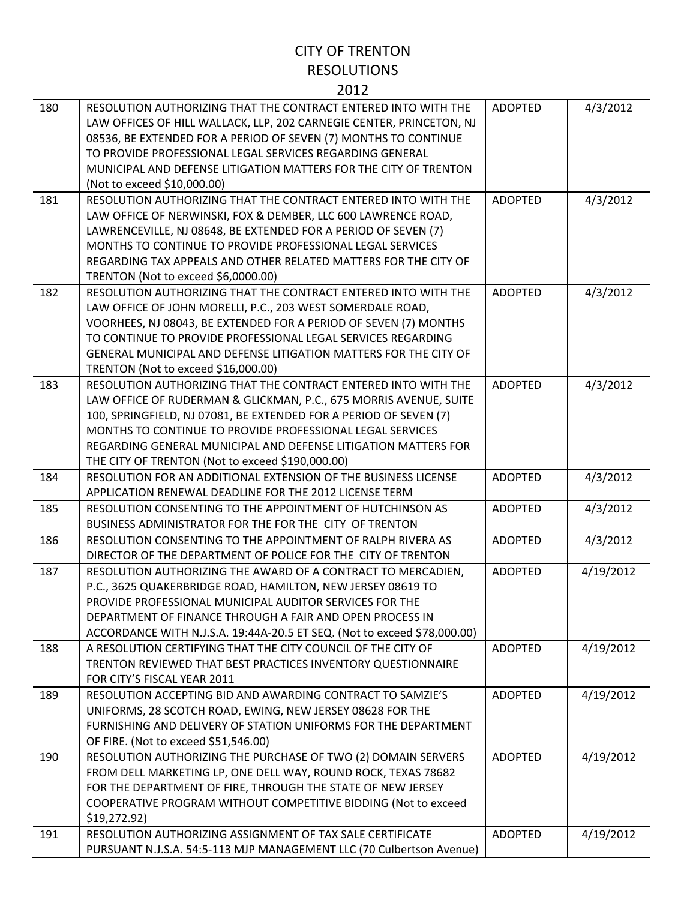# CITY OF TRENTON
# RESOLUTIONS
# 2012

| | | | |
|---|---|---|---|
| 180 | RESOLUTION AUTHORIZING THAT THE CONTRACT ENTERED INTO WITH THE LAW OFFICES OF HILL WALLACK, LLP, 202 CARNEGIE CENTER, PRINCETON, NJ 08536, BE EXTENDED FOR A PERIOD OF SEVEN (7) MONTHS TO CONTINUE TO PROVIDE PROFESSIONAL LEGAL SERVICES REGARDING GENERAL MUNICIPAL AND DEFENSE LITIGATION MATTERS FOR THE CITY OF TRENTON (Not to exceed $10,000.00) | ADOPTED | 4/3/2012 |
| 181 | RESOLUTION AUTHORIZING THAT THE CONTRACT ENTERED INTO WITH THE LAW OFFICE OF NERWINSKI, FOX & DEMBER, LLC 600 LAWRENCE ROAD, LAWRENCEVILLE, NJ 08648, BE EXTENDED FOR A PERIOD OF SEVEN (7) MONTHS TO CONTINUE TO PROVIDE PROFESSIONAL LEGAL SERVICES REGARDING TAX APPEALS AND OTHER RELATED MATTERS FOR THE CITY OF TRENTON (Not to exceed $6,0000.00) | ADOPTED | 4/3/2012 |
| 182 | RESOLUTION AUTHORIZING THAT THE CONTRACT ENTERED INTO WITH THE LAW OFFICE OF JOHN MORELLI, P.C., 203 WEST SOMERDALE ROAD, VOORHEES, NJ 08043, BE EXTENDED FOR A PERIOD OF SEVEN (7) MONTHS TO CONTINUE TO PROVIDE PROFESSIONAL LEGAL SERVICES REGARDING GENERAL MUNICIPAL AND DEFENSE LITIGATION MATTERS FOR THE CITY OF TRENTON (Not to exceed $16,000.00) | ADOPTED | 4/3/2012 |
| 183 | RESOLUTION AUTHORIZING THAT THE CONTRACT ENTERED INTO WITH THE LAW OFFICE OF RUDERMAN & GLICKMAN, P.C., 675 MORRIS AVENUE, SUITE 100, SPRINGFIELD, NJ 07081, BE EXTENDED FOR A PERIOD OF SEVEN (7) MONTHS TO CONTINUE TO PROVIDE PROFESSIONAL LEGAL SERVICES REGARDING GENERAL MUNICIPAL AND DEFENSE LITIGATION MATTERS FOR THE CITY OF TRENTON (Not to exceed $190,000.00) | ADOPTED | 4/3/2012 |
| 184 | RESOLUTION FOR AN ADDITIONAL EXTENSION OF THE BUSINESS LICENSE APPLICATION RENEWAL DEADLINE FOR THE 2012 LICENSE TERM | ADOPTED | 4/3/2012 |
| 185 | RESOLUTION CONSENTING TO THE APPOINTMENT OF HUTCHINSON AS BUSINESS ADMINISTRATOR FOR THE FOR THE CITY OF TRENTON | ADOPTED | 4/3/2012 |
| 186 | RESOLUTION CONSENTING TO THE APPOINTMENT OF RALPH RIVERA AS DIRECTOR OF THE DEPARTMENT OF POLICE FOR THE CITY OF TRENTON | ADOPTED | 4/3/2012 |
| 187 | RESOLUTION AUTHORIZING THE AWARD OF A CONTRACT TO MERCADIEN, P.C., 3625 QUAKERBRIDGE ROAD, HAMILTON, NEW JERSEY 08619 TO PROVIDE PROFESSIONAL MUNICIPAL AUDITOR SERVICES FOR THE DEPARTMENT OF FINANCE THROUGH A FAIR AND OPEN PROCESS IN ACCORDANCE WITH N.J.S.A. 19:44A-20.5 ET SEQ. (Not to exceed $78,000.00) | ADOPTED | 4/19/2012 |
| 188 | A RESOLUTION CERTIFYING THAT THE CITY COUNCIL OF THE CITY OF TRENTON REVIEWED THAT BEST PRACTICES INVENTORY QUESTIONNAIRE FOR CITY'S FISCAL YEAR 2011 | ADOPTED | 4/19/2012 |
| 189 | RESOLUTION ACCEPTING BID AND AWARDING CONTRACT TO SAMZIE'S UNIFORMS, 28 SCOTCH ROAD, EWING, NEW JERSEY 08628 FOR THE FURNISHING AND DELIVERY OF STATION UNIFORMS FOR THE DEPARTMENT OF FIRE. (Not to exceed $51,546.00) | ADOPTED | 4/19/2012 |
| 190 | RESOLUTION AUTHORIZING THE PURCHASE OF TWO (2) DOMAIN SERVERS FROM DELL MARKETING LP, ONE DELL WAY, ROUND ROCK, TEXAS 78682 FOR THE DEPARTMENT OF FIRE, THROUGH THE STATE OF NEW JERSEY COOPERATIVE PROGRAM WITHOUT COMPETITIVE BIDDING (Not to exceed $19,272.92) | ADOPTED | 4/19/2012 |
| 191 | RESOLUTION AUTHORIZING ASSIGNMENT OF TAX SALE CERTIFICATE PURSUANT N.J.S.A. 54:5-113 MJP MANAGEMENT LLC (70 Culbertson Avenue) | ADOPTED | 4/19/2012 |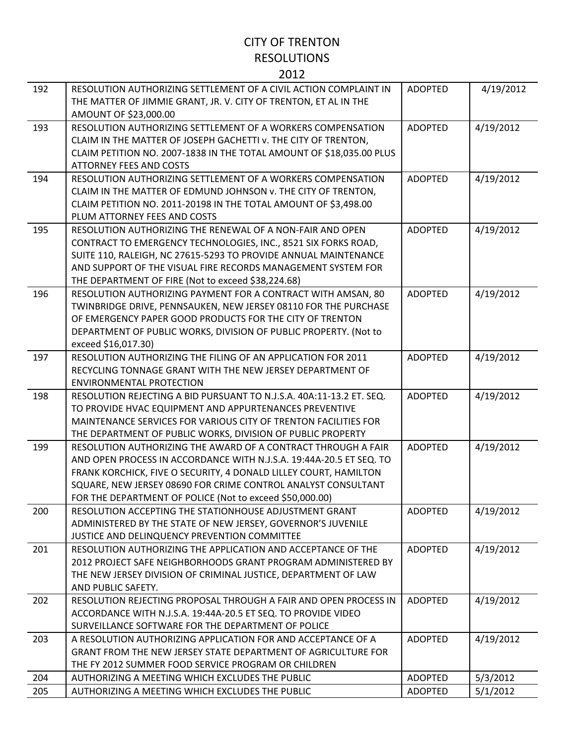# CITY OF TRENTON
## RESOLUTIONS
## 2012

| | | | |
|---|---|---|---|
| 192 | RESOLUTION AUTHORIZING SETTLEMENT OF A CIVIL ACTION COMPLAINT IN THE MATTER OF JIMMIE GRANT, JR. V. CITY OF TRENTON, ET AL IN THE AMOUNT OF $23,000.00 | ADOPTED | 4/19/2012 |
| 193 | RESOLUTION AUTHORIZING SETTLEMENT OF A WORKERS COMPENSATION CLAIM IN THE MATTER OF JOSEPH GACHETTI v. THE CITY OF TRENTON, CLAIM PETITION NO. 2007-1838 IN THE TOTAL AMOUNT OF $18,035.00 PLUS ATTORNEY FEES AND COSTS | ADOPTED | 4/19/2012 |
| 194 | RESOLUTION AUTHORIZING SETTLEMENT OF A WORKERS COMPENSATION CLAIM IN THE MATTER OF EDMUND JOHNSON v. THE CITY OF TRENTON, CLAIM PETITION NO. 2011-20198 IN THE TOTAL AMOUNT OF $3,498.00 PLUM ATTORNEY FEES AND COSTS | ADOPTED | 4/19/2012 |
| 195 | RESOLUTION AUTHORIZING THE RENEWAL OF A NON-FAIR AND OPEN CONTRACT TO EMERGENCY TECHNOLOGIES, INC., 8521 SIX FORKS ROAD, SUITE 110, RALEIGH, NC 27615-5293 TO PROVIDE ANNUAL MAINTENANCE AND SUPPORT OF THE VISUAL FIRE RECORDS MANAGEMENT SYSTEM FOR THE DEPARTMENT OF FIRE (Not to exceed $38,224.68) | ADOPTED | 4/19/2012 |
| 196 | RESOLUTION AUTHORIZING PAYMENT FOR A CONTRACT WITH AMSAN, 80 TWINBRIDGE DRIVE, PENNSAUKEN, NEW JERSEY 08110 FOR THE PURCHASE OF EMERGENCY PAPER GOOD PRODUCTS FOR THE CITY OF TRENTON DEPARTMENT OF PUBLIC WORKS, DIVISION OF PUBLIC PROPERTY. (Not to exceed $16,017.30) | ADOPTED | 4/19/2012 |
| 197 | RESOLUTION AUTHORIZING THE FILING OF AN APPLICATION FOR 2011 RECYCLING TONNAGE GRANT WITH THE NEW JERSEY DEPARTMENT OF ENVIRONMENTAL PROTECTION | ADOPTED | 4/19/2012 |
| 198 | RESOLUTION REJECTING A BID PURSUANT TO N.J.S.A. 40A:11-13.2 ET. SEQ. TO PROVIDE HVAC EQUIPMENT AND APPURTENANCES PREVENTIVE MAINTENANCE SERVICES FOR VARIOUS CITY OF TRENTON FACILITIES FOR THE DEPARTMENT OF PUBLIC WORKS, DIVISION OF PUBLIC PROPERTY | ADOPTED | 4/19/2012 |
| 199 | RESOLUTION AUTHORIZING THE AWARD OF A CONTRACT THROUGH A FAIR AND OPEN PROCESS IN ACCORDANCE WITH N.J.S.A. 19:44A-20.5 ET SEQ. TO FRANK KORCHICK, FIVE O SECURITY, 4 DONALD LILLEY COURT, HAMILTON SQUARE, NEW JERSEY 08690 FOR CRIME CONTROL ANALYST CONSULTANT FOR THE DEPARTMENT OF POLICE (Not to exceed $50,000.00) | ADOPTED | 4/19/2012 |
| 200 | RESOLUTION ACCEPTING THE STATIONHOUSE ADJUSTMENT GRANT ADMINISTERED BY THE STATE OF NEW JERSEY, GOVERNOR'S JUVENILE JUSTICE AND DELINQUENCY PREVENTION COMMITTEE | ADOPTED | 4/19/2012 |
| 201 | RESOLUTION AUTHORIZING THE APPLICATION AND ACCEPTANCE OF THE 2012 PROJECT SAFE NEIGHBORHOODS GRANT PROGRAM ADMINISTERED BY THE NEW JERSEY DIVISION OF CRIMINAL JUSTICE, DEPARTMENT OF LAW AND PUBLIC SAFETY. | ADOPTED | 4/19/2012 |
| 202 | RESOLUTION REJECTING PROPOSAL THROUGH A FAIR AND OPEN PROCESS IN ACCORDANCE WITH N.J.S.A. 19:44A-20.5 ET SEQ. TO PROVIDE VIDEO SURVEILLANCE SOFTWARE FOR THE DEPARTMENT OF POLICE | ADOPTED | 4/19/2012 |
| 203 | A RESOLUTION AUTHORIZING APPLICATION FOR AND ACCEPTANCE OF A GRANT FROM THE NEW JERSEY STATE DEPARTMENT OF AGRICULTURE FOR THE FY 2012 SUMMER FOOD SERVICE PROGRAM OR CHILDREN | ADOPTED | 4/19/2012 |
| 204 | AUTHORIZING A MEETING WHICH EXCLUDES THE PUBLIC | ADOPTED | 5/3/2012 |
| 205 | AUTHORIZING A MEETING WHICH EXCLUDES THE PUBLIC | ADOPTED | 5/1/2012 |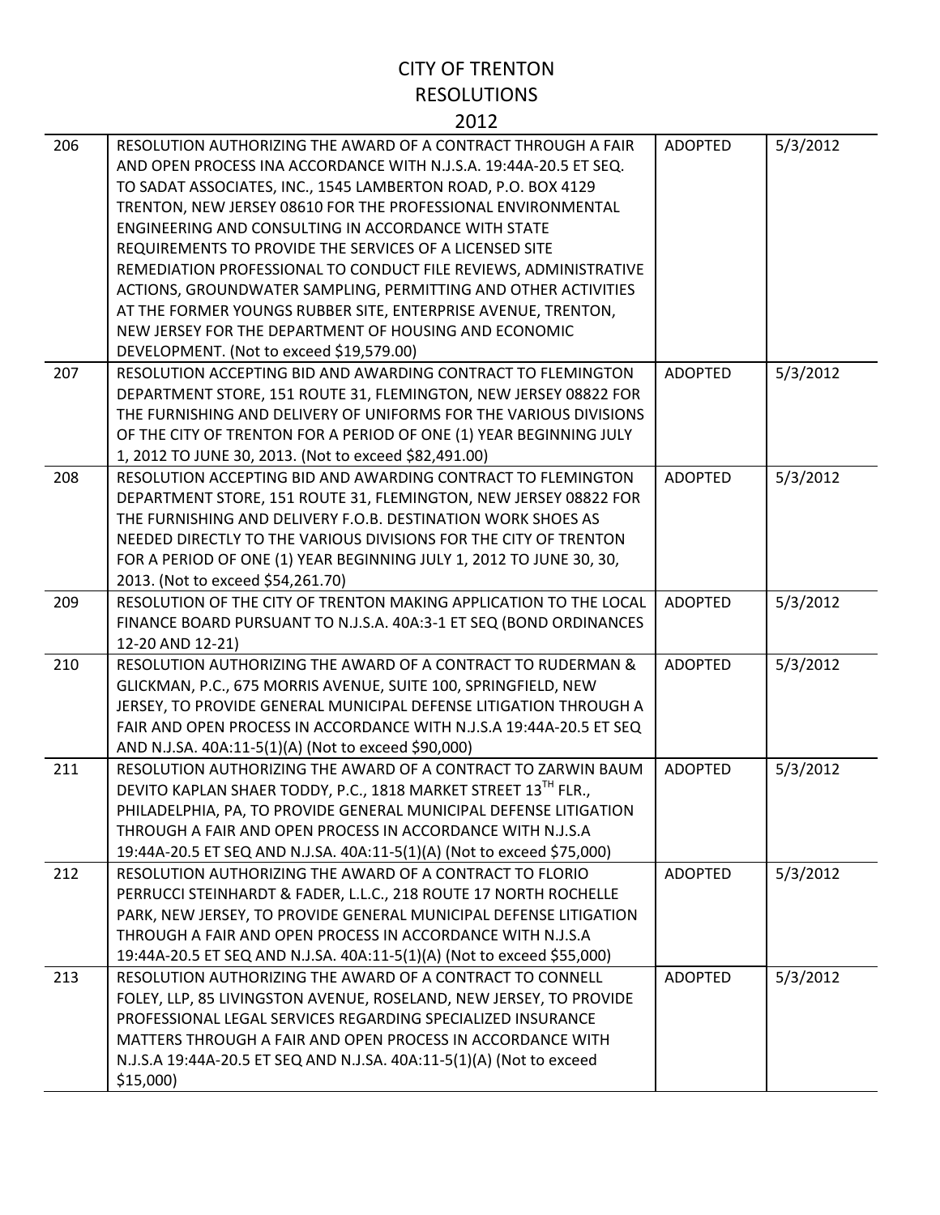# CITY OF TRENTON
## RESOLUTIONS
## 2012

| | | | |
|---|---|---|---|
| 206 | RESOLUTION AUTHORIZING THE AWARD OF A CONTRACT THROUGH A FAIR AND OPEN PROCESS INA ACCORDANCE WITH N.J.S.A. 19:44A-20.5 ET SEQ. TO SADAT ASSOCIATES, INC., 1545 LAMBERTON ROAD, P.O. BOX 4129 TRENTON, NEW JERSEY 08610 FOR THE PROFESSIONAL ENVIRONMENTAL ENGINEERING AND CONSULTING IN ACCORDANCE WITH STATE REQUIREMENTS TO PROVIDE THE SERVICES OF A LICENSED SITE REMEDIATION PROFESSIONAL TO CONDUCT FILE REVIEWS, ADMINISTRATIVE ACTIONS, GROUNDWATER SAMPLING, PERMITTING AND OTHER ACTIVITIES AT THE FORMER YOUNGS RUBBER SITE, ENTERPRISE AVENUE, TRENTON, NEW JERSEY FOR THE DEPARTMENT OF HOUSING AND ECONOMIC DEVELOPMENT. (Not to exceed $19,579.00) | ADOPTED | 5/3/2012 |
| 207 | RESOLUTION ACCEPTING BID AND AWARDING CONTRACT TO FLEMINGTON DEPARTMENT STORE, 151 ROUTE 31, FLEMINGTON, NEW JERSEY 08822 FOR THE FURNISHING AND DELIVERY OF UNIFORMS FOR THE VARIOUS DIVISIONS OF THE CITY OF TRENTON FOR A PERIOD OF ONE (1) YEAR BEGINNING JULY 1, 2012 TO JUNE 30, 2013. (Not to exceed $82,491.00) | ADOPTED | 5/3/2012 |
| 208 | RESOLUTION ACCEPTING BID AND AWARDING CONTRACT TO FLEMINGTON DEPARTMENT STORE, 151 ROUTE 31, FLEMINGTON, NEW JERSEY 08822 FOR THE FURNISHING AND DELIVERY F.O.B. DESTINATION WORK SHOES AS NEEDED DIRECTLY TO THE VARIOUS DIVISIONS FOR THE CITY OF TRENTON FOR A PERIOD OF ONE (1) YEAR BEGINNING JULY 1, 2012 TO JUNE 30, 30, 2013. (Not to exceed $54,261.70) | ADOPTED | 5/3/2012 |
| 209 | RESOLUTION OF THE CITY OF TRENTON MAKING APPLICATION TO THE LOCAL FINANCE BOARD PURSUANT TO N.J.S.A. 40A:3-1 ET SEQ (BOND ORDINANCES 12-20 AND 12-21) | ADOPTED | 5/3/2012 |
| 210 | RESOLUTION AUTHORIZING THE AWARD OF A CONTRACT TO RUDERMAN & GLICKMAN, P.C., 675 MORRIS AVENUE, SUITE 100, SPRINGFIELD, NEW JERSEY, TO PROVIDE GENERAL MUNICIPAL DEFENSE LITIGATION THROUGH A FAIR AND OPEN PROCESS IN ACCORDANCE WITH N.J.S.A 19:44A-20.5 ET SEQ AND N.J.SA. 40A:11-5(1)(A) (Not to exceed $90,000) | ADOPTED | 5/3/2012 |
| 211 | RESOLUTION AUTHORIZING THE AWARD OF A CONTRACT TO ZARWIN BAUM DEVITO KAPLAN SHAER TODDY, P.C., 1818 MARKET STREET 13TH FLR., PHILADELPHIA, PA, TO PROVIDE GENERAL MUNICIPAL DEFENSE LITIGATION THROUGH A FAIR AND OPEN PROCESS IN ACCORDANCE WITH N.J.S.A 19:44A-20.5 ET SEQ AND N.J.SA. 40A:11-5(1)(A) (Not to exceed $75,000) | ADOPTED | 5/3/2012 |
| 212 | RESOLUTION AUTHORIZING THE AWARD OF A CONTRACT TO FLORIO PERRUCCI STEINHARDT & FADER, L.L.C., 218 ROUTE 17 NORTH ROCHELLE PARK, NEW JERSEY, TO PROVIDE GENERAL MUNICIPAL DEFENSE LITIGATION THROUGH A FAIR AND OPEN PROCESS IN ACCORDANCE WITH N.J.S.A 19:44A-20.5 ET SEQ AND N.J.SA. 40A:11-5(1)(A) (Not to exceed $55,000) | ADOPTED | 5/3/2012 |
| 213 | RESOLUTION AUTHORIZING THE AWARD OF A CONTRACT TO CONNELL FOLEY, LLP, 85 LIVINGSTON AVENUE, ROSELAND, NEW JERSEY, TO PROVIDE PROFESSIONAL LEGAL SERVICES REGARDING SPECIALIZED INSURANCE MATTERS THROUGH A FAIR AND OPEN PROCESS IN ACCORDANCE WITH N.J.S.A 19:44A-20.5 ET SEQ AND N.J.SA. 40A:11-5(1)(A) (Not to exceed $15,000) | ADOPTED | 5/3/2012 |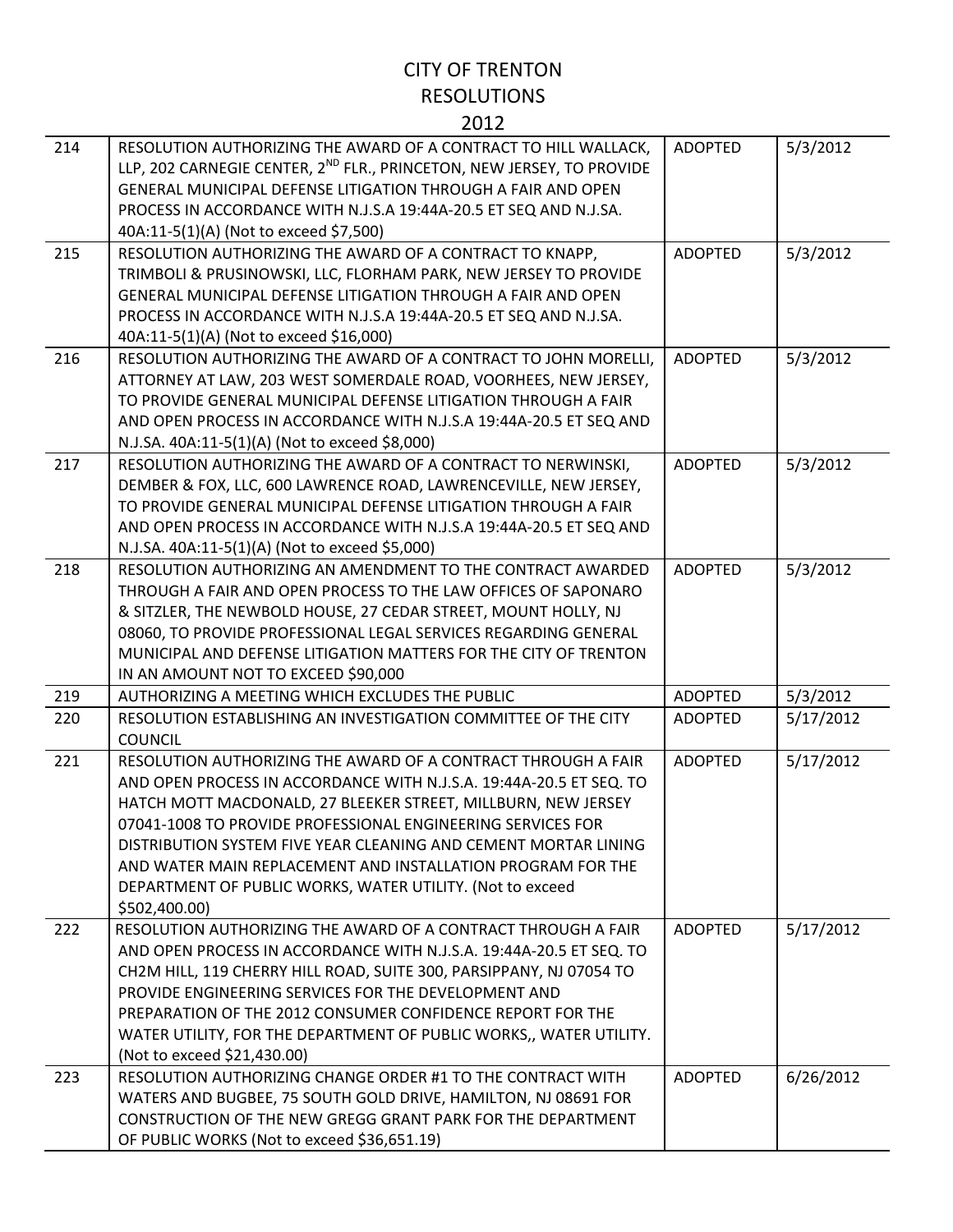# CITY OF TRENTON
## RESOLUTIONS
## 2012

| | | | |
|---|---|---|---|
| 214 | RESOLUTION AUTHORIZING THE AWARD OF A CONTRACT TO HILL WALLACK, LLP, 202 CARNEGIE CENTER, 2ND FLR., PRINCETON, NEW JERSEY, TO PROVIDE GENERAL MUNICIPAL DEFENSE LITIGATION THROUGH A FAIR AND OPEN PROCESS IN ACCORDANCE WITH N.J.S.A 19:44A-20.5 ET SEQ AND N.J.SA. 40A:11-5(1)(A) (Not to exceed $7,500) | ADOPTED | 5/3/2012 |
| 215 | RESOLUTION AUTHORIZING THE AWARD OF A CONTRACT TO KNAPP, TRIMBOLI & PRUSINOWSKI, LLC, FLORHAM PARK, NEW JERSEY TO PROVIDE GENERAL MUNICIPAL DEFENSE LITIGATION THROUGH A FAIR AND OPEN PROCESS IN ACCORDANCE WITH N.J.S.A 19:44A-20.5 ET SEQ AND N.J.SA. 40A:11-5(1)(A) (Not to exceed $16,000) | ADOPTED | 5/3/2012 |
| 216 | RESOLUTION AUTHORIZING THE AWARD OF A CONTRACT TO JOHN MORELLI, ATTORNEY AT LAW, 203 WEST SOMERDALE ROAD, VOORHEES, NEW JERSEY, TO PROVIDE GENERAL MUNICIPAL DEFENSE LITIGATION THROUGH A FAIR AND OPEN PROCESS IN ACCORDANCE WITH N.J.S.A 19:44A-20.5 ET SEQ AND N.J.SA. 40A:11-5(1)(A) (Not to exceed $8,000) | ADOPTED | 5/3/2012 |
| 217 | RESOLUTION AUTHORIZING THE AWARD OF A CONTRACT TO NERWINSKI, DEMBER & FOX, LLC, 600 LAWRENCE ROAD, LAWRENCEVILLE, NEW JERSEY, TO PROVIDE GENERAL MUNICIPAL DEFENSE LITIGATION THROUGH A FAIR AND OPEN PROCESS IN ACCORDANCE WITH N.J.S.A 19:44A-20.5 ET SEQ AND N.J.SA. 40A:11-5(1)(A) (Not to exceed $5,000) | ADOPTED | 5/3/2012 |
| 218 | RESOLUTION AUTHORIZING AN AMENDMENT TO THE CONTRACT AWARDED THROUGH A FAIR AND OPEN PROCESS TO THE LAW OFFICES OF SAPONARO & SITZLER, THE NEWBOLD HOUSE, 27 CEDAR STREET, MOUNT HOLLY, NJ 08060, TO PROVIDE PROFESSIONAL LEGAL SERVICES REGARDING GENERAL MUNICIPAL AND DEFENSE LITIGATION MATTERS FOR THE CITY OF TRENTON IN AN AMOUNT NOT TO EXCEED $90,000 | ADOPTED | 5/3/2012 |
| 219 | AUTHORIZING A MEETING WHICH EXCLUDES THE PUBLIC | ADOPTED | 5/3/2012 |
| 220 | RESOLUTION ESTABLISHING AN INVESTIGATION COMMITTEE OF THE CITY COUNCIL | ADOPTED | 5/17/2012 |
| 221 | RESOLUTION AUTHORIZING THE AWARD OF A CONTRACT THROUGH A FAIR AND OPEN PROCESS IN ACCORDANCE WITH N.J.S.A. 19:44A-20.5 ET SEQ. TO HATCH MOTT MACDONALD, 27 BLEEKER STREET, MILLBURN, NEW JERSEY 07041-1008 TO PROVIDE PROFESSIONAL ENGINEERING SERVICES FOR DISTRIBUTION SYSTEM FIVE YEAR CLEANING AND CEMENT MORTAR LINING AND WATER MAIN REPLACEMENT AND INSTALLATION PROGRAM FOR THE DEPARTMENT OF PUBLIC WORKS, WATER UTILITY. (Not to exceed $502,400.00) | ADOPTED | 5/17/2012 |
| 222 | RESOLUTION AUTHORIZING THE AWARD OF A CONTRACT THROUGH A FAIR AND OPEN PROCESS IN ACCORDANCE WITH N.J.S.A. 19:44A-20.5 ET SEQ. TO CH2M HILL, 119 CHERRY HILL ROAD, SUITE 300, PARSIPPANY, NJ 07054 TO PROVIDE ENGINEERING SERVICES FOR THE DEVELOPMENT AND PREPARATION OF THE 2012 CONSUMER CONFIDENCE REPORT FOR THE WATER UTILITY, FOR THE DEPARTMENT OF PUBLIC WORKS,, WATER UTILITY. (Not to exceed $21,430.00) | ADOPTED | 5/17/2012 |
| 223 | RESOLUTION AUTHORIZING CHANGE ORDER #1 TO THE CONTRACT WITH WATERS AND BUGBEE, 75 SOUTH GOLD DRIVE, HAMILTON, NJ 08691 FOR CONSTRUCTION OF THE NEW GREGG GRANT PARK FOR THE DEPARTMENT OF PUBLIC WORKS (Not to exceed $36,651.19) | ADOPTED | 6/26/2012 |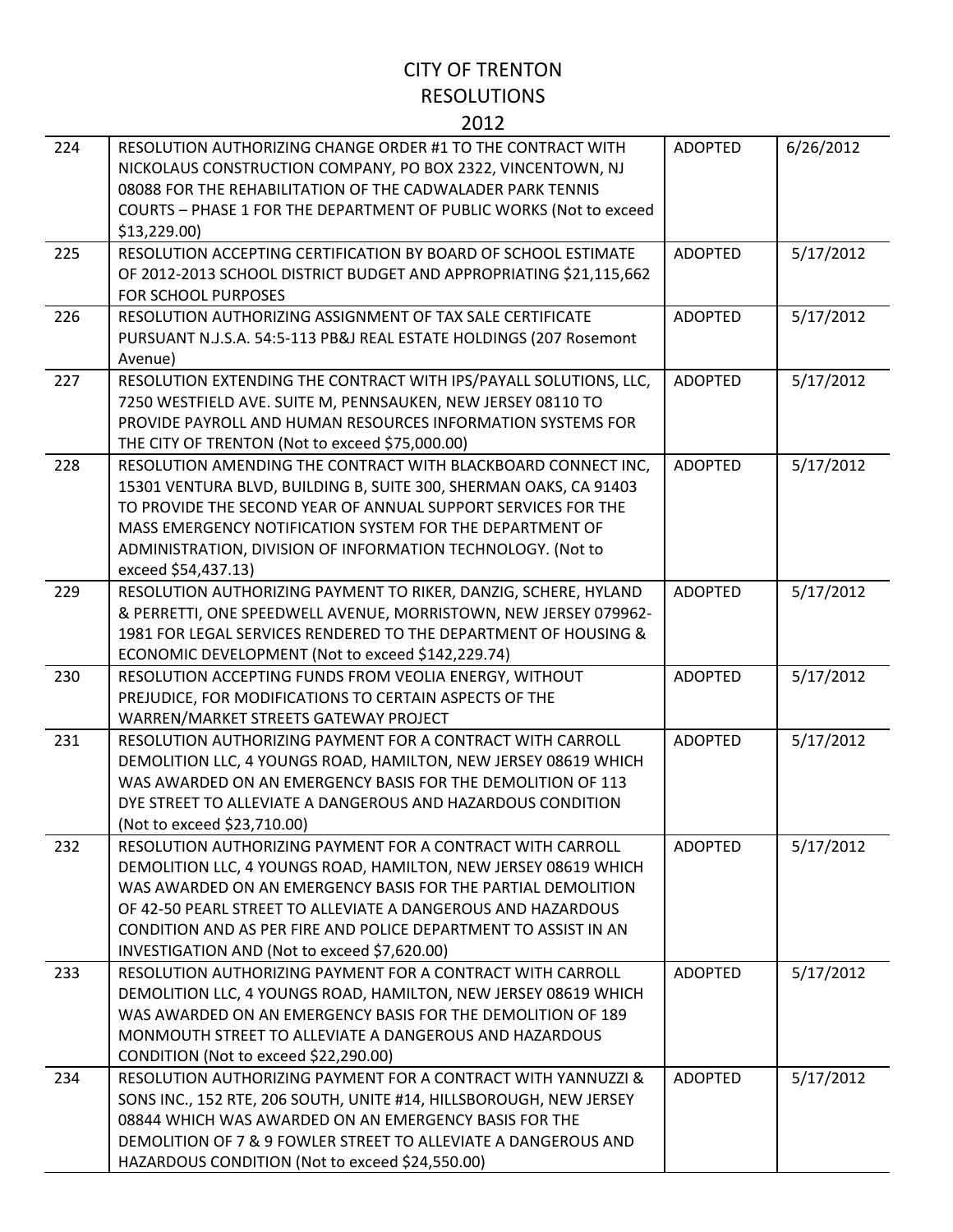# CITY OF TRENTON
## RESOLUTIONS
## 2012

| | | | |
|---|---|---|---|
| 224 | RESOLUTION AUTHORIZING CHANGE ORDER #1 TO THE CONTRACT WITH NICKOLAUS CONSTRUCTION COMPANY, PO BOX 2322, VINCENTOWN, NJ 08088 FOR THE REHABILITATION OF THE CADWALADER PARK TENNIS COURTS – PHASE 1 FOR THE DEPARTMENT OF PUBLIC WORKS (Not to exceed $13,229.00) | ADOPTED | 6/26/2012 |
| 225 | RESOLUTION ACCEPTING CERTIFICATION BY BOARD OF SCHOOL ESTIMATE OF 2012-2013 SCHOOL DISTRICT BUDGET AND APPROPRIATING $21,115,662 FOR SCHOOL PURPOSES | ADOPTED | 5/17/2012 |
| 226 | RESOLUTION AUTHORIZING ASSIGNMENT OF TAX SALE CERTIFICATE PURSUANT N.J.S.A. 54:5-113 PB&J REAL ESTATE HOLDINGS (207 Rosemont Avenue) | ADOPTED | 5/17/2012 |
| 227 | RESOLUTION EXTENDING THE CONTRACT WITH IPS/PAYALL SOLUTIONS, LLC, 7250 WESTFIELD AVE. SUITE M, PENNSAUKEN, NEW JERSEY 08110 TO PROVIDE PAYROLL AND HUMAN RESOURCES INFORMATION SYSTEMS FOR THE CITY OF TRENTON (Not to exceed $75,000.00) | ADOPTED | 5/17/2012 |
| 228 | RESOLUTION AMENDING THE CONTRACT WITH BLACKBOARD CONNECT INC, 15301 VENTURA BLVD, BUILDING B, SUITE 300, SHERMAN OAKS, CA 91403 TO PROVIDE THE SECOND YEAR OF ANNUAL SUPPORT SERVICES FOR THE MASS EMERGENCY NOTIFICATION SYSTEM FOR THE DEPARTMENT OF ADMINISTRATION, DIVISION OF INFORMATION TECHNOLOGY. (Not to exceed $54,437.13) | ADOPTED | 5/17/2012 |
| 229 | RESOLUTION AUTHORIZING PAYMENT TO RIKER, DANZIG, SCHERE, HYLAND & PERRETTI, ONE SPEEDWELL AVENUE, MORRISTOWN, NEW JERSEY 079962-1981 FOR LEGAL SERVICES RENDERED TO THE DEPARTMENT OF HOUSING & ECONOMIC DEVELOPMENT (Not to exceed $142,229.74) | ADOPTED | 5/17/2012 |
| 230 | RESOLUTION ACCEPTING FUNDS FROM VEOLIA ENERGY, WITHOUT PREJUDICE, FOR MODIFICATIONS TO CERTAIN ASPECTS OF THE WARREN/MARKET STREETS GATEWAY PROJECT | ADOPTED | 5/17/2012 |
| 231 | RESOLUTION AUTHORIZING PAYMENT FOR A CONTRACT WITH CARROLL DEMOLITION LLC, 4 YOUNGS ROAD, HAMILTON, NEW JERSEY 08619 WHICH WAS AWARDED ON AN EMERGENCY BASIS FOR THE DEMOLITION OF 113 DYE STREET TO ALLEVIATE A DANGEROUS AND HAZARDOUS CONDITION (Not to exceed $23,710.00) | ADOPTED | 5/17/2012 |
| 232 | RESOLUTION AUTHORIZING PAYMENT FOR A CONTRACT WITH CARROLL DEMOLITION LLC, 4 YOUNGS ROAD, HAMILTON, NEW JERSEY 08619 WHICH WAS AWARDED ON AN EMERGENCY BASIS FOR THE PARTIAL DEMOLITION OF 42-50 PEARL STREET TO ALLEVIATE A DANGEROUS AND HAZARDOUS CONDITION AND AS PER FIRE AND POLICE DEPARTMENT TO ASSIST IN AN INVESTIGATION AND (Not to exceed $7,620.00) | ADOPTED | 5/17/2012 |
| 233 | RESOLUTION AUTHORIZING PAYMENT FOR A CONTRACT WITH CARROLL DEMOLITION LLC, 4 YOUNGS ROAD, HAMILTON, NEW JERSEY 08619 WHICH WAS AWARDED ON AN EMERGENCY BASIS FOR THE DEMOLITION OF 189 MONMOUTH STREET TO ALLEVIATE A DANGEROUS AND HAZARDOUS CONDITION (Not to exceed $22,290.00) | ADOPTED | 5/17/2012 |
| 234 | RESOLUTION AUTHORIZING PAYMENT FOR A CONTRACT WITH YANNUZZI & SONS INC., 152 RTE, 206 SOUTH, UNITE #14, HILLSBOROUGH, NEW JERSEY 08844 WHICH WAS AWARDED ON AN EMERGENCY BASIS FOR THE DEMOLITION OF 7 & 9 FOWLER STREET TO ALLEVIATE A DANGEROUS AND HAZARDOUS CONDITION (Not to exceed $24,550.00) | ADOPTED | 5/17/2012 |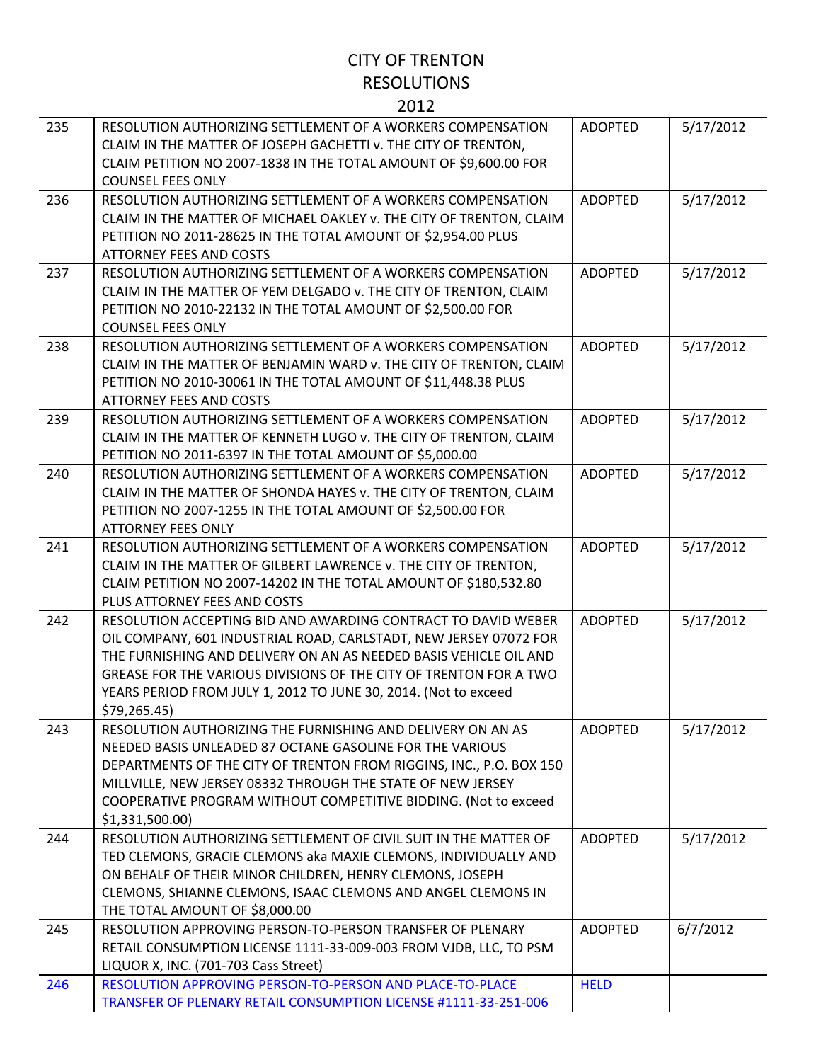# CITY OF TRENTON
# RESOLUTIONS
# 2012

| | | | |
|---|---|---|---|
| 235 | RESOLUTION AUTHORIZING SETTLEMENT OF A WORKERS COMPENSATION CLAIM IN THE MATTER OF JOSEPH GACHETTI v. THE CITY OF TRENTON, CLAIM PETITION NO 2007-1838 IN THE TOTAL AMOUNT OF $9,600.00 FOR COUNSEL FEES ONLY | ADOPTED | 5/17/2012 |
| 236 | RESOLUTION AUTHORIZING SETTLEMENT OF A WORKERS COMPENSATION CLAIM IN THE MATTER OF MICHAEL OAKLEY v. THE CITY OF TRENTON, CLAIM PETITION NO 2011-28625 IN THE TOTAL AMOUNT OF $2,954.00 PLUS ATTORNEY FEES AND COSTS | ADOPTED | 5/17/2012 |
| 237 | RESOLUTION AUTHORIZING SETTLEMENT OF A WORKERS COMPENSATION CLAIM IN THE MATTER OF YEM DELGADO v. THE CITY OF TRENTON, CLAIM PETITION NO 2010-22132 IN THE TOTAL AMOUNT OF $2,500.00 FOR COUNSEL FEES ONLY | ADOPTED | 5/17/2012 |
| 238 | RESOLUTION AUTHORIZING SETTLEMENT OF A WORKERS COMPENSATION CLAIM IN THE MATTER OF BENJAMIN WARD v. THE CITY OF TRENTON, CLAIM PETITION NO 2010-30061 IN THE TOTAL AMOUNT OF $11,448.38 PLUS ATTORNEY FEES AND COSTS | ADOPTED | 5/17/2012 |
| 239 | RESOLUTION AUTHORIZING SETTLEMENT OF A WORKERS COMPENSATION CLAIM IN THE MATTER OF KENNETH LUGO v. THE CITY OF TRENTON, CLAIM PETITION NO 2011-6397 IN THE TOTAL AMOUNT OF $5,000.00 | ADOPTED | 5/17/2012 |
| 240 | RESOLUTION AUTHORIZING SETTLEMENT OF A WORKERS COMPENSATION CLAIM IN THE MATTER OF SHONDA HAYES v. THE CITY OF TRENTON, CLAIM PETITION NO 2007-1255 IN THE TOTAL AMOUNT OF $2,500.00 FOR ATTORNEY FEES ONLY | ADOPTED | 5/17/2012 |
| 241 | RESOLUTION AUTHORIZING SETTLEMENT OF A WORKERS COMPENSATION CLAIM IN THE MATTER OF GILBERT LAWRENCE v. THE CITY OF TRENTON, CLAIM PETITION NO 2007-14202 IN THE TOTAL AMOUNT OF $180,532.80 PLUS ATTORNEY FEES AND COSTS | ADOPTED | 5/17/2012 |
| 242 | RESOLUTION ACCEPTING BID AND AWARDING CONTRACT TO DAVID WEBER OIL COMPANY, 601 INDUSTRIAL ROAD, CARLSTADT, NEW JERSEY 07072 FOR THE FURNISHING AND DELIVERY ON AN AS NEEDED BASIS VEHICLE OIL AND GREASE FOR THE VARIOUS DIVISIONS OF THE CITY OF TRENTON FOR A TWO YEARS PERIOD FROM JULY 1, 2012 TO JUNE 30, 2014. (Not to exceed $79,265.45) | ADOPTED | 5/17/2012 |
| 243 | RESOLUTION AUTHORIZING THE FURNISHING AND DELIVERY ON AN AS NEEDED BASIS UNLEADED 87 OCTANE GASOLINE FOR THE VARIOUS DEPARTMENTS OF THE CITY OF TRENTON FROM RIGGINS, INC., P.O. BOX 150 MILLVILLE, NEW JERSEY 08332 THROUGH THE STATE OF NEW JERSEY COOPERATIVE PROGRAM WITHOUT COMPETITIVE BIDDING. (Not to exceed $1,331,500.00) | ADOPTED | 5/17/2012 |
| 244 | RESOLUTION AUTHORIZING SETTLEMENT OF CIVIL SUIT IN THE MATTER OF TED CLEMONS, GRACIE CLEMONS aka MAXIE CLEMONS, INDIVIDUALLY AND ON BEHALF OF THEIR MINOR CHILDREN, HENRY CLEMONS, JOSEPH CLEMONS, SHIANNE CLEMONS, ISAAC CLEMONS AND ANGEL CLEMONS IN THE TOTAL AMOUNT OF $8,000.00 | ADOPTED | 5/17/2012 |
| 245 | RESOLUTION APPROVING PERSON-TO-PERSON TRANSFER OF PLENARY RETAIL CONSUMPTION LICENSE 1111-33-009-003 FROM VJDB, LLC, TO PSM LIQUOR X, INC. (701-703 Cass Street) | ADOPTED | 6/7/2012 |
| 246 | RESOLUTION APPROVING PERSON-TO-PERSON AND PLACE-TO-PLACE TRANSFER OF PLENARY RETAIL CONSUMPTION LICENSE #1111-33-251-006 | HELD | |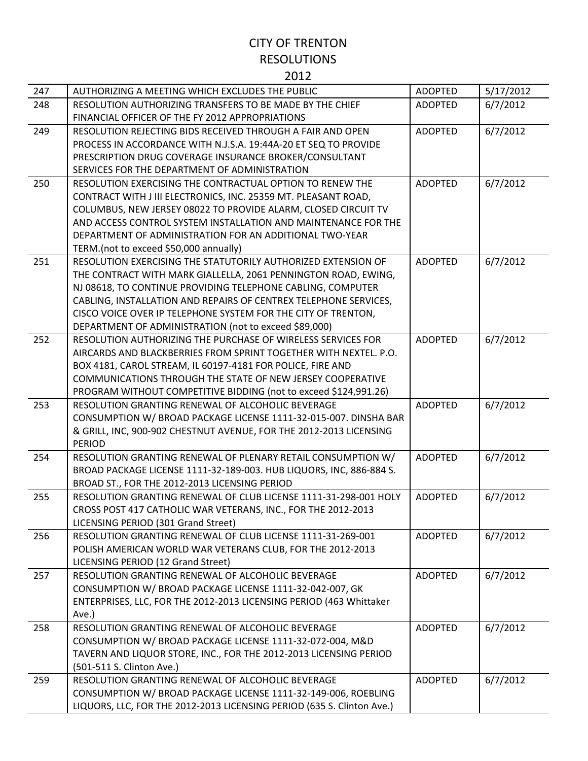# CITY OF TRENTON
## RESOLUTIONS
## 2012

| | | | |
|---|---|---|---|
| 247 | AUTHORIZING A MEETING WHICH EXCLUDES THE PUBLIC | ADOPTED | 5/17/2012 |
| 248 | RESOLUTION AUTHORIZING TRANSFERS TO BE MADE BY THE CHIEF FINANCIAL OFFICER OF THE FY 2012 APPROPRIATIONS | ADOPTED | 6/7/2012 |
| 249 | RESOLUTION REJECTING BIDS RECEIVED THROUGH A FAIR AND OPEN PROCESS IN ACCORDANCE WITH N.J.S.A. 19:44A-20 ET SEQ TO PROVIDE PRESCRIPTION DRUG COVERAGE INSURANCE BROKER/CONSULTANT SERVICES FOR THE DEPARTMENT OF ADMINISTRATION | ADOPTED | 6/7/2012 |
| 250 | RESOLUTION EXERCISING THE CONTRACTUAL OPTION TO RENEW THE CONTRACT WITH J III ELECTRONICS, INC. 25359 MT. PLEASANT ROAD, COLUMBUS, NEW JERSEY 08022 TO PROVIDE ALARM, CLOSED CIRCUIT TV AND ACCESS CONTROL SYSTEM INSTALLATION AND MAINTENANCE FOR THE DEPARTMENT OF ADMINISTRATION FOR AN ADDITIONAL TWO-YEAR TERM.(not to exceed $50,000 annually) | ADOPTED | 6/7/2012 |
| 251 | RESOLUTION EXERCISING THE STATUTORILY AUTHORIZED EXTENSION OF THE CONTRACT WITH MARK GIALLELLA, 2061 PENNINGTON ROAD, EWING, NJ 08618, TO CONTINUE PROVIDING TELEPHONE CABLING, COMPUTER CABLING, INSTALLATION AND REPAIRS OF CENTREX TELEPHONE SERVICES, CISCO VOICE OVER IP TELEPHONE SYSTEM FOR THE CITY OF TRENTON, DEPARTMENT OF ADMINISTRATION (not to exceed $89,000) | ADOPTED | 6/7/2012 |
| 252 | RESOLUTION AUTHORIZING THE PURCHASE OF WIRELESS SERVICES FOR AIRCARDS AND BLACKBERRIES FROM SPRINT TOGETHER WITH NEXTEL. P.O. BOX 4181, CAROL STREAM, IL 60197-4181 FOR POLICE, FIRE AND COMMUNICATIONS THROUGH THE STATE OF NEW JERSEY COOPERATIVE PROGRAM WITHOUT COMPETITIVE BIDDING (not to exceed $124,991.26) | ADOPTED | 6/7/2012 |
| 253 | RESOLUTION GRANTING RENEWAL OF ALCOHOLIC BEVERAGE CONSUMPTION W/ BROAD PACKAGE LICENSE 1111-32-015-007. DINSHA BAR & GRILL, INC, 900-902 CHESTNUT AVENUE, FOR THE 2012-2013 LICENSING PERIOD | ADOPTED | 6/7/2012 |
| 254 | RESOLUTION GRANTING RENEWAL OF PLENARY RETAIL CONSUMPTION W/ BROAD PACKAGE LICENSE 1111-32-189-003. HUB LIQUORS, INC, 886-884 S. BROAD ST., FOR THE 2012-2013 LICENSING PERIOD | ADOPTED | 6/7/2012 |
| 255 | RESOLUTION GRANTING RENEWAL OF CLUB LICENSE 1111-31-298-001 HOLY CROSS POST 417 CATHOLIC WAR VETERANS, INC., FOR THE 2012-2013 LICENSING PERIOD (301 Grand Street) | ADOPTED | 6/7/2012 |
| 256 | RESOLUTION GRANTING RENEWAL OF CLUB LICENSE 1111-31-269-001 POLISH AMERICAN WORLD WAR VETERANS CLUB, FOR THE 2012-2013 LICENSING PERIOD (12 Grand Street) | ADOPTED | 6/7/2012 |
| 257 | RESOLUTION GRANTING RENEWAL OF ALCOHOLIC BEVERAGE CONSUMPTION W/ BROAD PACKAGE LICENSE 1111-32-042-007, GK ENTERPRISES, LLC, FOR THE 2012-2013 LICENSING PERIOD (463 Whittaker Ave.) | ADOPTED | 6/7/2012 |
| 258 | RESOLUTION GRANTING RENEWAL OF ALCOHOLIC BEVERAGE CONSUMPTION W/ BROAD PACKAGE LICENSE 1111-32-072-004, M&D TAVERN AND LIQUOR STORE, INC., FOR THE 2012-2013 LICENSING PERIOD (501-511 S. Clinton Ave.) | ADOPTED | 6/7/2012 |
| 259 | RESOLUTION GRANTING RENEWAL OF ALCOHOLIC BEVERAGE CONSUMPTION W/ BROAD PACKAGE LICENSE 1111-32-149-006, ROEBLING LIQUORS, LLC, FOR THE 2012-2013 LICENSING PERIOD (635 S. Clinton Ave.) | ADOPTED | 6/7/2012 |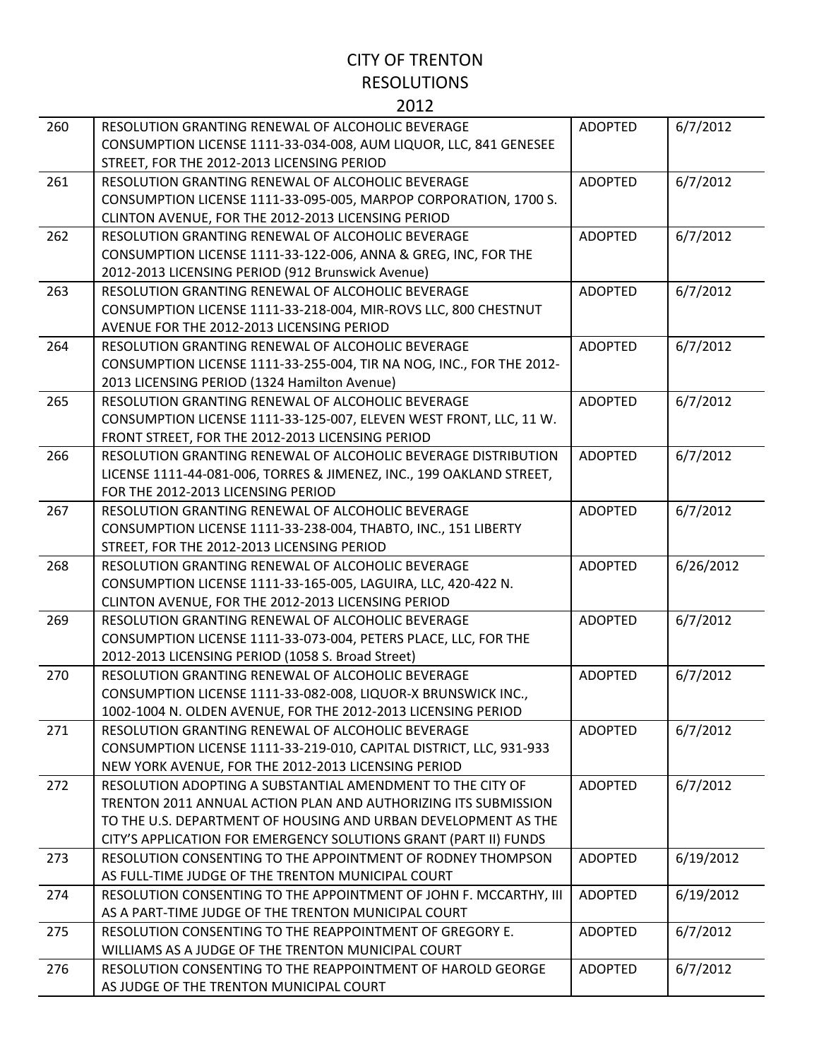# CITY OF TRENTON
## RESOLUTIONS
## 2012

| | | | |
|---|---|---|---|
| 260 | RESOLUTION GRANTING RENEWAL OF ALCOHOLIC BEVERAGE CONSUMPTION LICENSE 1111-33-034-008, AUM LIQUOR, LLC, 841 GENESEE STREET, FOR THE 2012-2013 LICENSING PERIOD | ADOPTED | 6/7/2012 |
| 261 | RESOLUTION GRANTING RENEWAL OF ALCOHOLIC BEVERAGE CONSUMPTION LICENSE 1111-33-095-005, MARPOP CORPORATION, 1700 S. CLINTON AVENUE, FOR THE 2012-2013 LICENSING PERIOD | ADOPTED | 6/7/2012 |
| 262 | RESOLUTION GRANTING RENEWAL OF ALCOHOLIC BEVERAGE CONSUMPTION LICENSE 1111-33-122-006, ANNA & GREG, INC, FOR THE 2012-2013 LICENSING PERIOD (912 Brunswick Avenue) | ADOPTED | 6/7/2012 |
| 263 | RESOLUTION GRANTING RENEWAL OF ALCOHOLIC BEVERAGE CONSUMPTION LICENSE 1111-33-218-004, MIR-ROVS LLC, 800 CHESTNUT AVENUE FOR THE 2012-2013 LICENSING PERIOD | ADOPTED | 6/7/2012 |
| 264 | RESOLUTION GRANTING RENEWAL OF ALCOHOLIC BEVERAGE CONSUMPTION LICENSE 1111-33-255-004, TIR NA NOG, INC., FOR THE 2012-2013 LICENSING PERIOD (1324 Hamilton Avenue) | ADOPTED | 6/7/2012 |
| 265 | RESOLUTION GRANTING RENEWAL OF ALCOHOLIC BEVERAGE CONSUMPTION LICENSE 1111-33-125-007, ELEVEN WEST FRONT, LLC, 11 W. FRONT STREET, FOR THE 2012-2013 LICENSING PERIOD | ADOPTED | 6/7/2012 |
| 266 | RESOLUTION GRANTING RENEWAL OF ALCOHOLIC BEVERAGE DISTRIBUTION LICENSE 1111-44-081-006, TORRES & JIMENEZ, INC., 199 OAKLAND STREET, FOR THE 2012-2013 LICENSING PERIOD | ADOPTED | 6/7/2012 |
| 267 | RESOLUTION GRANTING RENEWAL OF ALCOHOLIC BEVERAGE CONSUMPTION LICENSE 1111-33-238-004, THABTO, INC., 151 LIBERTY STREET, FOR THE 2012-2013 LICENSING PERIOD | ADOPTED | 6/7/2012 |
| 268 | RESOLUTION GRANTING RENEWAL OF ALCOHOLIC BEVERAGE CONSUMPTION LICENSE 1111-33-165-005, LAGUIRA, LLC, 420-422 N. CLINTON AVENUE, FOR THE 2012-2013 LICENSING PERIOD | ADOPTED | 6/26/2012 |
| 269 | RESOLUTION GRANTING RENEWAL OF ALCOHOLIC BEVERAGE CONSUMPTION LICENSE 1111-33-073-004, PETERS PLACE, LLC, FOR THE 2012-2013 LICENSING PERIOD (1058 S. Broad Street) | ADOPTED | 6/7/2012 |
| 270 | RESOLUTION GRANTING RENEWAL OF ALCOHOLIC BEVERAGE CONSUMPTION LICENSE 1111-33-082-008, LIQUOR-X BRUNSWICK INC., 1002-1004 N. OLDEN AVENUE, FOR THE 2012-2013 LICENSING PERIOD | ADOPTED | 6/7/2012 |
| 271 | RESOLUTION GRANTING RENEWAL OF ALCOHOLIC BEVERAGE CONSUMPTION LICENSE 1111-33-219-010, CAPITAL DISTRICT, LLC, 931-933 NEW YORK AVENUE, FOR THE 2012-2013 LICENSING PERIOD | ADOPTED | 6/7/2012 |
| 272 | RESOLUTION ADOPTING A SUBSTANTIAL AMENDMENT TO THE CITY OF TRENTON 2011 ANNUAL ACTION PLAN AND AUTHORIZING ITS SUBMISSION TO THE U.S. DEPARTMENT OF HOUSING AND URBAN DEVELOPMENT AS THE CITY'S APPLICATION FOR EMERGENCY SOLUTIONS GRANT (PART II) FUNDS | ADOPTED | 6/7/2012 |
| 273 | RESOLUTION CONSENTING TO THE APPOINTMENT OF RODNEY THOMPSON AS FULL-TIME JUDGE OF THE TRENTON MUNICIPAL COURT | ADOPTED | 6/19/2012 |
| 274 | RESOLUTION CONSENTING TO THE APPOINTMENT OF JOHN F. MCCARTHY, III AS A PART-TIME JUDGE OF THE TRENTON MUNICIPAL COURT | ADOPTED | 6/19/2012 |
| 275 | RESOLUTION CONSENTING TO THE REAPPOINTMENT OF GREGORY E. WILLIAMS AS A JUDGE OF THE TRENTON MUNICIPAL COURT | ADOPTED | 6/7/2012 |
| 276 | RESOLUTION CONSENTING TO THE REAPPOINTMENT OF HAROLD GEORGE AS JUDGE OF THE TRENTON MUNICIPAL COURT | ADOPTED | 6/7/2012 |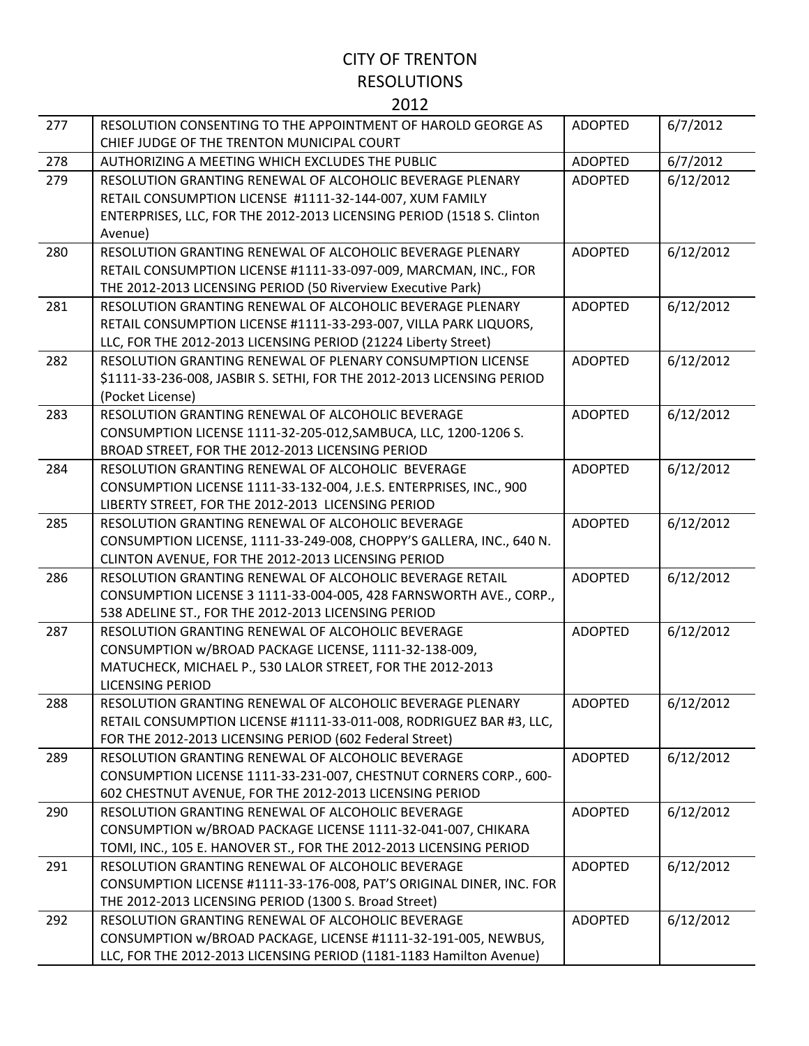# CITY OF TRENTON

## RESOLUTIONS

## 2012

| | | | |
|---|---|---|---|
| 277 | RESOLUTION CONSENTING TO THE APPOINTMENT OF HAROLD GEORGE AS CHIEF JUDGE OF THE TRENTON MUNICIPAL COURT | ADOPTED | 6/7/2012 |
| 278 | AUTHORIZING A MEETING WHICH EXCLUDES THE PUBLIC | ADOPTED | 6/7/2012 |
| 279 | RESOLUTION GRANTING RENEWAL OF ALCOHOLIC BEVERAGE PLENARY RETAIL CONSUMPTION LICENSE #1111-32-144-007, XUM FAMILY ENTERPRISES, LLC, FOR THE 2012-2013 LICENSING PERIOD (1518 S. Clinton Avenue) | ADOPTED | 6/12/2012 |
| 280 | RESOLUTION GRANTING RENEWAL OF ALCOHOLIC BEVERAGE PLENARY RETAIL CONSUMPTION LICENSE #1111-33-097-009, MARCMAN, INC., FOR THE 2012-2013 LICENSING PERIOD (50 Riverview Executive Park) | ADOPTED | 6/12/2012 |
| 281 | RESOLUTION GRANTING RENEWAL OF ALCOHOLIC BEVERAGE PLENARY RETAIL CONSUMPTION LICENSE #1111-33-293-007, VILLA PARK LIQUORS, LLC, FOR THE 2012-2013 LICENSING PERIOD (21224 Liberty Street) | ADOPTED | 6/12/2012 |
| 282 | RESOLUTION GRANTING RENEWAL OF PLENARY CONSUMPTION LICENSE $1111-33-236-008, JASBIR S. SETHI, FOR THE 2012-2013 LICENSING PERIOD (Pocket License) | ADOPTED | 6/12/2012 |
| 283 | RESOLUTION GRANTING RENEWAL OF ALCOHOLIC BEVERAGE CONSUMPTION LICENSE 1111-32-205-012,SAMBUCA, LLC, 1200-1206 S. BROAD STREET, FOR THE 2012-2013 LICENSING PERIOD | ADOPTED | 6/12/2012 |
| 284 | RESOLUTION GRANTING RENEWAL OF ALCOHOLIC BEVERAGE CONSUMPTION LICENSE 1111-33-132-004, J.E.S. ENTERPRISES, INC., 900 LIBERTY STREET, FOR THE 2012-2013 LICENSING PERIOD | ADOPTED | 6/12/2012 |
| 285 | RESOLUTION GRANTING RENEWAL OF ALCOHOLIC BEVERAGE CONSUMPTION LICENSE, 1111-33-249-008, CHOPPY'S GALLERA, INC., 640 N. CLINTON AVENUE, FOR THE 2012-2013 LICENSING PERIOD | ADOPTED | 6/12/2012 |
| 286 | RESOLUTION GRANTING RENEWAL OF ALCOHOLIC BEVERAGE RETAIL CONSUMPTION LICENSE 3 1111-33-004-005, 428 FARNSWORTH AVE., CORP., 538 ADELINE ST., FOR THE 2012-2013 LICENSING PERIOD | ADOPTED | 6/12/2012 |
| 287 | RESOLUTION GRANTING RENEWAL OF ALCOHOLIC BEVERAGE CONSUMPTION w/BROAD PACKAGE LICENSE, 1111-32-138-009, MATUCHECK, MICHAEL P., 530 LALOR STREET, FOR THE 2012-2013 LICENSING PERIOD | ADOPTED | 6/12/2012 |
| 288 | RESOLUTION GRANTING RENEWAL OF ALCOHOLIC BEVERAGE PLENARY RETAIL CONSUMPTION LICENSE #1111-33-011-008, RODRIGUEZ BAR #3, LLC, FOR THE 2012-2013 LICENSING PERIOD (602 Federal Street) | ADOPTED | 6/12/2012 |
| 289 | RESOLUTION GRANTING RENEWAL OF ALCOHOLIC BEVERAGE CONSUMPTION LICENSE 1111-33-231-007, CHESTNUT CORNERS CORP., 600-602 CHESTNUT AVENUE, FOR THE 2012-2013 LICENSING PERIOD | ADOPTED | 6/12/2012 |
| 290 | RESOLUTION GRANTING RENEWAL OF ALCOHOLIC BEVERAGE CONSUMPTION w/BROAD PACKAGE LICENSE 1111-32-041-007, CHIKARA TOMI, INC., 105 E. HANOVER ST., FOR THE 2012-2013 LICENSING PERIOD | ADOPTED | 6/12/2012 |
| 291 | RESOLUTION GRANTING RENEWAL OF ALCOHOLIC BEVERAGE CONSUMPTION LICENSE #1111-33-176-008, PAT'S ORIGINAL DINER, INC. FOR THE 2012-2013 LICENSING PERIOD (1300 S. Broad Street) | ADOPTED | 6/12/2012 |
| 292 | RESOLUTION GRANTING RENEWAL OF ALCOHOLIC BEVERAGE CONSUMPTION w/BROAD PACKAGE, LICENSE #1111-32-191-005, NEWBUS, LLC, FOR THE 2012-2013 LICENSING PERIOD (1181-1183 Hamilton Avenue) | ADOPTED | 6/12/2012 |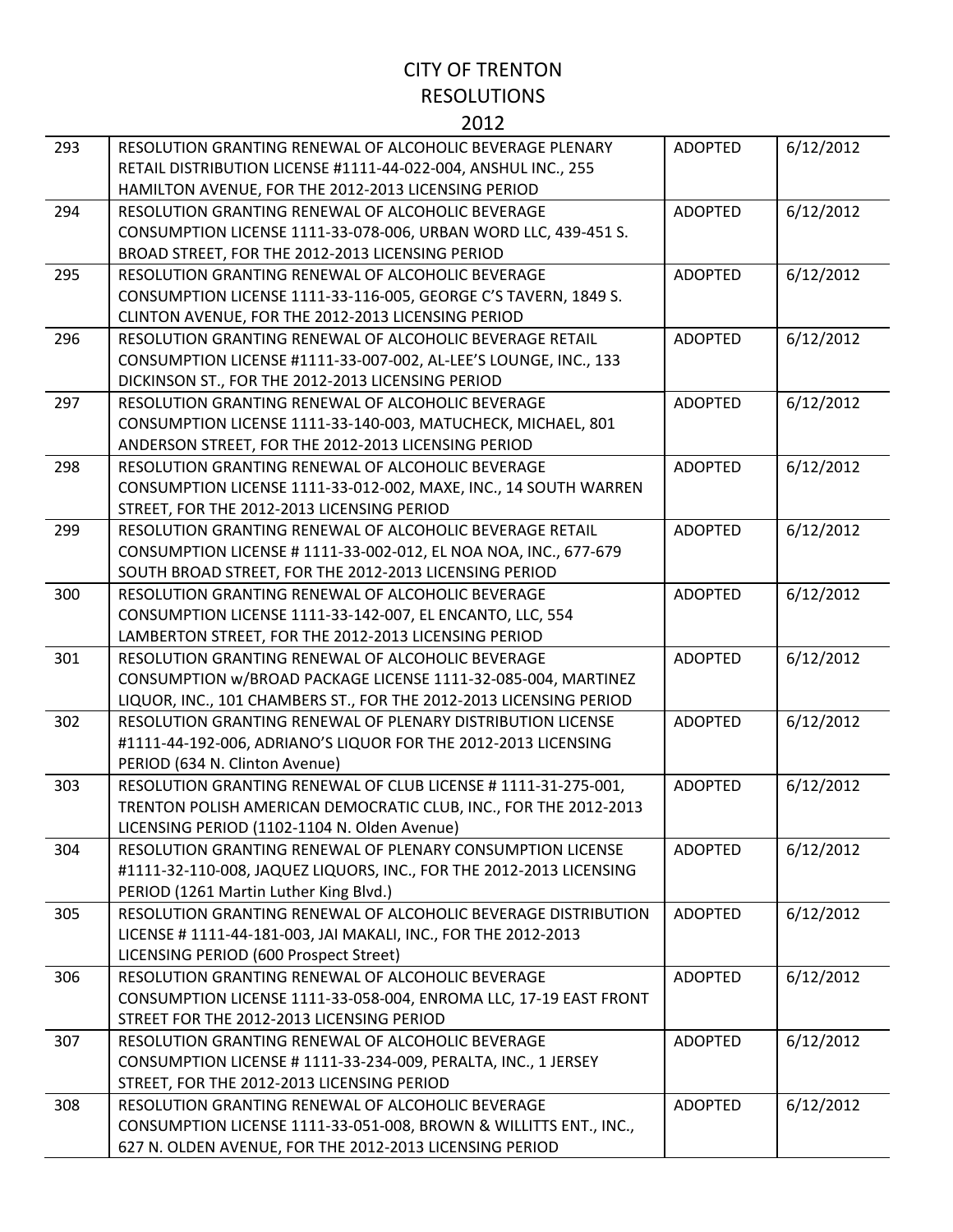# CITY OF TRENTON
## RESOLUTIONS
## 2012

| | | | |
|---|---|---|---|
| 293 | RESOLUTION GRANTING RENEWAL OF ALCOHOLIC BEVERAGE PLENARY RETAIL DISTRIBUTION LICENSE #1111-44-022-004, ANSHUL INC., 255 HAMILTON AVENUE, FOR THE 2012-2013 LICENSING PERIOD | ADOPTED | 6/12/2012 |
| 294 | RESOLUTION GRANTING RENEWAL OF ALCOHOLIC BEVERAGE CONSUMPTION LICENSE 1111-33-078-006, URBAN WORD LLC, 439-451 S. BROAD STREET, FOR THE 2012-2013 LICENSING PERIOD | ADOPTED | 6/12/2012 |
| 295 | RESOLUTION GRANTING RENEWAL OF ALCOHOLIC BEVERAGE CONSUMPTION LICENSE 1111-33-116-005, GEORGE C'S TAVERN, 1849 S. CLINTON AVENUE, FOR THE 2012-2013 LICENSING PERIOD | ADOPTED | 6/12/2012 |
| 296 | RESOLUTION GRANTING RENEWAL OF ALCOHOLIC BEVERAGE RETAIL CONSUMPTION LICENSE #1111-33-007-002, AL-LEE'S LOUNGE, INC., 133 DICKINSON ST., FOR THE 2012-2013 LICENSING PERIOD | ADOPTED | 6/12/2012 |
| 297 | RESOLUTION GRANTING RENEWAL OF ALCOHOLIC BEVERAGE CONSUMPTION LICENSE 1111-33-140-003, MATUCHECK, MICHAEL, 801 ANDERSON STREET, FOR THE 2012-2013 LICENSING PERIOD | ADOPTED | 6/12/2012 |
| 298 | RESOLUTION GRANTING RENEWAL OF ALCOHOLIC BEVERAGE CONSUMPTION LICENSE 1111-33-012-002, MAXE, INC., 14 SOUTH WARREN STREET, FOR THE 2012-2013 LICENSING PERIOD | ADOPTED | 6/12/2012 |
| 299 | RESOLUTION GRANTING RENEWAL OF ALCOHOLIC BEVERAGE RETAIL CONSUMPTION LICENSE # 1111-33-002-012, EL NOA NOA, INC., 677-679 SOUTH BROAD STREET, FOR THE 2012-2013 LICENSING PERIOD | ADOPTED | 6/12/2012 |
| 300 | RESOLUTION GRANTING RENEWAL OF ALCOHOLIC BEVERAGE CONSUMPTION LICENSE 1111-33-142-007, EL ENCANTO, LLC, 554 LAMBERTON STREET, FOR THE 2012-2013 LICENSING PERIOD | ADOPTED | 6/12/2012 |
| 301 | RESOLUTION GRANTING RENEWAL OF ALCOHOLIC BEVERAGE CONSUMPTION w/BROAD PACKAGE LICENSE 1111-32-085-004, MARTINEZ LIQUOR, INC., 101 CHAMBERS ST., FOR THE 2012-2013 LICENSING PERIOD | ADOPTED | 6/12/2012 |
| 302 | RESOLUTION GRANTING RENEWAL OF PLENARY DISTRIBUTION LICENSE #1111-44-192-006, ADRIANO'S LIQUOR FOR THE 2012-2013 LICENSING PERIOD (634 N. Clinton Avenue) | ADOPTED | 6/12/2012 |
| 303 | RESOLUTION GRANTING RENEWAL OF CLUB LICENSE # 1111-31-275-001, TRENTON POLISH AMERICAN DEMOCRATIC CLUB, INC., FOR THE 2012-2013 LICENSING PERIOD (1102-1104 N. Olden Avenue) | ADOPTED | 6/12/2012 |
| 304 | RESOLUTION GRANTING RENEWAL OF PLENARY CONSUMPTION LICENSE #1111-32-110-008, JAQUEZ LIQUORS, INC., FOR THE 2012-2013 LICENSING PERIOD (1261 Martin Luther King Blvd.) | ADOPTED | 6/12/2012 |
| 305 | RESOLUTION GRANTING RENEWAL OF ALCOHOLIC BEVERAGE DISTRIBUTION LICENSE # 1111-44-181-003, JAI MAKALI, INC., FOR THE 2012-2013 LICENSING PERIOD (600 Prospect Street) | ADOPTED | 6/12/2012 |
| 306 | RESOLUTION GRANTING RENEWAL OF ALCOHOLIC BEVERAGE CONSUMPTION LICENSE 1111-33-058-004, ENROMA LLC, 17-19 EAST FRONT STREET FOR THE 2012-2013 LICENSING PERIOD | ADOPTED | 6/12/2012 |
| 307 | RESOLUTION GRANTING RENEWAL OF ALCOHOLIC BEVERAGE CONSUMPTION LICENSE # 1111-33-234-009, PERALTA, INC., 1 JERSEY STREET, FOR THE 2012-2013 LICENSING PERIOD | ADOPTED | 6/12/2012 |
| 308 | RESOLUTION GRANTING RENEWAL OF ALCOHOLIC BEVERAGE CONSUMPTION LICENSE 1111-33-051-008, BROWN & WILLITTS ENT., INC., 627 N. OLDEN AVENUE, FOR THE 2012-2013 LICENSING PERIOD | ADOPTED | 6/12/2012 |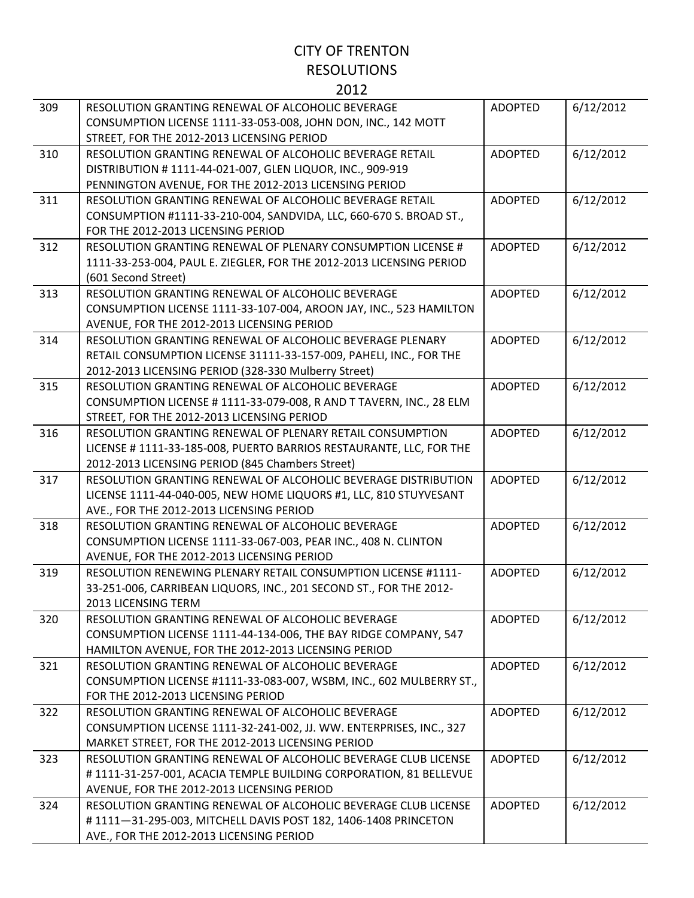# CITY OF TRENTON
## RESOLUTIONS
## 2012

| | | | |
|---|---|---|---|
| 309 | RESOLUTION GRANTING RENEWAL OF ALCOHOLIC BEVERAGE CONSUMPTION LICENSE 1111-33-053-008, JOHN DON, INC., 142 MOTT STREET, FOR THE 2012-2013 LICENSING PERIOD | ADOPTED | 6/12/2012 |
| 310 | RESOLUTION GRANTING RENEWAL OF ALCOHOLIC BEVERAGE RETAIL DISTRIBUTION # 1111-44-021-007, GLEN LIQUOR, INC., 909-919 PENNINGTON AVENUE, FOR THE 2012-2013 LICENSING PERIOD | ADOPTED | 6/12/2012 |
| 311 | RESOLUTION GRANTING RENEWAL OF ALCOHOLIC BEVERAGE RETAIL CONSUMPTION #1111-33-210-004, SANDVIDA, LLC, 660-670 S. BROAD ST., FOR THE 2012-2013 LICENSING PERIOD | ADOPTED | 6/12/2012 |
| 312 | RESOLUTION GRANTING RENEWAL OF PLENARY CONSUMPTION LICENSE # 1111-33-253-004, PAUL E. ZIEGLER, FOR THE 2012-2013 LICENSING PERIOD (601 Second Street) | ADOPTED | 6/12/2012 |
| 313 | RESOLUTION GRANTING RENEWAL OF ALCOHOLIC BEVERAGE CONSUMPTION LICENSE 1111-33-107-004, AROON JAY, INC., 523 HAMILTON AVENUE, FOR THE 2012-2013 LICENSING PERIOD | ADOPTED | 6/12/2012 |
| 314 | RESOLUTION GRANTING RENEWAL OF ALCOHOLIC BEVERAGE PLENARY RETAIL CONSUMPTION LICENSE 31111-33-157-009, PAHELI, INC., FOR THE 2012-2013 LICENSING PERIOD (328-330 Mulberry Street) | ADOPTED | 6/12/2012 |
| 315 | RESOLUTION GRANTING RENEWAL OF ALCOHOLIC BEVERAGE CONSUMPTION LICENSE # 1111-33-079-008, R AND T TAVERN, INC., 28 ELM STREET, FOR THE 2012-2013 LICENSING PERIOD | ADOPTED | 6/12/2012 |
| 316 | RESOLUTION GRANTING RENEWAL OF PLENARY RETAIL CONSUMPTION LICENSE # 1111-33-185-008, PUERTO BARRIOS RESTAURANTE, LLC, FOR THE 2012-2013 LICENSING PERIOD (845 Chambers Street) | ADOPTED | 6/12/2012 |
| 317 | RESOLUTION GRANTING RENEWAL OF ALCOHOLIC BEVERAGE DISTRIBUTION LICENSE 1111-44-040-005, NEW HOME LIQUORS #1, LLC, 810 STUYVESANT AVE., FOR THE 2012-2013 LICENSING PERIOD | ADOPTED | 6/12/2012 |
| 318 | RESOLUTION GRANTING RENEWAL OF ALCOHOLIC BEVERAGE CONSUMPTION LICENSE 1111-33-067-003, PEAR INC., 408 N. CLINTON AVENUE, FOR THE 2012-2013 LICENSING PERIOD | ADOPTED | 6/12/2012 |
| 319 | RESOLUTION RENEWING PLENARY RETAIL CONSUMPTION LICENSE #1111-33-251-006, CARRIBEAN LIQUORS, INC., 201 SECOND ST., FOR THE 2012-2013 LICENSING TERM | ADOPTED | 6/12/2012 |
| 320 | RESOLUTION GRANTING RENEWAL OF ALCOHOLIC BEVERAGE CONSUMPTION LICENSE 1111-44-134-006, THE BAY RIDGE COMPANY, 547 HAMILTON AVENUE, FOR THE 2012-2013 LICENSING PERIOD | ADOPTED | 6/12/2012 |
| 321 | RESOLUTION GRANTING RENEWAL OF ALCOHOLIC BEVERAGE CONSUMPTION LICENSE #1111-33-083-007, WSBM, INC., 602 MULBERRY ST., FOR THE 2012-2013 LICENSING PERIOD | ADOPTED | 6/12/2012 |
| 322 | RESOLUTION GRANTING RENEWAL OF ALCOHOLIC BEVERAGE CONSUMPTION LICENSE 1111-32-241-002, JJ. WW. ENTERPRISES, INC., 327 MARKET STREET, FOR THE 2012-2013 LICENSING PERIOD | ADOPTED | 6/12/2012 |
| 323 | RESOLUTION GRANTING RENEWAL OF ALCOHOLIC BEVERAGE CLUB LICENSE # 1111-31-257-001, ACACIA TEMPLE BUILDING CORPORATION, 81 BELLEVUE AVENUE, FOR THE 2012-2013 LICENSING PERIOD | ADOPTED | 6/12/2012 |
| 324 | RESOLUTION GRANTING RENEWAL OF ALCOHOLIC BEVERAGE CLUB LICENSE # 1111—31-295-003, MITCHELL DAVIS POST 182, 1406-1408 PRINCETON AVE., FOR THE 2012-2013 LICENSING PERIOD | ADOPTED | 6/12/2012 |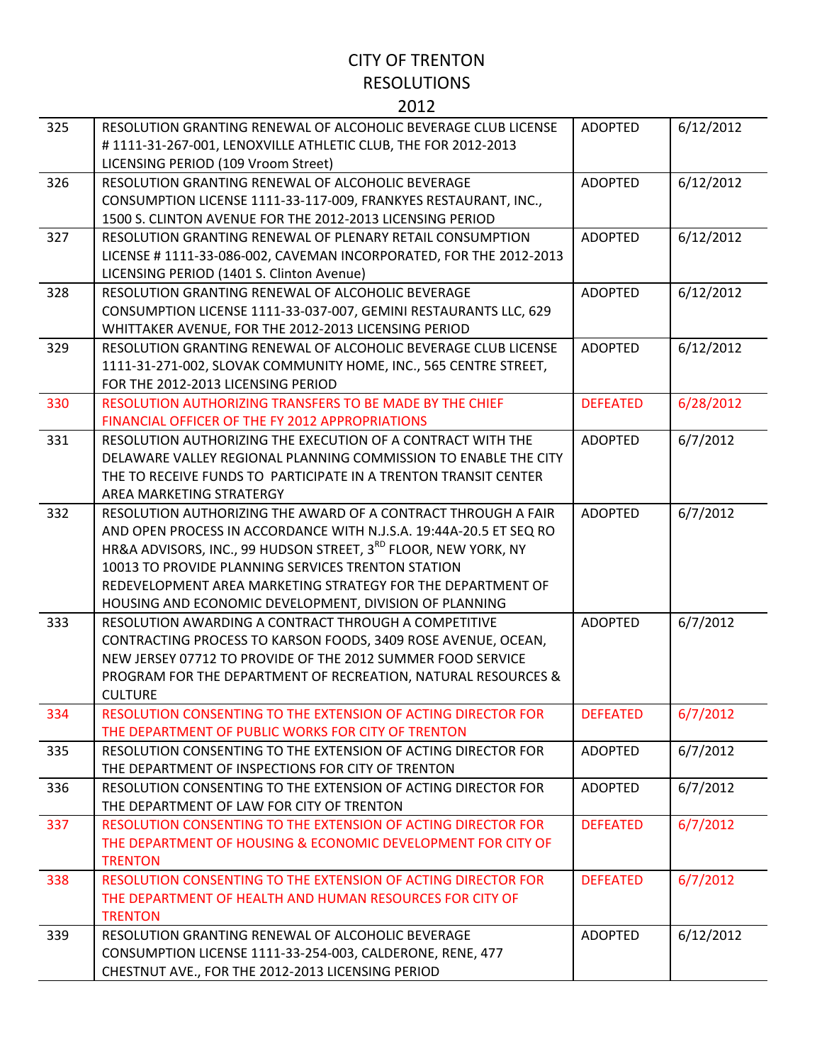# CITY OF TRENTON
# RESOLUTIONS
# 2012

| | | | |
|---|---|---|---|
| 325 | RESOLUTION GRANTING RENEWAL OF ALCOHOLIC BEVERAGE CLUB LICENSE # 1111-31-267-001, LENOXVILLE ATHLETIC CLUB, THE FOR 2012-2013 LICENSING PERIOD (109 Vroom Street) | ADOPTED | 6/12/2012 |
| 326 | RESOLUTION GRANTING RENEWAL OF ALCOHOLIC BEVERAGE CONSUMPTION LICENSE 1111-33-117-009, FRANKYES RESTAURANT, INC., 1500 S. CLINTON AVENUE FOR THE 2012-2013 LICENSING PERIOD | ADOPTED | 6/12/2012 |
| 327 | RESOLUTION GRANTING RENEWAL OF PLENARY RETAIL CONSUMPTION LICENSE # 1111-33-086-002, CAVEMAN INCORPORATED, FOR THE 2012-2013 LICENSING PERIOD (1401 S. Clinton Avenue) | ADOPTED | 6/12/2012 |
| 328 | RESOLUTION GRANTING RENEWAL OF ALCOHOLIC BEVERAGE CONSUMPTION LICENSE 1111-33-037-007, GEMINI RESTAURANTS LLC, 629 WHITTAKER AVENUE, FOR THE 2012-2013 LICENSING PERIOD | ADOPTED | 6/12/2012 |
| 329 | RESOLUTION GRANTING RENEWAL OF ALCOHOLIC BEVERAGE CLUB LICENSE 1111-31-271-002, SLOVAK COMMUNITY HOME, INC., 565 CENTRE STREET, FOR THE 2012-2013 LICENSING PERIOD | ADOPTED | 6/12/2012 |
| 330 | RESOLUTION AUTHORIZING TRANSFERS TO BE MADE BY THE CHIEF FINANCIAL OFFICER OF THE FY 2012 APPROPRIATIONS | DEFEATED | 6/28/2012 |
| 331 | RESOLUTION AUTHORIZING THE EXECUTION OF A CONTRACT WITH THE DELAWARE VALLEY REGIONAL PLANNING COMMISSION TO ENABLE THE CITY THE TO RECEIVE FUNDS TO PARTICIPATE IN A TRENTON TRANSIT CENTER AREA MARKETING STRATERGY | ADOPTED | 6/7/2012 |
| 332 | RESOLUTION AUTHORIZING THE AWARD OF A CONTRACT THROUGH A FAIR AND OPEN PROCESS IN ACCORDANCE WITH N.J.S.A. 19:44A-20.5 ET SEQ RO HR&A ADVISORS, INC., 99 HUDSON STREET, 3RD FLOOR, NEW YORK, NY 10013 TO PROVIDE PLANNING SERVICES TRENTON STATION REDEVELOPMENT AREA MARKETING STRATEGY FOR THE DEPARTMENT OF HOUSING AND ECONOMIC DEVELOPMENT, DIVISION OF PLANNING | ADOPTED | 6/7/2012 |
| 333 | RESOLUTION AWARDING A CONTRACT THROUGH A COMPETITIVE CONTRACTING PROCESS TO KARSON FOODS, 3409 ROSE AVENUE, OCEAN, NEW JERSEY 07712 TO PROVIDE OF THE 2012 SUMMER FOOD SERVICE PROGRAM FOR THE DEPARTMENT OF RECREATION, NATURAL RESOURCES & CULTURE | ADOPTED | 6/7/2012 |
| 334 | RESOLUTION CONSENTING TO THE EXTENSION OF ACTING DIRECTOR FOR THE DEPARTMENT OF PUBLIC WORKS FOR CITY OF TRENTON | DEFEATED | 6/7/2012 |
| 335 | RESOLUTION CONSENTING TO THE EXTENSION OF ACTING DIRECTOR FOR THE DEPARTMENT OF INSPECTIONS FOR CITY OF TRENTON | ADOPTED | 6/7/2012 |
| 336 | RESOLUTION CONSENTING TO THE EXTENSION OF ACTING DIRECTOR FOR THE DEPARTMENT OF LAW FOR CITY OF TRENTON | ADOPTED | 6/7/2012 |
| 337 | RESOLUTION CONSENTING TO THE EXTENSION OF ACTING DIRECTOR FOR THE DEPARTMENT OF HOUSING & ECONOMIC DEVELOPMENT FOR CITY OF TRENTON | DEFEATED | 6/7/2012 |
| 338 | RESOLUTION CONSENTING TO THE EXTENSION OF ACTING DIRECTOR FOR THE DEPARTMENT OF HEALTH AND HUMAN RESOURCES FOR CITY OF TRENTON | DEFEATED | 6/7/2012 |
| 339 | RESOLUTION GRANTING RENEWAL OF ALCOHOLIC BEVERAGE CONSUMPTION LICENSE 1111-33-254-003, CALDERONE, RENE, 477 CHESTNUT AVE., FOR THE 2012-2013 LICENSING PERIOD | ADOPTED | 6/12/2012 |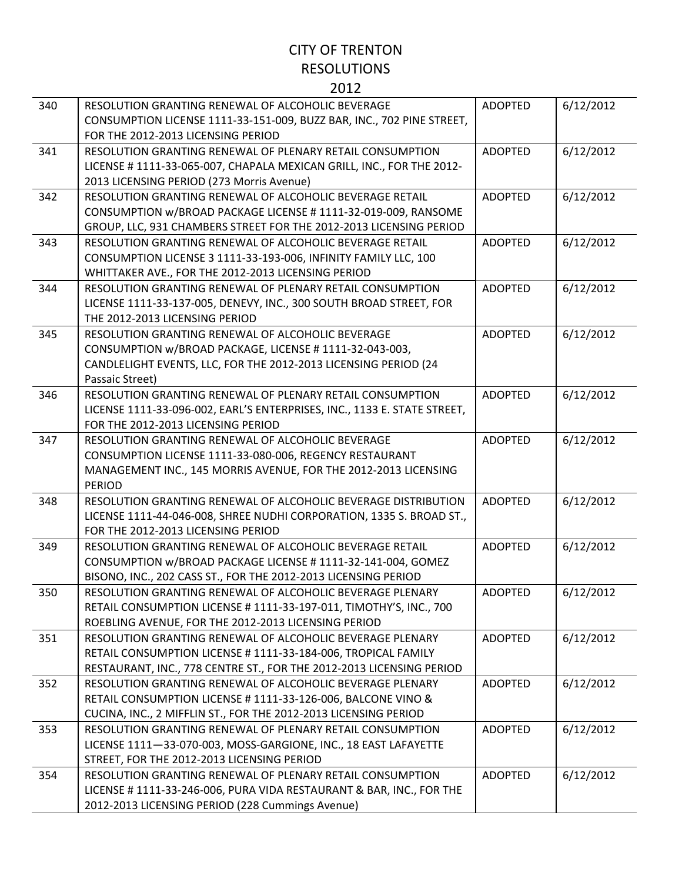# CITY OF TRENTON
## RESOLUTIONS
## 2012

| | | | |
|---|---|---|---|
| 340 | RESOLUTION GRANTING RENEWAL OF ALCOHOLIC BEVERAGE CONSUMPTION LICENSE 1111-33-151-009, BUZZ BAR, INC., 702 PINE STREET, FOR THE 2012-2013 LICENSING PERIOD | ADOPTED | 6/12/2012 |
| 341 | RESOLUTION GRANTING RENEWAL OF PLENARY RETAIL CONSUMPTION LICENSE # 1111-33-065-007, CHAPALA MEXICAN GRILL, INC., FOR THE 2012-2013 LICENSING PERIOD (273 Morris Avenue) | ADOPTED | 6/12/2012 |
| 342 | RESOLUTION GRANTING RENEWAL OF ALCOHOLIC BEVERAGE RETAIL CONSUMPTION w/BROAD PACKAGE LICENSE # 1111-32-019-009, RANSOME GROUP, LLC, 931 CHAMBERS STREET FOR THE 2012-2013 LICENSING PERIOD | ADOPTED | 6/12/2012 |
| 343 | RESOLUTION GRANTING RENEWAL OF ALCOHOLIC BEVERAGE RETAIL CONSUMPTION LICENSE 3 1111-33-193-006, INFINITY FAMILY LLC, 100 WHITTAKER AVE., FOR THE 2012-2013 LICENSING PERIOD | ADOPTED | 6/12/2012 |
| 344 | RESOLUTION GRANTING RENEWAL OF PLENARY RETAIL CONSUMPTION LICENSE 1111-33-137-005, DENEVY, INC., 300 SOUTH BROAD STREET, FOR THE 2012-2013 LICENSING PERIOD | ADOPTED | 6/12/2012 |
| 345 | RESOLUTION GRANTING RENEWAL OF ALCOHOLIC BEVERAGE CONSUMPTION w/BROAD PACKAGE, LICENSE # 1111-32-043-003, CANDLELIGHT EVENTS, LLC, FOR THE 2012-2013 LICENSING PERIOD (24 Passaic Street) | ADOPTED | 6/12/2012 |
| 346 | RESOLUTION GRANTING RENEWAL OF PLENARY RETAIL CONSUMPTION LICENSE 1111-33-096-002, EARL'S ENTERPRISES, INC., 1133 E. STATE STREET, FOR THE 2012-2013 LICENSING PERIOD | ADOPTED | 6/12/2012 |
| 347 | RESOLUTION GRANTING RENEWAL OF ALCOHOLIC BEVERAGE CONSUMPTION LICENSE 1111-33-080-006, REGENCY RESTAURANT MANAGEMENT INC., 145 MORRIS AVENUE, FOR THE 2012-2013 LICENSING PERIOD | ADOPTED | 6/12/2012 |
| 348 | RESOLUTION GRANTING RENEWAL OF ALCOHOLIC BEVERAGE DISTRIBUTION LICENSE 1111-44-046-008, SHREE NUDHI CORPORATION, 1335 S. BROAD ST., FOR THE 2012-2013 LICENSING PERIOD | ADOPTED | 6/12/2012 |
| 349 | RESOLUTION GRANTING RENEWAL OF ALCOHOLIC BEVERAGE RETAIL CONSUMPTION w/BROAD PACKAGE LICENSE # 1111-32-141-004, GOMEZ BISONO, INC., 202 CASS ST., FOR THE 2012-2013 LICENSING PERIOD | ADOPTED | 6/12/2012 |
| 350 | RESOLUTION GRANTING RENEWAL OF ALCOHOLIC BEVERAGE PLENARY RETAIL CONSUMPTION LICENSE # 1111-33-197-011, TIMOTHY'S, INC., 700 ROEBLING AVENUE, FOR THE 2012-2013 LICENSING PERIOD | ADOPTED | 6/12/2012 |
| 351 | RESOLUTION GRANTING RENEWAL OF ALCOHOLIC BEVERAGE PLENARY RETAIL CONSUMPTION LICENSE # 1111-33-184-006, TROPICAL FAMILY RESTAURANT, INC., 778 CENTRE ST., FOR THE 2012-2013 LICENSING PERIOD | ADOPTED | 6/12/2012 |
| 352 | RESOLUTION GRANTING RENEWAL OF ALCOHOLIC BEVERAGE PLENARY RETAIL CONSUMPTION LICENSE # 1111-33-126-006, BALCONE VINO & CUCINA, INC., 2 MIFFLIN ST., FOR THE 2012-2013 LICENSING PERIOD | ADOPTED | 6/12/2012 |
| 353 | RESOLUTION GRANTING RENEWAL OF PLENARY RETAIL CONSUMPTION LICENSE 1111—33-070-003, MOSS-GARGIONE, INC., 18 EAST LAFAYETTE STREET, FOR THE 2012-2013 LICENSING PERIOD | ADOPTED | 6/12/2012 |
| 354 | RESOLUTION GRANTING RENEWAL OF PLENARY RETAIL CONSUMPTION LICENSE # 1111-33-246-006, PURA VIDA RESTAURANT & BAR, INC., FOR THE 2012-2013 LICENSING PERIOD (228 Cummings Avenue) | ADOPTED | 6/12/2012 |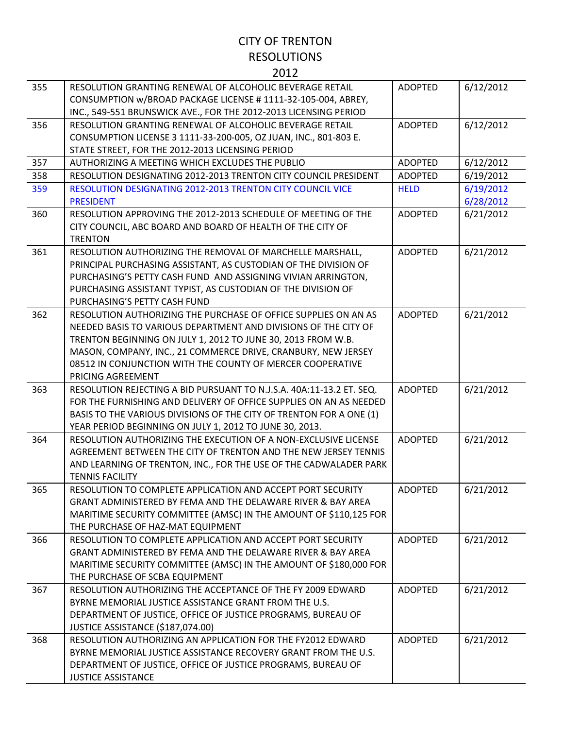# CITY OF TRENTON
## RESOLUTIONS
## 2012

| | | | |
|---|---|---|---|
| 355 | RESOLUTION GRANTING RENEWAL OF ALCOHOLIC BEVERAGE RETAIL CONSUMPTION w/BROAD PACKAGE LICENSE # 1111-32-105-004, ABREY, INC., 549-551 BRUNSWICK AVE., FOR THE 2012-2013 LICENSING PERIOD | ADOPTED | 6/12/2012 |
| 356 | RESOLUTION GRANTING RENEWAL OF ALCOHOLIC BEVERAGE RETAIL CONSUMPTION LICENSE 3 1111-33-200-005, OZ JUAN, INC., 801-803 E. STATE STREET, FOR THE 2012-2013 LICENSING PERIOD | ADOPTED | 6/12/2012 |
| 357 | AUTHORIZING A MEETING WHICH EXCLUDES THE PUBLIO | ADOPTED | 6/12/2012 |
| 358 | RESOLUTION DESIGNATING 2012-2013 TRENTON CITY COUNCIL PRESIDENT | ADOPTED | 6/19/2012 |
| 359 | RESOLUTION DESIGNATING 2012-2013 TRENTON CITY COUNCIL VICE PRESIDENT | HELD | 6/19/2012 6/28/2012 |
| 360 | RESOLUTION APPROVING THE 2012-2013 SCHEDULE OF MEETING OF THE CITY COUNCIL, ABC BOARD AND BOARD OF HEALTH OF THE CITY OF TRENTON | ADOPTED | 6/21/2012 |
| 361 | RESOLUTION AUTHORIZING THE REMOVAL OF MARCHELLE MARSHALL, PRINCIPAL PURCHASING ASSISTANT, AS CUSTODIAN OF THE DIVISION OF PURCHASING'S PETTY CASH FUND AND ASSIGNING VIVIAN ARRINGTON, PURCHASING ASSISTANT TYPIST, AS CUSTODIAN OF THE DIVISION OF PURCHASING'S PETTY CASH FUND | ADOPTED | 6/21/2012 |
| 362 | RESOLUTION AUTHORIZING THE PURCHASE OF OFFICE SUPPLIES ON AN AS NEEDED BASIS TO VARIOUS DEPARTMENT AND DIVISIONS OF THE CITY OF TRENTON BEGINNING ON JULY 1, 2012 TO JUNE 30, 2013 FROM W.B. MASON, COMPANY, INC., 21 COMMERCE DRIVE, CRANBURY, NEW JERSEY 08512 IN CONJUNCTION WITH THE COUNTY OF MERCER COOPERATIVE PRICING AGREEMENT | ADOPTED | 6/21/2012 |
| 363 | RESOLUTION REJECTING A BID PURSUANT TO N.J.S.A. 40A:11-13.2 ET. SEQ. FOR THE FURNISHING AND DELIVERY OF OFFICE SUPPLIES ON AN AS NEEDED BASIS TO THE VARIOUS DIVISIONS OF THE CITY OF TRENTON FOR A ONE (1) YEAR PERIOD BEGINNING ON JULY 1, 2012 TO JUNE 30, 2013. | ADOPTED | 6/21/2012 |
| 364 | RESOLUTION AUTHORIZING THE EXECUTION OF A NON-EXCLUSIVE LICENSE AGREEMENT BETWEEN THE CITY OF TRENTON AND THE NEW JERSEY TENNIS AND LEARNING OF TRENTON, INC., FOR THE USE OF THE CADWALADER PARK TENNIS FACILITY | ADOPTED | 6/21/2012 |
| 365 | RESOLUTION TO COMPLETE APPLICATION AND ACCEPT PORT SECURITY GRANT ADMINISTERED BY FEMA AND THE DELAWARE RIVER & BAY AREA MARITIME SECURITY COMMITTEE (AMSC) IN THE AMOUNT OF $110,125 FOR THE PURCHASE OF HAZ-MAT EQUIPMENT | ADOPTED | 6/21/2012 |
| 366 | RESOLUTION TO COMPLETE APPLICATION AND ACCEPT PORT SECURITY GRANT ADMINISTERED BY FEMA AND THE DELAWARE RIVER & BAY AREA MARITIME SECURITY COMMITTEE (AMSC) IN THE AMOUNT OF $180,000 FOR THE PURCHASE OF SCBA EQUIPMENT | ADOPTED | 6/21/2012 |
| 367 | RESOLUTION AUTHORIZING THE ACCEPTANCE OF THE FY 2009 EDWARD BYRNE MEMORIAL JUSTICE ASSISTANCE GRANT FROM THE U.S. DEPARTMENT OF JUSTICE, OFFICE OF JUSTICE PROGRAMS, BUREAU OF JUSTICE ASSISTANCE ($187,074.00) | ADOPTED | 6/21/2012 |
| 368 | RESOLUTION AUTHORIZING AN APPLICATION FOR THE FY2012 EDWARD BYRNE MEMORIAL JUSTICE ASSISTANCE RECOVERY GRANT FROM THE U.S. DEPARTMENT OF JUSTICE, OFFICE OF JUSTICE PROGRAMS, BUREAU OF JUSTICE ASSISTANCE | ADOPTED | 6/21/2012 |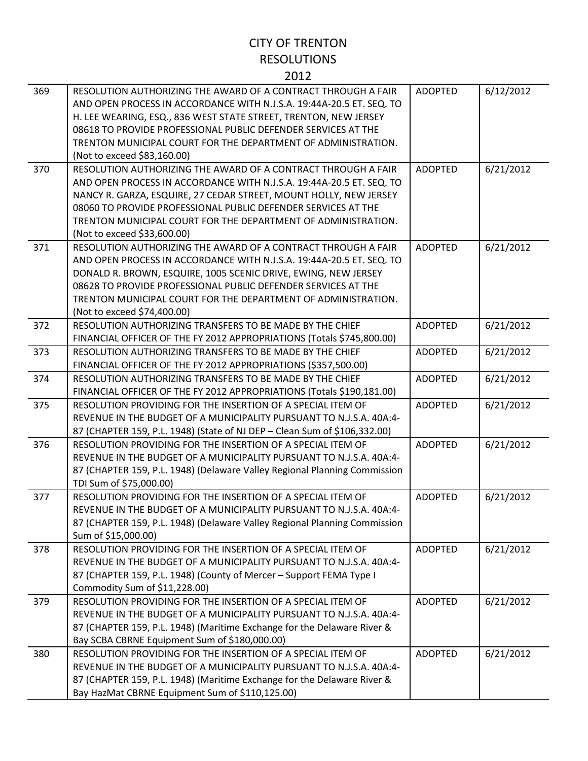# CITY OF TRENTON
# RESOLUTIONS
# 2012

| | | | |
|---|---|---|---|
| 369 | RESOLUTION AUTHORIZING THE AWARD OF A CONTRACT THROUGH A FAIR AND OPEN PROCESS IN ACCORDANCE WITH N.J.S.A. 19:44A-20.5 ET. SEQ. TO H. LEE WEARING, ESQ., 836 WEST STATE STREET, TRENTON, NEW JERSEY 08618 TO PROVIDE PROFESSIONAL PUBLIC DEFENDER SERVICES AT THE TRENTON MUNICIPAL COURT FOR THE DEPARTMENT OF ADMINISTRATION. (Not to exceed $83,160.00) | ADOPTED | 6/12/2012 |
| 370 | RESOLUTION AUTHORIZING THE AWARD OF A CONTRACT THROUGH A FAIR AND OPEN PROCESS IN ACCORDANCE WITH N.J.S.A. 19:44A-20.5 ET. SEQ. TO NANCY R. GARZA, ESQUIRE, 27 CEDAR STREET, MOUNT HOLLY, NEW JERSEY 08060 TO PROVIDE PROFESSIONAL PUBLIC DEFENDER SERVICES AT THE TRENTON MUNICIPAL COURT FOR THE DEPARTMENT OF ADMINISTRATION. (Not to exceed $33,600.00) | ADOPTED | 6/21/2012 |
| 371 | RESOLUTION AUTHORIZING THE AWARD OF A CONTRACT THROUGH A FAIR AND OPEN PROCESS IN ACCORDANCE WITH N.J.S.A. 19:44A-20.5 ET. SEQ. TO DONALD R. BROWN, ESQUIRE, 1005 SCENIC DRIVE, EWING, NEW JERSEY 08628 TO PROVIDE PROFESSIONAL PUBLIC DEFENDER SERVICES AT THE TRENTON MUNICIPAL COURT FOR THE DEPARTMENT OF ADMINISTRATION. (Not to exceed $74,400.00) | ADOPTED | 6/21/2012 |
| 372 | RESOLUTION AUTHORIZING TRANSFERS TO BE MADE BY THE CHIEF FINANCIAL OFFICER OF THE FY 2012 APPROPRIATIONS (Totals $745,800.00) | ADOPTED | 6/21/2012 |
| 373 | RESOLUTION AUTHORIZING TRANSFERS TO BE MADE BY THE CHIEF FINANCIAL OFFICER OF THE FY 2012 APPROPRIATIONS ($357,500.00) | ADOPTED | 6/21/2012 |
| 374 | RESOLUTION AUTHORIZING TRANSFERS TO BE MADE BY THE CHIEF FINANCIAL OFFICER OF THE FY 2012 APPROPRIATIONS (Totals $190,181.00) | ADOPTED | 6/21/2012 |
| 375 | RESOLUTION PROVIDING FOR THE INSERTION OF A SPECIAL ITEM OF REVENUE IN THE BUDGET OF A MUNICIPALITY PURSUANT TO N.J.S.A. 40A:4-87 (CHAPTER 159, P.L. 1948) (State of NJ DEP – Clean Sum of $106,332.00) | ADOPTED | 6/21/2012 |
| 376 | RESOLUTION PROVIDING FOR THE INSERTION OF A SPECIAL ITEM OF REVENUE IN THE BUDGET OF A MUNICIPALITY PURSUANT TO N.J.S.A. 40A:4-87 (CHAPTER 159, P.L. 1948) (Delaware Valley Regional Planning Commission TDI Sum of $75,000.00) | ADOPTED | 6/21/2012 |
| 377 | RESOLUTION PROVIDING FOR THE INSERTION OF A SPECIAL ITEM OF REVENUE IN THE BUDGET OF A MUNICIPALITY PURSUANT TO N.J.S.A. 40A:4-87 (CHAPTER 159, P.L. 1948) (Delaware Valley Regional Planning Commission Sum of $15,000.00) | ADOPTED | 6/21/2012 |
| 378 | RESOLUTION PROVIDING FOR THE INSERTION OF A SPECIAL ITEM OF REVENUE IN THE BUDGET OF A MUNICIPALITY PURSUANT TO N.J.S.A. 40A:4-87 (CHAPTER 159, P.L. 1948) (County of Mercer – Support FEMA Type I Commodity Sum of $11,228.00) | ADOPTED | 6/21/2012 |
| 379 | RESOLUTION PROVIDING FOR THE INSERTION OF A SPECIAL ITEM OF REVENUE IN THE BUDGET OF A MUNICIPALITY PURSUANT TO N.J.S.A. 40A:4-87 (CHAPTER 159, P.L. 1948) (Maritime Exchange for the Delaware River & Bay SCBA CBRNE Equipment Sum of $180,000.00) | ADOPTED | 6/21/2012 |
| 380 | RESOLUTION PROVIDING FOR THE INSERTION OF A SPECIAL ITEM OF REVENUE IN THE BUDGET OF A MUNICIPALITY PURSUANT TO N.J.S.A. 40A:4-87 (CHAPTER 159, P.L. 1948) (Maritime Exchange for the Delaware River & Bay HazMat CBRNE Equipment Sum of $110,125.00) | ADOPTED | 6/21/2012 |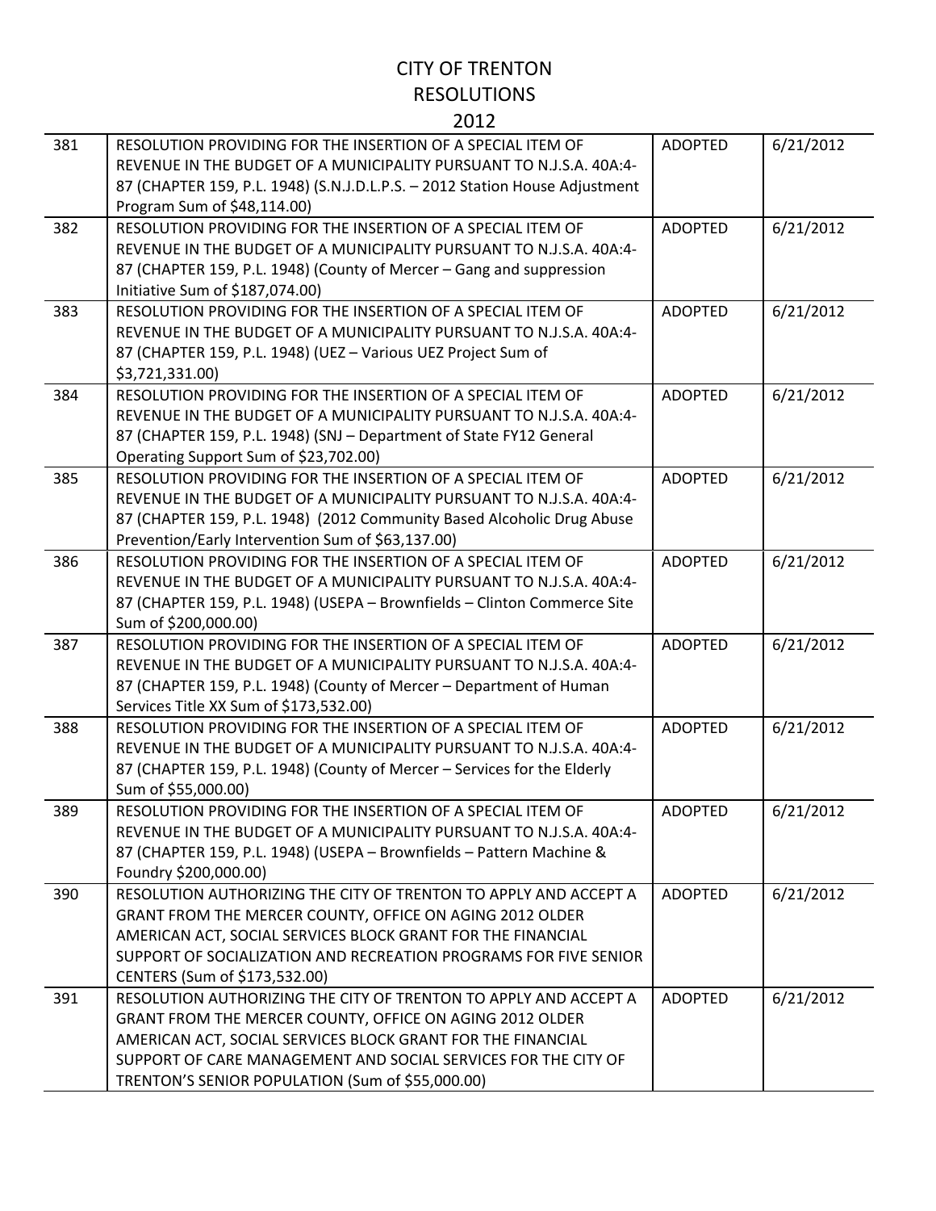# CITY OF TRENTON
# RESOLUTIONS
# 2012

| | | | |
|---|---|---|---|
| 381 | RESOLUTION PROVIDING FOR THE INSERTION OF A SPECIAL ITEM OF REVENUE IN THE BUDGET OF A MUNICIPALITY PURSUANT TO N.J.S.A. 40A:4-87 (CHAPTER 159, P.L. 1948) (S.N.J.D.L.P.S. – 2012 Station House Adjustment Program Sum of $48,114.00) | ADOPTED | 6/21/2012 |
| 382 | RESOLUTION PROVIDING FOR THE INSERTION OF A SPECIAL ITEM OF REVENUE IN THE BUDGET OF A MUNICIPALITY PURSUANT TO N.J.S.A. 40A:4-87 (CHAPTER 159, P.L. 1948) (County of Mercer – Gang and suppression Initiative Sum of $187,074.00) | ADOPTED | 6/21/2012 |
| 383 | RESOLUTION PROVIDING FOR THE INSERTION OF A SPECIAL ITEM OF REVENUE IN THE BUDGET OF A MUNICIPALITY PURSUANT TO N.J.S.A. 40A:4-87 (CHAPTER 159, P.L. 1948) (UEZ – Various UEZ Project Sum of $3,721,331.00) | ADOPTED | 6/21/2012 |
| 384 | RESOLUTION PROVIDING FOR THE INSERTION OF A SPECIAL ITEM OF REVENUE IN THE BUDGET OF A MUNICIPALITY PURSUANT TO N.J.S.A. 40A:4-87 (CHAPTER 159, P.L. 1948) (SNJ – Department of State FY12 General Operating Support Sum of $23,702.00) | ADOPTED | 6/21/2012 |
| 385 | RESOLUTION PROVIDING FOR THE INSERTION OF A SPECIAL ITEM OF REVENUE IN THE BUDGET OF A MUNICIPALITY PURSUANT TO N.J.S.A. 40A:4-87 (CHAPTER 159, P.L. 1948) (2012 Community Based Alcoholic Drug Abuse Prevention/Early Intervention Sum of $63,137.00) | ADOPTED | 6/21/2012 |
| 386 | RESOLUTION PROVIDING FOR THE INSERTION OF A SPECIAL ITEM OF REVENUE IN THE BUDGET OF A MUNICIPALITY PURSUANT TO N.J.S.A. 40A:4-87 (CHAPTER 159, P.L. 1948) (USEPA – Brownfields – Clinton Commerce Site Sum of $200,000.00) | ADOPTED | 6/21/2012 |
| 387 | RESOLUTION PROVIDING FOR THE INSERTION OF A SPECIAL ITEM OF REVENUE IN THE BUDGET OF A MUNICIPALITY PURSUANT TO N.J.S.A. 40A:4-87 (CHAPTER 159, P.L. 1948) (County of Mercer – Department of Human Services Title XX Sum of $173,532.00) | ADOPTED | 6/21/2012 |
| 388 | RESOLUTION PROVIDING FOR THE INSERTION OF A SPECIAL ITEM OF REVENUE IN THE BUDGET OF A MUNICIPALITY PURSUANT TO N.J.S.A. 40A:4-87 (CHAPTER 159, P.L. 1948) (County of Mercer – Services for the Elderly Sum of $55,000.00) | ADOPTED | 6/21/2012 |
| 389 | RESOLUTION PROVIDING FOR THE INSERTION OF A SPECIAL ITEM OF REVENUE IN THE BUDGET OF A MUNICIPALITY PURSUANT TO N.J.S.A. 40A:4-87 (CHAPTER 159, P.L. 1948) (USEPA – Brownfields – Pattern Machine & Foundry $200,000.00) | ADOPTED | 6/21/2012 |
| 390 | RESOLUTION AUTHORIZING THE CITY OF TRENTON TO APPLY AND ACCEPT A GRANT FROM THE MERCER COUNTY, OFFICE ON AGING 2012 OLDER AMERICAN ACT, SOCIAL SERVICES BLOCK GRANT FOR THE FINANCIAL SUPPORT OF SOCIALIZATION AND RECREATION PROGRAMS FOR FIVE SENIOR CENTERS (Sum of $173,532.00) | ADOPTED | 6/21/2012 |
| 391 | RESOLUTION AUTHORIZING THE CITY OF TRENTON TO APPLY AND ACCEPT A GRANT FROM THE MERCER COUNTY, OFFICE ON AGING 2012 OLDER AMERICAN ACT, SOCIAL SERVICES BLOCK GRANT FOR THE FINANCIAL SUPPORT OF CARE MANAGEMENT AND SOCIAL SERVICES FOR THE CITY OF TRENTON'S SENIOR POPULATION (Sum of $55,000.00) | ADOPTED | 6/21/2012 |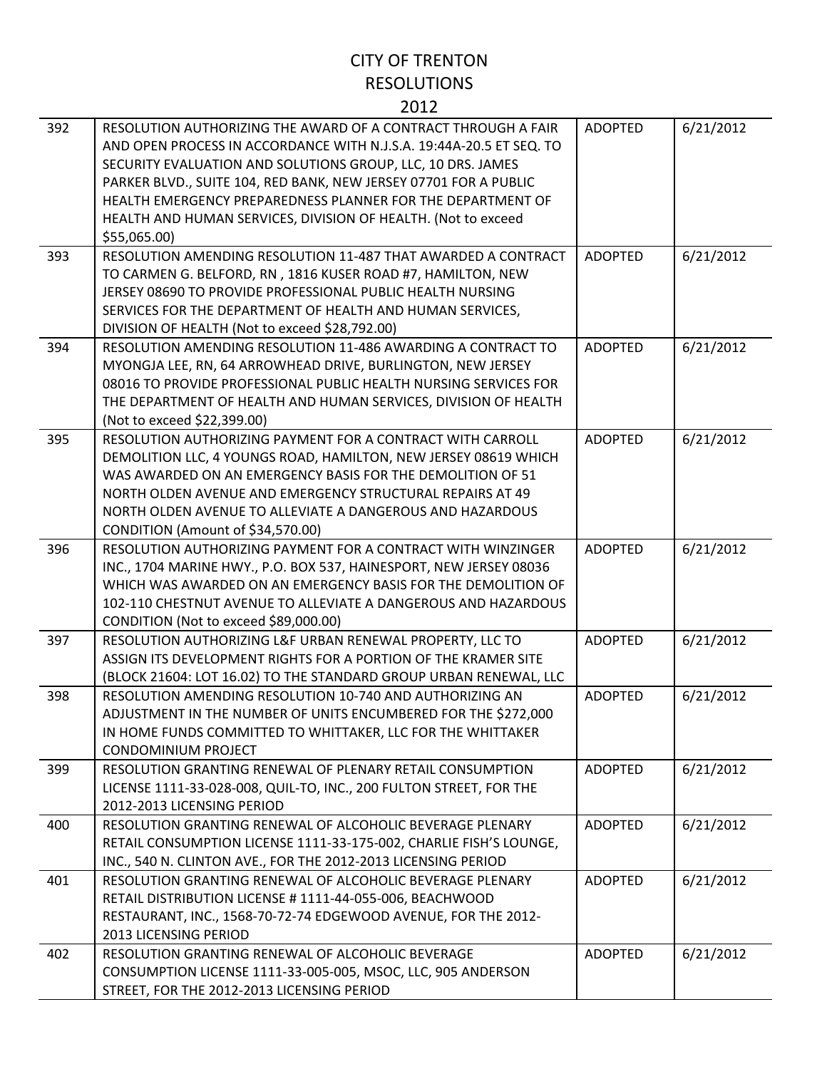# CITY OF TRENTON
# RESOLUTIONS
# 2012

| | | | |
|---|---|---|---|
| 392 | RESOLUTION AUTHORIZING THE AWARD OF A CONTRACT THROUGH A FAIR AND OPEN PROCESS IN ACCORDANCE WITH N.J.S.A. 19:44A-20.5 ET SEQ. TO SECURITY EVALUATION AND SOLUTIONS GROUP, LLC, 10 DRS. JAMES PARKER BLVD., SUITE 104, RED BANK, NEW JERSEY 07701 FOR A PUBLIC HEALTH EMERGENCY PREPAREDNESS PLANNER FOR THE DEPARTMENT OF HEALTH AND HUMAN SERVICES, DIVISION OF HEALTH. (Not to exceed $55,065.00) | ADOPTED | 6/21/2012 |
| 393 | RESOLUTION AMENDING RESOLUTION 11-487 THAT AWARDED A CONTRACT TO CARMEN G. BELFORD, RN , 1816 KUSER ROAD #7, HAMILTON, NEW JERSEY 08690 TO PROVIDE PROFESSIONAL PUBLIC HEALTH NURSING SERVICES FOR THE DEPARTMENT OF HEALTH AND HUMAN SERVICES, DIVISION OF HEALTH (Not to exceed $28,792.00) | ADOPTED | 6/21/2012 |
| 394 | RESOLUTION AMENDING RESOLUTION 11-486 AWARDING A CONTRACT TO MYONGJA LEE, RN, 64 ARROWHEAD DRIVE, BURLINGTON, NEW JERSEY 08016 TO PROVIDE PROFESSIONAL PUBLIC HEALTH NURSING SERVICES FOR THE DEPARTMENT OF HEALTH AND HUMAN SERVICES, DIVISION OF HEALTH (Not to exceed $22,399.00) | ADOPTED | 6/21/2012 |
| 395 | RESOLUTION AUTHORIZING PAYMENT FOR A CONTRACT WITH CARROLL DEMOLITION LLC, 4 YOUNGS ROAD, HAMILTON, NEW JERSEY 08619 WHICH WAS AWARDED ON AN EMERGENCY BASIS FOR THE DEMOLITION OF 51 NORTH OLDEN AVENUE AND EMERGENCY STRUCTURAL REPAIRS AT 49 NORTH OLDEN AVENUE TO ALLEVIATE A DANGEROUS AND HAZARDOUS CONDITION (Amount of $34,570.00) | ADOPTED | 6/21/2012 |
| 396 | RESOLUTION AUTHORIZING PAYMENT FOR A CONTRACT WITH WINZINGER INC., 1704 MARINE HWY., P.O. BOX 537, HAINESPORT, NEW JERSEY 08036 WHICH WAS AWARDED ON AN EMERGENCY BASIS FOR THE DEMOLITION OF 102-110 CHESTNUT AVENUE TO ALLEVIATE A DANGEROUS AND HAZARDOUS CONDITION (Not to exceed $89,000.00) | ADOPTED | 6/21/2012 |
| 397 | RESOLUTION AUTHORIZING L&F URBAN RENEWAL PROPERTY, LLC TO ASSIGN ITS DEVELOPMENT RIGHTS FOR A PORTION OF THE KRAMER SITE (BLOCK 21604: LOT 16.02) TO THE STANDARD GROUP URBAN RENEWAL, LLC | ADOPTED | 6/21/2012 |
| 398 | RESOLUTION AMENDING RESOLUTION 10-740 AND AUTHORIZING AN ADJUSTMENT IN THE NUMBER OF UNITS ENCUMBERED FOR THE $272,000 IN HOME FUNDS COMMITTED TO WHITTAKER, LLC FOR THE WHITTAKER CONDOMINIUM PROJECT | ADOPTED | 6/21/2012 |
| 399 | RESOLUTION GRANTING RENEWAL OF PLENARY RETAIL CONSUMPTION LICENSE 1111-33-028-008, QUIL-TO, INC., 200 FULTON STREET, FOR THE 2012-2013 LICENSING PERIOD | ADOPTED | 6/21/2012 |
| 400 | RESOLUTION GRANTING RENEWAL OF ALCOHOLIC BEVERAGE PLENARY RETAIL CONSUMPTION LICENSE 1111-33-175-002, CHARLIE FISH'S LOUNGE, INC., 540 N. CLINTON AVE., FOR THE 2012-2013 LICENSING PERIOD | ADOPTED | 6/21/2012 |
| 401 | RESOLUTION GRANTING RENEWAL OF ALCOHOLIC BEVERAGE PLENARY RETAIL DISTRIBUTION LICENSE # 1111-44-055-006, BEACHWOOD RESTAURANT, INC., 1568-70-72-74 EDGEWOOD AVENUE, FOR THE 2012-2013 LICENSING PERIOD | ADOPTED | 6/21/2012 |
| 402 | RESOLUTION GRANTING RENEWAL OF ALCOHOLIC BEVERAGE CONSUMPTION LICENSE 1111-33-005-005, MSOC, LLC, 905 ANDERSON STREET, FOR THE 2012-2013 LICENSING PERIOD | ADOPTED | 6/21/2012 |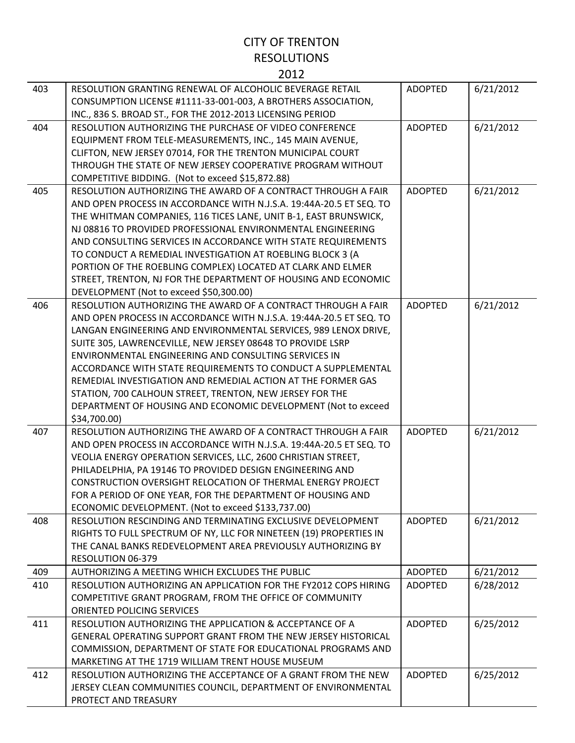# CITY OF TRENTON
# RESOLUTIONS
# 2012

| | | | |
|---|---|---|---|
| 403 | RESOLUTION GRANTING RENEWAL OF ALCOHOLIC BEVERAGE RETAIL CONSUMPTION LICENSE #1111-33-001-003, A BROTHERS ASSOCIATION, INC., 836 S. BROAD ST., FOR THE 2012-2013 LICENSING PERIOD | ADOPTED | 6/21/2012 |
| 404 | RESOLUTION AUTHORIZING THE PURCHASE OF VIDEO CONFERENCE EQUIPMENT FROM TELE-MEASUREMENTS, INC., 145 MAIN AVENUE, CLIFTON, NEW JERSEY 07014, FOR THE TRENTON MUNICIPAL COURT THROUGH THE STATE OF NEW JERSEY COOPERATIVE PROGRAM WITHOUT COMPETITIVE BIDDING. (Not to exceed $15,872.88) | ADOPTED | 6/21/2012 |
| 405 | RESOLUTION AUTHORIZING THE AWARD OF A CONTRACT THROUGH A FAIR AND OPEN PROCESS IN ACCORDANCE WITH N.J.S.A. 19:44A-20.5 ET SEQ. TO THE WHITMAN COMPANIES, 116 TICES LANE, UNIT B-1, EAST BRUNSWICK, NJ 08816 TO PROVIDED PROFESSIONAL ENVIRONMENTAL ENGINEERING AND CONSULTING SERVICES IN ACCORDANCE WITH STATE REQUIREMENTS TO CONDUCT A REMEDIAL INVESTIGATION AT ROEBLING BLOCK 3 (A PORTION OF THE ROEBLING COMPLEX) LOCATED AT CLARK AND ELMER STREET, TRENTON, NJ FOR THE DEPARTMENT OF HOUSING AND ECONOMIC DEVELOPMENT (Not to exceed $50,300.00) | ADOPTED | 6/21/2012 |
| 406 | RESOLUTION AUTHORIZING THE AWARD OF A CONTRACT THROUGH A FAIR AND OPEN PROCESS IN ACCORDANCE WITH N.J.S.A. 19:44A-20.5 ET SEQ. TO LANGAN ENGINEERING AND ENVIRONMENTAL SERVICES, 989 LENOX DRIVE, SUITE 305, LAWRENCEVILLE, NEW JERSEY 08648 TO PROVIDE LSRP ENVIRONMENTAL ENGINEERING AND CONSULTING SERVICES IN ACCORDANCE WITH STATE REQUIREMENTS TO CONDUCT A SUPPLEMENTAL REMEDIAL INVESTIGATION AND REMEDIAL ACTION AT THE FORMER GAS STATION, 700 CALHOUN STREET, TRENTON, NEW JERSEY FOR THE DEPARTMENT OF HOUSING AND ECONOMIC DEVELOPMENT (Not to exceed $34,700.00) | ADOPTED | 6/21/2012 |
| 407 | RESOLUTION AUTHORIZING THE AWARD OF A CONTRACT THROUGH A FAIR AND OPEN PROCESS IN ACCORDANCE WITH N.J.S.A. 19:44A-20.5 ET SEQ. TO VEOLIA ENERGY OPERATION SERVICES, LLC, 2600 CHRISTIAN STREET, PHILADELPHIA, PA 19146 TO PROVIDED DESIGN ENGINEERING AND CONSTRUCTION OVERSIGHT RELOCATION OF THERMAL ENERGY PROJECT FOR A PERIOD OF ONE YEAR, FOR THE DEPARTMENT OF HOUSING AND ECONOMIC DEVELOPMENT. (Not to exceed $133,737.00) | ADOPTED | 6/21/2012 |
| 408 | RESOLUTION RESCINDING AND TERMINATING EXCLUSIVE DEVELOPMENT RIGHTS TO FULL SPECTRUM OF NY, LLC FOR NINETEEN (19) PROPERTIES IN THE CANAL BANKS REDEVELOPMENT AREA PREVIOUSLY AUTHORIZING BY RESOLUTION 06-379 | ADOPTED | 6/21/2012 |
| 409 | AUTHORIZING A MEETING WHICH EXCLUDES THE PUBLIC | ADOPTED | 6/21/2012 |
| 410 | RESOLUTION AUTHORIZING AN APPLICATION FOR THE FY2012 COPS HIRING COMPETITIVE GRANT PROGRAM, FROM THE OFFICE OF COMMUNITY ORIENTED POLICING SERVICES | ADOPTED | 6/28/2012 |
| 411 | RESOLUTION AUTHORIZING THE APPLICATION & ACCEPTANCE OF A GENERAL OPERATING SUPPORT GRANT FROM THE NEW JERSEY HISTORICAL COMMISSION, DEPARTMENT OF STATE FOR EDUCATIONAL PROGRAMS AND MARKETING AT THE 1719 WILLIAM TRENT HOUSE MUSEUM | ADOPTED | 6/25/2012 |
| 412 | RESOLUTION AUTHORIZING THE ACCEPTANCE OF A GRANT FROM THE NEW JERSEY CLEAN COMMUNITIES COUNCIL, DEPARTMENT OF ENVIRONMENTAL PROTECT AND TREASURY | ADOPTED | 6/25/2012 |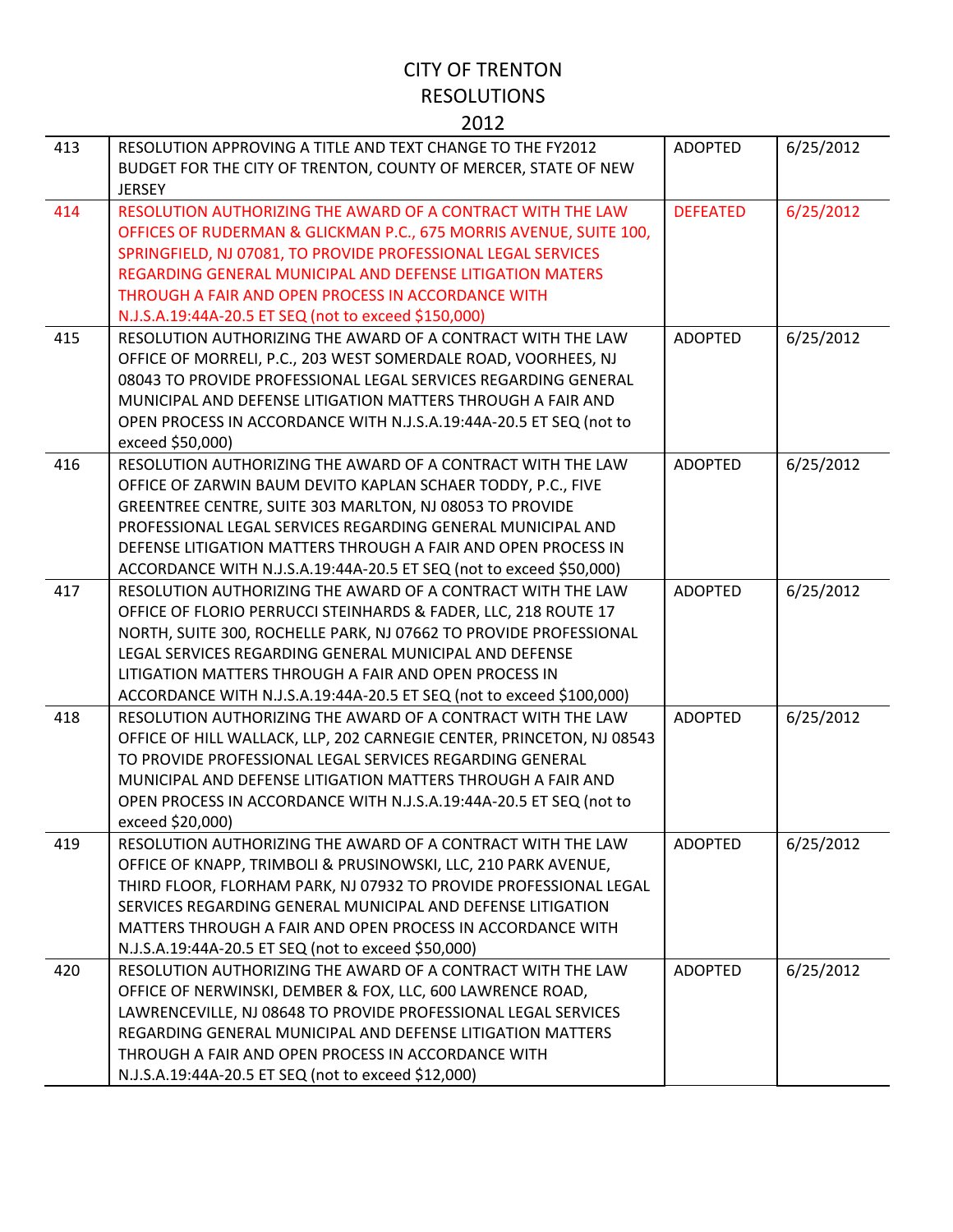# CITY OF TRENTON
## RESOLUTIONS
### 2012

| | | | |
|---|---|---|---|
| 413 | RESOLUTION APPROVING A TITLE AND TEXT CHANGE TO THE FY2012 BUDGET FOR THE CITY OF TRENTON, COUNTY OF MERCER, STATE OF NEW JERSEY | ADOPTED | 6/25/2012 |
| 414 | RESOLUTION AUTHORIZING THE AWARD OF A CONTRACT WITH THE LAW OFFICES OF RUDERMAN & GLICKMAN P.C., 675 MORRIS AVENUE, SUITE 100, SPRINGFIELD, NJ 07081, TO PROVIDE PROFESSIONAL LEGAL SERVICES REGARDING GENERAL MUNICIPAL AND DEFENSE LITIGATION MATERS THROUGH A FAIR AND OPEN PROCESS IN ACCORDANCE WITH N.J.S.A.19:44A-20.5 ET SEQ (not to exceed $150,000) | DEFEATED | 6/25/2012 |
| 415 | RESOLUTION AUTHORIZING THE AWARD OF A CONTRACT WITH THE LAW OFFICE OF MORRELI, P.C., 203 WEST SOMERDALE ROAD, VOORHEES, NJ 08043 TO PROVIDE PROFESSIONAL LEGAL SERVICES REGARDING GENERAL MUNICIPAL AND DEFENSE LITIGATION MATTERS THROUGH A FAIR AND OPEN PROCESS IN ACCORDANCE WITH N.J.S.A.19:44A-20.5 ET SEQ (not to exceed $50,000) | ADOPTED | 6/25/2012 |
| 416 | RESOLUTION AUTHORIZING THE AWARD OF A CONTRACT WITH THE LAW OFFICE OF ZARWIN BAUM DEVITO KAPLAN SCHAER TODDY, P.C., FIVE GREENTREE CENTRE, SUITE 303 MARLTON, NJ 08053 TO PROVIDE PROFESSIONAL LEGAL SERVICES REGARDING GENERAL MUNICIPAL AND DEFENSE LITIGATION MATTERS THROUGH A FAIR AND OPEN PROCESS IN ACCORDANCE WITH N.J.S.A.19:44A-20.5 ET SEQ (not to exceed $50,000) | ADOPTED | 6/25/2012 |
| 417 | RESOLUTION AUTHORIZING THE AWARD OF A CONTRACT WITH THE LAW OFFICE OF FLORIO PERRUCCI STEINHARDS & FADER, LLC, 218 ROUTE 17 NORTH, SUITE 300, ROCHELLE PARK, NJ 07662 TO PROVIDE PROFESSIONAL LEGAL SERVICES REGARDING GENERAL MUNICIPAL AND DEFENSE LITIGATION MATTERS THROUGH A FAIR AND OPEN PROCESS IN ACCORDANCE WITH N.J.S.A.19:44A-20.5 ET SEQ (not to exceed $100,000) | ADOPTED | 6/25/2012 |
| 418 | RESOLUTION AUTHORIZING THE AWARD OF A CONTRACT WITH THE LAW OFFICE OF HILL WALLACK, LLP, 202 CARNEGIE CENTER, PRINCETON, NJ 08543 TO PROVIDE PROFESSIONAL LEGAL SERVICES REGARDING GENERAL MUNICIPAL AND DEFENSE LITIGATION MATTERS THROUGH A FAIR AND OPEN PROCESS IN ACCORDANCE WITH N.J.S.A.19:44A-20.5 ET SEQ (not to exceed $20,000) | ADOPTED | 6/25/2012 |
| 419 | RESOLUTION AUTHORIZING THE AWARD OF A CONTRACT WITH THE LAW OFFICE OF KNAPP, TRIMBOLI & PRUSINOWSKI, LLC, 210 PARK AVENUE, THIRD FLOOR, FLORHAM PARK, NJ 07932 TO PROVIDE PROFESSIONAL LEGAL SERVICES REGARDING GENERAL MUNICIPAL AND DEFENSE LITIGATION MATTERS THROUGH A FAIR AND OPEN PROCESS IN ACCORDANCE WITH N.J.S.A.19:44A-20.5 ET SEQ (not to exceed $50,000) | ADOPTED | 6/25/2012 |
| 420 | RESOLUTION AUTHORIZING THE AWARD OF A CONTRACT WITH THE LAW OFFICE OF NERWINSKI, DEMBER & FOX, LLC, 600 LAWRENCE ROAD, LAWRENCEVILLE, NJ 08648 TO PROVIDE PROFESSIONAL LEGAL SERVICES REGARDING GENERAL MUNICIPAL AND DEFENSE LITIGATION MATTERS THROUGH A FAIR AND OPEN PROCESS IN ACCORDANCE WITH N.J.S.A.19:44A-20.5 ET SEQ (not to exceed $12,000) | ADOPTED | 6/25/2012 |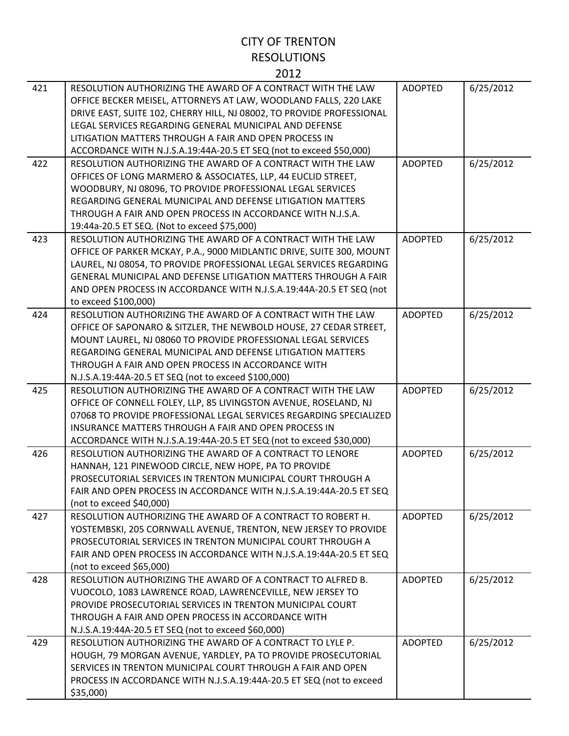# CITY OF TRENTON
## RESOLUTIONS
## 2012

| | | | |
|---|---|---|---|
| 421 | RESOLUTION AUTHORIZING THE AWARD OF A CONTRACT WITH THE LAW OFFICE BECKER MEISEL, ATTORNEYS AT LAW, WOODLAND FALLS, 220 LAKE DRIVE EAST, SUITE 102, CHERRY HILL, NJ 08002, TO PROVIDE PROFESSIONAL LEGAL SERVICES REGARDING GENERAL MUNICIPAL AND DEFENSE LITIGATION MATTERS THROUGH A FAIR AND OPEN PROCESS IN ACCORDANCE WITH N.J.S.A.19:44A-20.5 ET SEQ (not to exceed $50,000) | ADOPTED | 6/25/2012 |
| 422 | RESOLUTION AUTHORIZING THE AWARD OF A CONTRACT WITH THE LAW OFFICES OF LONG MARMERO & ASSOCIATES, LLP, 44 EUCLID STREET, WOODBURY, NJ 08096, TO PROVIDE PROFESSIONAL LEGAL SERVICES REGARDING GENERAL MUNICIPAL AND DEFENSE LITIGATION MATTERS THROUGH A FAIR AND OPEN PROCESS IN ACCORDANCE WITH N.J.S.A. 19:44a-20.5 ET SEQ. (Not to exceed $75,000) | ADOPTED | 6/25/2012 |
| 423 | RESOLUTION AUTHORIZING THE AWARD OF A CONTRACT WITH THE LAW OFFICE OF PARKER MCKAY, P.A., 9000 MIDLANTIC DRIVE, SUITE 300, MOUNT LAUREL, NJ 08054, TO PROVIDE PROFESSIONAL LEGAL SERVICES REGARDING GENERAL MUNICIPAL AND DEFENSE LITIGATION MATTERS THROUGH A FAIR AND OPEN PROCESS IN ACCORDANCE WITH N.J.S.A.19:44A-20.5 ET SEQ (not to exceed $100,000) | ADOPTED | 6/25/2012 |
| 424 | RESOLUTION AUTHORIZING THE AWARD OF A CONTRACT WITH THE LAW OFFICE OF SAPONARO & SITZLER, THE NEWBOLD HOUSE, 27 CEDAR STREET, MOUNT LAUREL, NJ 08060 TO PROVIDE PROFESSIONAL LEGAL SERVICES REGARDING GENERAL MUNICIPAL AND DEFENSE LITIGATION MATTERS THROUGH A FAIR AND OPEN PROCESS IN ACCORDANCE WITH N.J.S.A.19:44A-20.5 ET SEQ (not to exceed $100,000) | ADOPTED | 6/25/2012 |
| 425 | RESOLUTION AUTHORIZING THE AWARD OF A CONTRACT WITH THE LAW OFFICE OF CONNELL FOLEY, LLP, 85 LIVINGSTON AVENUE, ROSELAND, NJ 07068 TO PROVIDE PROFESSIONAL LEGAL SERVICES REGARDING SPECIALIZED INSURANCE MATTERS THROUGH A FAIR AND OPEN PROCESS IN ACCORDANCE WITH N.J.S.A.19:44A-20.5 ET SEQ (not to exceed $30,000) | ADOPTED | 6/25/2012 |
| 426 | RESOLUTION AUTHORIZING THE AWARD OF A CONTRACT TO LENORE HANNAH, 121 PINEWOOD CIRCLE, NEW HOPE, PA TO PROVIDE PROSECUTORIAL SERVICES IN TRENTON MUNICIPAL COURT THROUGH A FAIR AND OPEN PROCESS IN ACCORDANCE WITH N.J.S.A.19:44A-20.5 ET SEQ (not to exceed $40,000) | ADOPTED | 6/25/2012 |
| 427 | RESOLUTION AUTHORIZING THE AWARD OF A CONTRACT TO ROBERT H. YOSTEMBSKI, 205 CORNWALL AVENUE, TRENTON, NEW JERSEY TO PROVIDE PROSECUTORIAL SERVICES IN TRENTON MUNICIPAL COURT THROUGH A FAIR AND OPEN PROCESS IN ACCORDANCE WITH N.J.S.A.19:44A-20.5 ET SEQ (not to exceed $65,000) | ADOPTED | 6/25/2012 |
| 428 | RESOLUTION AUTHORIZING THE AWARD OF A CONTRACT TO ALFRED B. VUOCOLO, 1083 LAWRENCE ROAD, LAWRENCEVILLE, NEW JERSEY TO PROVIDE PROSECUTORIAL SERVICES IN TRENTON MUNICIPAL COURT THROUGH A FAIR AND OPEN PROCESS IN ACCORDANCE WITH N.J.S.A.19:44A-20.5 ET SEQ (not to exceed $60,000) | ADOPTED | 6/25/2012 |
| 429 | RESOLUTION AUTHORIZING THE AWARD OF A CONTRACT TO LYLE P. HOUGH, 79 MORGAN AVENUE, YARDLEY, PA TO PROVIDE PROSECUTORIAL SERVICES IN TRENTON MUNICIPAL COURT THROUGH A FAIR AND OPEN PROCESS IN ACCORDANCE WITH N.J.S.A.19:44A-20.5 ET SEQ (not to exceed $35,000) | ADOPTED | 6/25/2012 |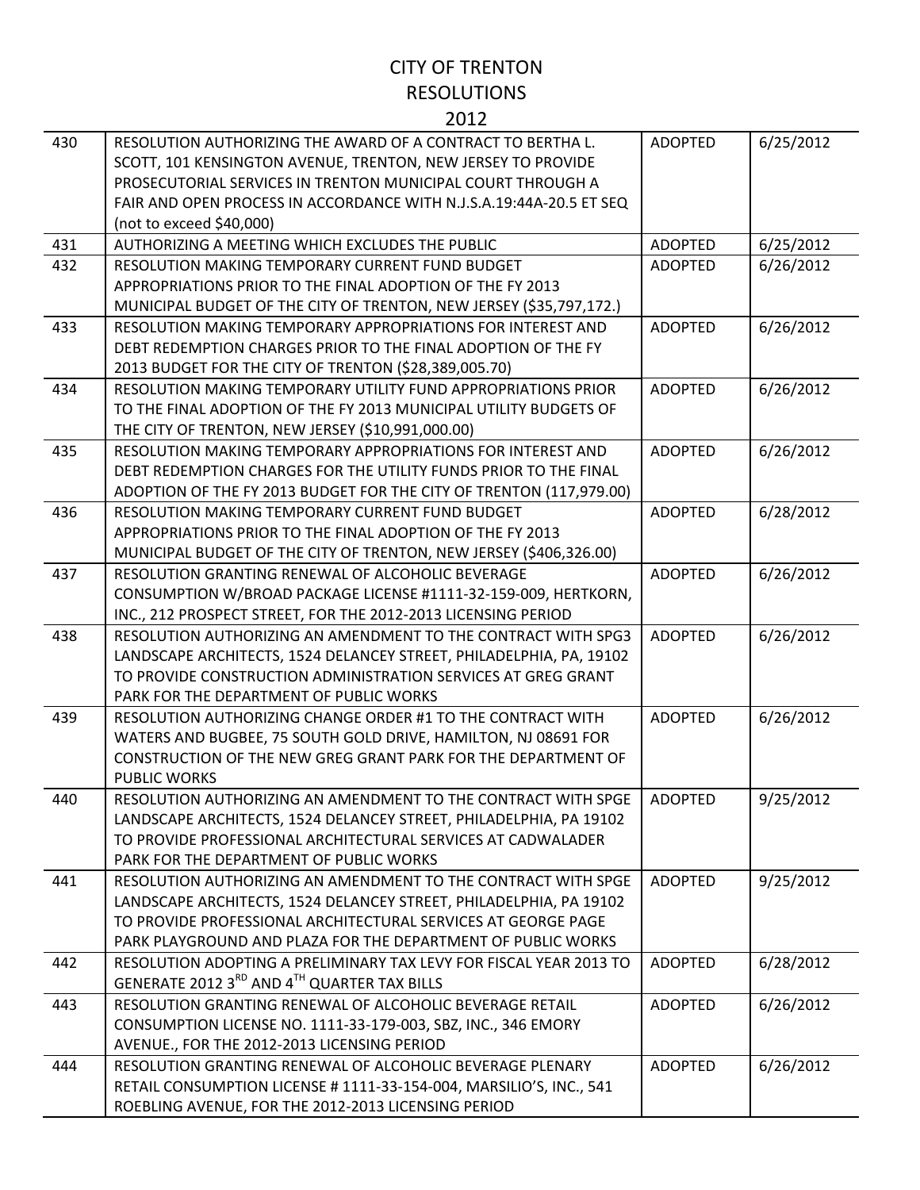# CITY OF TRENTON
## RESOLUTIONS
## 2012

| | | | |
|---|---|---|---|
| 430 | RESOLUTION AUTHORIZING THE AWARD OF A CONTRACT TO BERTHA L. SCOTT, 101 KENSINGTON AVENUE, TRENTON, NEW JERSEY TO PROVIDE PROSECUTORIAL SERVICES IN TRENTON MUNICIPAL COURT THROUGH A FAIR AND OPEN PROCESS IN ACCORDANCE WITH N.J.S.A.19:44A-20.5 ET SEQ (not to exceed $40,000) | ADOPTED | 6/25/2012 |
| 431 | AUTHORIZING A MEETING WHICH EXCLUDES THE PUBLIC | ADOPTED | 6/25/2012 |
| 432 | RESOLUTION MAKING TEMPORARY CURRENT FUND BUDGET APPROPRIATIONS PRIOR TO THE FINAL ADOPTION OF THE FY 2013 MUNICIPAL BUDGET OF THE CITY OF TRENTON, NEW JERSEY ($35,797,172.) | ADOPTED | 6/26/2012 |
| 433 | RESOLUTION MAKING TEMPORARY APPROPRIATIONS FOR INTEREST AND DEBT REDEMPTION CHARGES PRIOR TO THE FINAL ADOPTION OF THE FY 2013 BUDGET FOR THE CITY OF TRENTON ($28,389,005.70) | ADOPTED | 6/26/2012 |
| 434 | RESOLUTION MAKING TEMPORARY UTILITY FUND APPROPRIATIONS PRIOR TO THE FINAL ADOPTION OF THE FY 2013 MUNICIPAL UTILITY BUDGETS OF THE CITY OF TRENTON, NEW JERSEY ($10,991,000.00) | ADOPTED | 6/26/2012 |
| 435 | RESOLUTION MAKING TEMPORARY APPROPRIATIONS FOR INTEREST AND DEBT REDEMPTION CHARGES FOR THE UTILITY FUNDS PRIOR TO THE FINAL ADOPTION OF THE FY 2013 BUDGET FOR THE CITY OF TRENTON (117,979.00) | ADOPTED | 6/26/2012 |
| 436 | RESOLUTION MAKING TEMPORARY CURRENT FUND BUDGET APPROPRIATIONS PRIOR TO THE FINAL ADOPTION OF THE FY 2013 MUNICIPAL BUDGET OF THE CITY OF TRENTON, NEW JERSEY ($406,326.00) | ADOPTED | 6/28/2012 |
| 437 | RESOLUTION GRANTING RENEWAL OF ALCOHOLIC BEVERAGE CONSUMPTION W/BROAD PACKAGE LICENSE #1111-32-159-009, HERTKORN, INC., 212 PROSPECT STREET, FOR THE 2012-2013 LICENSING PERIOD | ADOPTED | 6/26/2012 |
| 438 | RESOLUTION AUTHORIZING AN AMENDMENT TO THE CONTRACT WITH SPG3 LANDSCAPE ARCHITECTS, 1524 DELANCEY STREET, PHILADELPHIA, PA, 19102 TO PROVIDE CONSTRUCTION ADMINISTRATION SERVICES AT GREG GRANT PARK FOR THE DEPARTMENT OF PUBLIC WORKS | ADOPTED | 6/26/2012 |
| 439 | RESOLUTION AUTHORIZING CHANGE ORDER #1 TO THE CONTRACT WITH WATERS AND BUGBEE, 75 SOUTH GOLD DRIVE, HAMILTON, NJ 08691 FOR CONSTRUCTION OF THE NEW GREG GRANT PARK FOR THE DEPARTMENT OF PUBLIC WORKS | ADOPTED | 6/26/2012 |
| 440 | RESOLUTION AUTHORIZING AN AMENDMENT TO THE CONTRACT WITH SPGE LANDSCAPE ARCHITECTS, 1524 DELANCEY STREET, PHILADELPHIA, PA 19102 TO PROVIDE PROFESSIONAL ARCHITECTURAL SERVICES AT CADWALADER PARK FOR THE DEPARTMENT OF PUBLIC WORKS | ADOPTED | 9/25/2012 |
| 441 | RESOLUTION AUTHORIZING AN AMENDMENT TO THE CONTRACT WITH SPGE LANDSCAPE ARCHITECTS, 1524 DELANCEY STREET, PHILADELPHIA, PA 19102 TO PROVIDE PROFESSIONAL ARCHITECTURAL SERVICES AT GEORGE PAGE PARK PLAYGROUND AND PLAZA FOR THE DEPARTMENT OF PUBLIC WORKS | ADOPTED | 9/25/2012 |
| 442 | RESOLUTION ADOPTING A PRELIMINARY TAX LEVY FOR FISCAL YEAR 2013 TO GENERATE 2012 3RD AND 4TH QUARTER TAX BILLS | ADOPTED | 6/28/2012 |
| 443 | RESOLUTION GRANTING RENEWAL OF ALCOHOLIC BEVERAGE RETAIL CONSUMPTION LICENSE NO. 1111-33-179-003, SBZ, INC., 346 EMORY AVENUE., FOR THE 2012-2013 LICENSING PERIOD | ADOPTED | 6/26/2012 |
| 444 | RESOLUTION GRANTING RENEWAL OF ALCOHOLIC BEVERAGE PLENARY RETAIL CONSUMPTION LICENSE # 1111-33-154-004, MARSILIO'S, INC., 541 ROEBLING AVENUE, FOR THE 2012-2013 LICENSING PERIOD | ADOPTED | 6/26/2012 |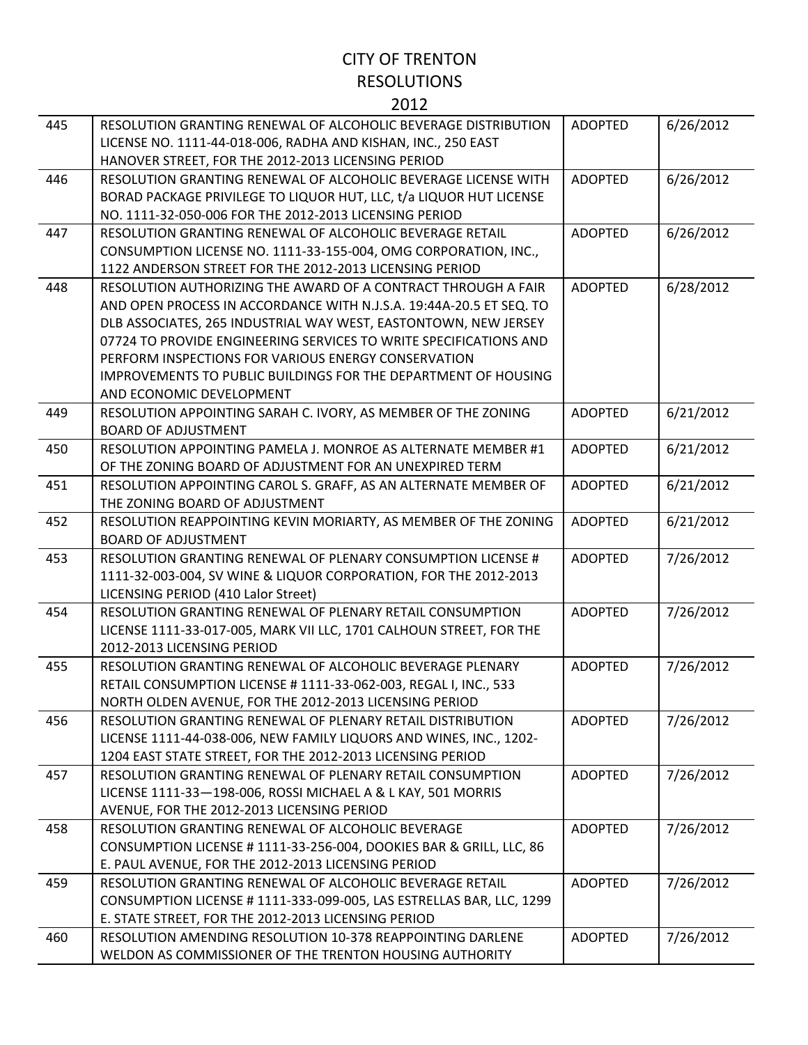# CITY OF TRENTON
## RESOLUTIONS
## 2012

| | | | |
|---|---|---|---|
| 445 | RESOLUTION GRANTING RENEWAL OF ALCOHOLIC BEVERAGE DISTRIBUTION LICENSE NO. 1111-44-018-006, RADHA AND KISHAN, INC., 250 EAST HANOVER STREET, FOR THE 2012-2013 LICENSING PERIOD | ADOPTED | 6/26/2012 |
| 446 | RESOLUTION GRANTING RENEWAL OF ALCOHOLIC BEVERAGE LICENSE WITH BORAD PACKAGE PRIVILEGE TO LIQUOR HUT, LLC, t/a LIQUOR HUT LICENSE NO. 1111-32-050-006 FOR THE 2012-2013 LICENSING PERIOD | ADOPTED | 6/26/2012 |
| 447 | RESOLUTION GRANTING RENEWAL OF ALCOHOLIC BEVERAGE RETAIL CONSUMPTION LICENSE NO. 1111-33-155-004, OMG CORPORATION, INC., 1122 ANDERSON STREET FOR THE 2012-2013 LICENSING PERIOD | ADOPTED | 6/26/2012 |
| 448 | RESOLUTION AUTHORIZING THE AWARD OF A CONTRACT THROUGH A FAIR AND OPEN PROCESS IN ACCORDANCE WITH N.J.S.A. 19:44A-20.5 ET SEQ. TO DLB ASSOCIATES, 265 INDUSTRIAL WAY WEST, EASTONTOWN, NEW JERSEY 07724 TO PROVIDE ENGINEERING SERVICES TO WRITE SPECIFICATIONS AND PERFORM INSPECTIONS FOR VARIOUS ENERGY CONSERVATION IMPROVEMENTS TO PUBLIC BUILDINGS FOR THE DEPARTMENT OF HOUSING AND ECONOMIC DEVELOPMENT | ADOPTED | 6/28/2012 |
| 449 | RESOLUTION APPOINTING SARAH C. IVORY, AS MEMBER OF THE ZONING BOARD OF ADJUSTMENT | ADOPTED | 6/21/2012 |
| 450 | RESOLUTION APPOINTING PAMELA J. MONROE AS ALTERNATE MEMBER #1 OF THE ZONING BOARD OF ADJUSTMENT FOR AN UNEXPIRED TERM | ADOPTED | 6/21/2012 |
| 451 | RESOLUTION APPOINTING CAROL S. GRAFF, AS AN ALTERNATE MEMBER OF THE ZONING BOARD OF ADJUSTMENT | ADOPTED | 6/21/2012 |
| 452 | RESOLUTION REAPPOINTING KEVIN MORIARTY, AS MEMBER OF THE ZONING BOARD OF ADJUSTMENT | ADOPTED | 6/21/2012 |
| 453 | RESOLUTION GRANTING RENEWAL OF PLENARY CONSUMPTION LICENSE # 1111-32-003-004, SV WINE & LIQUOR CORPORATION, FOR THE 2012-2013 LICENSING PERIOD (410 Lalor Street) | ADOPTED | 7/26/2012 |
| 454 | RESOLUTION GRANTING RENEWAL OF PLENARY RETAIL CONSUMPTION LICENSE 1111-33-017-005, MARK VII LLC, 1701 CALHOUN STREET, FOR THE 2012-2013 LICENSING PERIOD | ADOPTED | 7/26/2012 |
| 455 | RESOLUTION GRANTING RENEWAL OF ALCOHOLIC BEVERAGE PLENARY RETAIL CONSUMPTION LICENSE # 1111-33-062-003, REGAL I, INC., 533 NORTH OLDEN AVENUE, FOR THE 2012-2013 LICENSING PERIOD | ADOPTED | 7/26/2012 |
| 456 | RESOLUTION GRANTING RENEWAL OF PLENARY RETAIL DISTRIBUTION LICENSE 1111-44-038-006, NEW FAMILY LIQUORS AND WINES, INC., 1202-1204 EAST STATE STREET, FOR THE 2012-2013 LICENSING PERIOD | ADOPTED | 7/26/2012 |
| 457 | RESOLUTION GRANTING RENEWAL OF PLENARY RETAIL CONSUMPTION LICENSE 1111-33—198-006, ROSSI MICHAEL A & L KAY, 501 MORRIS AVENUE, FOR THE 2012-2013 LICENSING PERIOD | ADOPTED | 7/26/2012 |
| 458 | RESOLUTION GRANTING RENEWAL OF ALCOHOLIC BEVERAGE CONSUMPTION LICENSE # 1111-33-256-004, DOOKIES BAR & GRILL, LLC, 86 E. PAUL AVENUE, FOR THE 2012-2013 LICENSING PERIOD | ADOPTED | 7/26/2012 |
| 459 | RESOLUTION GRANTING RENEWAL OF ALCOHOLIC BEVERAGE RETAIL CONSUMPTION LICENSE # 1111-333-099-005, LAS ESTRELLAS BAR, LLC, 1299 E. STATE STREET, FOR THE 2012-2013 LICENSING PERIOD | ADOPTED | 7/26/2012 |
| 460 | RESOLUTION AMENDING RESOLUTION 10-378 REAPPOINTING DARLENE WELDON AS COMMISSIONER OF THE TRENTON HOUSING AUTHORITY | ADOPTED | 7/26/2012 |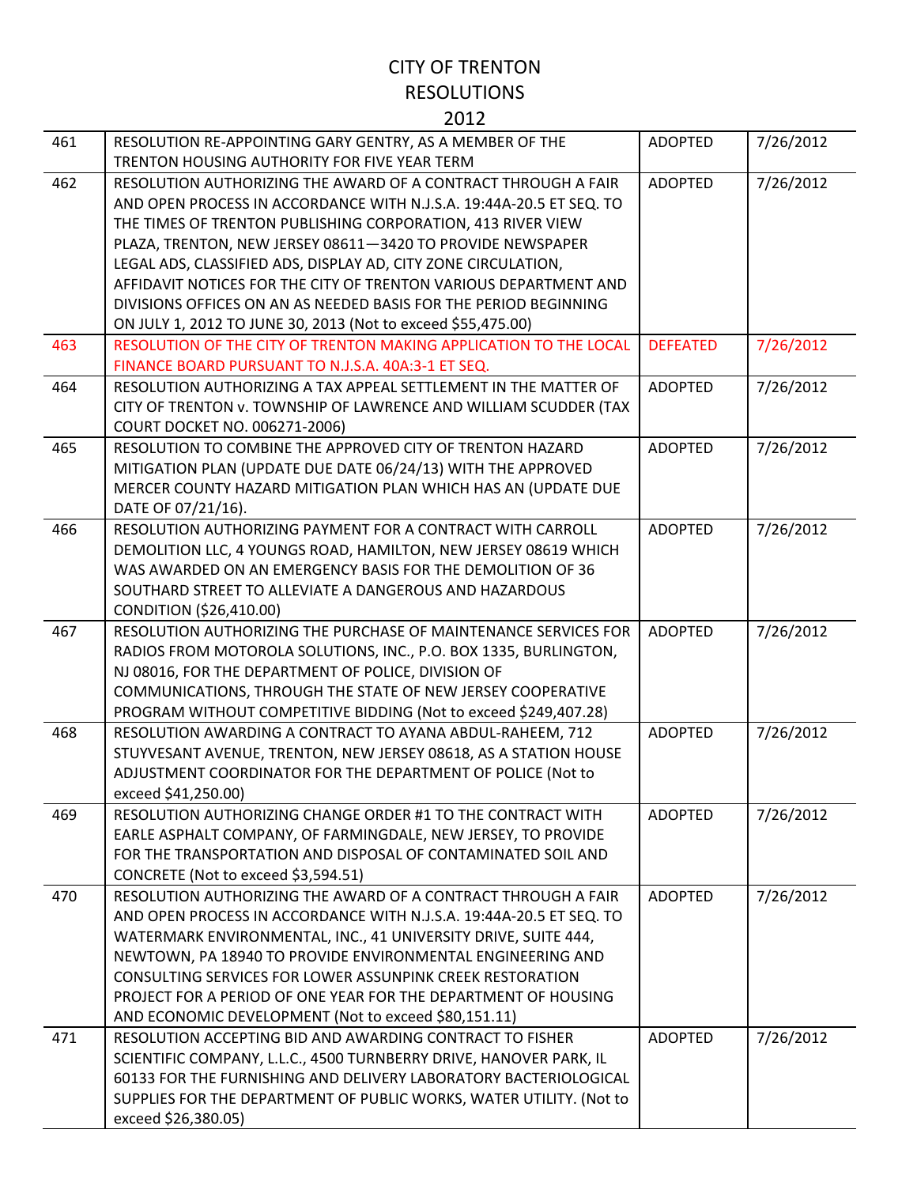# CITY OF TRENTON
# RESOLUTIONS
# 2012

| | | | |
|---|---|---|---|
| 461 | RESOLUTION RE-APPOINTING GARY GENTRY, AS A MEMBER OF THE TRENTON HOUSING AUTHORITY FOR FIVE YEAR TERM | ADOPTED | 7/26/2012 |
| 462 | RESOLUTION AUTHORIZING THE AWARD OF A CONTRACT THROUGH A FAIR AND OPEN PROCESS IN ACCORDANCE WITH N.J.S.A. 19:44A-20.5 ET SEQ. TO THE TIMES OF TRENTON PUBLISHING CORPORATION, 413 RIVER VIEW PLAZA, TRENTON, NEW JERSEY 08611—3420 TO PROVIDE NEWSPAPER LEGAL ADS, CLASSIFIED ADS, DISPLAY AD, CITY ZONE CIRCULATION, AFFIDAVIT NOTICES FOR THE CITY OF TRENTON VARIOUS DEPARTMENT AND DIVISIONS OFFICES ON AN AS NEEDED BASIS FOR THE PERIOD BEGINNING ON JULY 1, 2012 TO JUNE 30, 2013 (Not to exceed $55,475.00) | ADOPTED | 7/26/2012 |
| 463 | RESOLUTION OF THE CITY OF TRENTON MAKING APPLICATION TO THE LOCAL FINANCE BOARD PURSUANT TO N.J.S.A. 40A:3-1 ET SEQ. | DEFEATED | 7/26/2012 |
| 464 | RESOLUTION AUTHORIZING A TAX APPEAL SETTLEMENT IN THE MATTER OF CITY OF TRENTON v. TOWNSHIP OF LAWRENCE AND WILLIAM SCUDDER (TAX COURT DOCKET NO. 006271-2006) | ADOPTED | 7/26/2012 |
| 465 | RESOLUTION TO COMBINE THE APPROVED CITY OF TRENTON HAZARD MITIGATION PLAN (UPDATE DUE DATE 06/24/13) WITH THE APPROVED MERCER COUNTY HAZARD MITIGATION PLAN WHICH HAS AN (UPDATE DUE DATE OF 07/21/16). | ADOPTED | 7/26/2012 |
| 466 | RESOLUTION AUTHORIZING PAYMENT FOR A CONTRACT WITH CARROLL DEMOLITION LLC, 4 YOUNGS ROAD, HAMILTON, NEW JERSEY 08619 WHICH WAS AWARDED ON AN EMERGENCY BASIS FOR THE DEMOLITION OF 36 SOUTHARD STREET TO ALLEVIATE A DANGEROUS AND HAZARDOUS CONDITION ($26,410.00) | ADOPTED | 7/26/2012 |
| 467 | RESOLUTION AUTHORIZING THE PURCHASE OF MAINTENANCE SERVICES FOR RADIOS FROM MOTOROLA SOLUTIONS, INC., P.O. BOX 1335, BURLINGTON, NJ 08016, FOR THE DEPARTMENT OF POLICE, DIVISION OF COMMUNICATIONS, THROUGH THE STATE OF NEW JERSEY COOPERATIVE PROGRAM WITHOUT COMPETITIVE BIDDING (Not to exceed $249,407.28) | ADOPTED | 7/26/2012 |
| 468 | RESOLUTION AWARDING A CONTRACT TO AYANA ABDUL-RAHEEM, 712 STUYVESANT AVENUE, TRENTON, NEW JERSEY 08618, AS A STATION HOUSE ADJUSTMENT COORDINATOR FOR THE DEPARTMENT OF POLICE (Not to exceed $41,250.00) | ADOPTED | 7/26/2012 |
| 469 | RESOLUTION AUTHORIZING CHANGE ORDER #1 TO THE CONTRACT WITH EARLE ASPHALT COMPANY, OF FARMINGDALE, NEW JERSEY, TO PROVIDE FOR THE TRANSPORTATION AND DISPOSAL OF CONTAMINATED SOIL AND CONCRETE (Not to exceed $3,594.51) | ADOPTED | 7/26/2012 |
| 470 | RESOLUTION AUTHORIZING THE AWARD OF A CONTRACT THROUGH A FAIR AND OPEN PROCESS IN ACCORDANCE WITH N.J.S.A. 19:44A-20.5 ET SEQ. TO WATERMARK ENVIRONMENTAL, INC., 41 UNIVERSITY DRIVE, SUITE 444, NEWTOWN, PA 18940 TO PROVIDE ENVIRONMENTAL ENGINEERING AND CONSULTING SERVICES FOR LOWER ASSUNPINK CREEK RESTORATION PROJECT FOR A PERIOD OF ONE YEAR FOR THE DEPARTMENT OF HOUSING AND ECONOMIC DEVELOPMENT (Not to exceed $80,151.11) | ADOPTED | 7/26/2012 |
| 471 | RESOLUTION ACCEPTING BID AND AWARDING CONTRACT TO FISHER SCIENTIFIC COMPANY, L.L.C., 4500 TURNBERRY DRIVE, HANOVER PARK, IL 60133 FOR THE FURNISHING AND DELIVERY LABORATORY BACTERIOLOGICAL SUPPLIES FOR THE DEPARTMENT OF PUBLIC WORKS, WATER UTILITY. (Not to exceed $26,380.05) | ADOPTED | 7/26/2012 |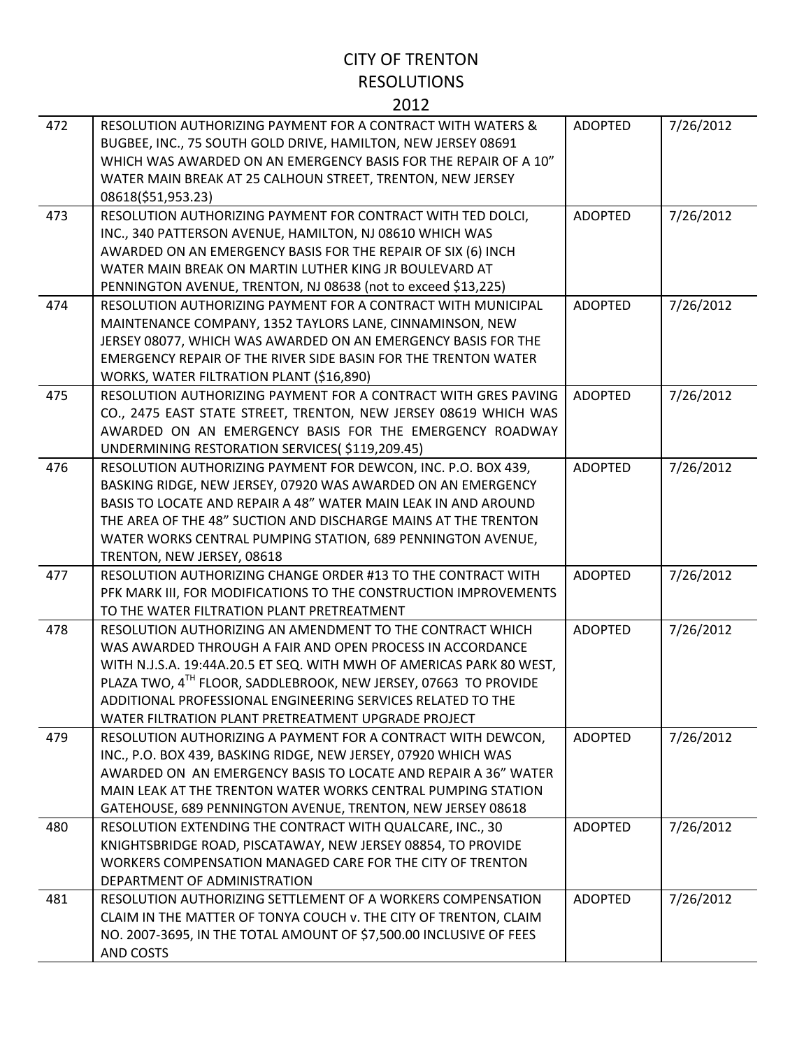# CITY OF TRENTON
# RESOLUTIONS
# 2012

| | | | |
|---|---|---|---|
| 472 | RESOLUTION AUTHORIZING PAYMENT FOR A CONTRACT WITH WATERS & BUGBEE, INC., 75 SOUTH GOLD DRIVE, HAMILTON, NEW JERSEY 08691 WHICH WAS AWARDED ON AN EMERGENCY BASIS FOR THE REPAIR OF A 10" WATER MAIN BREAK AT 25 CALHOUN STREET, TRENTON, NEW JERSEY 08618($51,953.23) | ADOPTED | 7/26/2012 |
| 473 | RESOLUTION AUTHORIZING PAYMENT FOR CONTRACT WITH TED DOLCI, INC., 340 PATTERSON AVENUE, HAMILTON, NJ 08610 WHICH WAS AWARDED ON AN EMERGENCY BASIS FOR THE REPAIR OF SIX (6) INCH WATER MAIN BREAK ON MARTIN LUTHER KING JR BOULEVARD AT PENNINGTON AVENUE, TRENTON, NJ 08638 (not to exceed $13,225) | ADOPTED | 7/26/2012 |
| 474 | RESOLUTION AUTHORIZING PAYMENT FOR A CONTRACT WITH MUNICIPAL MAINTENANCE COMPANY, 1352 TAYLORS LANE, CINNAMINSON, NEW JERSEY 08077, WHICH WAS AWARDED ON AN EMERGENCY BASIS FOR THE EMERGENCY REPAIR OF THE RIVER SIDE BASIN FOR THE TRENTON WATER WORKS, WATER FILTRATION PLANT ($16,890) | ADOPTED | 7/26/2012 |
| 475 | RESOLUTION AUTHORIZING PAYMENT FOR A CONTRACT WITH GRES PAVING CO., 2475 EAST STATE STREET, TRENTON, NEW JERSEY 08619 WHICH WAS AWARDED ON AN EMERGENCY BASIS FOR THE EMERGENCY ROADWAY UNDERMINING RESTORATION SERVICES( $119,209.45) | ADOPTED | 7/26/2012 |
| 476 | RESOLUTION AUTHORIZING PAYMENT FOR DEWCON, INC. P.O. BOX 439, BASKING RIDGE, NEW JERSEY, 07920 WAS AWARDED ON AN EMERGENCY BASIS TO LOCATE AND REPAIR A 48" WATER MAIN LEAK IN AND AROUND THE AREA OF THE 48" SUCTION AND DISCHARGE MAINS AT THE TRENTON WATER WORKS CENTRAL PUMPING STATION, 689 PENNINGTON AVENUE, TRENTON, NEW JERSEY, 08618 | ADOPTED | 7/26/2012 |
| 477 | RESOLUTION AUTHORIZING CHANGE ORDER #13 TO THE CONTRACT WITH PFK MARK III, FOR MODIFICATIONS TO THE CONSTRUCTION IMPROVEMENTS TO THE WATER FILTRATION PLANT PRETREATMENT | ADOPTED | 7/26/2012 |
| 478 | RESOLUTION AUTHORIZING AN AMENDMENT TO THE CONTRACT WHICH WAS AWARDED THROUGH A FAIR AND OPEN PROCESS IN ACCORDANCE WITH N.J.S.A. 19:44A.20.5 ET SEQ. WITH MWH OF AMERICAS PARK 80 WEST, PLAZA TWO, 4TH FLOOR, SADDLEBROOK, NEW JERSEY, 07663 TO PROVIDE ADDITIONAL PROFESSIONAL ENGINEERING SERVICES RELATED TO THE WATER FILTRATION PLANT PRETREATMENT UPGRADE PROJECT | ADOPTED | 7/26/2012 |
| 479 | RESOLUTION AUTHORIZING A PAYMENT FOR A CONTRACT WITH DEWCON, INC., P.O. BOX 439, BASKING RIDGE, NEW JERSEY, 07920 WHICH WAS AWARDED ON AN EMERGENCY BASIS TO LOCATE AND REPAIR A 36" WATER MAIN LEAK AT THE TRENTON WATER WORKS CENTRAL PUMPING STATION GATEHOUSE, 689 PENNINGTON AVENUE, TRENTON, NEW JERSEY 08618 | ADOPTED | 7/26/2012 |
| 480 | RESOLUTION EXTENDING THE CONTRACT WITH QUALCARE, INC., 30 KNIGHTSBRIDGE ROAD, PISCATAWAY, NEW JERSEY 08854, TO PROVIDE WORKERS COMPENSATION MANAGED CARE FOR THE CITY OF TRENTON DEPARTMENT OF ADMINISTRATION | ADOPTED | 7/26/2012 |
| 481 | RESOLUTION AUTHORIZING SETTLEMENT OF A WORKERS COMPENSATION CLAIM IN THE MATTER OF TONYA COUCH v. THE CITY OF TRENTON, CLAIM NO. 2007-3695, IN THE TOTAL AMOUNT OF $7,500.00 INCLUSIVE OF FEES AND COSTS | ADOPTED | 7/26/2012 |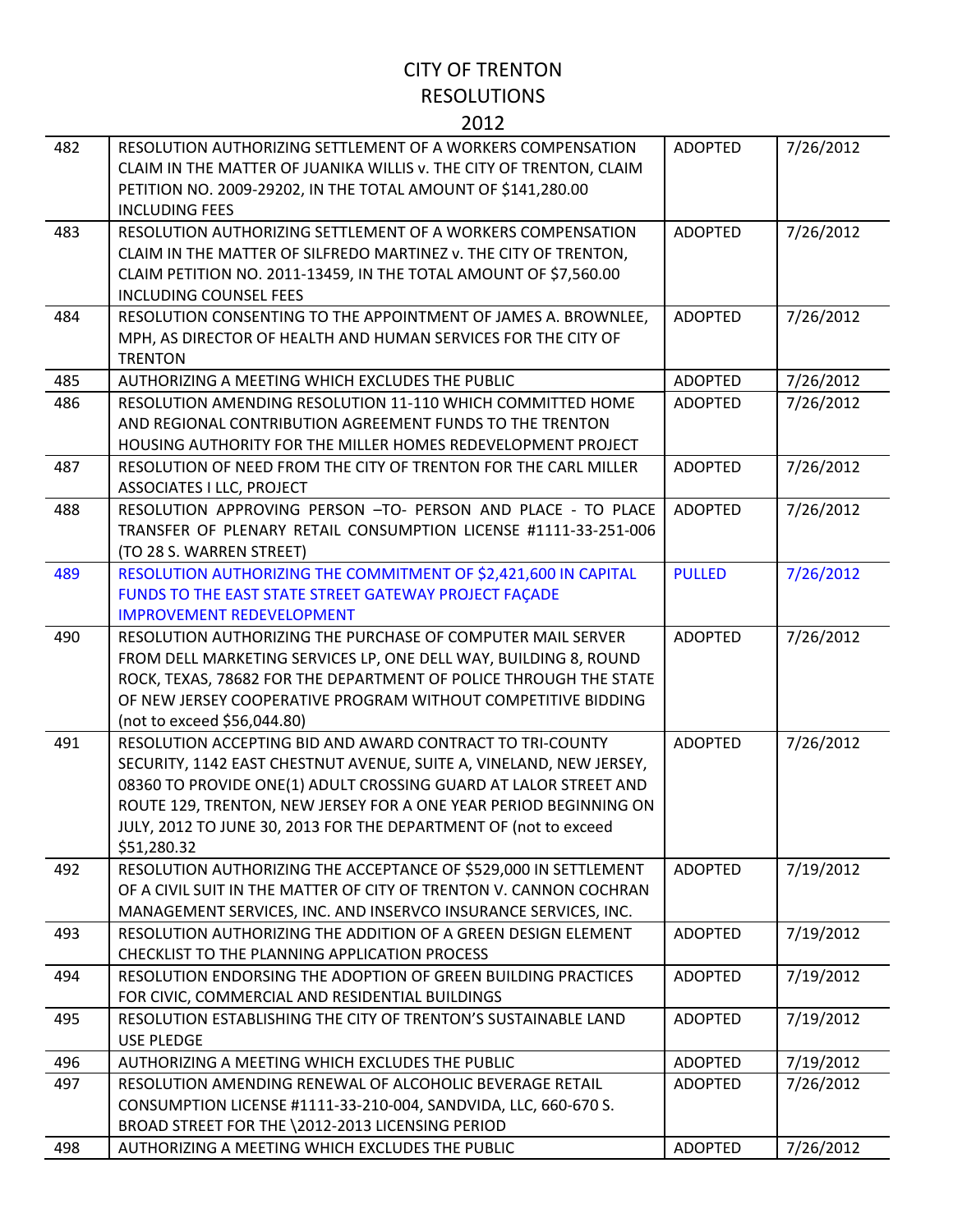# CITY OF TRENTON
## RESOLUTIONS
### 2012

| | | | |
|---|---|---|---|
| 482 | RESOLUTION AUTHORIZING SETTLEMENT OF A WORKERS COMPENSATION CLAIM IN THE MATTER OF JUANIKA WILLIS v. THE CITY OF TRENTON, CLAIM PETITION NO. 2009-29202, IN THE TOTAL AMOUNT OF $141,280.00 INCLUDING FEES | ADOPTED | 7/26/2012 |
| 483 | RESOLUTION AUTHORIZING SETTLEMENT OF A WORKERS COMPENSATION CLAIM IN THE MATTER OF SILFREDO MARTINEZ v. THE CITY OF TRENTON, CLAIM PETITION NO. 2011-13459, IN THE TOTAL AMOUNT OF $7,560.00 INCLUDING COUNSEL FEES | ADOPTED | 7/26/2012 |
| 484 | RESOLUTION CONSENTING TO THE APPOINTMENT OF JAMES A. BROWNLEE, MPH, AS DIRECTOR OF HEALTH AND HUMAN SERVICES FOR THE CITY OF TRENTON | ADOPTED | 7/26/2012 |
| 485 | AUTHORIZING A MEETING WHICH EXCLUDES THE PUBLIC | ADOPTED | 7/26/2012 |
| 486 | RESOLUTION AMENDING RESOLUTION 11-110 WHICH COMMITTED HOME AND REGIONAL CONTRIBUTION AGREEMENT FUNDS TO THE TRENTON HOUSING AUTHORITY FOR THE MILLER HOMES REDEVELOPMENT PROJECT | ADOPTED | 7/26/2012 |
| 487 | RESOLUTION OF NEED FROM THE CITY OF TRENTON FOR THE CARL MILLER ASSOCIATES I LLC, PROJECT | ADOPTED | 7/26/2012 |
| 488 | RESOLUTION APPROVING PERSON –TO- PERSON AND PLACE - TO PLACE TRANSFER OF PLENARY RETAIL CONSUMPTION LICENSE #1111-33-251-006 (TO 28 S. WARREN STREET) | ADOPTED | 7/26/2012 |
| 489 | RESOLUTION AUTHORIZING THE COMMITMENT OF $2,421,600 IN CAPITAL FUNDS TO THE EAST STATE STREET GATEWAY PROJECT FAÇADE IMPROVEMENT REDEVELOPMENT | PULLED | 7/26/2012 |
| 490 | RESOLUTION AUTHORIZING THE PURCHASE OF COMPUTER MAIL SERVER FROM DELL MARKETING SERVICES LP, ONE DELL WAY, BUILDING 8, ROUND ROCK, TEXAS, 78682 FOR THE DEPARTMENT OF POLICE THROUGH THE STATE OF NEW JERSEY COOPERATIVE PROGRAM WITHOUT COMPETITIVE BIDDING (not to exceed $56,044.80) | ADOPTED | 7/26/2012 |
| 491 | RESOLUTION ACCEPTING BID AND AWARD CONTRACT TO TRI-COUNTY SECURITY, 1142 EAST CHESTNUT AVENUE, SUITE A, VINELAND, NEW JERSEY, 08360 TO PROVIDE ONE(1) ADULT CROSSING GUARD AT LALOR STREET AND ROUTE 129, TRENTON, NEW JERSEY FOR A ONE YEAR PERIOD BEGINNING ON JULY, 2012 TO JUNE 30, 2013 FOR THE DEPARTMENT OF (not to exceed $51,280.32 | ADOPTED | 7/26/2012 |
| 492 | RESOLUTION AUTHORIZING THE ACCEPTANCE OF $529,000 IN SETTLEMENT OF A CIVIL SUIT IN THE MATTER OF CITY OF TRENTON V. CANNON COCHRAN MANAGEMENT SERVICES, INC. AND INSERVCO INSURANCE SERVICES, INC. | ADOPTED | 7/19/2012 |
| 493 | RESOLUTION AUTHORIZING THE ADDITION OF A GREEN DESIGN ELEMENT CHECKLIST TO THE PLANNING APPLICATION PROCESS | ADOPTED | 7/19/2012 |
| 494 | RESOLUTION ENDORSING THE ADOPTION OF GREEN BUILDING PRACTICES FOR CIVIC, COMMERCIAL AND RESIDENTIAL BUILDINGS | ADOPTED | 7/19/2012 |
| 495 | RESOLUTION ESTABLISHING THE CITY OF TRENTON'S SUSTAINABLE LAND USE PLEDGE | ADOPTED | 7/19/2012 |
| 496 | AUTHORIZING A MEETING WHICH EXCLUDES THE PUBLIC | ADOPTED | 7/19/2012 |
| 497 | RESOLUTION AMENDING RENEWAL OF ALCOHOLIC BEVERAGE RETAIL CONSUMPTION LICENSE #1111-33-210-004, SANDVIDA, LLC, 660-670 S. BROAD STREET FOR THE \2012-2013 LICENSING PERIOD | ADOPTED | 7/26/2012 |
| 498 | AUTHORIZING A MEETING WHICH EXCLUDES THE PUBLIC | ADOPTED | 7/26/2012 |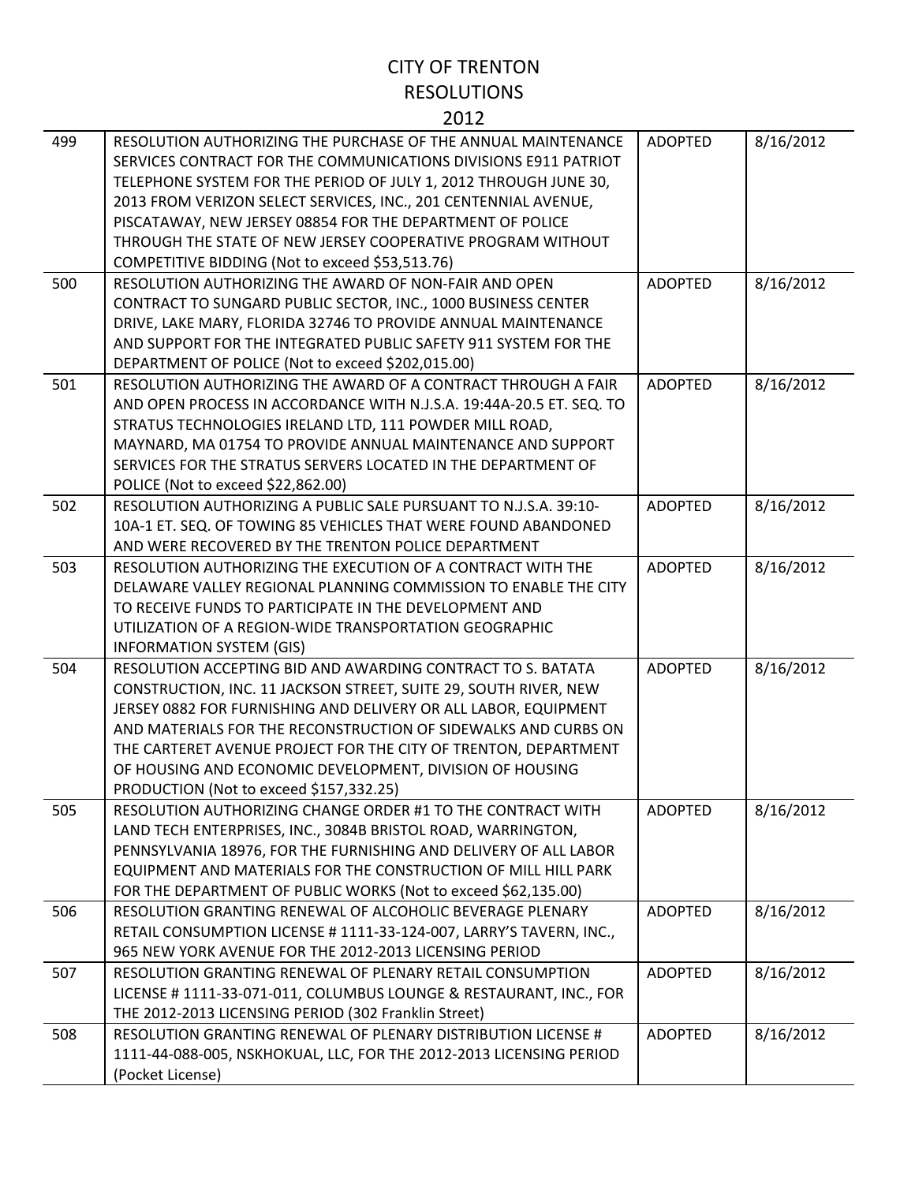# CITY OF TRENTON
## RESOLUTIONS
## 2012

| | | | |
|---|---|---|---|
| 499 | RESOLUTION AUTHORIZING THE PURCHASE OF THE ANNUAL MAINTENANCE SERVICES CONTRACT FOR THE COMMUNICATIONS DIVISIONS E911 PATRIOT TELEPHONE SYSTEM FOR THE PERIOD OF JULY 1, 2012 THROUGH JUNE 30, 2013 FROM VERIZON SELECT SERVICES, INC., 201 CENTENNIAL AVENUE, PISCATAWAY, NEW JERSEY 08854 FOR THE DEPARTMENT OF POLICE THROUGH THE STATE OF NEW JERSEY COOPERATIVE PROGRAM WITHOUT COMPETITIVE BIDDING (Not to exceed $53,513.76) | ADOPTED | 8/16/2012 |
| 500 | RESOLUTION AUTHORIZING THE AWARD OF NON-FAIR AND OPEN CONTRACT TO SUNGARD PUBLIC SECTOR, INC., 1000 BUSINESS CENTER DRIVE, LAKE MARY, FLORIDA 32746 TO PROVIDE ANNUAL MAINTENANCE AND SUPPORT FOR THE INTEGRATED PUBLIC SAFETY 911 SYSTEM FOR THE DEPARTMENT OF POLICE (Not to exceed $202,015.00) | ADOPTED | 8/16/2012 |
| 501 | RESOLUTION AUTHORIZING THE AWARD OF A CONTRACT THROUGH A FAIR AND OPEN PROCESS IN ACCORDANCE WITH N.J.S.A. 19:44A-20.5 ET. SEQ. TO STRATUS TECHNOLOGIES IRELAND LTD, 111 POWDER MILL ROAD, MAYNARD, MA 01754 TO PROVIDE ANNUAL MAINTENANCE AND SUPPORT SERVICES FOR THE STRATUS SERVERS LOCATED IN THE DEPARTMENT OF POLICE (Not to exceed $22,862.00) | ADOPTED | 8/16/2012 |
| 502 | RESOLUTION AUTHORIZING A PUBLIC SALE PURSUANT TO N.J.S.A. 39:10-10A-1 ET. SEQ. OF TOWING 85 VEHICLES THAT WERE FOUND ABANDONED AND WERE RECOVERED BY THE TRENTON POLICE DEPARTMENT | ADOPTED | 8/16/2012 |
| 503 | RESOLUTION AUTHORIZING THE EXECUTION OF A CONTRACT WITH THE DELAWARE VALLEY REGIONAL PLANNING COMMISSION TO ENABLE THE CITY TO RECEIVE FUNDS TO PARTICIPATE IN THE DEVELOPMENT AND UTILIZATION OF A REGION-WIDE TRANSPORTATION GEOGRAPHIC INFORMATION SYSTEM (GIS) | ADOPTED | 8/16/2012 |
| 504 | RESOLUTION ACCEPTING BID AND AWARDING CONTRACT TO S. BATATA CONSTRUCTION, INC. 11 JACKSON STREET, SUITE 29, SOUTH RIVER, NEW JERSEY 0882 FOR FURNISHING AND DELIVERY OR ALL LABOR, EQUIPMENT AND MATERIALS FOR THE RECONSTRUCTION OF SIDEWALKS AND CURBS ON THE CARTERET AVENUE PROJECT FOR THE CITY OF TRENTON, DEPARTMENT OF HOUSING AND ECONOMIC DEVELOPMENT, DIVISION OF HOUSING PRODUCTION (Not to exceed $157,332.25) | ADOPTED | 8/16/2012 |
| 505 | RESOLUTION AUTHORIZING CHANGE ORDER #1 TO THE CONTRACT WITH LAND TECH ENTERPRISES, INC., 3084B BRISTOL ROAD, WARRINGTON, PENNSYLVANIA 18976, FOR THE FURNISHING AND DELIVERY OF ALL LABOR EQUIPMENT AND MATERIALS FOR THE CONSTRUCTION OF MILL HILL PARK FOR THE DEPARTMENT OF PUBLIC WORKS (Not to exceed $62,135.00) | ADOPTED | 8/16/2012 |
| 506 | RESOLUTION GRANTING RENEWAL OF ALCOHOLIC BEVERAGE PLENARY RETAIL CONSUMPTION LICENSE # 1111-33-124-007, LARRY'S TAVERN, INC., 965 NEW YORK AVENUE FOR THE 2012-2013 LICENSING PERIOD | ADOPTED | 8/16/2012 |
| 507 | RESOLUTION GRANTING RENEWAL OF PLENARY RETAIL CONSUMPTION LICENSE # 1111-33-071-011, COLUMBUS LOUNGE & RESTAURANT, INC., FOR THE 2012-2013 LICENSING PERIOD (302 Franklin Street) | ADOPTED | 8/16/2012 |
| 508 | RESOLUTION GRANTING RENEWAL OF PLENARY DISTRIBUTION LICENSE # 1111-44-088-005, NSKHOKUAL, LLC, FOR THE 2012-2013 LICENSING PERIOD (Pocket License) | ADOPTED | 8/16/2012 |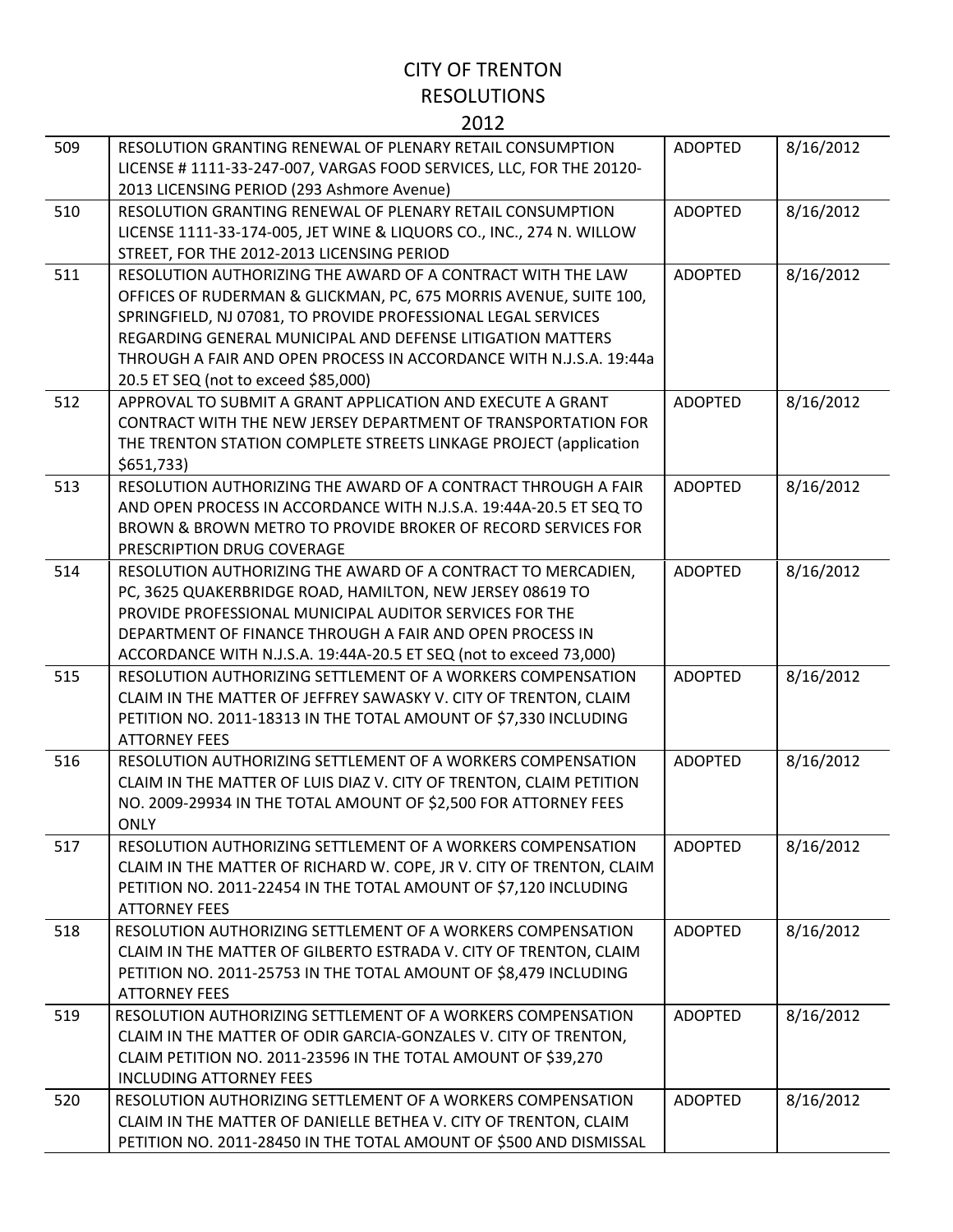# CITY OF TRENTON
## RESOLUTIONS
## 2012

| | | | |
|---|---|---|---|
| 509 | RESOLUTION GRANTING RENEWAL OF PLENARY RETAIL CONSUMPTION LICENSE # 1111-33-247-007, VARGAS FOOD SERVICES, LLC, FOR THE 20120-2013 LICENSING PERIOD (293 Ashmore Avenue) | ADOPTED | 8/16/2012 |
| 510 | RESOLUTION GRANTING RENEWAL OF PLENARY RETAIL CONSUMPTION LICENSE 1111-33-174-005, JET WINE & LIQUORS CO., INC., 274 N. WILLOW STREET, FOR THE 2012-2013 LICENSING PERIOD | ADOPTED | 8/16/2012 |
| 511 | RESOLUTION AUTHORIZING THE AWARD OF A CONTRACT WITH THE LAW OFFICES OF RUDERMAN & GLICKMAN, PC, 675 MORRIS AVENUE, SUITE 100, SPRINGFIELD, NJ 07081, TO PROVIDE PROFESSIONAL LEGAL SERVICES REGARDING GENERAL MUNICIPAL AND DEFENSE LITIGATION MATTERS THROUGH A FAIR AND OPEN PROCESS IN ACCORDANCE WITH N.J.S.A. 19:44a 20.5 ET SEQ (not to exceed $85,000) | ADOPTED | 8/16/2012 |
| 512 | APPROVAL TO SUBMIT A GRANT APPLICATION AND EXECUTE A GRANT CONTRACT WITH THE NEW JERSEY DEPARTMENT OF TRANSPORTATION FOR THE TRENTON STATION COMPLETE STREETS LINKAGE PROJECT (application $651,733) | ADOPTED | 8/16/2012 |
| 513 | RESOLUTION AUTHORIZING THE AWARD OF A CONTRACT THROUGH A FAIR AND OPEN PROCESS IN ACCORDANCE WITH N.J.S.A. 19:44A-20.5 ET SEQ TO BROWN & BROWN METRO TO PROVIDE BROKER OF RECORD SERVICES FOR PRESCRIPTION DRUG COVERAGE | ADOPTED | 8/16/2012 |
| 514 | RESOLUTION AUTHORIZING THE AWARD OF A CONTRACT TO MERCADIEN, PC, 3625 QUAKERBRIDGE ROAD, HAMILTON, NEW JERSEY 08619 TO PROVIDE PROFESSIONAL MUNICIPAL AUDITOR SERVICES FOR THE DEPARTMENT OF FINANCE THROUGH A FAIR AND OPEN PROCESS IN ACCORDANCE WITH N.J.S.A. 19:44A-20.5 ET SEQ (not to exceed 73,000) | ADOPTED | 8/16/2012 |
| 515 | RESOLUTION AUTHORIZING SETTLEMENT OF A WORKERS COMPENSATION CLAIM IN THE MATTER OF JEFFREY SAWASKY V. CITY OF TRENTON, CLAIM PETITION NO. 2011-18313 IN THE TOTAL AMOUNT OF $7,330 INCLUDING ATTORNEY FEES | ADOPTED | 8/16/2012 |
| 516 | RESOLUTION AUTHORIZING SETTLEMENT OF A WORKERS COMPENSATION CLAIM IN THE MATTER OF LUIS DIAZ V. CITY OF TRENTON, CLAIM PETITION NO. 2009-29934 IN THE TOTAL AMOUNT OF $2,500 FOR ATTORNEY FEES ONLY | ADOPTED | 8/16/2012 |
| 517 | RESOLUTION AUTHORIZING SETTLEMENT OF A WORKERS COMPENSATION CLAIM IN THE MATTER OF RICHARD W. COPE, JR V. CITY OF TRENTON, CLAIM PETITION NO. 2011-22454 IN THE TOTAL AMOUNT OF $7,120 INCLUDING ATTORNEY FEES | ADOPTED | 8/16/2012 |
| 518 | RESOLUTION AUTHORIZING SETTLEMENT OF A WORKERS COMPENSATION CLAIM IN THE MATTER OF GILBERTO ESTRADA V. CITY OF TRENTON, CLAIM PETITION NO. 2011-25753 IN THE TOTAL AMOUNT OF $8,479 INCLUDING ATTORNEY FEES | ADOPTED | 8/16/2012 |
| 519 | RESOLUTION AUTHORIZING SETTLEMENT OF A WORKERS COMPENSATION CLAIM IN THE MATTER OF ODIR GARCIA-GONZALES V. CITY OF TRENTON, CLAIM PETITION NO. 2011-23596 IN THE TOTAL AMOUNT OF $39,270 INCLUDING ATTORNEY FEES | ADOPTED | 8/16/2012 |
| 520 | RESOLUTION AUTHORIZING SETTLEMENT OF A WORKERS COMPENSATION CLAIM IN THE MATTER OF DANIELLE BETHEA V. CITY OF TRENTON, CLAIM PETITION NO. 2011-28450 IN THE TOTAL AMOUNT OF $500 AND DISMISSAL | ADOPTED | 8/16/2012 |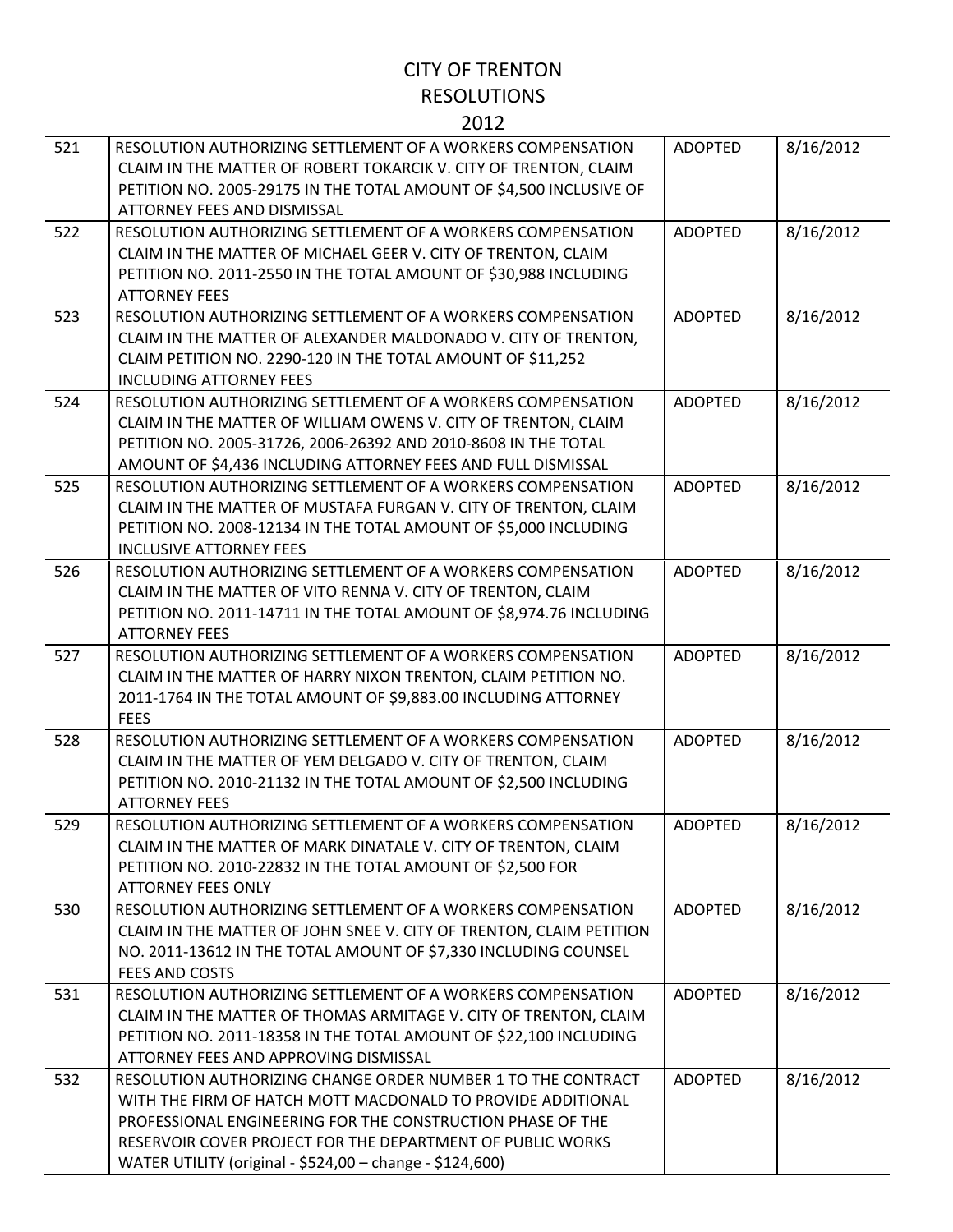# CITY OF TRENTON
# RESOLUTIONS
# 2012

| | | | |
|---|---|---|---|
| 521 | RESOLUTION AUTHORIZING SETTLEMENT OF A WORKERS COMPENSATION CLAIM IN THE MATTER OF ROBERT TOKARCIK V. CITY OF TRENTON, CLAIM PETITION NO. 2005-29175 IN THE TOTAL AMOUNT OF $4,500 INCLUSIVE OF ATTORNEY FEES AND DISMISSAL | ADOPTED | 8/16/2012 |
| 522 | RESOLUTION AUTHORIZING SETTLEMENT OF A WORKERS COMPENSATION CLAIM IN THE MATTER OF MICHAEL GEER V. CITY OF TRENTON, CLAIM PETITION NO. 2011-2550 IN THE TOTAL AMOUNT OF $30,988 INCLUDING ATTORNEY FEES | ADOPTED | 8/16/2012 |
| 523 | RESOLUTION AUTHORIZING SETTLEMENT OF A WORKERS COMPENSATION CLAIM IN THE MATTER OF ALEXANDER MALDONADO V. CITY OF TRENTON, CLAIM PETITION NO. 2290-120 IN THE TOTAL AMOUNT OF $11,252 INCLUDING ATTORNEY FEES | ADOPTED | 8/16/2012 |
| 524 | RESOLUTION AUTHORIZING SETTLEMENT OF A WORKERS COMPENSATION CLAIM IN THE MATTER OF WILLIAM OWENS V. CITY OF TRENTON, CLAIM PETITION NO. 2005-31726, 2006-26392 AND 2010-8608 IN THE TOTAL AMOUNT OF $4,436 INCLUDING ATTORNEY FEES AND FULL DISMISSAL | ADOPTED | 8/16/2012 |
| 525 | RESOLUTION AUTHORIZING SETTLEMENT OF A WORKERS COMPENSATION CLAIM IN THE MATTER OF MUSTAFA FURGAN V. CITY OF TRENTON, CLAIM PETITION NO. 2008-12134 IN THE TOTAL AMOUNT OF $5,000 INCLUDING INCLUSIVE ATTORNEY FEES | ADOPTED | 8/16/2012 |
| 526 | RESOLUTION AUTHORIZING SETTLEMENT OF A WORKERS COMPENSATION CLAIM IN THE MATTER OF VITO RENNA V. CITY OF TRENTON, CLAIM PETITION NO. 2011-14711 IN THE TOTAL AMOUNT OF $8,974.76 INCLUDING ATTORNEY FEES | ADOPTED | 8/16/2012 |
| 527 | RESOLUTION AUTHORIZING SETTLEMENT OF A WORKERS COMPENSATION CLAIM IN THE MATTER OF HARRY NIXON TRENTON, CLAIM PETITION NO. 2011-1764 IN THE TOTAL AMOUNT OF $9,883.00 INCLUDING ATTORNEY FEES | ADOPTED | 8/16/2012 |
| 528 | RESOLUTION AUTHORIZING SETTLEMENT OF A WORKERS COMPENSATION CLAIM IN THE MATTER OF YEM DELGADO V. CITY OF TRENTON, CLAIM PETITION NO. 2010-21132 IN THE TOTAL AMOUNT OF $2,500 INCLUDING ATTORNEY FEES | ADOPTED | 8/16/2012 |
| 529 | RESOLUTION AUTHORIZING SETTLEMENT OF A WORKERS COMPENSATION CLAIM IN THE MATTER OF MARK DINATALE V. CITY OF TRENTON, CLAIM PETITION NO. 2010-22832 IN THE TOTAL AMOUNT OF $2,500 FOR ATTORNEY FEES ONLY | ADOPTED | 8/16/2012 |
| 530 | RESOLUTION AUTHORIZING SETTLEMENT OF A WORKERS COMPENSATION CLAIM IN THE MATTER OF JOHN SNEE V. CITY OF TRENTON, CLAIM PETITION NO. 2011-13612 IN THE TOTAL AMOUNT OF $7,330 INCLUDING COUNSEL FEES AND COSTS | ADOPTED | 8/16/2012 |
| 531 | RESOLUTION AUTHORIZING SETTLEMENT OF A WORKERS COMPENSATION CLAIM IN THE MATTER OF THOMAS ARMITAGE V. CITY OF TRENTON, CLAIM PETITION NO. 2011-18358 IN THE TOTAL AMOUNT OF $22,100 INCLUDING ATTORNEY FEES AND APPROVING DISMISSAL | ADOPTED | 8/16/2012 |
| 532 | RESOLUTION AUTHORIZING CHANGE ORDER NUMBER 1 TO THE CONTRACT WITH THE FIRM OF HATCH MOTT MACDONALD TO PROVIDE ADDITIONAL PROFESSIONAL ENGINEERING FOR THE CONSTRUCTION PHASE OF THE RESERVOIR COVER PROJECT FOR THE DEPARTMENT OF PUBLIC WORKS WATER UTILITY (original - $524,00 – change - $124,600) | ADOPTED | 8/16/2012 |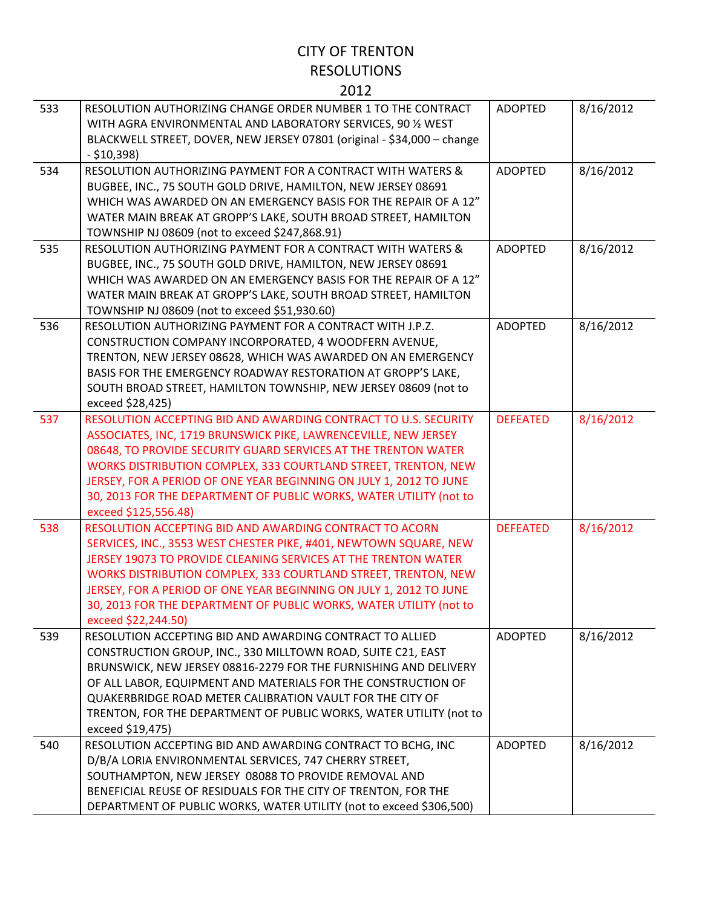# CITY OF TRENTON
# RESOLUTIONS
# 2012

| | | | |
|---|---|---|---|
| 533 | RESOLUTION AUTHORIZING CHANGE ORDER NUMBER 1 TO THE CONTRACT WITH AGRA ENVIRONMENTAL AND LABORATORY SERVICES, 90 ½ WEST BLACKWELL STREET, DOVER, NEW JERSEY 07801 (original - $34,000 – change - $10,398) | ADOPTED | 8/16/2012 |
| 534 | RESOLUTION AUTHORIZING PAYMENT FOR A CONTRACT WITH WATERS & BUGBEE, INC., 75 SOUTH GOLD DRIVE, HAMILTON, NEW JERSEY 08691 WHICH WAS AWARDED ON AN EMERGENCY BASIS FOR THE REPAIR OF A 12" WATER MAIN BREAK AT GROPP'S LAKE, SOUTH BROAD STREET, HAMILTON TOWNSHIP NJ 08609 (not to exceed $247,868.91) | ADOPTED | 8/16/2012 |
| 535 | RESOLUTION AUTHORIZING PAYMENT FOR A CONTRACT WITH WATERS & BUGBEE, INC., 75 SOUTH GOLD DRIVE, HAMILTON, NEW JERSEY 08691 WHICH WAS AWARDED ON AN EMERGENCY BASIS FOR THE REPAIR OF A 12" WATER MAIN BREAK AT GROPP'S LAKE, SOUTH BROAD STREET, HAMILTON TOWNSHIP NJ 08609 (not to exceed $51,930.60) | ADOPTED | 8/16/2012 |
| 536 | RESOLUTION AUTHORIZING PAYMENT FOR A CONTRACT WITH J.P.Z. CONSTRUCTION COMPANY INCORPORATED, 4 WOODFERN AVENUE, TRENTON, NEW JERSEY 08628, WHICH WAS AWARDED ON AN EMERGENCY BASIS FOR THE EMERGENCY ROADWAY RESTORATION AT GROPP'S LAKE, SOUTH BROAD STREET, HAMILTON TOWNSHIP, NEW JERSEY 08609 (not to exceed $28,425) | ADOPTED | 8/16/2012 |
| 537 | RESOLUTION ACCEPTING BID AND AWARDING CONTRACT TO U.S. SECURITY ASSOCIATES, INC, 1719 BRUNSWICK PIKE, LAWRENCEVILLE, NEW JERSEY 08648, TO PROVIDE SECURITY GUARD SERVICES AT THE TRENTON WATER WORKS DISTRIBUTION COMPLEX, 333 COURTLAND STREET, TRENTON, NEW JERSEY, FOR A PERIOD OF ONE YEAR BEGINNING ON JULY 1, 2012 TO JUNE 30, 2013 FOR THE DEPARTMENT OF PUBLIC WORKS, WATER UTILITY (not to exceed $125,556.48) | DEFEATED | 8/16/2012 |
| 538 | RESOLUTION ACCEPTING BID AND AWARDING CONTRACT TO ACORN SERVICES, INC., 3553 WEST CHESTER PIKE, #401, NEWTOWN SQUARE, NEW JERSEY 19073 TO PROVIDE CLEANING SERVICES AT THE TRENTON WATER WORKS DISTRIBUTION COMPLEX, 333 COURTLAND STREET, TRENTON, NEW JERSEY, FOR A PERIOD OF ONE YEAR BEGINNING ON JULY 1, 2012 TO JUNE 30, 2013 FOR THE DEPARTMENT OF PUBLIC WORKS, WATER UTILITY (not to exceed $22,244.50) | DEFEATED | 8/16/2012 |
| 539 | RESOLUTION ACCEPTING BID AND AWARDING CONTRACT TO ALLIED CONSTRUCTION GROUP, INC., 330 MILLTOWN ROAD, SUITE C21, EAST BRUNSWICK, NEW JERSEY 08816-2279 FOR THE FURNISHING AND DELIVERY OF ALL LABOR, EQUIPMENT AND MATERIALS FOR THE CONSTRUCTION OF QUAKERBRIDGE ROAD METER CALIBRATION VAULT FOR THE CITY OF TRENTON, FOR THE DEPARTMENT OF PUBLIC WORKS, WATER UTILITY (not to exceed $19,475) | ADOPTED | 8/16/2012 |
| 540 | RESOLUTION ACCEPTING BID AND AWARDING CONTRACT TO BCHG, INC D/B/A LORIA ENVIRONMENTAL SERVICES, 747 CHERRY STREET, SOUTHAMPTON, NEW JERSEY 08088 TO PROVIDE REMOVAL AND BENEFICIAL REUSE OF RESIDUALS FOR THE CITY OF TRENTON, FOR THE DEPARTMENT OF PUBLIC WORKS, WATER UTILITY (not to exceed $306,500) | ADOPTED | 8/16/2012 |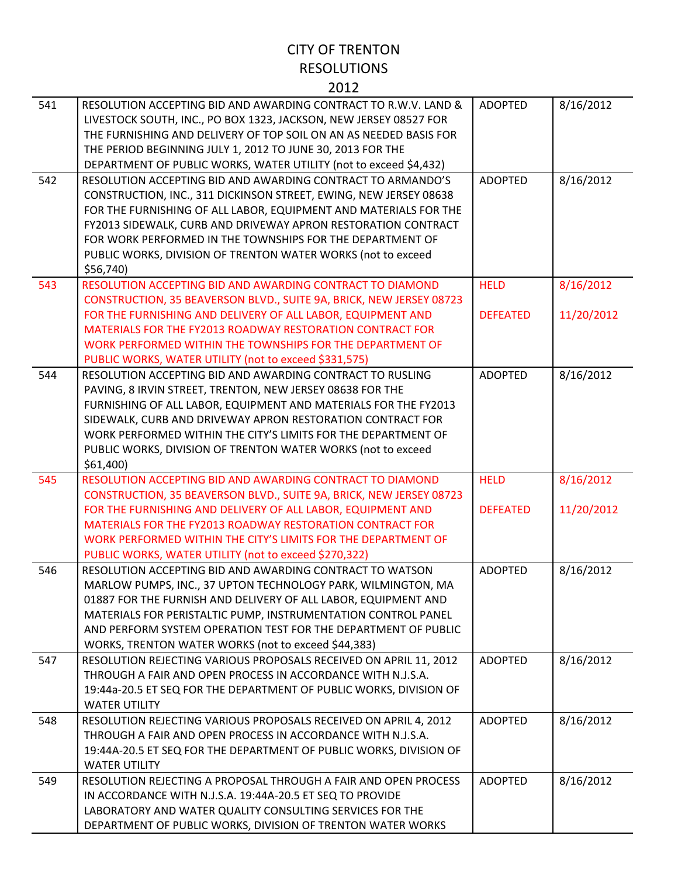# CITY OF TRENTON
## RESOLUTIONS
## 2012

| | | | |
|---|---|---|---|
| 541 | RESOLUTION ACCEPTING BID AND AWARDING CONTRACT TO R.W.V. LAND & LIVESTOCK SOUTH, INC., PO BOX 1323, JACKSON, NEW JERSEY 08527 FOR THE FURNISHING AND DELIVERY OF TOP SOIL ON AN AS NEEDED BASIS FOR THE PERIOD BEGINNING JULY 1, 2012 TO JUNE 30, 2013 FOR THE DEPARTMENT OF PUBLIC WORKS, WATER UTILITY (not to exceed $4,432) | ADOPTED | 8/16/2012 |
| 542 | RESOLUTION ACCEPTING BID AND AWARDING CONTRACT TO ARMANDO'S CONSTRUCTION, INC., 311 DICKINSON STREET, EWING, NEW JERSEY 08638 FOR THE FURNISHING OF ALL LABOR, EQUIPMENT AND MATERIALS FOR THE FY2013 SIDEWALK, CURB AND DRIVEWAY APRON RESTORATION CONTRACT FOR WORK PERFORMED IN THE TOWNSHIPS FOR THE DEPARTMENT OF PUBLIC WORKS, DIVISION OF TRENTON WATER WORKS (not to exceed $56,740) | ADOPTED | 8/16/2012 |
| 543 | RESOLUTION ACCEPTING BID AND AWARDING CONTRACT TO DIAMOND CONSTRUCTION, 35 BEAVERSON BLVD., SUITE 9A, BRICK, NEW JERSEY 08723 FOR THE FURNISHING AND DELIVERY OF ALL LABOR, EQUIPMENT AND MATERIALS FOR THE FY2013 ROADWAY RESTORATION CONTRACT FOR WORK PERFORMED WITHIN THE TOWNSHIPS FOR THE DEPARTMENT OF PUBLIC WORKS, WATER UTILITY (not to exceed $331,575) | HELD<br><br>DEFEATED | 8/16/2012<br><br>11/20/2012 |
| 544 | RESOLUTION ACCEPTING BID AND AWARDING CONTRACT TO RUSLING PAVING, 8 IRVIN STREET, TRENTON, NEW JERSEY 08638 FOR THE FURNISHING OF ALL LABOR, EQUIPMENT AND MATERIALS FOR THE FY2013 SIDEWALK, CURB AND DRIVEWAY APRON RESTORATION CONTRACT FOR WORK PERFORMED WITHIN THE CITY'S LIMITS FOR THE DEPARTMENT OF PUBLIC WORKS, DIVISION OF TRENTON WATER WORKS (not to exceed $61,400) | ADOPTED | 8/16/2012 |
| 545 | RESOLUTION ACCEPTING BID AND AWARDING CONTRACT TO DIAMOND CONSTRUCTION, 35 BEAVERSON BLVD., SUITE 9A, BRICK, NEW JERSEY 08723 FOR THE FURNISHING AND DELIVERY OF ALL LABOR, EQUIPMENT AND MATERIALS FOR THE FY2013 ROADWAY RESTORATION CONTRACT FOR WORK PERFORMED WITHIN THE CITY'S LIMITS FOR THE DEPARTMENT OF PUBLIC WORKS, WATER UTILITY (not to exceed $270,322) | HELD<br><br>DEFEATED | 8/16/2012<br><br>11/20/2012 |
| 546 | RESOLUTION ACCEPTING BID AND AWARDING CONTRACT TO WATSON MARLOW PUMPS, INC., 37 UPTON TECHNOLOGY PARK, WILMINGTON, MA 01887 FOR THE FURNISH AND DELIVERY OF ALL LABOR, EQUIPMENT AND MATERIALS FOR PERISTALTIC PUMP, INSTRUMENTATION CONTROL PANEL AND PERFORM SYSTEM OPERATION TEST FOR THE DEPARTMENT OF PUBLIC WORKS, TRENTON WATER WORKS (not to exceed $44,383) | ADOPTED | 8/16/2012 |
| 547 | RESOLUTION REJECTING VARIOUS PROPOSALS RECEIVED ON APRIL 11, 2012 THROUGH A FAIR AND OPEN PROCESS IN ACCORDANCE WITH N.J.S.A. 19:44a-20.5 ET SEQ FOR THE DEPARTMENT OF PUBLIC WORKS, DIVISION OF WATER UTILITY | ADOPTED | 8/16/2012 |
| 548 | RESOLUTION REJECTING VARIOUS PROPOSALS RECEIVED ON APRIL 4, 2012 THROUGH A FAIR AND OPEN PROCESS IN ACCORDANCE WITH N.J.S.A. 19:44A-20.5 ET SEQ FOR THE DEPARTMENT OF PUBLIC WORKS, DIVISION OF WATER UTILITY | ADOPTED | 8/16/2012 |
| 549 | RESOLUTION REJECTING A PROPOSAL THROUGH A FAIR AND OPEN PROCESS IN ACCORDANCE WITH N.J.S.A. 19:44A-20.5 ET SEQ TO PROVIDE LABORATORY AND WATER QUALITY CONSULTING SERVICES FOR THE DEPARTMENT OF PUBLIC WORKS, DIVISION OF TRENTON WATER WORKS | ADOPTED | 8/16/2012 |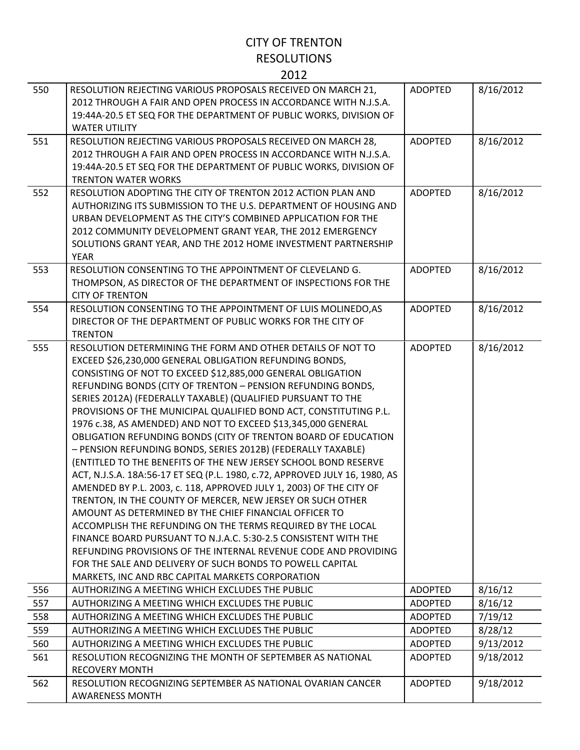# CITY OF TRENTON
## RESOLUTIONS
### 2012

| | | | |
|---|---|---|---|
| 550 | RESOLUTION REJECTING VARIOUS PROPOSALS RECEIVED ON MARCH 21, 2012 THROUGH A FAIR AND OPEN PROCESS IN ACCORDANCE WITH N.J.S.A. 19:44A-20.5 ET SEQ FOR THE DEPARTMENT OF PUBLIC WORKS, DIVISION OF WATER UTILITY | ADOPTED | 8/16/2012 |
| 551 | RESOLUTION REJECTING VARIOUS PROPOSALS RECEIVED ON MARCH 28, 2012 THROUGH A FAIR AND OPEN PROCESS IN ACCORDANCE WITH N.J.S.A. 19:44A-20.5 ET SEQ FOR THE DEPARTMENT OF PUBLIC WORKS, DIVISION OF TRENTON WATER WORKS | ADOPTED | 8/16/2012 |
| 552 | RESOLUTION ADOPTING THE CITY OF TRENTON 2012 ACTION PLAN AND AUTHORIZING ITS SUBMISSION TO THE U.S. DEPARTMENT OF HOUSING AND URBAN DEVELOPMENT AS THE CITY'S COMBINED APPLICATION FOR THE 2012 COMMUNITY DEVELOPMENT GRANT YEAR, THE 2012 EMERGENCY SOLUTIONS GRANT YEAR, AND THE 2012 HOME INVESTMENT PARTNERSHIP YEAR | ADOPTED | 8/16/2012 |
| 553 | RESOLUTION CONSENTING TO THE APPOINTMENT OF CLEVELAND G. THOMPSON, AS DIRECTOR OF THE DEPARTMENT OF INSPECTIONS FOR THE CITY OF TRENTON | ADOPTED | 8/16/2012 |
| 554 | RESOLUTION CONSENTING TO THE APPOINTMENT OF LUIS MOLINEDO,AS DIRECTOR OF THE DEPARTMENT OF PUBLIC WORKS FOR THE CITY OF TRENTON | ADOPTED | 8/16/2012 |
| 555 | RESOLUTION DETERMINING THE FORM AND OTHER DETAILS OF NOT TO EXCEED $26,230,000 GENERAL OBLIGATION REFUNDING BONDS, CONSISTING OF NOT TO EXCEED $12,885,000 GENERAL OBLIGATION REFUNDING BONDS (CITY OF TRENTON – PENSION REFUNDING BONDS, SERIES 2012A) (FEDERALLY TAXABLE) (QUALIFIED PURSUANT TO THE PROVISIONS OF THE MUNICIPAL QUALIFIED BOND ACT, CONSTITUTING P.L. 1976 c.38, AS AMENDED) AND NOT TO EXCEED $13,345,000 GENERAL OBLIGATION REFUNDING BONDS (CITY OF TRENTON BOARD OF EDUCATION – PENSION REFUNDING BONDS, SERIES 2012B) (FEDERALLY TAXABLE) (ENTITLED TO THE BENEFITS OF THE NEW JERSEY SCHOOL BOND RESERVE ACT, N.J.S.A. 18A:56-17 ET SEQ (P.L. 1980, c.72, APPROVED JULY 16, 1980, AS AMENDED BY P.L. 2003, c. 118, APPROVED JULY 1, 2003) OF THE CITY OF TRENTON, IN THE COUNTY OF MERCER, NEW JERSEY OR SUCH OTHER AMOUNT AS DETERMINED BY THE CHIEF FINANCIAL OFFICER TO ACCOMPLISH THE REFUNDING ON THE TERMS REQUIRED BY THE LOCAL FINANCE BOARD PURSUANT TO N.J.A.C. 5:30-2.5 CONSISTENT WITH THE REFUNDING PROVISIONS OF THE INTERNAL REVENUE CODE AND PROVIDING FOR THE SALE AND DELIVERY OF SUCH BONDS TO POWELL CAPITAL MARKETS, INC AND RBC CAPITAL MARKETS CORPORATION | ADOPTED | 8/16/2012 |
| 556 | AUTHORIZING A MEETING WHICH EXCLUDES THE PUBLIC | ADOPTED | 8/16/12 |
| 557 | AUTHORIZING A MEETING WHICH EXCLUDES THE PUBLIC | ADOPTED | 8/16/12 |
| 558 | AUTHORIZING A MEETING WHICH EXCLUDES THE PUBLIC | ADOPTED | 7/19/12 |
| 559 | AUTHORIZING A MEETING WHICH EXCLUDES THE PUBLIC | ADOPTED | 8/28/12 |
| 560 | AUTHORIZING A MEETING WHICH EXCLUDES THE PUBLIC | ADOPTED | 9/13/2012 |
| 561 | RESOLUTION RECOGNIZING THE MONTH OF SEPTEMBER AS NATIONAL RECOVERY MONTH | ADOPTED | 9/18/2012 |
| 562 | RESOLUTION RECOGNIZING SEPTEMBER AS NATIONAL OVARIAN CANCER AWARENESS MONTH | ADOPTED | 9/18/2012 |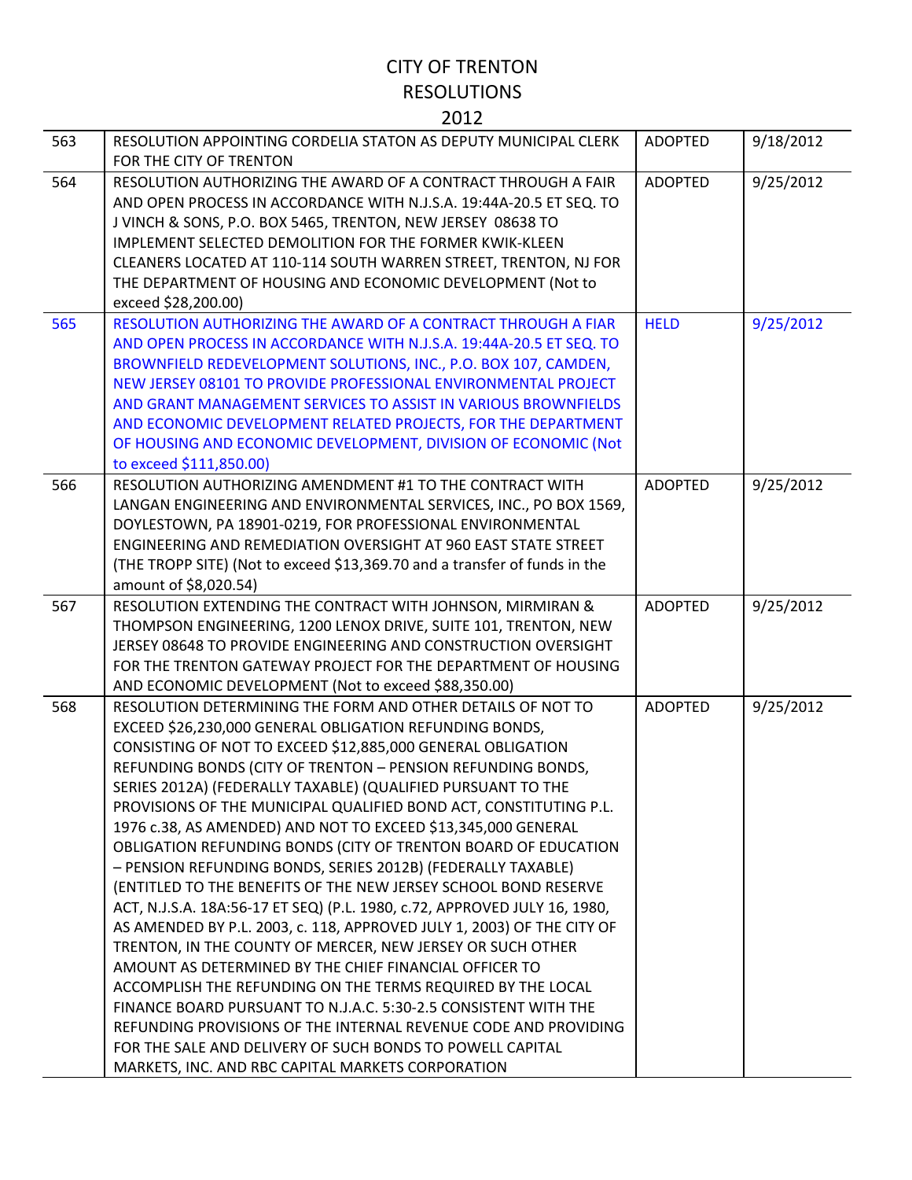# CITY OF TRENTON
# RESOLUTIONS
# 2012

| | | | |
|---|---|---|---|
| 563 | RESOLUTION APPOINTING CORDELIA STATON AS DEPUTY MUNICIPAL CLERK FOR THE CITY OF TRENTON | ADOPTED | 9/18/2012 |
| 564 | RESOLUTION AUTHORIZING THE AWARD OF A CONTRACT THROUGH A FAIR AND OPEN PROCESS IN ACCORDANCE WITH N.J.S.A. 19:44A-20.5 ET SEQ. TO J VINCH & SONS, P.O. BOX 5465, TRENTON, NEW JERSEY 08638 TO IMPLEMENT SELECTED DEMOLITION FOR THE FORMER KWIK-KLEEN CLEANERS LOCATED AT 110-114 SOUTH WARREN STREET, TRENTON, NJ FOR THE DEPARTMENT OF HOUSING AND ECONOMIC DEVELOPMENT (Not to exceed $28,200.00) | ADOPTED | 9/25/2012 |
| 565 | RESOLUTION AUTHORIZING THE AWARD OF A CONTRACT THROUGH A FIAR AND OPEN PROCESS IN ACCORDANCE WITH N.J.S.A. 19:44A-20.5 ET SEQ. TO BROWNFIELD REDEVELOPMENT SOLUTIONS, INC., P.O. BOX 107, CAMDEN, NEW JERSEY 08101 TO PROVIDE PROFESSIONAL ENVIRONMENTAL PROJECT AND GRANT MANAGEMENT SERVICES TO ASSIST IN VARIOUS BROWNFIELDS AND ECONOMIC DEVELOPMENT RELATED PROJECTS, FOR THE DEPARTMENT OF HOUSING AND ECONOMIC DEVELOPMENT, DIVISION OF ECONOMIC (Not to exceed $111,850.00) | HELD | 9/25/2012 |
| 566 | RESOLUTION AUTHORIZING AMENDMENT #1 TO THE CONTRACT WITH LANGAN ENGINEERING AND ENVIRONMENTAL SERVICES, INC., PO BOX 1569, DOYLESTOWN, PA 18901-0219, FOR PROFESSIONAL ENVIRONMENTAL ENGINEERING AND REMEDIATION OVERSIGHT AT 960 EAST STATE STREET (THE TROPP SITE) (Not to exceed $13,369.70 and a transfer of funds in the amount of $8,020.54) | ADOPTED | 9/25/2012 |
| 567 | RESOLUTION EXTENDING THE CONTRACT WITH JOHNSON, MIRMIRAN & THOMPSON ENGINEERING, 1200 LENOX DRIVE, SUITE 101, TRENTON, NEW JERSEY 08648 TO PROVIDE ENGINEERING AND CONSTRUCTION OVERSIGHT FOR THE TRENTON GATEWAY PROJECT FOR THE DEPARTMENT OF HOUSING AND ECONOMIC DEVELOPMENT (Not to exceed $88,350.00) | ADOPTED | 9/25/2012 |
| 568 | RESOLUTION DETERMINING THE FORM AND OTHER DETAILS OF NOT TO EXCEED $26,230,000 GENERAL OBLIGATION REFUNDING BONDS, CONSISTING OF NOT TO EXCEED $12,885,000 GENERAL OBLIGATION REFUNDING BONDS (CITY OF TRENTON – PENSION REFUNDING BONDS, SERIES 2012A) (FEDERALLY TAXABLE) (QUALIFIED PURSUANT TO THE PROVISIONS OF THE MUNICIPAL QUALIFIED BOND ACT, CONSTITUTING P.L. 1976 c.38, AS AMENDED) AND NOT TO EXCEED $13,345,000 GENERAL OBLIGATION REFUNDING BONDS (CITY OF TRENTON BOARD OF EDUCATION – PENSION REFUNDING BONDS, SERIES 2012B) (FEDERALLY TAXABLE) (ENTITLED TO THE BENEFITS OF THE NEW JERSEY SCHOOL BOND RESERVE ACT, N.J.S.A. 18A:56-17 ET SEQ) (P.L. 1980, c.72, APPROVED JULY 16, 1980, AS AMENDED BY P.L. 2003, c. 118, APPROVED JULY 1, 2003) OF THE CITY OF TRENTON, IN THE COUNTY OF MERCER, NEW JERSEY OR SUCH OTHER AMOUNT AS DETERMINED BY THE CHIEF FINANCIAL OFFICER TO ACCOMPLISH THE REFUNDING ON THE TERMS REQUIRED BY THE LOCAL FINANCE BOARD PURSUANT TO N.J.A.C. 5:30-2.5 CONSISTENT WITH THE REFUNDING PROVISIONS OF THE INTERNAL REVENUE CODE AND PROVIDING FOR THE SALE AND DELIVERY OF SUCH BONDS TO POWELL CAPITAL MARKETS, INC. AND RBC CAPITAL MARKETS CORPORATION | ADOPTED | 9/25/2012 |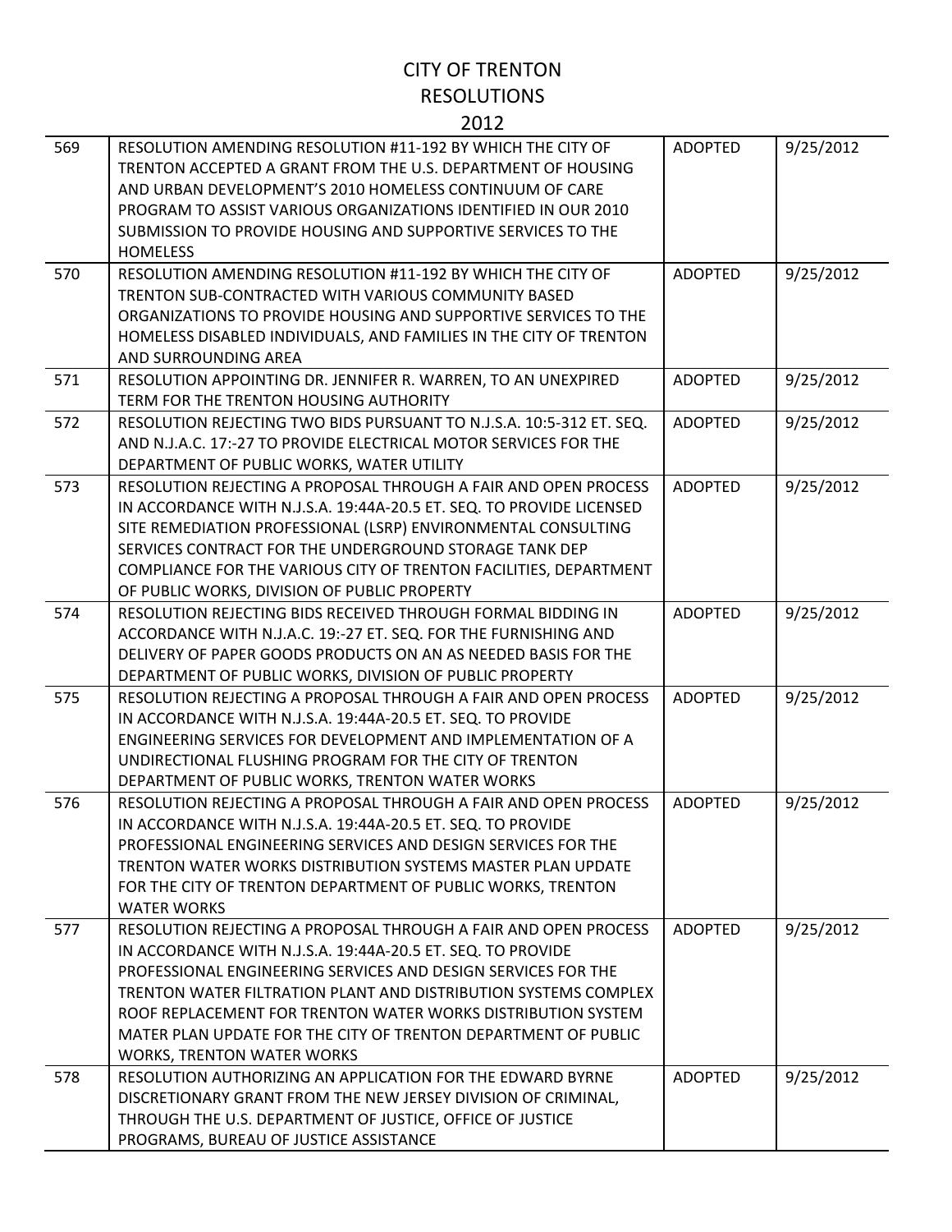# CITY OF TRENTON
## RESOLUTIONS
## 2012

| | | | |
|---|---|---|---|
| 569 | RESOLUTION AMENDING RESOLUTION #11-192 BY WHICH THE CITY OF TRENTON ACCEPTED A GRANT FROM THE U.S. DEPARTMENT OF HOUSING AND URBAN DEVELOPMENT'S 2010 HOMELESS CONTINUUM OF CARE PROGRAM TO ASSIST VARIOUS ORGANIZATIONS IDENTIFIED IN OUR 2010 SUBMISSION TO PROVIDE HOUSING AND SUPPORTIVE SERVICES TO THE HOMELESS | ADOPTED | 9/25/2012 |
| 570 | RESOLUTION AMENDING RESOLUTION #11-192 BY WHICH THE CITY OF TRENTON SUB-CONTRACTED WITH VARIOUS COMMUNITY BASED ORGANIZATIONS TO PROVIDE HOUSING AND SUPPORTIVE SERVICES TO THE HOMELESS DISABLED INDIVIDUALS, AND FAMILIES IN THE CITY OF TRENTON AND SURROUNDING AREA | ADOPTED | 9/25/2012 |
| 571 | RESOLUTION APPOINTING DR. JENNIFER R. WARREN, TO AN UNEXPIRED TERM FOR THE TRENTON HOUSING AUTHORITY | ADOPTED | 9/25/2012 |
| 572 | RESOLUTION REJECTING TWO BIDS PURSUANT TO N.J.S.A. 10:5-312 ET. SEQ. AND N.J.A.C. 17:-27 TO PROVIDE ELECTRICAL MOTOR SERVICES FOR THE DEPARTMENT OF PUBLIC WORKS, WATER UTILITY | ADOPTED | 9/25/2012 |
| 573 | RESOLUTION REJECTING A PROPOSAL THROUGH A FAIR AND OPEN PROCESS IN ACCORDANCE WITH N.J.S.A. 19:44A-20.5 ET. SEQ. TO PROVIDE LICENSED SITE REMEDIATION PROFESSIONAL (LSRP) ENVIRONMENTAL CONSULTING SERVICES CONTRACT FOR THE UNDERGROUND STORAGE TANK DEP COMPLIANCE FOR THE VARIOUS CITY OF TRENTON FACILITIES, DEPARTMENT OF PUBLIC WORKS, DIVISION OF PUBLIC PROPERTY | ADOPTED | 9/25/2012 |
| 574 | RESOLUTION REJECTING BIDS RECEIVED THROUGH FORMAL BIDDING IN ACCORDANCE WITH N.J.A.C. 19:-27 ET. SEQ. FOR THE FURNISHING AND DELIVERY OF PAPER GOODS PRODUCTS ON AN AS NEEDED BASIS FOR THE DEPARTMENT OF PUBLIC WORKS, DIVISION OF PUBLIC PROPERTY | ADOPTED | 9/25/2012 |
| 575 | RESOLUTION REJECTING A PROPOSAL THROUGH A FAIR AND OPEN PROCESS IN ACCORDANCE WITH N.J.S.A. 19:44A-20.5 ET. SEQ. TO PROVIDE ENGINEERING SERVICES FOR DEVELOPMENT AND IMPLEMENTATION OF A UNDIRECTIONAL FLUSHING PROGRAM FOR THE CITY OF TRENTON DEPARTMENT OF PUBLIC WORKS, TRENTON WATER WORKS | ADOPTED | 9/25/2012 |
| 576 | RESOLUTION REJECTING A PROPOSAL THROUGH A FAIR AND OPEN PROCESS IN ACCORDANCE WITH N.J.S.A. 19:44A-20.5 ET. SEQ. TO PROVIDE PROFESSIONAL ENGINEERING SERVICES AND DESIGN SERVICES FOR THE TRENTON WATER WORKS DISTRIBUTION SYSTEMS MASTER PLAN UPDATE FOR THE CITY OF TRENTON DEPARTMENT OF PUBLIC WORKS, TRENTON WATER WORKS | ADOPTED | 9/25/2012 |
| 577 | RESOLUTION REJECTING A PROPOSAL THROUGH A FAIR AND OPEN PROCESS IN ACCORDANCE WITH N.J.S.A. 19:44A-20.5 ET. SEQ. TO PROVIDE PROFESSIONAL ENGINEERING SERVICES AND DESIGN SERVICES FOR THE TRENTON WATER FILTRATION PLANT AND DISTRIBUTION SYSTEMS COMPLEX ROOF REPLACEMENT FOR TRENTON WATER WORKS DISTRIBUTION SYSTEM MATER PLAN UPDATE FOR THE CITY OF TRENTON DEPARTMENT OF PUBLIC WORKS, TRENTON WATER WORKS | ADOPTED | 9/25/2012 |
| 578 | RESOLUTION AUTHORIZING AN APPLICATION FOR THE EDWARD BYRNE DISCRETIONARY GRANT FROM THE NEW JERSEY DIVISION OF CRIMINAL, THROUGH THE U.S. DEPARTMENT OF JUSTICE, OFFICE OF JUSTICE PROGRAMS, BUREAU OF JUSTICE ASSISTANCE | ADOPTED | 9/25/2012 |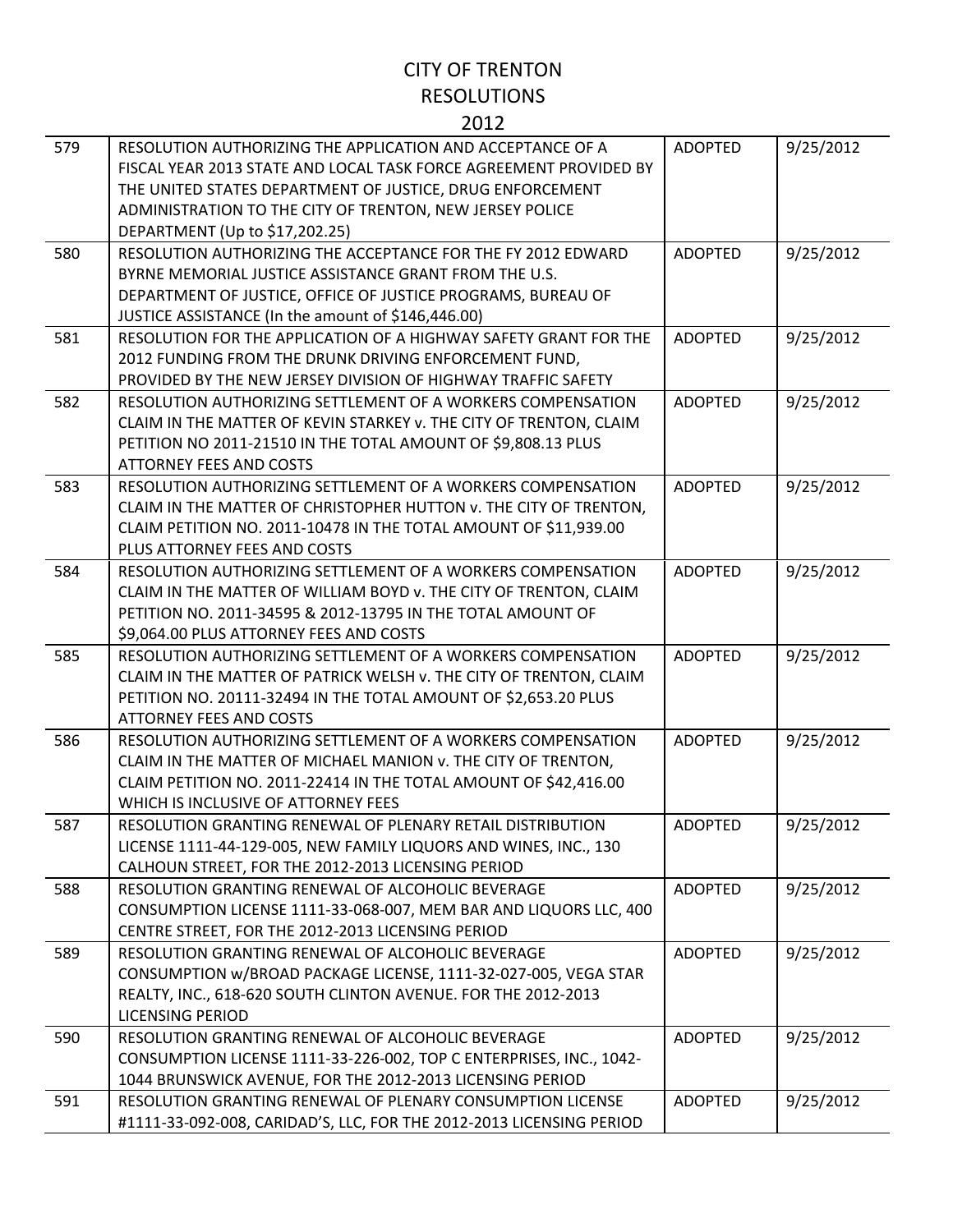# CITY OF TRENTON
## RESOLUTIONS
### 2012

| | | | |
|---|---|---|---|
| 579 | RESOLUTION AUTHORIZING THE APPLICATION AND ACCEPTANCE OF A FISCAL YEAR 2013 STATE AND LOCAL TASK FORCE AGREEMENT PROVIDED BY THE UNITED STATES DEPARTMENT OF JUSTICE, DRUG ENFORCEMENT ADMINISTRATION TO THE CITY OF TRENTON, NEW JERSEY POLICE DEPARTMENT (Up to $17,202.25) | ADOPTED | 9/25/2012 |
| 580 | RESOLUTION AUTHORIZING THE ACCEPTANCE FOR THE FY 2012 EDWARD BYRNE MEMORIAL JUSTICE ASSISTANCE GRANT FROM THE U.S. DEPARTMENT OF JUSTICE, OFFICE OF JUSTICE PROGRAMS, BUREAU OF JUSTICE ASSISTANCE (In the amount of $146,446.00) | ADOPTED | 9/25/2012 |
| 581 | RESOLUTION FOR THE APPLICATION OF A HIGHWAY SAFETY GRANT FOR THE 2012 FUNDING FROM THE DRUNK DRIVING ENFORCEMENT FUND, PROVIDED BY THE NEW JERSEY DIVISION OF HIGHWAY TRAFFIC SAFETY | ADOPTED | 9/25/2012 |
| 582 | RESOLUTION AUTHORIZING SETTLEMENT OF A WORKERS COMPENSATION CLAIM IN THE MATTER OF KEVIN STARKEY v. THE CITY OF TRENTON, CLAIM PETITION NO 2011-21510 IN THE TOTAL AMOUNT OF $9,808.13 PLUS ATTORNEY FEES AND COSTS | ADOPTED | 9/25/2012 |
| 583 | RESOLUTION AUTHORIZING SETTLEMENT OF A WORKERS COMPENSATION CLAIM IN THE MATTER OF CHRISTOPHER HUTTON v. THE CITY OF TRENTON, CLAIM PETITION NO. 2011-10478 IN THE TOTAL AMOUNT OF $11,939.00 PLUS ATTORNEY FEES AND COSTS | ADOPTED | 9/25/2012 |
| 584 | RESOLUTION AUTHORIZING SETTLEMENT OF A WORKERS COMPENSATION CLAIM IN THE MATTER OF WILLIAM BOYD v. THE CITY OF TRENTON, CLAIM PETITION NO. 2011-34595 & 2012-13795 IN THE TOTAL AMOUNT OF $9,064.00 PLUS ATTORNEY FEES AND COSTS | ADOPTED | 9/25/2012 |
| 585 | RESOLUTION AUTHORIZING SETTLEMENT OF A WORKERS COMPENSATION CLAIM IN THE MATTER OF PATRICK WELSH v. THE CITY OF TRENTON, CLAIM PETITION NO. 20111-32494 IN THE TOTAL AMOUNT OF $2,653.20 PLUS ATTORNEY FEES AND COSTS | ADOPTED | 9/25/2012 |
| 586 | RESOLUTION AUTHORIZING SETTLEMENT OF A WORKERS COMPENSATION CLAIM IN THE MATTER OF MICHAEL MANION v. THE CITY OF TRENTON, CLAIM PETITION NO. 2011-22414 IN THE TOTAL AMOUNT OF $42,416.00 WHICH IS INCLUSIVE OF ATTORNEY FEES | ADOPTED | 9/25/2012 |
| 587 | RESOLUTION GRANTING RENEWAL OF PLENARY RETAIL DISTRIBUTION LICENSE 1111-44-129-005, NEW FAMILY LIQUORS AND WINES, INC., 130 CALHOUN STREET, FOR THE 2012-2013 LICENSING PERIOD | ADOPTED | 9/25/2012 |
| 588 | RESOLUTION GRANTING RENEWAL OF ALCOHOLIC BEVERAGE CONSUMPTION LICENSE 1111-33-068-007, MEM BAR AND LIQUORS LLC, 400 CENTRE STREET, FOR THE 2012-2013 LICENSING PERIOD | ADOPTED | 9/25/2012 |
| 589 | RESOLUTION GRANTING RENEWAL OF ALCOHOLIC BEVERAGE CONSUMPTION w/BROAD PACKAGE LICENSE, 1111-32-027-005, VEGA STAR REALTY, INC., 618-620 SOUTH CLINTON AVENUE. FOR THE 2012-2013 LICENSING PERIOD | ADOPTED | 9/25/2012 |
| 590 | RESOLUTION GRANTING RENEWAL OF ALCOHOLIC BEVERAGE CONSUMPTION LICENSE 1111-33-226-002, TOP C ENTERPRISES, INC., 1042-1044 BRUNSWICK AVENUE, FOR THE 2012-2013 LICENSING PERIOD | ADOPTED | 9/25/2012 |
| 591 | RESOLUTION GRANTING RENEWAL OF PLENARY CONSUMPTION LICENSE #1111-33-092-008, CARIDAD'S, LLC, FOR THE 2012-2013 LICENSING PERIOD | ADOPTED | 9/25/2012 |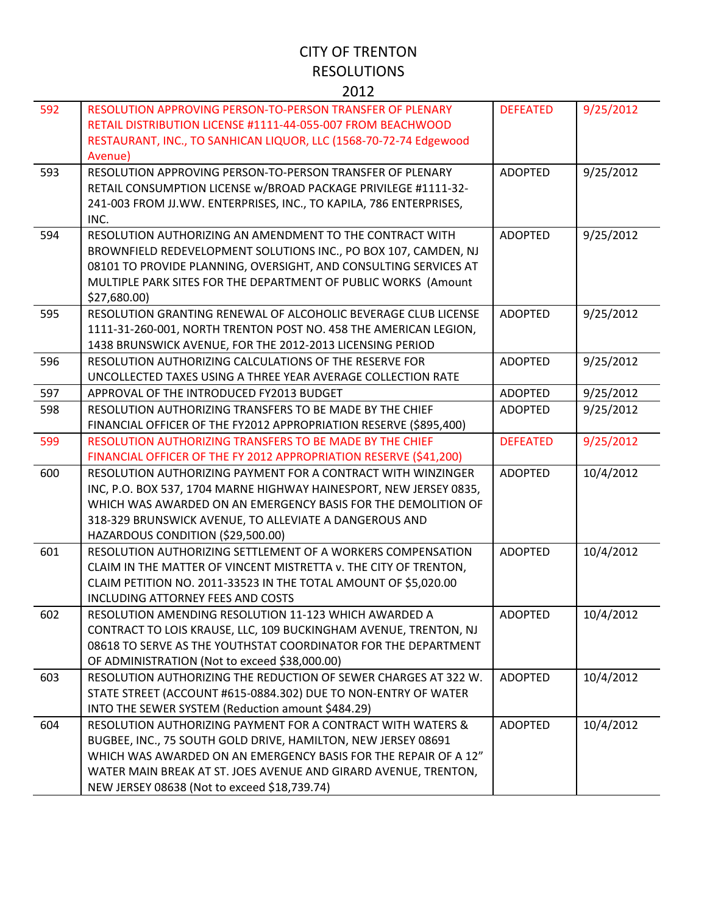# CITY OF TRENTON
## RESOLUTIONS
## 2012

| | | | |
|---|---|---|---|
| 592 | RESOLUTION APPROVING PERSON-TO-PERSON TRANSFER OF PLENARY RETAIL DISTRIBUTION LICENSE #1111-44-055-007 FROM BEACHWOOD RESTAURANT, INC., TO SANHICAN LIQUOR, LLC (1568-70-72-74 Edgewood Avenue) | DEFEATED | 9/25/2012 |
| 593 | RESOLUTION APPROVING PERSON-TO-PERSON TRANSFER OF PLENARY RETAIL CONSUMPTION LICENSE w/BROAD PACKAGE PRIVILEGE #1111-32-241-003 FROM JJ.WW. ENTERPRISES, INC., TO KAPILA, 786 ENTERPRISES, INC. | ADOPTED | 9/25/2012 |
| 594 | RESOLUTION AUTHORIZING AN AMENDMENT TO THE CONTRACT WITH BROWNFIELD REDEVELOPMENT SOLUTIONS INC., PO BOX 107, CAMDEN, NJ 08101 TO PROVIDE PLANNING, OVERSIGHT, AND CONSULTING SERVICES AT MULTIPLE PARK SITES FOR THE DEPARTMENT OF PUBLIC WORKS (Amount $27,680.00) | ADOPTED | 9/25/2012 |
| 595 | RESOLUTION GRANTING RENEWAL OF ALCOHOLIC BEVERAGE CLUB LICENSE 1111-31-260-001, NORTH TRENTON POST NO. 458 THE AMERICAN LEGION, 1438 BRUNSWICK AVENUE, FOR THE 2012-2013 LICENSING PERIOD | ADOPTED | 9/25/2012 |
| 596 | RESOLUTION AUTHORIZING CALCULATIONS OF THE RESERVE FOR UNCOLLECTED TAXES USING A THREE YEAR AVERAGE COLLECTION RATE | ADOPTED | 9/25/2012 |
| 597 | APPROVAL OF THE INTRODUCED FY2013 BUDGET | ADOPTED | 9/25/2012 |
| 598 | RESOLUTION AUTHORIZING TRANSFERS TO BE MADE BY THE CHIEF FINANCIAL OFFICER OF THE FY2012 APPROPRIATION RESERVE ($895,400) | ADOPTED | 9/25/2012 |
| 599 | RESOLUTION AUTHORIZING TRANSFERS TO BE MADE BY THE CHIEF FINANCIAL OFFICER OF THE FY 2012 APPROPRIATION RESERVE ($41,200) | DEFEATED | 9/25/2012 |
| 600 | RESOLUTION AUTHORIZING PAYMENT FOR A CONTRACT WITH WINZINGER INC, P.O. BOX 537, 1704 MARNE HIGHWAY HAINESPORT, NEW JERSEY 0835, WHICH WAS AWARDED ON AN EMERGENCY BASIS FOR THE DEMOLITION OF 318-329 BRUNSWICK AVENUE, TO ALLEVIATE A DANGEROUS AND HAZARDOUS CONDITION ($29,500.00) | ADOPTED | 10/4/2012 |
| 601 | RESOLUTION AUTHORIZING SETTLEMENT OF A WORKERS COMPENSATION CLAIM IN THE MATTER OF VINCENT MISTRETTA v. THE CITY OF TRENTON, CLAIM PETITION NO. 2011-33523 IN THE TOTAL AMOUNT OF $5,020.00 INCLUDING ATTORNEY FEES AND COSTS | ADOPTED | 10/4/2012 |
| 602 | RESOLUTION AMENDING RESOLUTION 11-123 WHICH AWARDED A CONTRACT TO LOIS KRAUSE, LLC, 109 BUCKINGHAM AVENUE, TRENTON, NJ 08618 TO SERVE AS THE YOUTHSTAT COORDINATOR FOR THE DEPARTMENT OF ADMINISTRATION (Not to exceed $38,000.00) | ADOPTED | 10/4/2012 |
| 603 | RESOLUTION AUTHORIZING THE REDUCTION OF SEWER CHARGES AT 322 W. STATE STREET (ACCOUNT #615-0884.302) DUE TO NON-ENTRY OF WATER INTO THE SEWER SYSTEM (Reduction amount $484.29) | ADOPTED | 10/4/2012 |
| 604 | RESOLUTION AUTHORIZING PAYMENT FOR A CONTRACT WITH WATERS & BUGBEE, INC., 75 SOUTH GOLD DRIVE, HAMILTON, NEW JERSEY 08691 WHICH WAS AWARDED ON AN EMERGENCY BASIS FOR THE REPAIR OF A 12" WATER MAIN BREAK AT ST. JOES AVENUE AND GIRARD AVENUE, TRENTON, NEW JERSEY 08638 (Not to exceed $18,739.74) | ADOPTED | 10/4/2012 |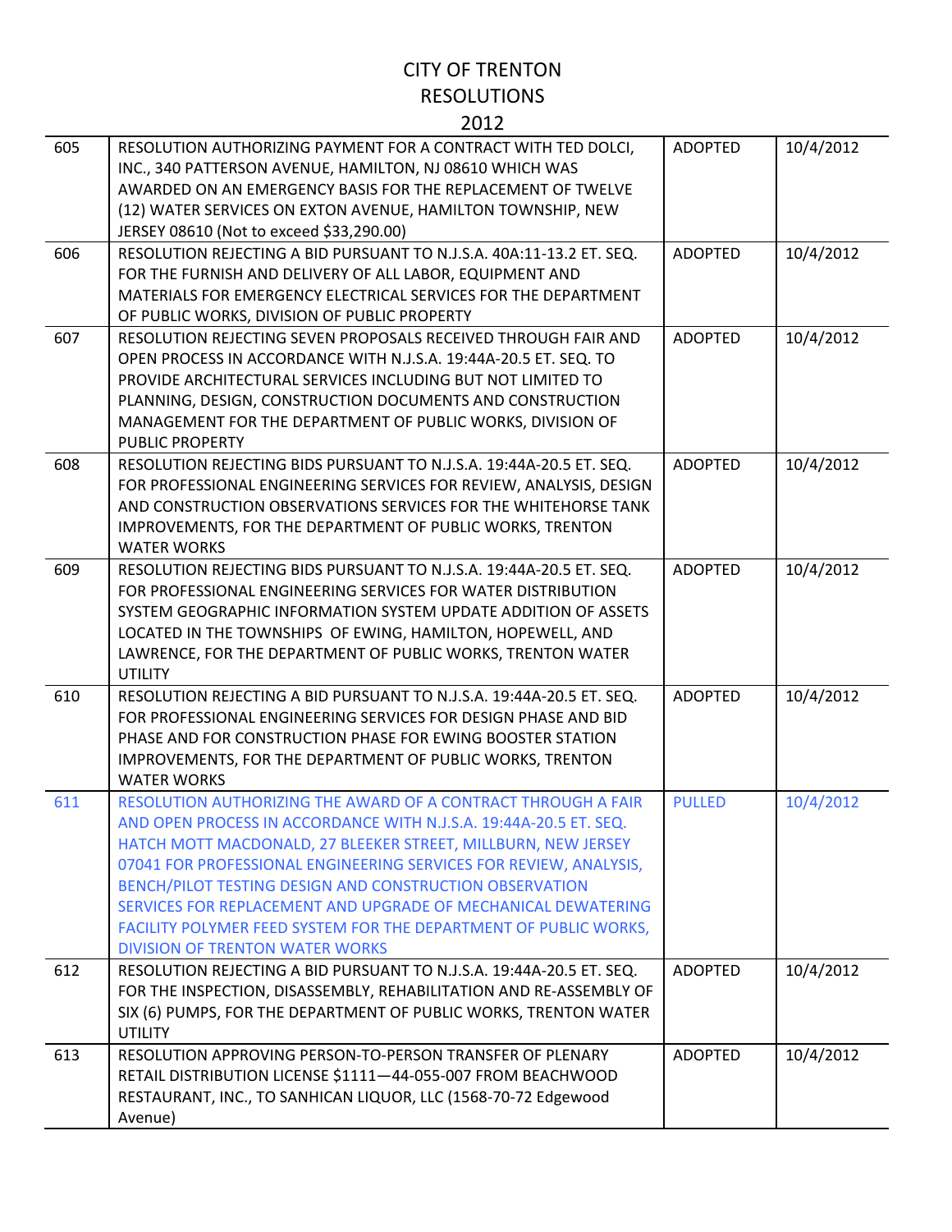# CITY OF TRENTON
# RESOLUTIONS
# 2012

| | | | |
|---|---|---|---|
| 605 | RESOLUTION AUTHORIZING PAYMENT FOR A CONTRACT WITH TED DOLCI, INC., 340 PATTERSON AVENUE, HAMILTON, NJ 08610 WHICH WAS AWARDED ON AN EMERGENCY BASIS FOR THE REPLACEMENT OF TWELVE (12) WATER SERVICES ON EXTON AVENUE, HAMILTON TOWNSHIP, NEW JERSEY 08610 (Not to exceed $33,290.00) | ADOPTED | 10/4/2012 |
| 606 | RESOLUTION REJECTING A BID PURSUANT TO N.J.S.A. 40A:11-13.2 ET. SEQ. FOR THE FURNISH AND DELIVERY OF ALL LABOR, EQUIPMENT AND MATERIALS FOR EMERGENCY ELECTRICAL SERVICES FOR THE DEPARTMENT OF PUBLIC WORKS, DIVISION OF PUBLIC PROPERTY | ADOPTED | 10/4/2012 |
| 607 | RESOLUTION REJECTING SEVEN PROPOSALS RECEIVED THROUGH FAIR AND OPEN PROCESS IN ACCORDANCE WITH N.J.S.A. 19:44A-20.5 ET. SEQ. TO PROVIDE ARCHITECTURAL SERVICES INCLUDING BUT NOT LIMITED TO PLANNING, DESIGN, CONSTRUCTION DOCUMENTS AND CONSTRUCTION MANAGEMENT FOR THE DEPARTMENT OF PUBLIC WORKS, DIVISION OF PUBLIC PROPERTY | ADOPTED | 10/4/2012 |
| 608 | RESOLUTION REJECTING BIDS PURSUANT TO N.J.S.A. 19:44A-20.5 ET. SEQ. FOR PROFESSIONAL ENGINEERING SERVICES FOR REVIEW, ANALYSIS, DESIGN AND CONSTRUCTION OBSERVATIONS SERVICES FOR THE WHITEHORSE TANK IMPROVEMENTS, FOR THE DEPARTMENT OF PUBLIC WORKS, TRENTON WATER WORKS | ADOPTED | 10/4/2012 |
| 609 | RESOLUTION REJECTING BIDS PURSUANT TO N.J.S.A. 19:44A-20.5 ET. SEQ. FOR PROFESSIONAL ENGINEERING SERVICES FOR WATER DISTRIBUTION SYSTEM GEOGRAPHIC INFORMATION SYSTEM UPDATE ADDITION OF ASSETS LOCATED IN THE TOWNSHIPS OF EWING, HAMILTON, HOPEWELL, AND LAWRENCE, FOR THE DEPARTMENT OF PUBLIC WORKS, TRENTON WATER UTILITY | ADOPTED | 10/4/2012 |
| 610 | RESOLUTION REJECTING A BID PURSUANT TO N.J.S.A. 19:44A-20.5 ET. SEQ. FOR PROFESSIONAL ENGINEERING SERVICES FOR DESIGN PHASE AND BID PHASE AND FOR CONSTRUCTION PHASE FOR EWING BOOSTER STATION IMPROVEMENTS, FOR THE DEPARTMENT OF PUBLIC WORKS, TRENTON WATER WORKS | ADOPTED | 10/4/2012 |
| 611 | RESOLUTION AUTHORIZING THE AWARD OF A CONTRACT THROUGH A FAIR AND OPEN PROCESS IN ACCORDANCE WITH N.J.S.A. 19:44A-20.5 ET. SEQ. HATCH MOTT MACDONALD, 27 BLEEKER STREET, MILLBURN, NEW JERSEY 07041 FOR PROFESSIONAL ENGINEERING SERVICES FOR REVIEW, ANALYSIS, BENCH/PILOT TESTING DESIGN AND CONSTRUCTION OBSERVATION SERVICES FOR REPLACEMENT AND UPGRADE OF MECHANICAL DEWATERING FACILITY POLYMER FEED SYSTEM FOR THE DEPARTMENT OF PUBLIC WORKS, DIVISION OF TRENTON WATER WORKS | PULLED | 10/4/2012 |
| 612 | RESOLUTION REJECTING A BID PURSUANT TO N.J.S.A. 19:44A-20.5 ET. SEQ. FOR THE INSPECTION, DISASSEMBLY, REHABILITATION AND RE-ASSEMBLY OF SIX (6) PUMPS, FOR THE DEPARTMENT OF PUBLIC WORKS, TRENTON WATER UTILITY | ADOPTED | 10/4/2012 |
| 613 | RESOLUTION APPROVING PERSON-TO-PERSON TRANSFER OF PLENARY RETAIL DISTRIBUTION LICENSE $1111—44-055-007 FROM BEACHWOOD RESTAURANT, INC., TO SANHICAN LIQUOR, LLC (1568-70-72 Edgewood Avenue) | ADOPTED | 10/4/2012 |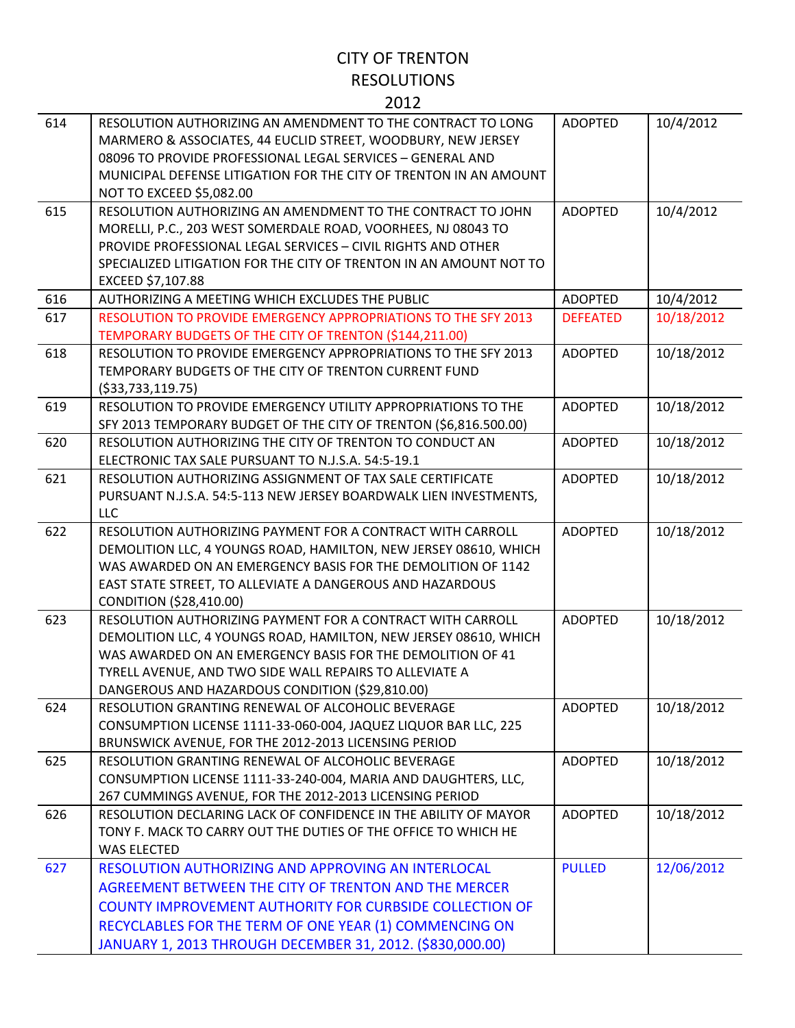# CITY OF TRENTON
## RESOLUTIONS
## 2012

| | | | |
|---|---|---|---|
| 614 | RESOLUTION AUTHORIZING AN AMENDMENT TO THE CONTRACT TO LONG MARMERO & ASSOCIATES, 44 EUCLID STREET, WOODBURY, NEW JERSEY 08096 TO PROVIDE PROFESSIONAL LEGAL SERVICES – GENERAL AND MUNICIPAL DEFENSE LITIGATION FOR THE CITY OF TRENTON IN AN AMOUNT NOT TO EXCEED $5,082.00 | ADOPTED | 10/4/2012 |
| 615 | RESOLUTION AUTHORIZING AN AMENDMENT TO THE CONTRACT TO JOHN MORELLI, P.C., 203 WEST SOMERDALE ROAD, VOORHEES, NJ 08043 TO PROVIDE PROFESSIONAL LEGAL SERVICES – CIVIL RIGHTS AND OTHER SPECIALIZED LITIGATION FOR THE CITY OF TRENTON IN AN AMOUNT NOT TO EXCEED $7,107.88 | ADOPTED | 10/4/2012 |
| 616 | AUTHORIZING A MEETING WHICH EXCLUDES THE PUBLIC | ADOPTED | 10/4/2012 |
| 617 | RESOLUTION TO PROVIDE EMERGENCY APPROPRIATIONS TO THE SFY 2013 TEMPORARY BUDGETS OF THE CITY OF TRENTON ($144,211.00) | DEFEATED | 10/18/2012 |
| 618 | RESOLUTION TO PROVIDE EMERGENCY APPROPRIATIONS TO THE SFY 2013 TEMPORARY BUDGETS OF THE CITY OF TRENTON CURRENT FUND ($33,733,119.75) | ADOPTED | 10/18/2012 |
| 619 | RESOLUTION TO PROVIDE EMERGENCY UTILITY APPROPRIATIONS TO THE SFY 2013 TEMPORARY BUDGET OF THE CITY OF TRENTON ($6,816.500.00) | ADOPTED | 10/18/2012 |
| 620 | RESOLUTION AUTHORIZING THE CITY OF TRENTON TO CONDUCT AN ELECTRONIC TAX SALE PURSUANT TO N.J.S.A. 54:5-19.1 | ADOPTED | 10/18/2012 |
| 621 | RESOLUTION AUTHORIZING ASSIGNMENT OF TAX SALE CERTIFICATE PURSUANT N.J.S.A. 54:5-113 NEW JERSEY BOARDWALK LIEN INVESTMENTS, LLC | ADOPTED | 10/18/2012 |
| 622 | RESOLUTION AUTHORIZING PAYMENT FOR A CONTRACT WITH CARROLL DEMOLITION LLC, 4 YOUNGS ROAD, HAMILTON, NEW JERSEY 08610, WHICH WAS AWARDED ON AN EMERGENCY BASIS FOR THE DEMOLITION OF 1142 EAST STATE STREET, TO ALLEVIATE A DANGEROUS AND HAZARDOUS CONDITION ($28,410.00) | ADOPTED | 10/18/2012 |
| 623 | RESOLUTION AUTHORIZING PAYMENT FOR A CONTRACT WITH CARROLL DEMOLITION LLC, 4 YOUNGS ROAD, HAMILTON, NEW JERSEY 08610, WHICH WAS AWARDED ON AN EMERGENCY BASIS FOR THE DEMOLITION OF 41 TYRELL AVENUE, AND TWO SIDE WALL REPAIRS TO ALLEVIATE A DANGEROUS AND HAZARDOUS CONDITION ($29,810.00) | ADOPTED | 10/18/2012 |
| 624 | RESOLUTION GRANTING RENEWAL OF ALCOHOLIC BEVERAGE CONSUMPTION LICENSE 1111-33-060-004, JAQUEZ LIQUOR BAR LLC, 225 BRUNSWICK AVENUE, FOR THE 2012-2013 LICENSING PERIOD | ADOPTED | 10/18/2012 |
| 625 | RESOLUTION GRANTING RENEWAL OF ALCOHOLIC BEVERAGE CONSUMPTION LICENSE 1111-33-240-004, MARIA AND DAUGHTERS, LLC, 267 CUMMINGS AVENUE, FOR THE 2012-2013 LICENSING PERIOD | ADOPTED | 10/18/2012 |
| 626 | RESOLUTION DECLARING LACK OF CONFIDENCE IN THE ABILITY OF MAYOR TONY F. MACK TO CARRY OUT THE DUTIES OF THE OFFICE TO WHICH HE WAS ELECTED | ADOPTED | 10/18/2012 |
| 627 | RESOLUTION AUTHORIZING AND APPROVING AN INTERLOCAL AGREEMENT BETWEEN THE CITY OF TRENTON AND THE MERCER COUNTY IMPROVEMENT AUTHORITY FOR CURBSIDE COLLECTION OF RECYCLABLES FOR THE TERM OF ONE YEAR (1) COMMENCING ON JANUARY 1, 2013 THROUGH DECEMBER 31, 2012. ($830,000.00) | PULLED | 12/06/2012 |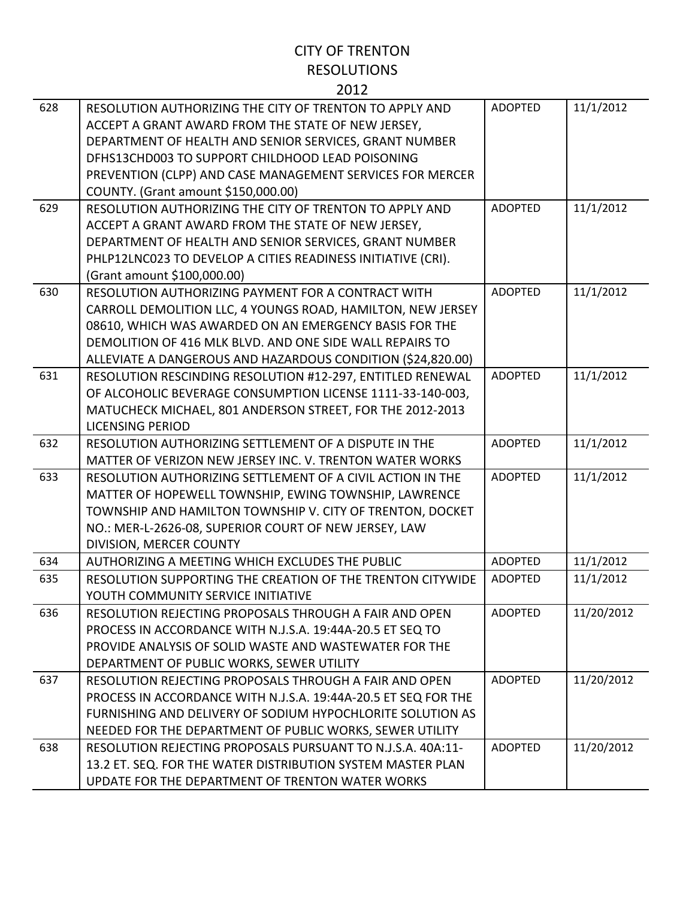# CITY OF TRENTON
## RESOLUTIONS
### 2012

| | | | |
|---|---|---|---|
| 628 | RESOLUTION AUTHORIZING THE CITY OF TRENTON TO APPLY AND ACCEPT A GRANT AWARD FROM THE STATE OF NEW JERSEY, DEPARTMENT OF HEALTH AND SENIOR SERVICES, GRANT NUMBER DFHS13CHD003 TO SUPPORT CHILDHOOD LEAD POISONING PREVENTION (CLPP) AND CASE MANAGEMENT SERVICES FOR MERCER COUNTY. (Grant amount $150,000.00) | ADOPTED | 11/1/2012 |
| 629 | RESOLUTION AUTHORIZING THE CITY OF TRENTON TO APPLY AND ACCEPT A GRANT AWARD FROM THE STATE OF NEW JERSEY, DEPARTMENT OF HEALTH AND SENIOR SERVICES, GRANT NUMBER PHLP12LNC023 TO DEVELOP A CITIES READINESS INITIATIVE (CRI). (Grant amount $100,000.00) | ADOPTED | 11/1/2012 |
| 630 | RESOLUTION AUTHORIZING PAYMENT FOR A CONTRACT WITH CARROLL DEMOLITION LLC, 4 YOUNGS ROAD, HAMILTON, NEW JERSEY 08610, WHICH WAS AWARDED ON AN EMERGENCY BASIS FOR THE DEMOLITION OF 416 MLK BLVD. AND ONE SIDE WALL REPAIRS TO ALLEVIATE A DANGEROUS AND HAZARDOUS CONDITION ($24,820.00) | ADOPTED | 11/1/2012 |
| 631 | RESOLUTION RESCINDING RESOLUTION #12-297, ENTITLED RENEWAL OF ALCOHOLIC BEVERAGE CONSUMPTION LICENSE 1111-33-140-003, MATUCHECK MICHAEL, 801 ANDERSON STREET, FOR THE 2012-2013 LICENSING PERIOD | ADOPTED | 11/1/2012 |
| 632 | RESOLUTION AUTHORIZING SETTLEMENT OF A DISPUTE IN THE MATTER OF VERIZON NEW JERSEY INC. V. TRENTON WATER WORKS | ADOPTED | 11/1/2012 |
| 633 | RESOLUTION AUTHORIZING SETTLEMENT OF A CIVIL ACTION IN THE MATTER OF HOPEWELL TOWNSHIP, EWING TOWNSHIP, LAWRENCE TOWNSHIP AND HAMILTON TOWNSHIP V. CITY OF TRENTON, DOCKET NO.: MER-L-2626-08, SUPERIOR COURT OF NEW JERSEY, LAW DIVISION, MERCER COUNTY | ADOPTED | 11/1/2012 |
| 634 | AUTHORIZING A MEETING WHICH EXCLUDES THE PUBLIC | ADOPTED | 11/1/2012 |
| 635 | RESOLUTION SUPPORTING THE CREATION OF THE TRENTON CITYWIDE YOUTH COMMUNITY SERVICE INITIATIVE | ADOPTED | 11/1/2012 |
| 636 | RESOLUTION REJECTING PROPOSALS THROUGH A FAIR AND OPEN PROCESS IN ACCORDANCE WITH N.J.S.A. 19:44A-20.5 ET SEQ TO PROVIDE ANALYSIS OF SOLID WASTE AND WASTEWATER FOR THE DEPARTMENT OF PUBLIC WORKS, SEWER UTILITY | ADOPTED | 11/20/2012 |
| 637 | RESOLUTION REJECTING PROPOSALS THROUGH A FAIR AND OPEN PROCESS IN ACCORDANCE WITH N.J.S.A. 19:44A-20.5 ET SEQ FOR THE FURNISHING AND DELIVERY OF SODIUM HYPOCHLORITE SOLUTION AS NEEDED FOR THE DEPARTMENT OF PUBLIC WORKS, SEWER UTILITY | ADOPTED | 11/20/2012 |
| 638 | RESOLUTION REJECTING PROPOSALS PURSUANT TO N.J.S.A. 40A:11-13.2 ET. SEQ. FOR THE WATER DISTRIBUTION SYSTEM MASTER PLAN UPDATE FOR THE DEPARTMENT OF TRENTON WATER WORKS | ADOPTED | 11/20/2012 |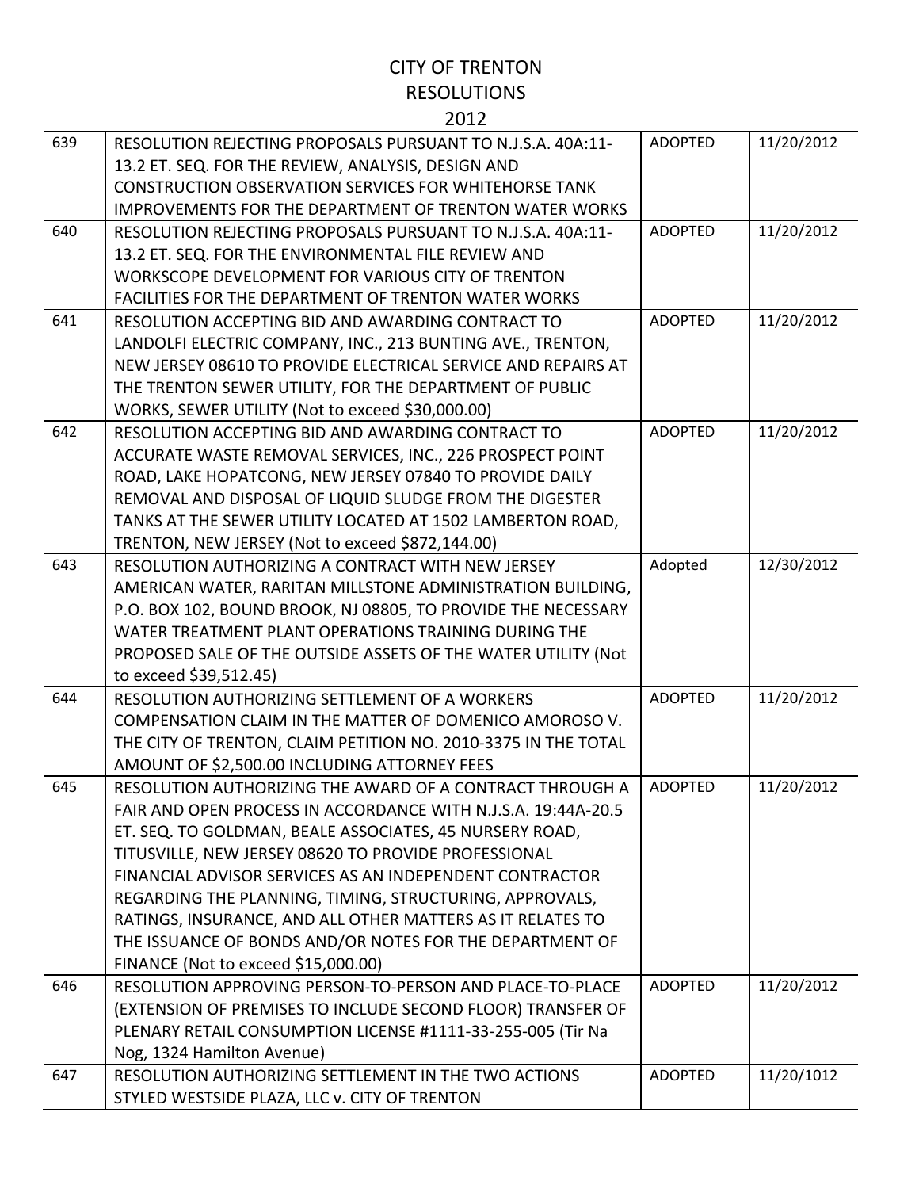# CITY OF TRENTON
## RESOLUTIONS
## 2012

| | | | |
|---|---|---|---|
| 639 | RESOLUTION REJECTING PROPOSALS PURSUANT TO N.J.S.A. 40A:11-13.2 ET. SEQ. FOR THE REVIEW, ANALYSIS, DESIGN AND CONSTRUCTION OBSERVATION SERVICES FOR WHITEHORSE TANK IMPROVEMENTS FOR THE DEPARTMENT OF TRENTON WATER WORKS | ADOPTED | 11/20/2012 |
| 640 | RESOLUTION REJECTING PROPOSALS PURSUANT TO N.J.S.A. 40A:11-13.2 ET. SEQ. FOR THE ENVIRONMENTAL FILE REVIEW AND WORKSCOPE DEVELOPMENT FOR VARIOUS CITY OF TRENTON FACILITIES FOR THE DEPARTMENT OF TRENTON WATER WORKS | ADOPTED | 11/20/2012 |
| 641 | RESOLUTION ACCEPTING BID AND AWARDING CONTRACT TO LANDOLFI ELECTRIC COMPANY, INC., 213 BUNTING AVE., TRENTON, NEW JERSEY 08610 TO PROVIDE ELECTRICAL SERVICE AND REPAIRS AT THE TRENTON SEWER UTILITY, FOR THE DEPARTMENT OF PUBLIC WORKS, SEWER UTILITY (Not to exceed $30,000.00) | ADOPTED | 11/20/2012 |
| 642 | RESOLUTION ACCEPTING BID AND AWARDING CONTRACT TO ACCURATE WASTE REMOVAL SERVICES, INC., 226 PROSPECT POINT ROAD, LAKE HOPATCONG, NEW JERSEY 07840 TO PROVIDE DAILY REMOVAL AND DISPOSAL OF LIQUID SLUDGE FROM THE DIGESTER TANKS AT THE SEWER UTILITY LOCATED AT 1502 LAMBERTON ROAD, TRENTON, NEW JERSEY (Not to exceed $872,144.00) | ADOPTED | 11/20/2012 |
| 643 | RESOLUTION AUTHORIZING A CONTRACT WITH NEW JERSEY AMERICAN WATER, RARITAN MILLSTONE ADMINISTRATION BUILDING, P.O. BOX 102, BOUND BROOK, NJ 08805, TO PROVIDE THE NECESSARY WATER TREATMENT PLANT OPERATIONS TRAINING DURING THE PROPOSED SALE OF THE OUTSIDE ASSETS OF THE WATER UTILITY (Not to exceed $39,512.45) | Adopted | 12/30/2012 |
| 644 | RESOLUTION AUTHORIZING SETTLEMENT OF A WORKERS COMPENSATION CLAIM IN THE MATTER OF DOMENICO AMOROSO V. THE CITY OF TRENTON, CLAIM PETITION NO. 2010-3375 IN THE TOTAL AMOUNT OF $2,500.00 INCLUDING ATTORNEY FEES | ADOPTED | 11/20/2012 |
| 645 | RESOLUTION AUTHORIZING THE AWARD OF A CONTRACT THROUGH A FAIR AND OPEN PROCESS IN ACCORDANCE WITH N.J.S.A. 19:44A-20.5 ET. SEQ. TO GOLDMAN, BEALE ASSOCIATES, 45 NURSERY ROAD, TITUSVILLE, NEW JERSEY 08620 TO PROVIDE PROFESSIONAL FINANCIAL ADVISOR SERVICES AS AN INDEPENDENT CONTRACTOR REGARDING THE PLANNING, TIMING, STRUCTURING, APPROVALS, RATINGS, INSURANCE, AND ALL OTHER MATTERS AS IT RELATES TO THE ISSUANCE OF BONDS AND/OR NOTES FOR THE DEPARTMENT OF FINANCE (Not to exceed $15,000.00) | ADOPTED | 11/20/2012 |
| 646 | RESOLUTION APPROVING PERSON-TO-PERSON AND PLACE-TO-PLACE (EXTENSION OF PREMISES TO INCLUDE SECOND FLOOR) TRANSFER OF PLENARY RETAIL CONSUMPTION LICENSE #1111-33-255-005 (Tir Na Nog, 1324 Hamilton Avenue) | ADOPTED | 11/20/2012 |
| 647 | RESOLUTION AUTHORIZING SETTLEMENT IN THE TWO ACTIONS STYLED WESTSIDE PLAZA, LLC v. CITY OF TRENTON | ADOPTED | 11/20/1012 |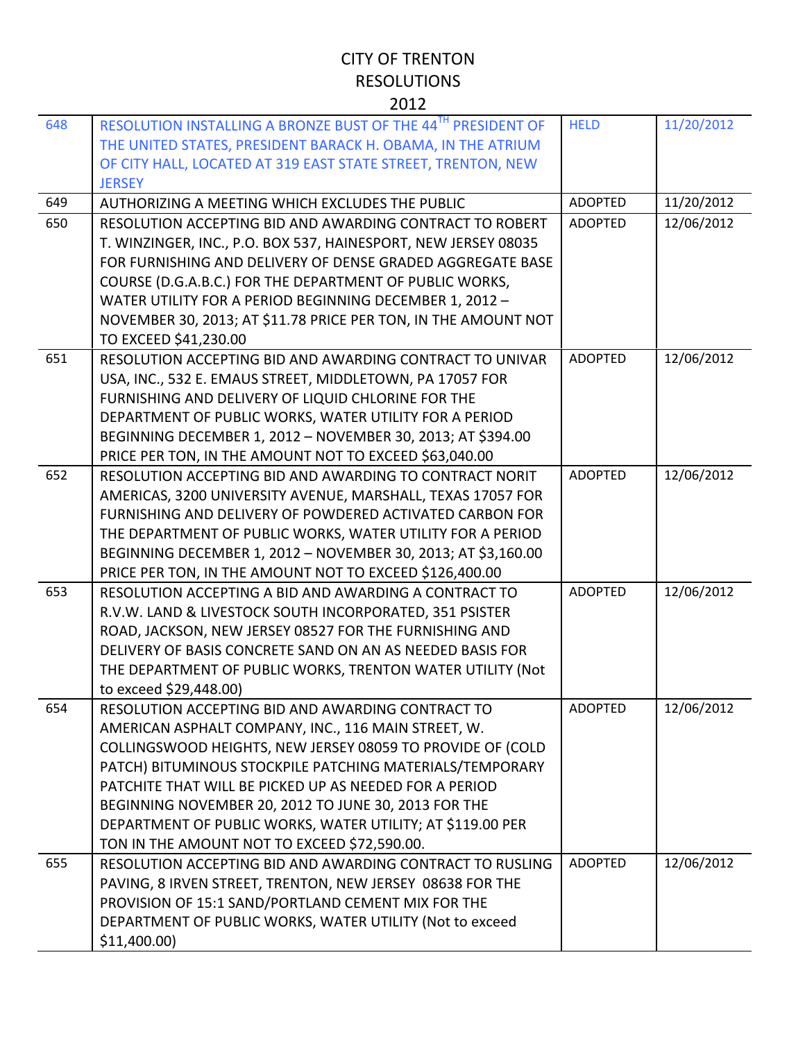# CITY OF TRENTON
## RESOLUTIONS
## 2012

| | | | |
|---|---|---|---|
| 648 | RESOLUTION INSTALLING A BRONZE BUST OF THE 44TH PRESIDENT OF THE UNITED STATES, PRESIDENT BARACK H. OBAMA, IN THE ATRIUM OF CITY HALL, LOCATED AT 319 EAST STATE STREET, TRENTON, NEW JERSEY | HELD | 11/20/2012 |
| 649 | AUTHORIZING A MEETING WHICH EXCLUDES THE PUBLIC | ADOPTED | 11/20/2012 |
| 650 | RESOLUTION ACCEPTING BID AND AWARDING CONTRACT TO ROBERT T. WINZINGER, INC., P.O. BOX 537, HAINESPORT, NEW JERSEY 08035 FOR FURNISHING AND DELIVERY OF DENSE GRADED AGGREGATE BASE COURSE (D.G.A.B.C.) FOR THE DEPARTMENT OF PUBLIC WORKS, WATER UTILITY FOR A PERIOD BEGINNING DECEMBER 1, 2012 – NOVEMBER 30, 2013; AT $11.78 PRICE PER TON, IN THE AMOUNT NOT TO EXCEED $41,230.00 | ADOPTED | 12/06/2012 |
| 651 | RESOLUTION ACCEPTING BID AND AWARDING CONTRACT TO UNIVAR USA, INC., 532 E. EMAUS STREET, MIDDLETOWN, PA 17057 FOR FURNISHING AND DELIVERY OF LIQUID CHLORINE FOR THE DEPARTMENT OF PUBLIC WORKS, WATER UTILITY FOR A PERIOD BEGINNING DECEMBER 1, 2012 – NOVEMBER 30, 2013; AT $394.00 PRICE PER TON, IN THE AMOUNT NOT TO EXCEED $63,040.00 | ADOPTED | 12/06/2012 |
| 652 | RESOLUTION ACCEPTING BID AND AWARDING TO CONTRACT NORIT AMERICAS, 3200 UNIVERSITY AVENUE, MARSHALL, TEXAS 17057 FOR FURNISHING AND DELIVERY OF POWDERED ACTIVATED CARBON FOR THE DEPARTMENT OF PUBLIC WORKS, WATER UTILITY FOR A PERIOD BEGINNING DECEMBER 1, 2012 – NOVEMBER 30, 2013; AT $3,160.00 PRICE PER TON, IN THE AMOUNT NOT TO EXCEED $126,400.00 | ADOPTED | 12/06/2012 |
| 653 | RESOLUTION ACCEPTING A BID AND AWARDING A CONTRACT TO R.V.W. LAND & LIVESTOCK SOUTH INCORPORATED, 351 PSISTER ROAD, JACKSON, NEW JERSEY 08527 FOR THE FURNISHING AND DELIVERY OF BASIS CONCRETE SAND ON AN AS NEEDED BASIS FOR THE DEPARTMENT OF PUBLIC WORKS, TRENTON WATER UTILITY (Not to exceed $29,448.00) | ADOPTED | 12/06/2012 |
| 654 | RESOLUTION ACCEPTING BID AND AWARDING CONTRACT TO AMERICAN ASPHALT COMPANY, INC., 116 MAIN STREET, W. COLLINGSWOOD HEIGHTS, NEW JERSEY 08059 TO PROVIDE OF (COLD PATCH) BITUMINOUS STOCKPILE PATCHING MATERIALS/TEMPORARY PATCHITE THAT WILL BE PICKED UP AS NEEDED FOR A PERIOD BEGINNING NOVEMBER 20, 2012 TO JUNE 30, 2013 FOR THE DEPARTMENT OF PUBLIC WORKS, WATER UTILITY; AT $119.00 PER TON IN THE AMOUNT NOT TO EXCEED $72,590.00. | ADOPTED | 12/06/2012 |
| 655 | RESOLUTION ACCEPTING BID AND AWARDING CONTRACT TO RUSLING PAVING, 8 IRVEN STREET, TRENTON, NEW JERSEY 08638 FOR THE PROVISION OF 15:1 SAND/PORTLAND CEMENT MIX FOR THE DEPARTMENT OF PUBLIC WORKS, WATER UTILITY (Not to exceed $11,400.00) | ADOPTED | 12/06/2012 |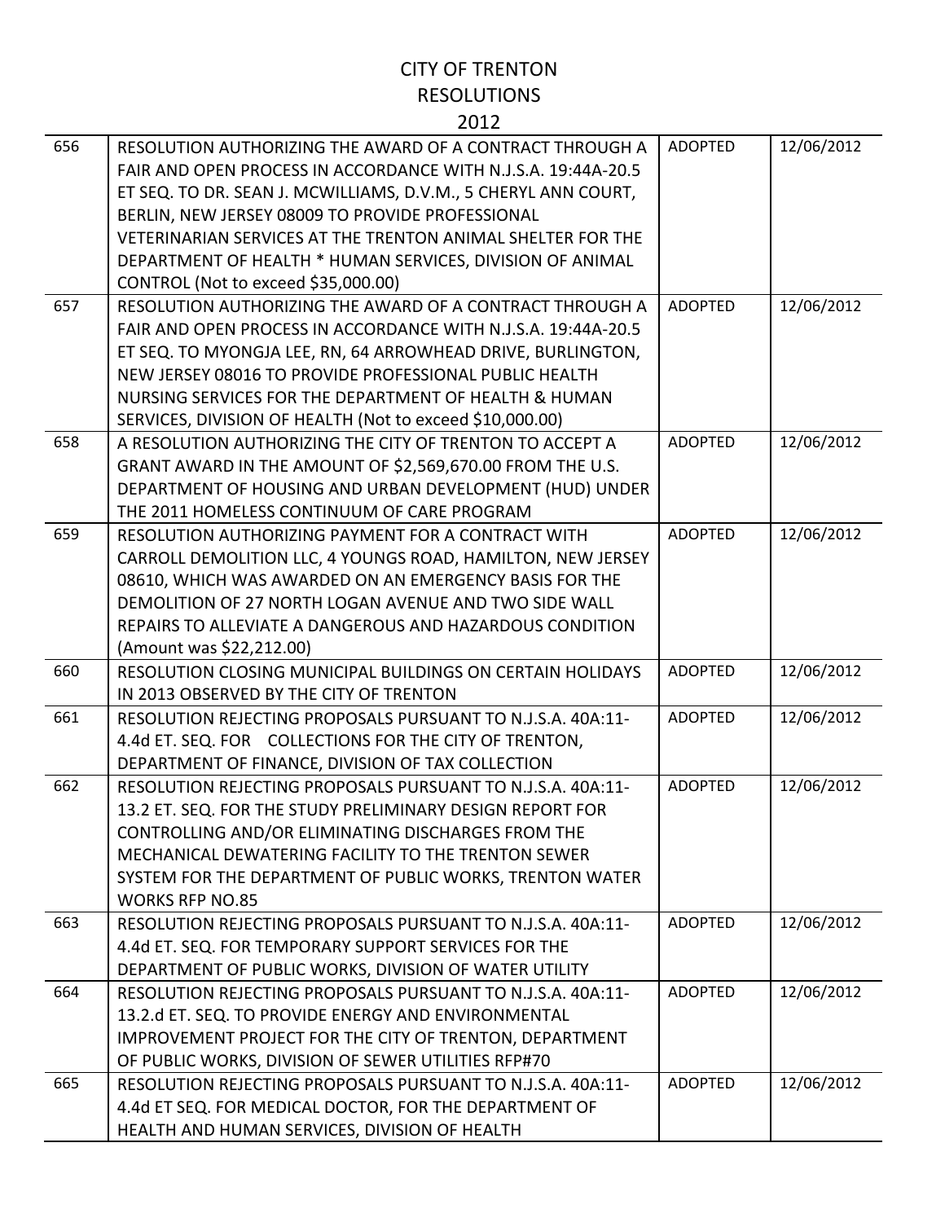# CITY OF TRENTON
## RESOLUTIONS
## 2012

| | | | |
|---|---|---|---|
| 656 | RESOLUTION AUTHORIZING THE AWARD OF A CONTRACT THROUGH A FAIR AND OPEN PROCESS IN ACCORDANCE WITH N.J.S.A. 19:44A-20.5 ET SEQ. TO DR. SEAN J. MCWILLIAMS, D.V.M., 5 CHERYL ANN COURT, BERLIN, NEW JERSEY 08009 TO PROVIDE PROFESSIONAL VETERINARIAN SERVICES AT THE TRENTON ANIMAL SHELTER FOR THE DEPARTMENT OF HEALTH * HUMAN SERVICES, DIVISION OF ANIMAL CONTROL (Not to exceed $35,000.00) | ADOPTED | 12/06/2012 |
| 657 | RESOLUTION AUTHORIZING THE AWARD OF A CONTRACT THROUGH A FAIR AND OPEN PROCESS IN ACCORDANCE WITH N.J.S.A. 19:44A-20.5 ET SEQ. TO MYONGJA LEE, RN, 64 ARROWHEAD DRIVE, BURLINGTON, NEW JERSEY 08016 TO PROVIDE PROFESSIONAL PUBLIC HEALTH NURSING SERVICES FOR THE DEPARTMENT OF HEALTH & HUMAN SERVICES, DIVISION OF HEALTH (Not to exceed $10,000.00) | ADOPTED | 12/06/2012 |
| 658 | A RESOLUTION AUTHORIZING THE CITY OF TRENTON TO ACCEPT A GRANT AWARD IN THE AMOUNT OF $2,569,670.00 FROM THE U.S. DEPARTMENT OF HOUSING AND URBAN DEVELOPMENT (HUD) UNDER THE 2011 HOMELESS CONTINUUM OF CARE PROGRAM | ADOPTED | 12/06/2012 |
| 659 | RESOLUTION AUTHORIZING PAYMENT FOR A CONTRACT WITH CARROLL DEMOLITION LLC, 4 YOUNGS ROAD, HAMILTON, NEW JERSEY 08610, WHICH WAS AWARDED ON AN EMERGENCY BASIS FOR THE DEMOLITION OF 27 NORTH LOGAN AVENUE AND TWO SIDE WALL REPAIRS TO ALLEVIATE A DANGEROUS AND HAZARDOUS CONDITION (Amount was $22,212.00) | ADOPTED | 12/06/2012 |
| 660 | RESOLUTION CLOSING MUNICIPAL BUILDINGS ON CERTAIN HOLIDAYS IN 2013 OBSERVED BY THE CITY OF TRENTON | ADOPTED | 12/06/2012 |
| 661 | RESOLUTION REJECTING PROPOSALS PURSUANT TO N.J.S.A. 40A:11-4.4d ET. SEQ. FOR COLLECTIONS FOR THE CITY OF TRENTON, DEPARTMENT OF FINANCE, DIVISION OF TAX COLLECTION | ADOPTED | 12/06/2012 |
| 662 | RESOLUTION REJECTING PROPOSALS PURSUANT TO N.J.S.A. 40A:11-13.2 ET. SEQ. FOR THE STUDY PRELIMINARY DESIGN REPORT FOR CONTROLLING AND/OR ELIMINATING DISCHARGES FROM THE MECHANICAL DEWATERING FACILITY TO THE TRENTON SEWER SYSTEM FOR THE DEPARTMENT OF PUBLIC WORKS, TRENTON WATER WORKS RFP NO.85 | ADOPTED | 12/06/2012 |
| 663 | RESOLUTION REJECTING PROPOSALS PURSUANT TO N.J.S.A. 40A:11-4.4d ET. SEQ. FOR TEMPORARY SUPPORT SERVICES FOR THE DEPARTMENT OF PUBLIC WORKS, DIVISION OF WATER UTILITY | ADOPTED | 12/06/2012 |
| 664 | RESOLUTION REJECTING PROPOSALS PURSUANT TO N.J.S.A. 40A:11-13.2.d ET. SEQ. TO PROVIDE ENERGY AND ENVIRONMENTAL IMPROVEMENT PROJECT FOR THE CITY OF TRENTON, DEPARTMENT OF PUBLIC WORKS, DIVISION OF SEWER UTILITIES RFP#70 | ADOPTED | 12/06/2012 |
| 665 | RESOLUTION REJECTING PROPOSALS PURSUANT TO N.J.S.A. 40A:11-4.4d ET SEQ. FOR MEDICAL DOCTOR, FOR THE DEPARTMENT OF HEALTH AND HUMAN SERVICES, DIVISION OF HEALTH | ADOPTED | 12/06/2012 |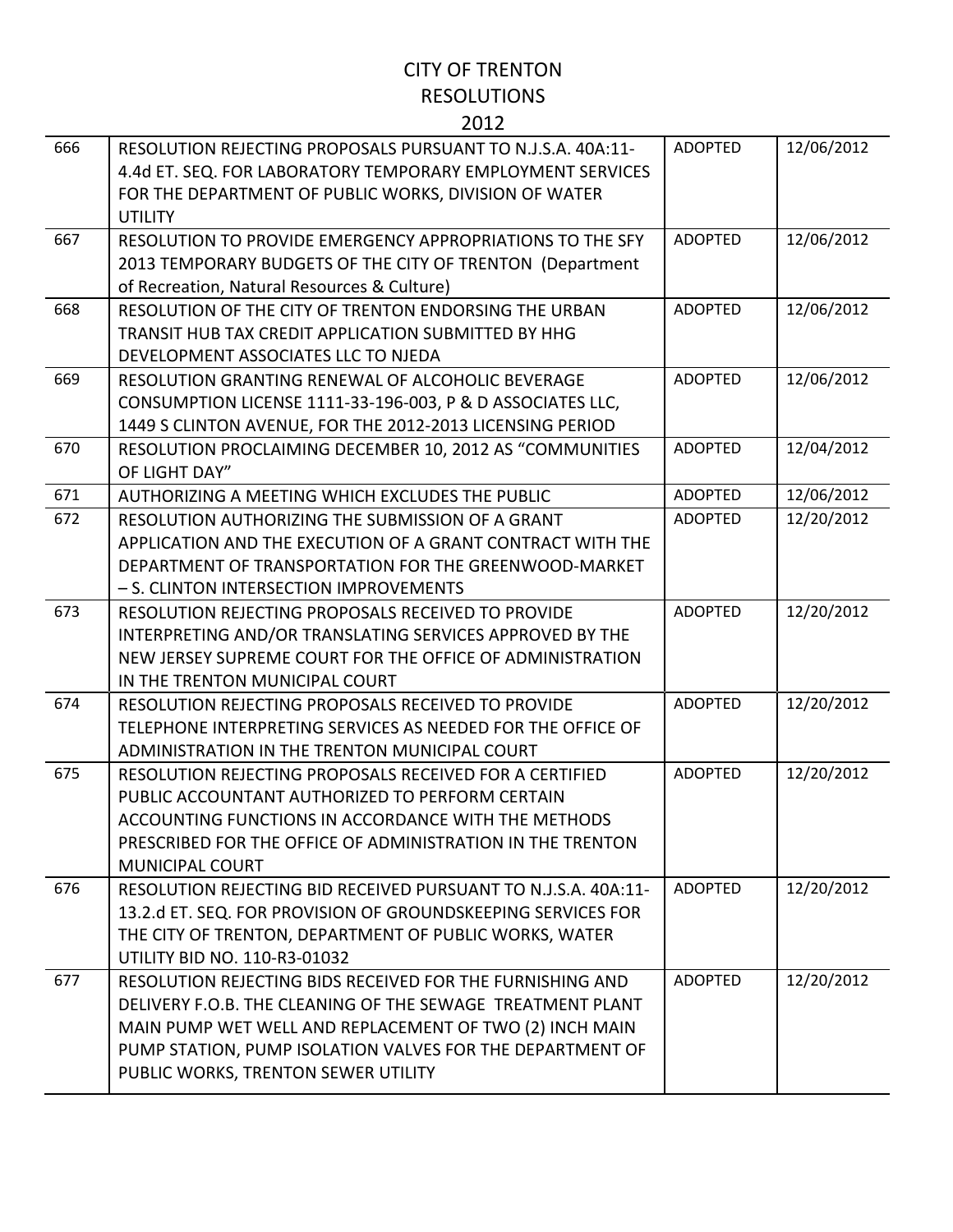# CITY OF TRENTON
## RESOLUTIONS
### 2012

| | | | |
|---|---|---|---|
| 666 | RESOLUTION REJECTING PROPOSALS PURSUANT TO N.J.S.A. 40A:11-4.4d ET. SEQ. FOR LABORATORY TEMPORARY EMPLOYMENT SERVICES FOR THE DEPARTMENT OF PUBLIC WORKS, DIVISION OF WATER UTILITY | ADOPTED | 12/06/2012 |
| 667 | RESOLUTION TO PROVIDE EMERGENCY APPROPRIATIONS TO THE SFY 2013 TEMPORARY BUDGETS OF THE CITY OF TRENTON (Department of Recreation, Natural Resources & Culture) | ADOPTED | 12/06/2012 |
| 668 | RESOLUTION OF THE CITY OF TRENTON ENDORSING THE URBAN TRANSIT HUB TAX CREDIT APPLICATION SUBMITTED BY HHG DEVELOPMENT ASSOCIATES LLC TO NJEDA | ADOPTED | 12/06/2012 |
| 669 | RESOLUTION GRANTING RENEWAL OF ALCOHOLIC BEVERAGE CONSUMPTION LICENSE 1111-33-196-003, P & D ASSOCIATES LLC, 1449 S CLINTON AVENUE, FOR THE 2012-2013 LICENSING PERIOD | ADOPTED | 12/06/2012 |
| 670 | RESOLUTION PROCLAIMING DECEMBER 10, 2012 AS "COMMUNITIES OF LIGHT DAY" | ADOPTED | 12/04/2012 |
| 671 | AUTHORIZING A MEETING WHICH EXCLUDES THE PUBLIC | ADOPTED | 12/06/2012 |
| 672 | RESOLUTION AUTHORIZING THE SUBMISSION OF A GRANT APPLICATION AND THE EXECUTION OF A GRANT CONTRACT WITH THE DEPARTMENT OF TRANSPORTATION FOR THE GREENWOOD-MARKET – S. CLINTON INTERSECTION IMPROVEMENTS | ADOPTED | 12/20/2012 |
| 673 | RESOLUTION REJECTING PROPOSALS RECEIVED TO PROVIDE INTERPRETING AND/OR TRANSLATING SERVICES APPROVED BY THE NEW JERSEY SUPREME COURT FOR THE OFFICE OF ADMINISTRATION IN THE TRENTON MUNICIPAL COURT | ADOPTED | 12/20/2012 |
| 674 | RESOLUTION REJECTING PROPOSALS RECEIVED TO PROVIDE TELEPHONE INTERPRETING SERVICES AS NEEDED FOR THE OFFICE OF ADMINISTRATION IN THE TRENTON MUNICIPAL COURT | ADOPTED | 12/20/2012 |
| 675 | RESOLUTION REJECTING PROPOSALS RECEIVED FOR A CERTIFIED PUBLIC ACCOUNTANT AUTHORIZED TO PERFORM CERTAIN ACCOUNTING FUNCTIONS IN ACCORDANCE WITH THE METHODS PRESCRIBED FOR THE OFFICE OF ADMINISTRATION IN THE TRENTON MUNICIPAL COURT | ADOPTED | 12/20/2012 |
| 676 | RESOLUTION REJECTING BID RECEIVED PURSUANT TO N.J.S.A. 40A:11-13.2.d ET. SEQ. FOR PROVISION OF GROUNDSKEEPING SERVICES FOR THE CITY OF TRENTON, DEPARTMENT OF PUBLIC WORKS, WATER UTILITY BID NO. 110-R3-01032 | ADOPTED | 12/20/2012 |
| 677 | RESOLUTION REJECTING BIDS RECEIVED FOR THE FURNISHING AND DELIVERY F.O.B. THE CLEANING OF THE SEWAGE TREATMENT PLANT MAIN PUMP WET WELL AND REPLACEMENT OF TWO (2) INCH MAIN PUMP STATION, PUMP ISOLATION VALVES FOR THE DEPARTMENT OF PUBLIC WORKS, TRENTON SEWER UTILITY | ADOPTED | 12/20/2012 |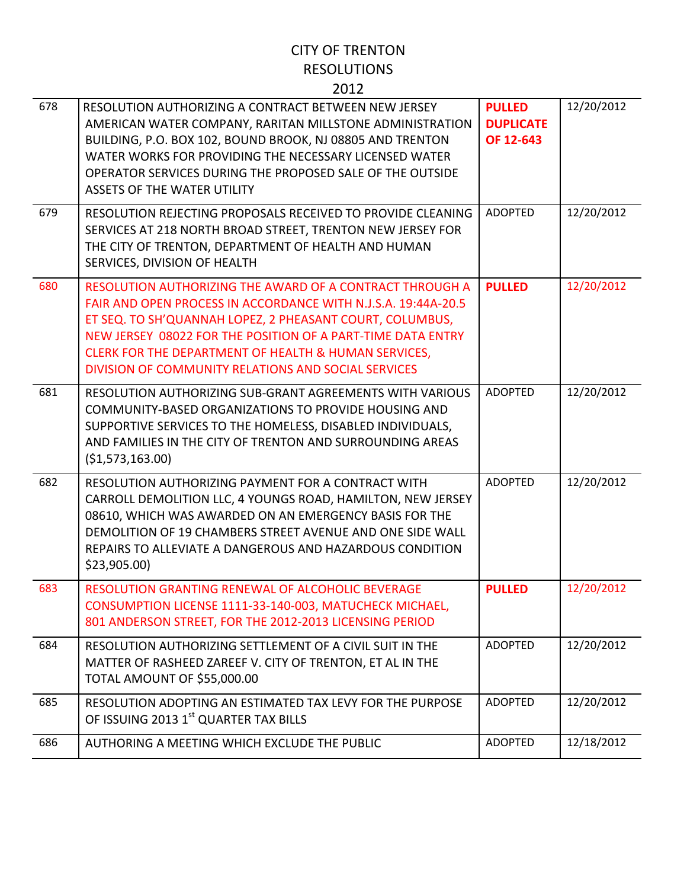# CITY OF TRENTON
## RESOLUTIONS
## 2012

| | | | |
|---|---|---|---|
| 678 | RESOLUTION AUTHORIZING A CONTRACT BETWEEN NEW JERSEY AMERICAN WATER COMPANY, RARITAN MILLSTONE ADMINISTRATION BUILDING, P.O. BOX 102, BOUND BROOK, NJ 08805 AND TRENTON WATER WORKS FOR PROVIDING THE NECESSARY LICENSED WATER OPERATOR SERVICES DURING THE PROPOSED SALE OF THE OUTSIDE ASSETS OF THE WATER UTILITY | **PULLED DUPLICATE OF 12-643** | 12/20/2012 |
| 679 | RESOLUTION REJECTING PROPOSALS RECEIVED TO PROVIDE CLEANING SERVICES AT 218 NORTH BROAD STREET, TRENTON NEW JERSEY FOR THE CITY OF TRENTON, DEPARTMENT OF HEALTH AND HUMAN SERVICES, DIVISION OF HEALTH | ADOPTED | 12/20/2012 |
| 680 | RESOLUTION AUTHORIZING THE AWARD OF A CONTRACT THROUGH A FAIR AND OPEN PROCESS IN ACCORDANCE WITH N.J.S.A. 19:44A-20.5 ET SEQ. TO SH'QUANNAH LOPEZ, 2 PHEASANT COURT, COLUMBUS, NEW JERSEY 08022 FOR THE POSITION OF A PART-TIME DATA ENTRY CLERK FOR THE DEPARTMENT OF HEALTH & HUMAN SERVICES, DIVISION OF COMMUNITY RELATIONS AND SOCIAL SERVICES | **PULLED** | 12/20/2012 |
| 681 | RESOLUTION AUTHORIZING SUB-GRANT AGREEMENTS WITH VARIOUS COMMUNITY-BASED ORGANIZATIONS TO PROVIDE HOUSING AND SUPPORTIVE SERVICES TO THE HOMELESS, DISABLED INDIVIDUALS, AND FAMILIES IN THE CITY OF TRENTON AND SURROUNDING AREAS ($1,573,163.00) | ADOPTED | 12/20/2012 |
| 682 | RESOLUTION AUTHORIZING PAYMENT FOR A CONTRACT WITH CARROLL DEMOLITION LLC, 4 YOUNGS ROAD, HAMILTON, NEW JERSEY 08610, WHICH WAS AWARDED ON AN EMERGENCY BASIS FOR THE DEMOLITION OF 19 CHAMBERS STREET AVENUE AND ONE SIDE WALL REPAIRS TO ALLEVIATE A DANGEROUS AND HAZARDOUS CONDITION $23,905.00) | ADOPTED | 12/20/2012 |
| 683 | RESOLUTION GRANTING RENEWAL OF ALCOHOLIC BEVERAGE CONSUMPTION LICENSE 1111-33-140-003, MATUCHECK MICHAEL, 801 ANDERSON STREET, FOR THE 2012-2013 LICENSING PERIOD | **PULLED** | 12/20/2012 |
| 684 | RESOLUTION AUTHORIZING SETTLEMENT OF A CIVIL SUIT IN THE MATTER OF RASHEED ZAREEF V. CITY OF TRENTON, ET AL IN THE TOTAL AMOUNT OF $55,000.00 | ADOPTED | 12/20/2012 |
| 685 | RESOLUTION ADOPTING AN ESTIMATED TAX LEVY FOR THE PURPOSE OF ISSUING 2013 1st QUARTER TAX BILLS | ADOPTED | 12/20/2012 |
| 686 | AUTHORING A MEETING WHICH EXCLUDE THE PUBLIC | ADOPTED | 12/18/2012 |